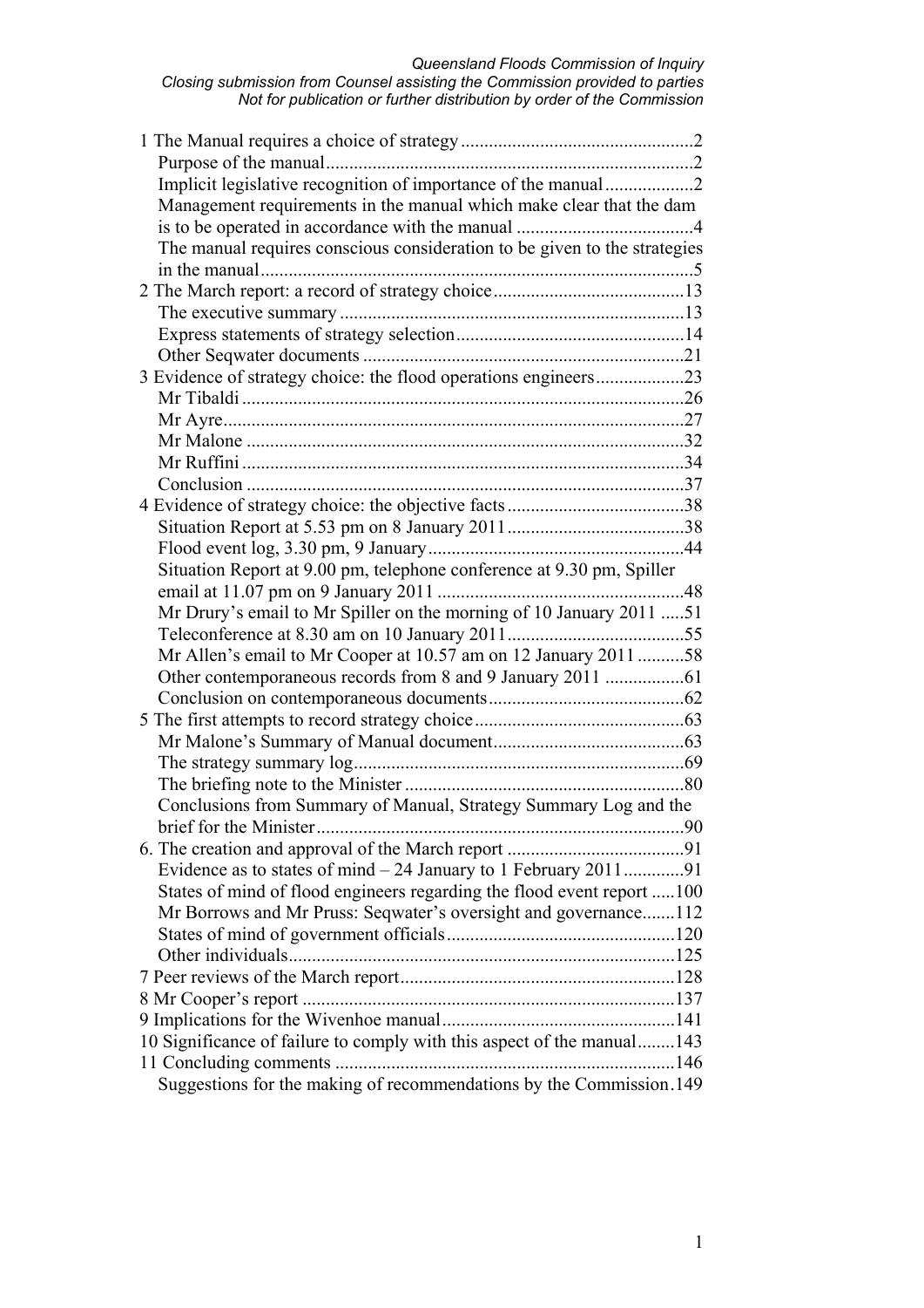1 The Manual requires a choice of strategy .....2
- Purpose of the manual .....2
- Implicit legislative recognition of importance of the manual .....2
- Management requirements in the manual which make clear that the dam is to be operated in accordance with the manual .....4
- The manual requires conscious consideration to be given to the strategies in the manual .....5

2 The March report: a record of strategy choice .....13
- The executive summary .....13
- Express statements of strategy selection .....14
- Other Seqwater documents .....21

3 Evidence of strategy choice: the flood operations engineers .....23
- Mr Tibaldi .....26
- Mr Ayre .....27
- Mr Malone .....32
- Mr Ruffini .....34
- Conclusion .....37

4 Evidence of strategy choice: the objective facts .....38
- Situation Report at 5.53 pm on 8 January 2011 .....38
- Flood event log, 3.30 pm, 9 January .....44
- Situation Report at 9.00 pm, telephone conference at 9.30 pm, Spiller email at 11.07 pm on 9 January 2011 .....48
- Mr Drury's email to Mr Spiller on the morning of 10 January 2011 .....51
- Teleconference at 8.30 am on 10 January 2011 .....55
- Mr Allen's email to Mr Cooper at 10.57 am on 12 January 2011 .....58
- Other contemporaneous records from 8 and 9 January 2011 .....61
- Conclusion on contemporaneous documents .....62

5 The first attempts to record strategy choice .....63
- Mr Malone's Summary of Manual document .....63
- The strategy summary log .....69
- The briefing note to the Minister .....80
- Conclusions from Summary of Manual, Strategy Summary Log and the brief for the Minister .....90

6. The creation and approval of the March report .....91
- Evidence as to states of mind – 24 January to 1 February 2011 .....91
- States of mind of flood engineers regarding the flood event report .....100
- Mr Borrows and Mr Pruss: Seqwater's oversight and governance .....112
- States of mind of government officials .....120
- Other individuals .....125

7 Peer reviews of the March report .....128

8 Mr Cooper's report .....137

9 Implications for the Wivenhoe manual .....141

10 Significance of failure to comply with this aspect of the manual .....143

11 Concluding comments .....146
- Suggestions for the making of recommendations by the Commission .....149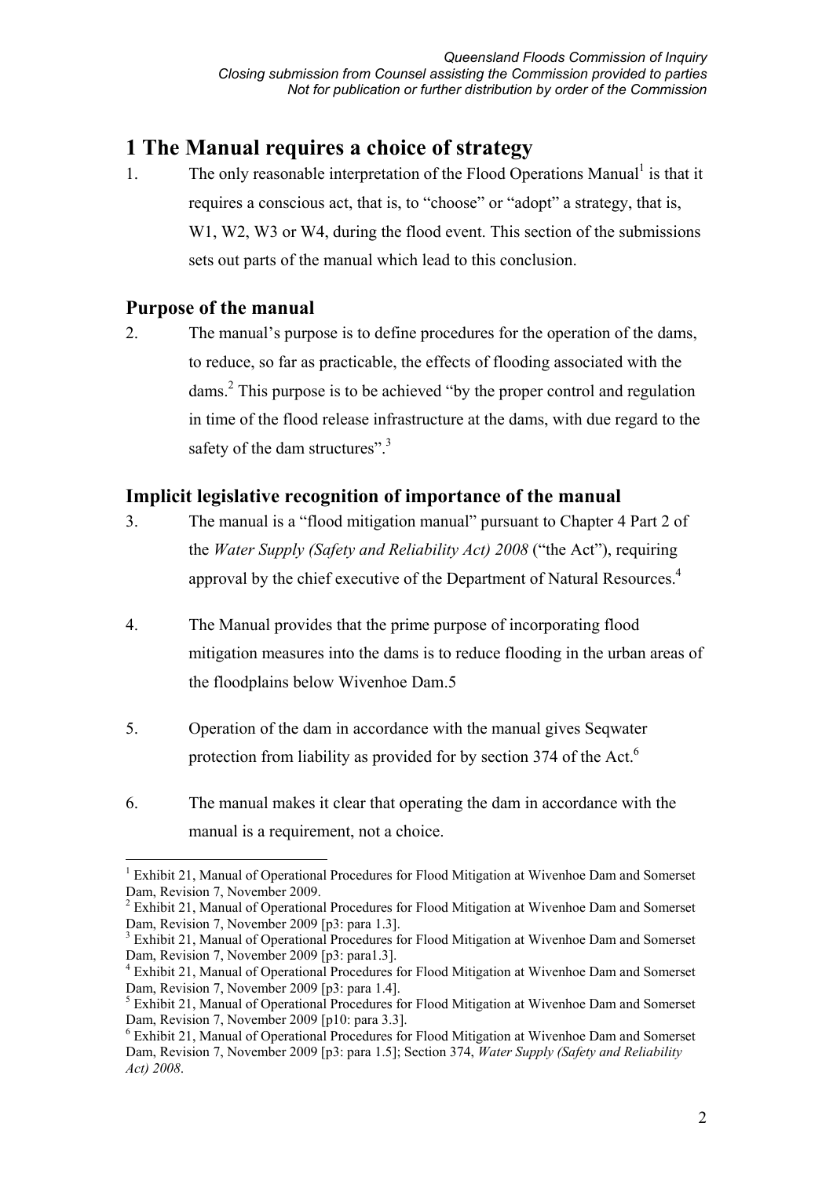# 1 The Manual requires a choice of strategy

1. The only reasonable interpretation of the Flood Operations Manual[1] is that it requires a conscious act, that is, to "choose" or "adopt" a strategy, that is, W1, W2, W3 or W4, during the flood event. This section of the submissions sets out parts of the manual which lead to this conclusion.

## Purpose of the manual

2. The manual's purpose is to define procedures for the operation of the dams, to reduce, so far as practicable, the effects of flooding associated with the dams.[2] This purpose is to be achieved "by the proper control and regulation in time of the flood release infrastructure at the dams, with due regard to the safety of the dam structures".[3]

## Implicit legislative recognition of importance of the manual

3. The manual is a "flood mitigation manual" pursuant to Chapter 4 Part 2 of the *Water Supply (Safety and Reliability Act) 2008* ("the Act"), requiring approval by the chief executive of the Department of Natural Resources.[4]

4. The Manual provides that the prime purpose of incorporating flood mitigation measures into the dams is to reduce flooding in the urban areas of the floodplains below Wivenhoe Dam.5

5. Operation of the dam in accordance with the manual gives Seqwater protection from liability as provided for by section 374 of the Act.[6]

6. The manual makes it clear that operating the dam in accordance with the manual is a requirement, not a choice.

---

[1] Exhibit 21, Manual of Operational Procedures for Flood Mitigation at Wivenhoe Dam and Somerset Dam, Revision 7, November 2009.

[2] Exhibit 21, Manual of Operational Procedures for Flood Mitigation at Wivenhoe Dam and Somerset Dam, Revision 7, November 2009 [p3: para 1.3].

[3] Exhibit 21, Manual of Operational Procedures for Flood Mitigation at Wivenhoe Dam and Somerset Dam, Revision 7, November 2009 [p3: para1.3].

[4] Exhibit 21, Manual of Operational Procedures for Flood Mitigation at Wivenhoe Dam and Somerset Dam, Revision 7, November 2009 [p3: para 1.4].

[5] Exhibit 21, Manual of Operational Procedures for Flood Mitigation at Wivenhoe Dam and Somerset Dam, Revision 7, November 2009 [p10: para 3.3].

[6] Exhibit 21, Manual of Operational Procedures for Flood Mitigation at Wivenhoe Dam and Somerset Dam, Revision 7, November 2009 [p3: para 1.5]; Section 374, *Water Supply (Safety and Reliability Act) 2008*.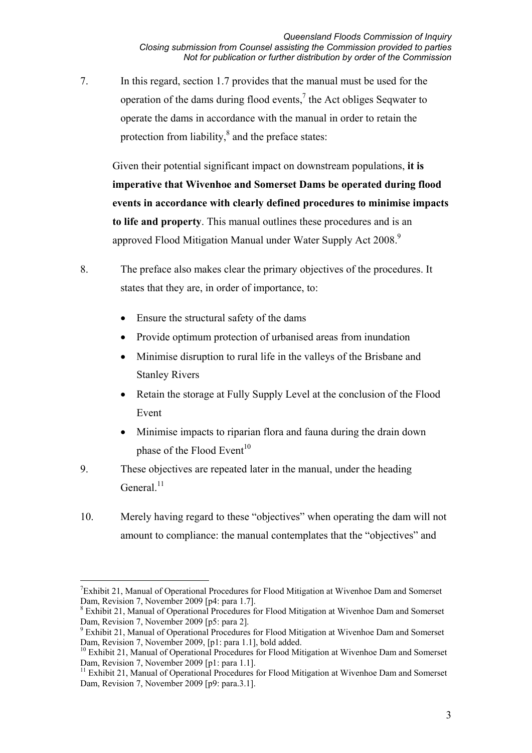7. In this regard, section 1.7 provides that the manual must be used for the operation of the dams during flood events,[7] the Act obliges Seqwater to operate the dams in accordance with the manual in order to retain the protection from liability,[8] and the preface states:

> Given their potential significant impact on downstream populations, **it is imperative that Wivenhoe and Somerset Dams be operated during flood events in accordance with clearly defined procedures to minimise impacts to life and property**. This manual outlines these procedures and is an approved Flood Mitigation Manual under Water Supply Act 2008.[9]

8. The preface also makes clear the primary objectives of the procedures. It states that they are, in order of importance, to:

   - Ensure the structural safety of the dams
   - Provide optimum protection of urbanised areas from inundation
   - Minimise disruption to rural life in the valleys of the Brisbane and Stanley Rivers
   - Retain the storage at Fully Supply Level at the conclusion of the Flood Event
   - Minimise impacts to riparian flora and fauna during the drain down phase of the Flood Event[10]

9. These objectives are repeated later in the manual, under the heading General.[11]

10. Merely having regard to these "objectives" when operating the dam will not amount to compliance: the manual contemplates that the "objectives" and

---

[7] Exhibit 21, Manual of Operational Procedures for Flood Mitigation at Wivenhoe Dam and Somerset Dam, Revision 7, November 2009 [p4: para 1.7].

[8] Exhibit 21, Manual of Operational Procedures for Flood Mitigation at Wivenhoe Dam and Somerset Dam, Revision 7, November 2009 [p5: para 2].

[9] Exhibit 21, Manual of Operational Procedures for Flood Mitigation at Wivenhoe Dam and Somerset Dam, Revision 7, November 2009, [p1: para 1.1], bold added.

[10] Exhibit 21, Manual of Operational Procedures for Flood Mitigation at Wivenhoe Dam and Somerset Dam, Revision 7, November 2009 [p1: para 1.1].

[11] Exhibit 21, Manual of Operational Procedures for Flood Mitigation at Wivenhoe Dam and Somerset Dam, Revision 7, November 2009 [p9: para.3.1].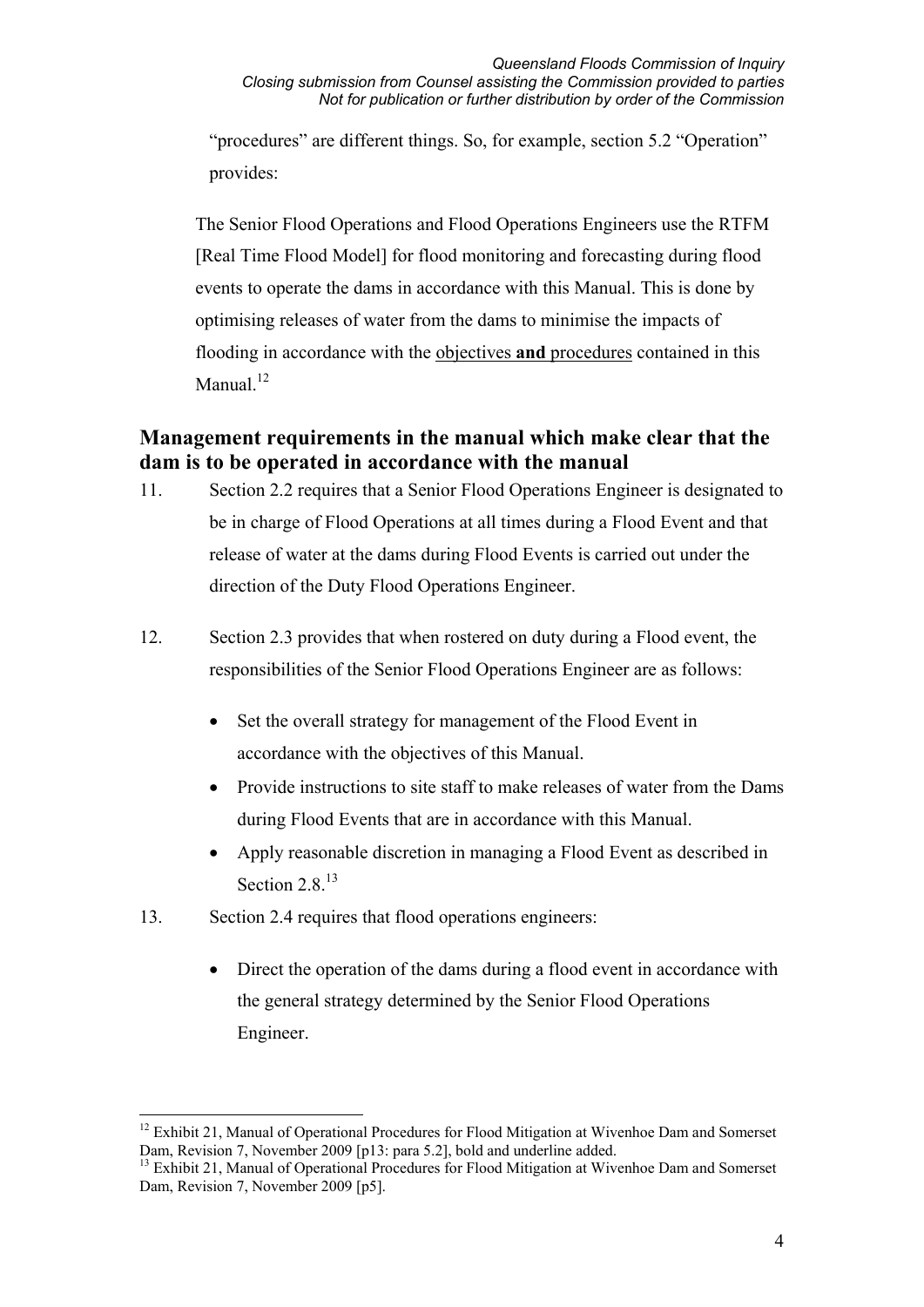"procedures" are different things. So, for example, section 5.2 "Operation" provides:

> The Senior Flood Operations and Flood Operations Engineers use the RTFM [Real Time Flood Model] for flood monitoring and forecasting during flood events to operate the dams in accordance with this Manual. This is done by optimising releases of water from the dams to minimise the impacts of flooding in accordance with the <u>objectives **and** procedures</u> contained in this Manual.[12]

## Management requirements in the manual which make clear that the dam is to be operated in accordance with the manual

11. Section 2.2 requires that a Senior Flood Operations Engineer is designated to be in charge of Flood Operations at all times during a Flood Event and that release of water at the dams during Flood Events is carried out under the direction of the Duty Flood Operations Engineer.

12. Section 2.3 provides that when rostered on duty during a Flood event, the responsibilities of the Senior Flood Operations Engineer are as follows:

    - Set the overall strategy for management of the Flood Event in accordance with the objectives of this Manual.
    - Provide instructions to site staff to make releases of water from the Dams during Flood Events that are in accordance with this Manual.
    - Apply reasonable discretion in managing a Flood Event as described in Section 2.8.[13]

13. Section 2.4 requires that flood operations engineers:

    - Direct the operation of the dams during a flood event in accordance with the general strategy determined by the Senior Flood Operations Engineer.

---

[12] Exhibit 21, Manual of Operational Procedures for Flood Mitigation at Wivenhoe Dam and Somerset Dam, Revision 7, November 2009 [p13: para 5.2], bold and underline added.

[13] Exhibit 21, Manual of Operational Procedures for Flood Mitigation at Wivenhoe Dam and Somerset Dam, Revision 7, November 2009 [p5].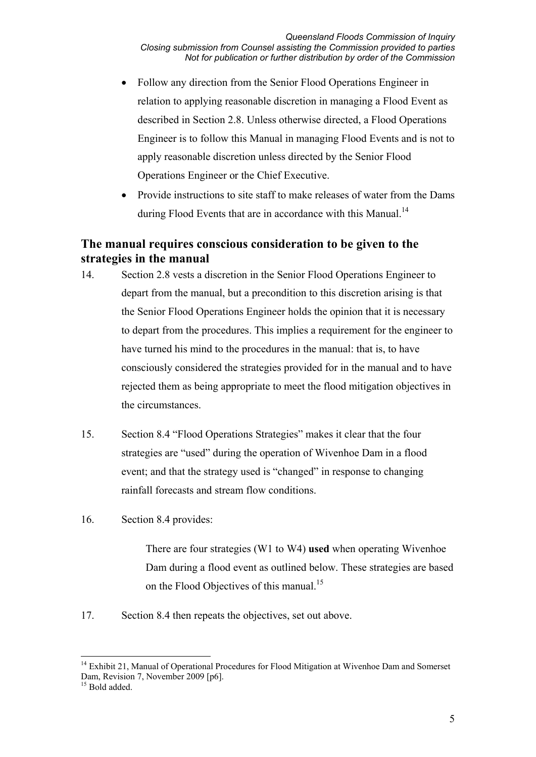- Follow any direction from the Senior Flood Operations Engineer in relation to applying reasonable discretion in managing a Flood Event as described in Section 2.8. Unless otherwise directed, a Flood Operations Engineer is to follow this Manual in managing Flood Events and is not to apply reasonable discretion unless directed by the Senior Flood Operations Engineer or the Chief Executive.
- Provide instructions to site staff to make releases of water from the Dams during Flood Events that are in accordance with this Manual.[14]

## The manual requires conscious consideration to be given to the strategies in the manual

14. Section 2.8 vests a discretion in the Senior Flood Operations Engineer to depart from the manual, but a precondition to this discretion arising is that the Senior Flood Operations Engineer holds the opinion that it is necessary to depart from the procedures. This implies a requirement for the engineer to have turned his mind to the procedures in the manual: that is, to have consciously considered the strategies provided for in the manual and to have rejected them as being appropriate to meet the flood mitigation objectives in the circumstances.

15. Section 8.4 "Flood Operations Strategies" makes it clear that the four strategies are "used" during the operation of Wivenhoe Dam in a flood event; and that the strategy used is "changed" in response to changing rainfall forecasts and stream flow conditions.

16. Section 8.4 provides:

> There are four strategies (W1 to W4) **used** when operating Wivenhoe Dam during a flood event as outlined below. These strategies are based on the Flood Objectives of this manual.[15]

17. Section 8.4 then repeats the objectives, set out above.

---

[14] Exhibit 21, Manual of Operational Procedures for Flood Mitigation at Wivenhoe Dam and Somerset Dam, Revision 7, November 2009 [p6].

[15] Bold added.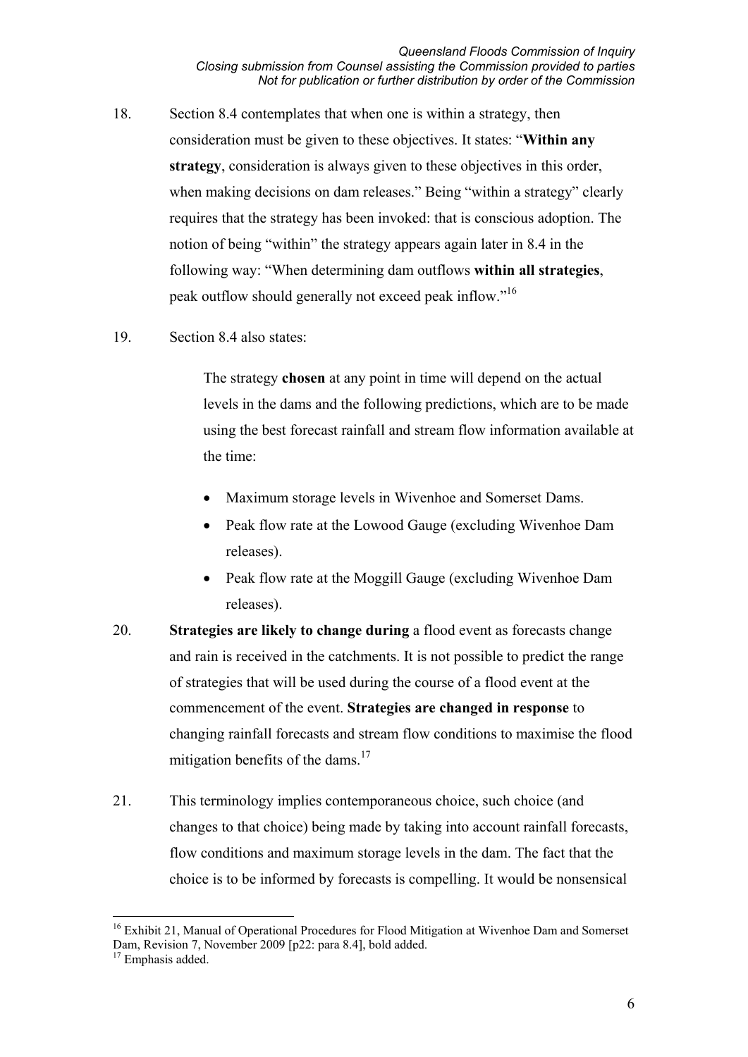18. Section 8.4 contemplates that when one is within a strategy, then consideration must be given to these objectives. It states: "**Within any strategy**, consideration is always given to these objectives in this order, when making decisions on dam releases." Being "within a strategy" clearly requires that the strategy has been invoked: that is conscious adoption. The notion of being "within" the strategy appears again later in 8.4 in the following way: "When determining dam outflows **within all strategies**, peak outflow should generally not exceed peak inflow."[16]

19. Section 8.4 also states:

    The strategy **chosen** at any point in time will depend on the actual levels in the dams and the following predictions, which are to be made using the best forecast rainfall and stream flow information available at the time:

    - Maximum storage levels in Wivenhoe and Somerset Dams.
    - Peak flow rate at the Lowood Gauge (excluding Wivenhoe Dam releases).
    - Peak flow rate at the Moggill Gauge (excluding Wivenhoe Dam releases).

20. **Strategies are likely to change during** a flood event as forecasts change and rain is received in the catchments. It is not possible to predict the range of strategies that will be used during the course of a flood event at the commencement of the event. **Strategies are changed in response** to changing rainfall forecasts and stream flow conditions to maximise the flood mitigation benefits of the dams.[17]

21. This terminology implies contemporaneous choice, such choice (and changes to that choice) being made by taking into account rainfall forecasts, flow conditions and maximum storage levels in the dam. The fact that the choice is to be informed by forecasts is compelling. It would be nonsensical

---

[16] Exhibit 21, Manual of Operational Procedures for Flood Mitigation at Wivenhoe Dam and Somerset Dam, Revision 7, November 2009 [p22: para 8.4], bold added.

[17] Emphasis added.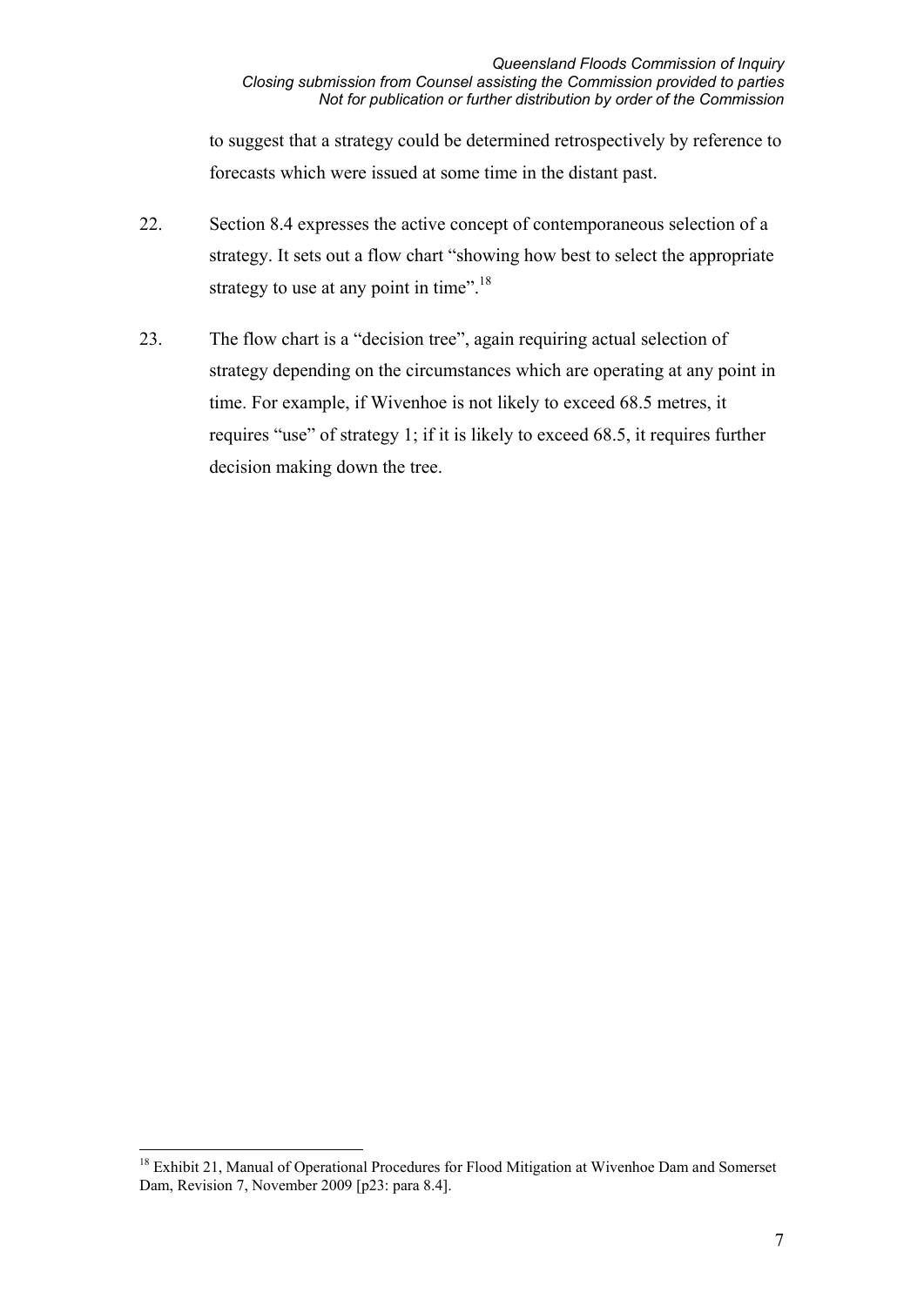to suggest that a strategy could be determined retrospectively by reference to forecasts which were issued at some time in the distant past.

22. Section 8.4 expresses the active concept of contemporaneous selection of a strategy. It sets out a flow chart "showing how best to select the appropriate strategy to use at any point in time".[18]

23. The flow chart is a "decision tree", again requiring actual selection of strategy depending on the circumstances which are operating at any point in time. For example, if Wivenhoe is not likely to exceed 68.5 metres, it requires "use" of strategy 1; if it is likely to exceed 68.5, it requires further decision making down the tree.

---

[18] Exhibit 21, Manual of Operational Procedures for Flood Mitigation at Wivenhoe Dam and Somerset Dam, Revision 7, November 2009 [p23: para 8.4].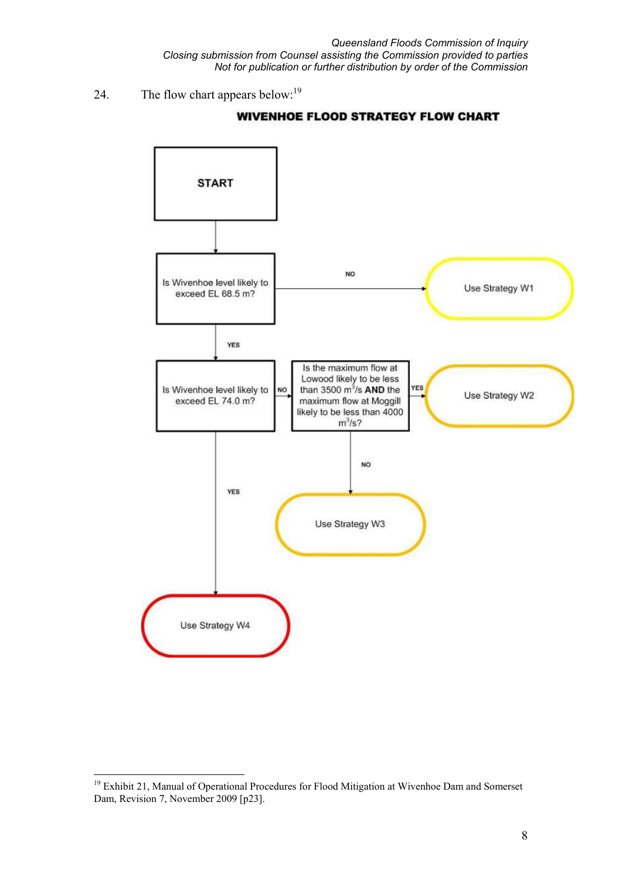24. The flow chart appears below:[19]

**WIVENHOE FLOOD STRATEGY FLOW CHART**

START

Is Wivenhoe level likely to exceed EL 68.5 m?

- NO → Use Strategy W1
- YES → Is Wivenhoe level likely to exceed EL 74.0 m?
  - YES → Use Strategy W4
  - NO → Is the maximum flow at Lowood likely to be less than 3500 $m^3/s$ **AND** the maximum flow at Moggill likely to be less than 4000 $m^3/s$?
    - YES → Use Strategy W2
    - NO → Use Strategy W3

[19] Exhibit 21, Manual of Operational Procedures for Flood Mitigation at Wivenhoe Dam and Somerset Dam, Revision 7, November 2009 [p23].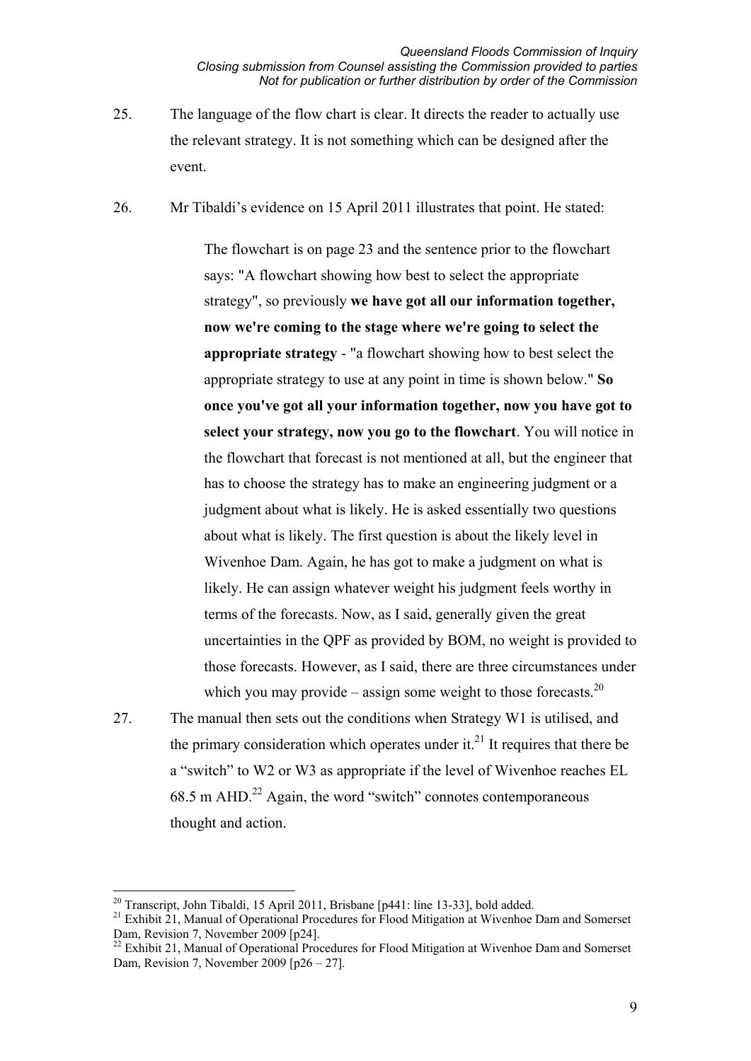25. The language of the flow chart is clear. It directs the reader to actually use the relevant strategy. It is not something which can be designed after the event.

26. Mr Tibaldi's evidence on 15 April 2011 illustrates that point. He stated:

> The flowchart is on page 23 and the sentence prior to the flowchart says: "A flowchart showing how best to select the appropriate strategy", so previously **we have got all our information together, now we're coming to the stage where we're going to select the appropriate strategy** - "a flowchart showing how to best select the appropriate strategy to use at any point in time is shown below." **So once you've got all your information together, now you have got to select your strategy, now you go to the flowchart**. You will notice in the flowchart that forecast is not mentioned at all, but the engineer that has to choose the strategy has to make an engineering judgment or a judgment about what is likely. He is asked essentially two questions about what is likely. The first question is about the likely level in Wivenhoe Dam. Again, he has got to make a judgment on what is likely. He can assign whatever weight his judgment feels worthy in terms of the forecasts. Now, as I said, generally given the great uncertainties in the QPF as provided by BOM, no weight is provided to those forecasts. However, as I said, there are three circumstances under which you may provide – assign some weight to those forecasts.[20]

27. The manual then sets out the conditions when Strategy W1 is utilised, and the primary consideration which operates under it.[21] It requires that there be a "switch" to W2 or W3 as appropriate if the level of Wivenhoe reaches EL 68.5 m AHD.[22] Again, the word "switch" connotes contemporaneous thought and action.

---

[20] Transcript, John Tibaldi, 15 April 2011, Brisbane [p441: line 13-33], bold added.

[21] Exhibit 21, Manual of Operational Procedures for Flood Mitigation at Wivenhoe Dam and Somerset Dam, Revision 7, November 2009 [p24].

[22] Exhibit 21, Manual of Operational Procedures for Flood Mitigation at Wivenhoe Dam and Somerset Dam, Revision 7, November 2009 [p26 – 27].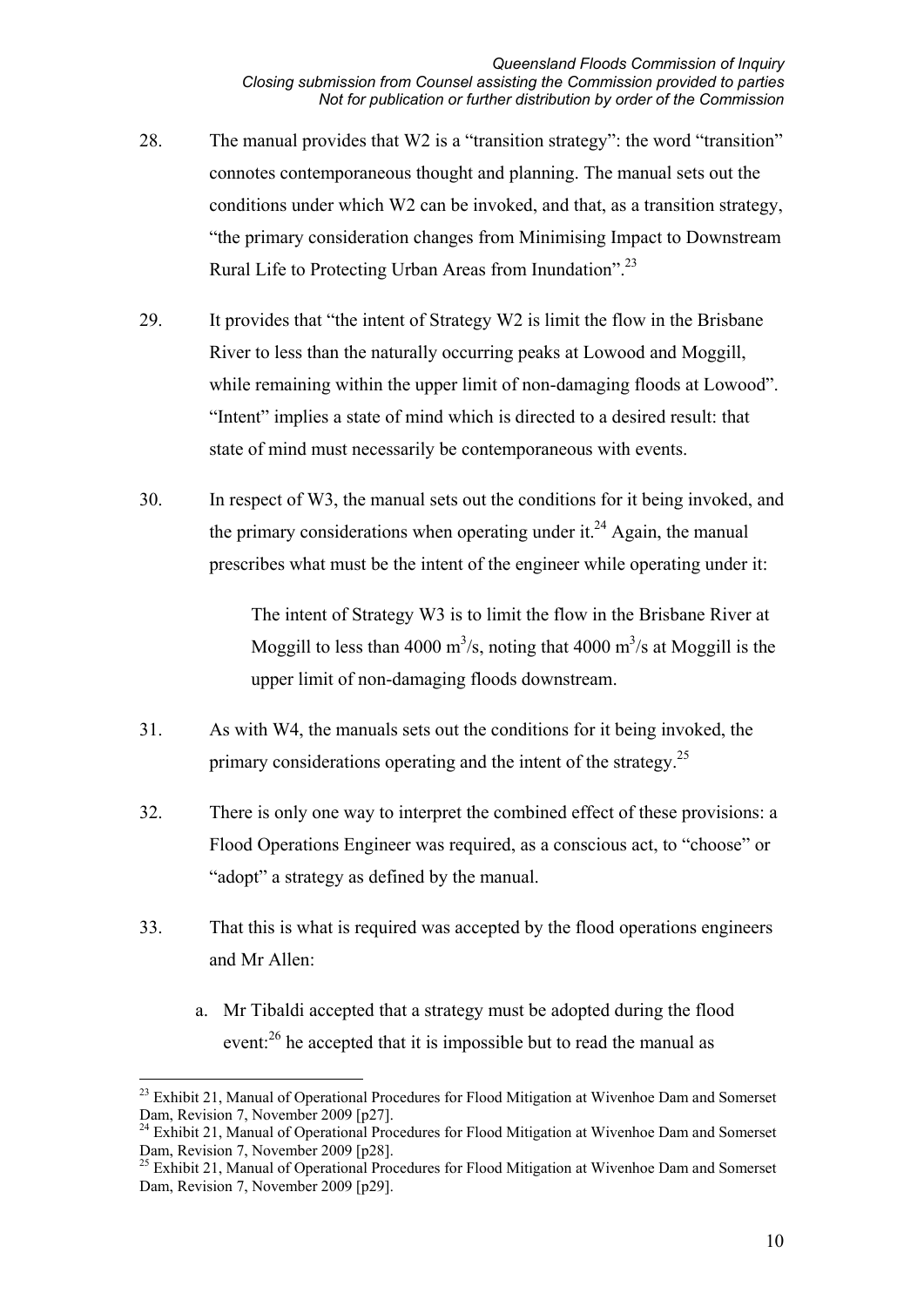28. The manual provides that W2 is a "transition strategy": the word "transition" connotes contemporaneous thought and planning. The manual sets out the conditions under which W2 can be invoked, and that, as a transition strategy, "the primary consideration changes from Minimising Impact to Downstream Rural Life to Protecting Urban Areas from Inundation".[23]

29. It provides that "the intent of Strategy W2 is limit the flow in the Brisbane River to less than the naturally occurring peaks at Lowood and Moggill, while remaining within the upper limit of non-damaging floods at Lowood". "Intent" implies a state of mind which is directed to a desired result: that state of mind must necessarily be contemporaneous with events.

30. In respect of W3, the manual sets out the conditions for it being invoked, and the primary considerations when operating under it.[24] Again, the manual prescribes what must be the intent of the engineer while operating under it:

    > The intent of Strategy W3 is to limit the flow in the Brisbane River at Moggill to less than 4000 $m^3/s$, noting that 4000 $m^3/s$ at Moggill is the upper limit of non-damaging floods downstream.

31. As with W4, the manuals sets out the conditions for it being invoked, the primary considerations operating and the intent of the strategy.[25]

32. There is only one way to interpret the combined effect of these provisions: a Flood Operations Engineer was required, as a conscious act, to "choose" or "adopt" a strategy as defined by the manual.

33. That this is what is required was accepted by the flood operations engineers and Mr Allen:

    a. Mr Tibaldi accepted that a strategy must be adopted during the flood event:[26] he accepted that it is impossible but to read the manual as

---

[23] Exhibit 21, Manual of Operational Procedures for Flood Mitigation at Wivenhoe Dam and Somerset Dam, Revision 7, November 2009 [p27].

[24] Exhibit 21, Manual of Operational Procedures for Flood Mitigation at Wivenhoe Dam and Somerset Dam, Revision 7, November 2009 [p28].

[25] Exhibit 21, Manual of Operational Procedures for Flood Mitigation at Wivenhoe Dam and Somerset Dam, Revision 7, November 2009 [p29].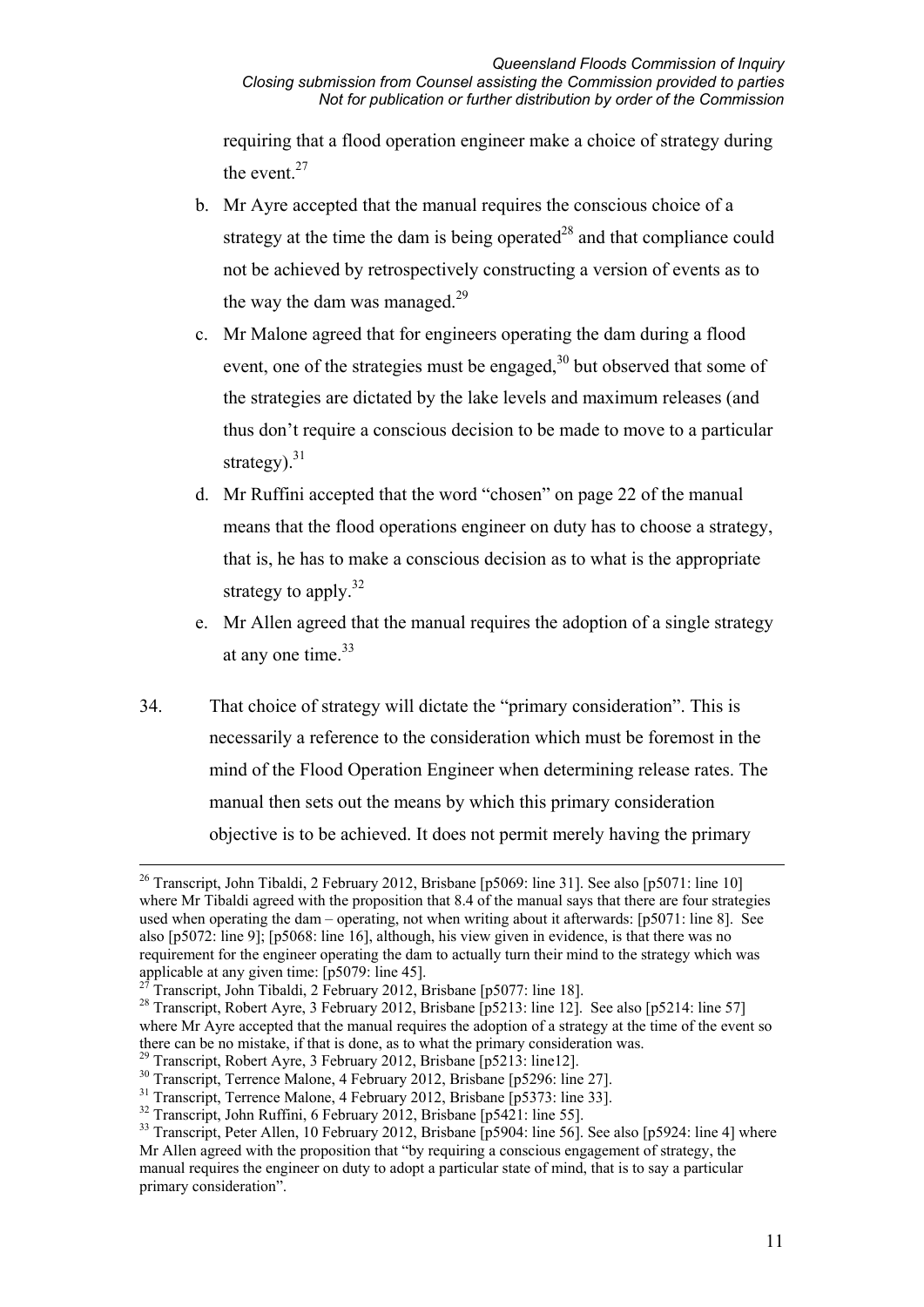requiring that a flood operation engineer make a choice of strategy during the event.[27]

b. Mr Ayre accepted that the manual requires the conscious choice of a strategy at the time the dam is being operated[28] and that compliance could not be achieved by retrospectively constructing a version of events as to the way the dam was managed.[29]

c. Mr Malone agreed that for engineers operating the dam during a flood event, one of the strategies must be engaged,[30] but observed that some of the strategies are dictated by the lake levels and maximum releases (and thus don't require a conscious decision to be made to move to a particular strategy).[31]

d. Mr Ruffini accepted that the word "chosen" on page 22 of the manual means that the flood operations engineer on duty has to choose a strategy, that is, he has to make a conscious decision as to what is the appropriate strategy to apply.[32]

e. Mr Allen agreed that the manual requires the adoption of a single strategy at any one time.[33]

34. That choice of strategy will dictate the "primary consideration". This is necessarily a reference to the consideration which must be foremost in the mind of the Flood Operation Engineer when determining release rates. The manual then sets out the means by which this primary consideration objective is to be achieved. It does not permit merely having the primary

---

[26] Transcript, John Tibaldi, 2 February 2012, Brisbane [p5069: line 31]. See also [p5071: line 10] where Mr Tibaldi agreed with the proposition that 8.4 of the manual says that there are four strategies used when operating the dam – operating, not when writing about it afterwards: [p5071: line 8]. See also [p5072: line 9]; [p5068: line 16], although, his view given in evidence, is that there was no requirement for the engineer operating the dam to actually turn their mind to the strategy which was applicable at any given time: [p5079: line 45].

[27] Transcript, John Tibaldi, 2 February 2012, Brisbane [p5077: line 18].

[28] Transcript, Robert Ayre, 3 February 2012, Brisbane [p5213: line 12]. See also [p5214: line 57] where Mr Ayre accepted that the manual requires the adoption of a strategy at the time of the event so there can be no mistake, if that is done, as to what the primary consideration was.

[29] Transcript, Robert Ayre, 3 February 2012, Brisbane [p5213: line12].

[30] Transcript, Terrence Malone, 4 February 2012, Brisbane [p5296: line 27].

[31] Transcript, Terrence Malone, 4 February 2012, Brisbane [p5373: line 33].

[32] Transcript, John Ruffini, 6 February 2012, Brisbane [p5421: line 55].

[33] Transcript, Peter Allen, 10 February 2012, Brisbane [p5904: line 56]. See also [p5924: line 4] where Mr Allen agreed with the proposition that "by requiring a conscious engagement of strategy, the manual requires the engineer on duty to adopt a particular state of mind, that is to say a particular primary consideration".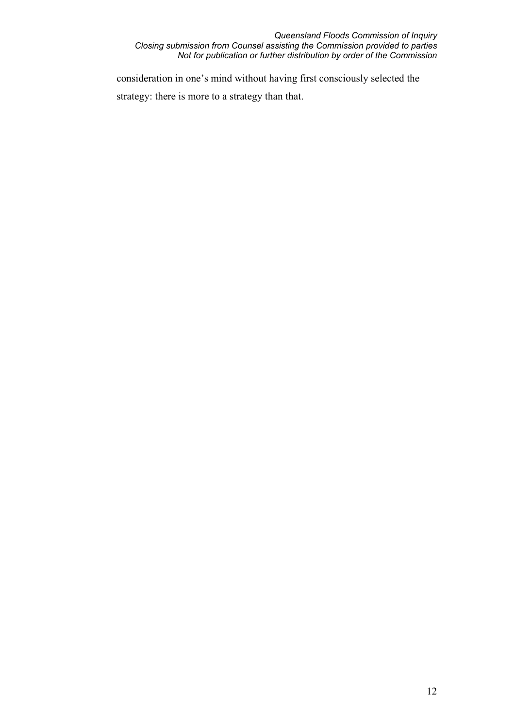consideration in one's mind without having first consciously selected the strategy: there is more to a strategy than that.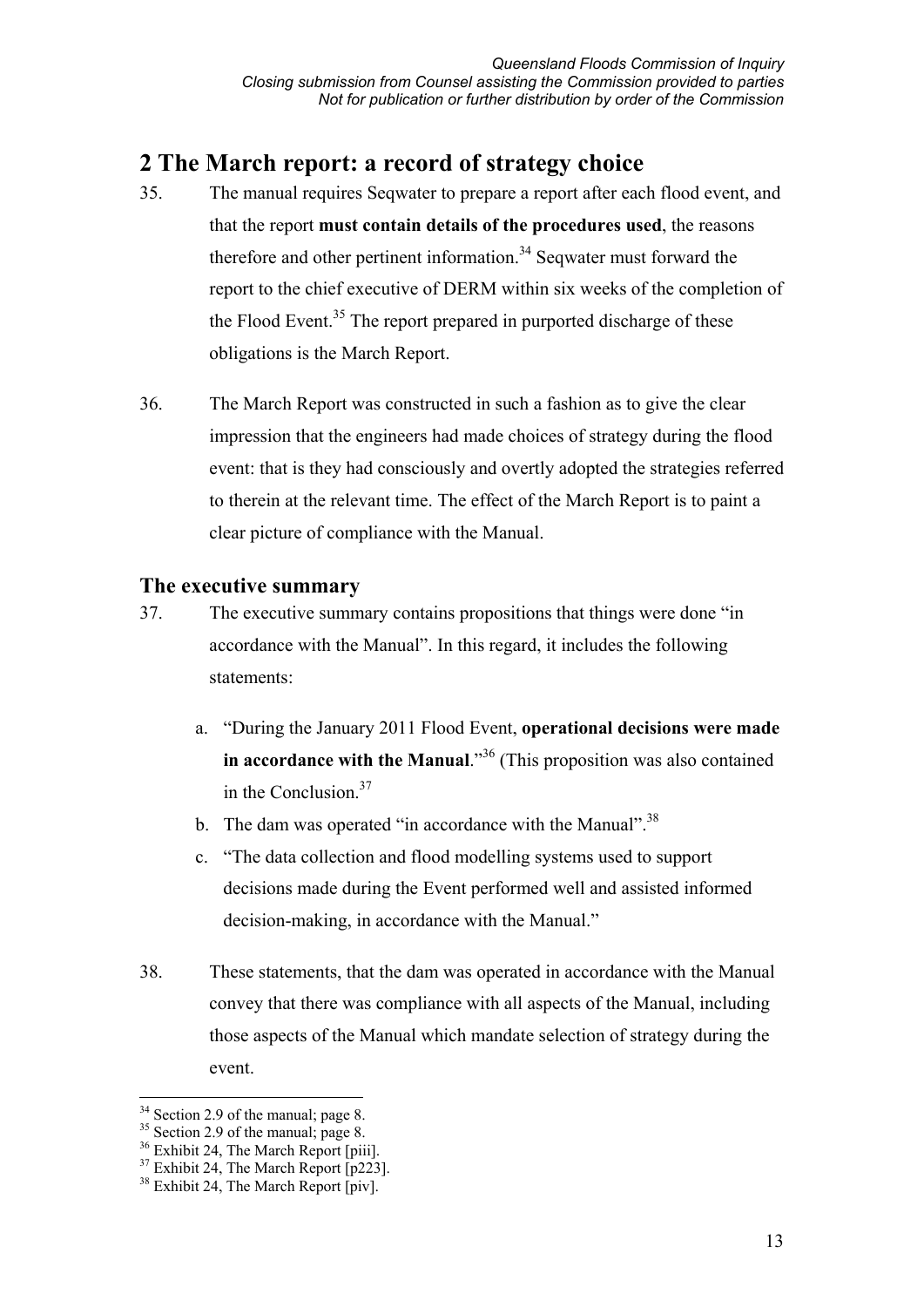## 2 The March report: a record of strategy choice

35. The manual requires Seqwater to prepare a report after each flood event, and that the report **must contain details of the procedures used**, the reasons therefore and other pertinent information.[34] Seqwater must forward the report to the chief executive of DERM within six weeks of the completion of the Flood Event.[35] The report prepared in purported discharge of these obligations is the March Report.

36. The March Report was constructed in such a fashion as to give the clear impression that the engineers had made choices of strategy during the flood event: that is they had consciously and overtly adopted the strategies referred to therein at the relevant time. The effect of the March Report is to paint a clear picture of compliance with the Manual.

### The executive summary

37. The executive summary contains propositions that things were done "in accordance with the Manual". In this regard, it includes the following statements:

    a. "During the January 2011 Flood Event, **operational decisions were made in accordance with the Manual**."[36] (This proposition was also contained in the Conclusion.[37]

    b. The dam was operated "in accordance with the Manual".[38]

    c. "The data collection and flood modelling systems used to support decisions made during the Event performed well and assisted informed decision-making, in accordance with the Manual."

38. These statements, that the dam was operated in accordance with the Manual convey that there was compliance with all aspects of the Manual, including those aspects of the Manual which mandate selection of strategy during the event.

---

[34] Section 2.9 of the manual; page 8.
[35] Section 2.9 of the manual; page 8.
[36] Exhibit 24, The March Report [piii].
[37] Exhibit 24, The March Report [p223].
[38] Exhibit 24, The March Report [piv].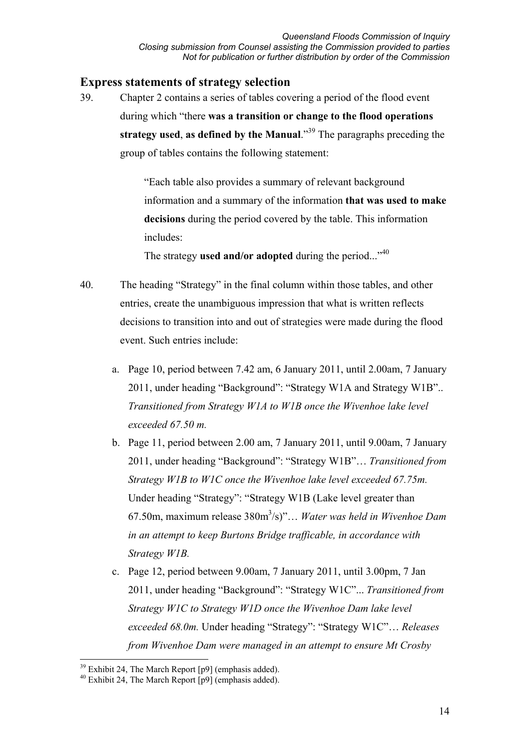## Express statements of strategy selection

39. Chapter 2 contains a series of tables covering a period of the flood event during which "there **was a transition or change to the flood operations strategy used**, **as defined by the Manual**."[39] The paragraphs preceding the group of tables contains the following statement:

> "Each table also provides a summary of relevant background information and a summary of the information **that was used to make decisions** during the period covered by the table. This information includes:
>
> The strategy **used and/or adopted** during the period..."[40]

40. The heading "Strategy" in the final column within those tables, and other entries, create the unambiguous impression that what is written reflects decisions to transition into and out of strategies were made during the flood event. Such entries include:

    a. Page 10, period between 7.42 am, 6 January 2011, until 2.00am, 7 January 2011, under heading "Background": "Strategy W1A and Strategy W1B".. *Transitioned from Strategy W1A to W1B once the Wivenhoe lake level exceeded 67.50 m.*

    b. Page 11, period between 2.00 am, 7 January 2011, until 9.00am, 7 January 2011, under heading "Background": "Strategy W1B"… *Transitioned from Strategy W1B to W1C once the Wivenhoe lake level exceeded 67.75m.* Under heading "Strategy": "Strategy W1B (Lake level greater than 67.50m, maximum release 380m$^3$/s)"… *Water was held in Wivenhoe Dam in an attempt to keep Burtons Bridge trafficable, in accordance with Strategy W1B.*

    c. Page 12, period between 9.00am, 7 January 2011, until 3.00pm, 7 Jan 2011, under heading "Background": "Strategy W1C"... *Transitioned from Strategy W1C to Strategy W1D once the Wivenhoe Dam lake level exceeded 68.0m.* Under heading "Strategy": "Strategy W1C"… *Releases from Wivenhoe Dam were managed in an attempt to ensure Mt Crosby*

[39] Exhibit 24, The March Report [p9] (emphasis added).
[40] Exhibit 24, The March Report [p9] (emphasis added).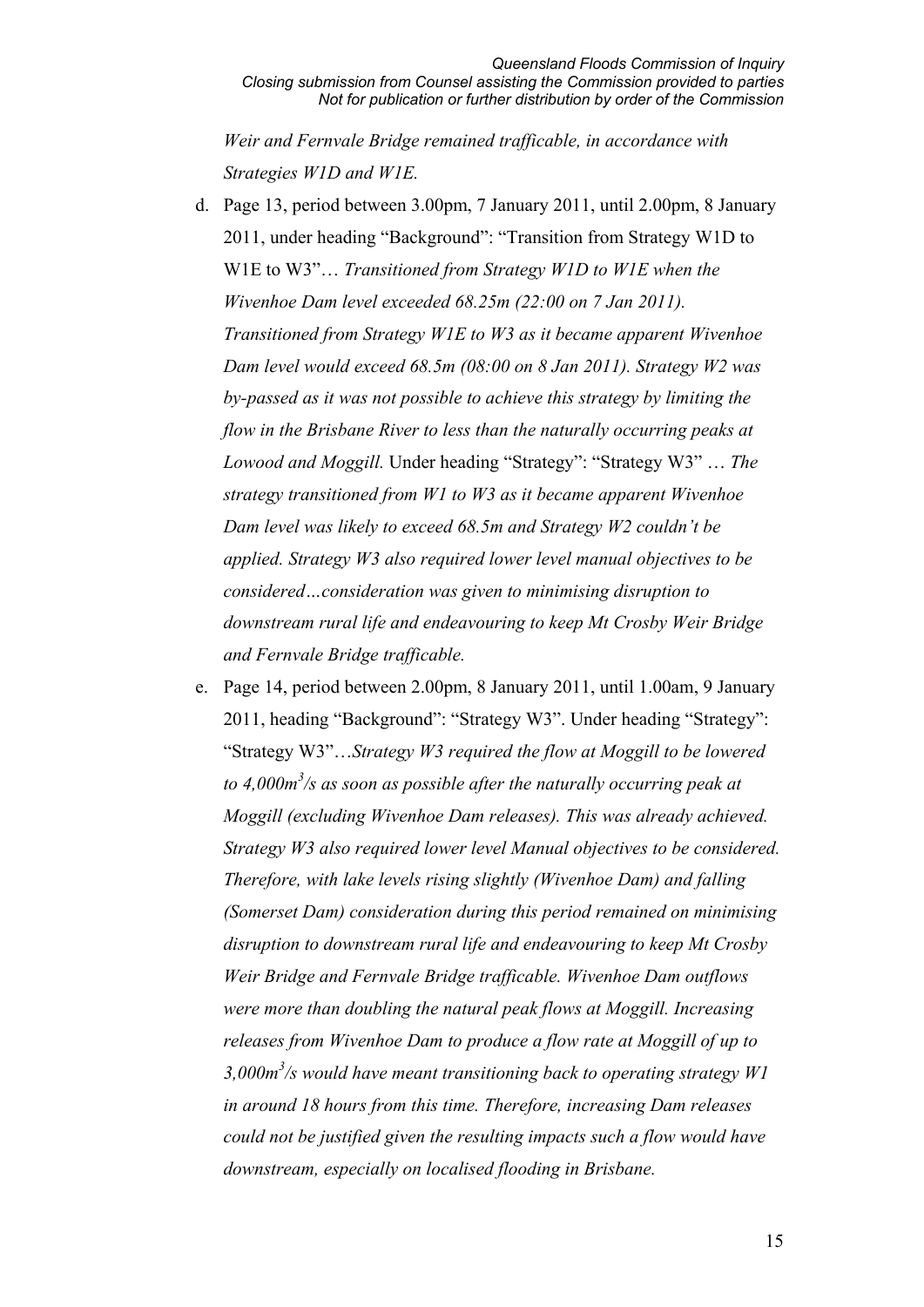*Weir and Fernvale Bridge remained trafficable, in accordance with Strategies W1D and W1E.*

d. Page 13, period between 3.00pm, 7 January 2011, until 2.00pm, 8 January 2011, under heading "Background": "Transition from Strategy W1D to W1E to W3"… *Transitioned from Strategy W1D to W1E when the Wivenhoe Dam level exceeded 68.25m (22:00 on 7 Jan 2011). Transitioned from Strategy W1E to W3 as it became apparent Wivenhoe Dam level would exceed 68.5m (08:00 on 8 Jan 2011). Strategy W2 was by-passed as it was not possible to achieve this strategy by limiting the flow in the Brisbane River to less than the naturally occurring peaks at Lowood and Moggill.* Under heading "Strategy": "Strategy W3" … *The strategy transitioned from W1 to W3 as it became apparent Wivenhoe Dam level was likely to exceed 68.5m and Strategy W2 couldn't be applied. Strategy W3 also required lower level manual objectives to be considered…consideration was given to minimising disruption to downstream rural life and endeavouring to keep Mt Crosby Weir Bridge and Fernvale Bridge trafficable.*

e. Page 14, period between 2.00pm, 8 January 2011, until 1.00am, 9 January 2011, heading "Background": "Strategy W3". Under heading "Strategy": "Strategy W3"…*Strategy W3 required the flow at Moggill to be lowered to 4,000m$^3$/s as soon as possible after the naturally occurring peak at Moggill (excluding Wivenhoe Dam releases). This was already achieved. Strategy W3 also required lower level Manual objectives to be considered. Therefore, with lake levels rising slightly (Wivenhoe Dam) and falling (Somerset Dam) consideration during this period remained on minimising disruption to downstream rural life and endeavouring to keep Mt Crosby Weir Bridge and Fernvale Bridge trafficable. Wivenhoe Dam outflows were more than doubling the natural peak flows at Moggill. Increasing releases from Wivenhoe Dam to produce a flow rate at Moggill of up to 3,000m$^3$/s would have meant transitioning back to operating strategy W1 in around 18 hours from this time. Therefore, increasing Dam releases could not be justified given the resulting impacts such a flow would have downstream, especially on localised flooding in Brisbane.*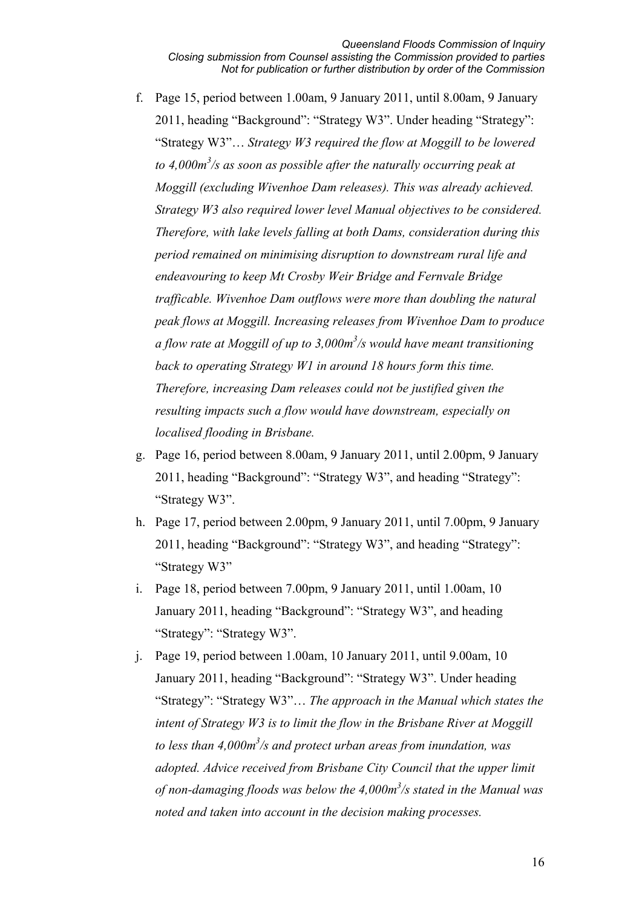f. Page 15, period between 1.00am, 9 January 2011, until 8.00am, 9 January 2011, heading "Background": "Strategy W3". Under heading "Strategy": "Strategy W3"… *Strategy W3 required the flow at Moggill to be lowered to 4,000m$^3$/s as soon as possible after the naturally occurring peak at Moggill (excluding Wivenhoe Dam releases). This was already achieved. Strategy W3 also required lower level Manual objectives to be considered. Therefore, with lake levels falling at both Dams, consideration during this period remained on minimising disruption to downstream rural life and endeavouring to keep Mt Crosby Weir Bridge and Fernvale Bridge trafficable. Wivenhoe Dam outflows were more than doubling the natural peak flows at Moggill. Increasing releases from Wivenhoe Dam to produce a flow rate at Moggill of up to 3,000m$^3$/s would have meant transitioning back to operating Strategy W1 in around 18 hours form this time. Therefore, increasing Dam releases could not be justified given the resulting impacts such a flow would have downstream, especially on localised flooding in Brisbane.*

g. Page 16, period between 8.00am, 9 January 2011, until 2.00pm, 9 January 2011, heading "Background": "Strategy W3", and heading "Strategy": "Strategy W3".

h. Page 17, period between 2.00pm, 9 January 2011, until 7.00pm, 9 January 2011, heading "Background": "Strategy W3", and heading "Strategy": "Strategy W3"

i. Page 18, period between 7.00pm, 9 January 2011, until 1.00am, 10 January 2011, heading "Background": "Strategy W3", and heading "Strategy": "Strategy W3".

j. Page 19, period between 1.00am, 10 January 2011, until 9.00am, 10 January 2011, heading "Background": "Strategy W3". Under heading "Strategy": "Strategy W3"… *The approach in the Manual which states the intent of Strategy W3 is to limit the flow in the Brisbane River at Moggill to less than 4,000m$^3$/s and protect urban areas from inundation, was adopted. Advice received from Brisbane City Council that the upper limit of non-damaging floods was below the 4,000m$^3$/s stated in the Manual was noted and taken into account in the decision making processes.*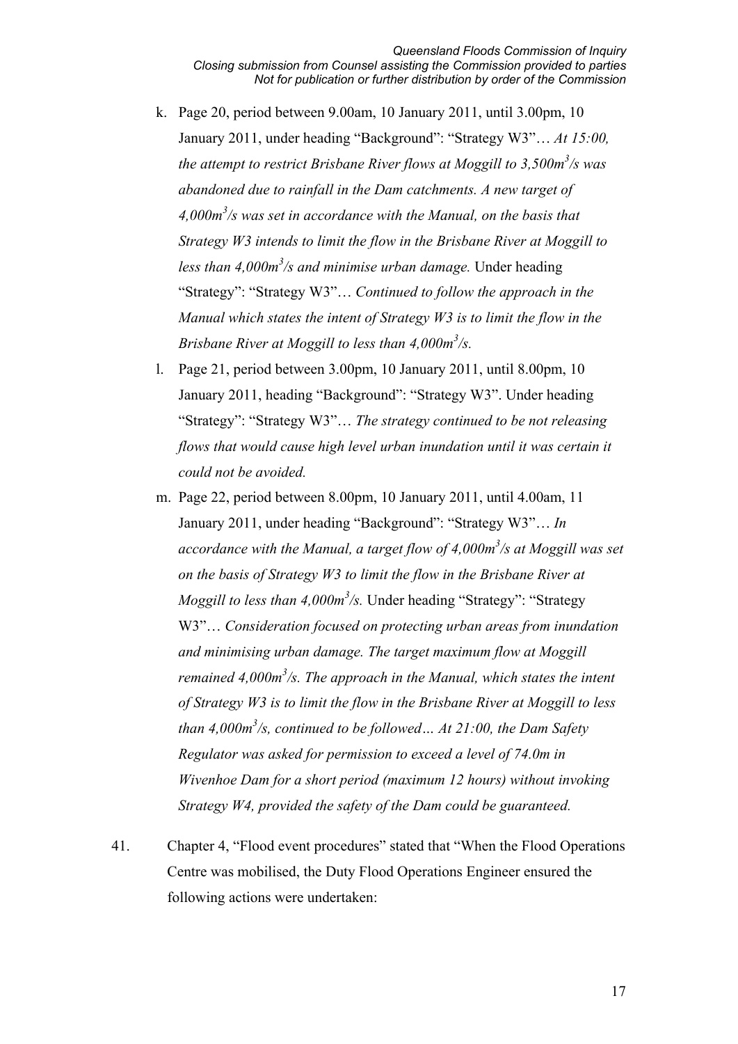k. Page 20, period between 9.00am, 10 January 2011, until 3.00pm, 10 January 2011, under heading "Background": "Strategy W3"… *At 15:00, the attempt to restrict Brisbane River flows at Moggill to 3,500m$^3$/s was abandoned due to rainfall in the Dam catchments. A new target of 4,000m$^3$/s was set in accordance with the Manual, on the basis that Strategy W3 intends to limit the flow in the Brisbane River at Moggill to less than 4,000m$^3$/s and minimise urban damage.* Under heading "Strategy": "Strategy W3"… *Continued to follow the approach in the Manual which states the intent of Strategy W3 is to limit the flow in the Brisbane River at Moggill to less than 4,000m$^3$/s.*

l. Page 21, period between 3.00pm, 10 January 2011, until 8.00pm, 10 January 2011, heading "Background": "Strategy W3". Under heading "Strategy": "Strategy W3"… *The strategy continued to be not releasing flows that would cause high level urban inundation until it was certain it could not be avoided.*

m. Page 22, period between 8.00pm, 10 January 2011, until 4.00am, 11 January 2011, under heading "Background": "Strategy W3"… *In accordance with the Manual, a target flow of 4,000m$^3$/s at Moggill was set on the basis of Strategy W3 to limit the flow in the Brisbane River at Moggill to less than 4,000m$^3$/s.* Under heading "Strategy": "Strategy W3"… *Consideration focused on protecting urban areas from inundation and minimising urban damage. The target maximum flow at Moggill remained 4,000m$^3$/s. The approach in the Manual, which states the intent of Strategy W3 is to limit the flow in the Brisbane River at Moggill to less than 4,000m$^3$/s, continued to be followed… At 21:00, the Dam Safety Regulator was asked for permission to exceed a level of 74.0m in Wivenhoe Dam for a short period (maximum 12 hours) without invoking Strategy W4, provided the safety of the Dam could be guaranteed.*

41. Chapter 4, "Flood event procedures" stated that "When the Flood Operations Centre was mobilised, the Duty Flood Operations Engineer ensured the following actions were undertaken: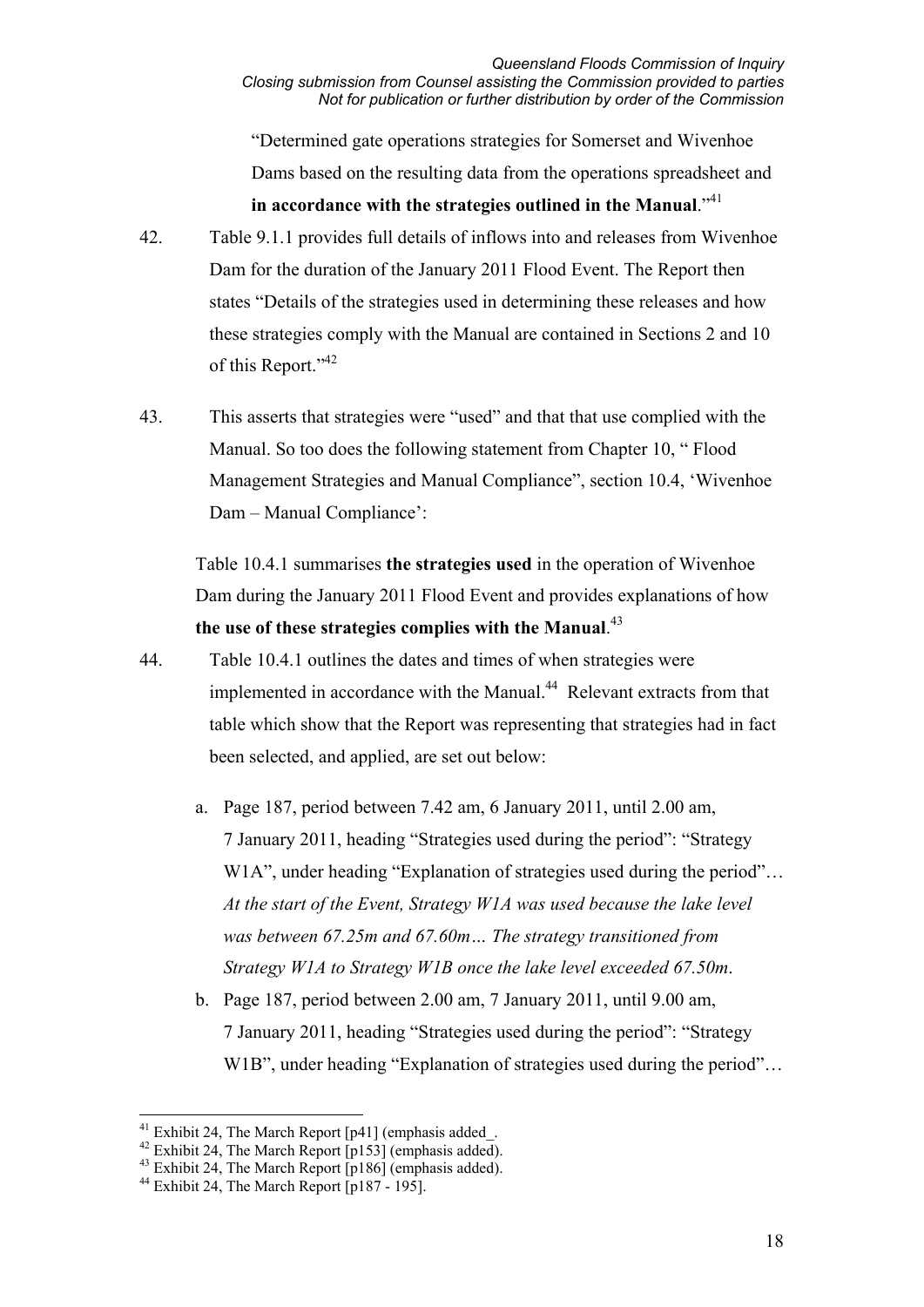"Determined gate operations strategies for Somerset and Wivenhoe Dams based on the resulting data from the operations spreadsheet and **in accordance with the strategies outlined in the Manual**."[41]

42. Table 9.1.1 provides full details of inflows into and releases from Wivenhoe Dam for the duration of the January 2011 Flood Event. The Report then states "Details of the strategies used in determining these releases and how these strategies comply with the Manual are contained in Sections 2 and 10 of this Report."[42]

43. This asserts that strategies were "used" and that that use complied with the Manual. So too does the following statement from Chapter 10, " Flood Management Strategies and Manual Compliance", section 10.4, 'Wivenhoe Dam – Manual Compliance':

    Table 10.4.1 summarises **the strategies used** in the operation of Wivenhoe Dam during the January 2011 Flood Event and provides explanations of how **the use of these strategies complies with the Manual**.[43]

44. Table 10.4.1 outlines the dates and times of when strategies were implemented in accordance with the Manual.[44] Relevant extracts from that table which show that the Report was representing that strategies had in fact been selected, and applied, are set out below:

    a. Page 187, period between 7.42 am, 6 January 2011, until 2.00 am, 7 January 2011, heading "Strategies used during the period": "Strategy W1A", under heading "Explanation of strategies used during the period"… *At the start of the Event, Strategy W1A was used because the lake level was between 67.25m and 67.60m… The strategy transitioned from Strategy W1A to Strategy W1B once the lake level exceeded 67.50m*.

    b. Page 187, period between 2.00 am, 7 January 2011, until 9.00 am, 7 January 2011, heading "Strategies used during the period": "Strategy W1B", under heading "Explanation of strategies used during the period"…

---

[41] Exhibit 24, The March Report [p41] (emphasis added_.

[42] Exhibit 24, The March Report [p153] (emphasis added).

[43] Exhibit 24, The March Report [p186] (emphasis added).

[44] Exhibit 24, The March Report [p187 - 195].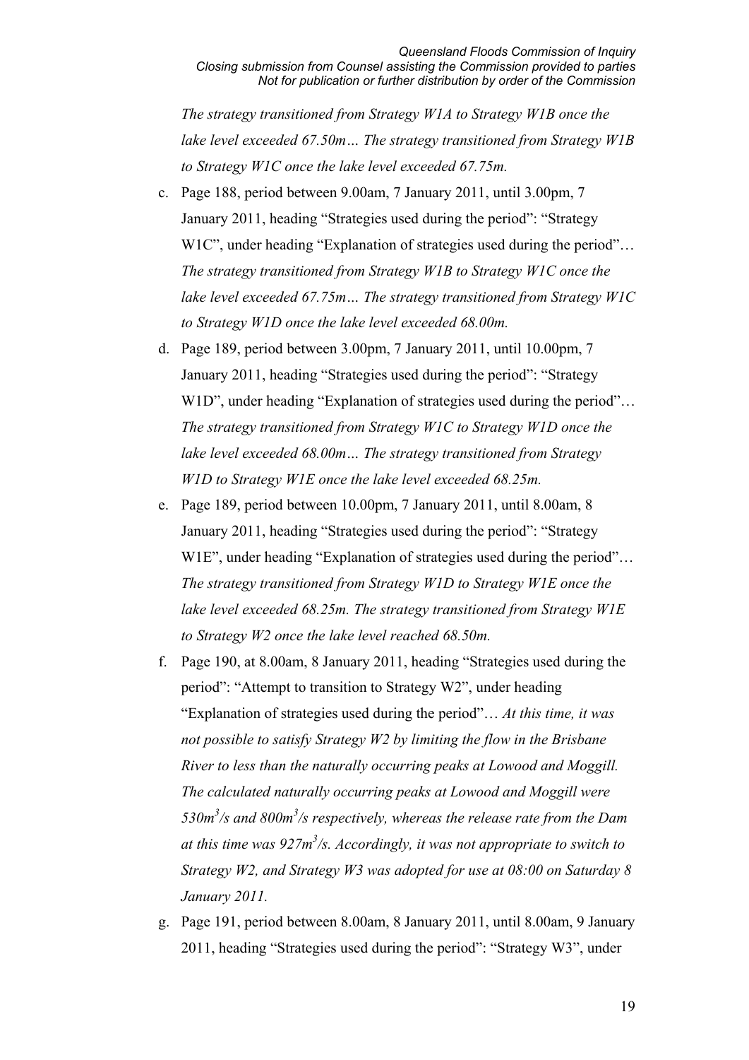*The strategy transitioned from Strategy W1A to Strategy W1B once the lake level exceeded 67.50m… The strategy transitioned from Strategy W1B to Strategy W1C once the lake level exceeded 67.75m.*

c. Page 188, period between 9.00am, 7 January 2011, until 3.00pm, 7 January 2011, heading "Strategies used during the period": "Strategy W1C", under heading "Explanation of strategies used during the period"… *The strategy transitioned from Strategy W1B to Strategy W1C once the lake level exceeded 67.75m… The strategy transitioned from Strategy W1C to Strategy W1D once the lake level exceeded 68.00m.*

d. Page 189, period between 3.00pm, 7 January 2011, until 10.00pm, 7 January 2011, heading "Strategies used during the period": "Strategy W1D", under heading "Explanation of strategies used during the period"… *The strategy transitioned from Strategy W1C to Strategy W1D once the lake level exceeded 68.00m… The strategy transitioned from Strategy W1D to Strategy W1E once the lake level exceeded 68.25m.*

e. Page 189, period between 10.00pm, 7 January 2011, until 8.00am, 8 January 2011, heading "Strategies used during the period": "Strategy W1E", under heading "Explanation of strategies used during the period"… *The strategy transitioned from Strategy W1D to Strategy W1E once the lake level exceeded 68.25m. The strategy transitioned from Strategy W1E to Strategy W2 once the lake level reached 68.50m.*

f. Page 190, at 8.00am, 8 January 2011, heading "Strategies used during the period": "Attempt to transition to Strategy W2", under heading "Explanation of strategies used during the period"… *At this time, it was not possible to satisfy Strategy W2 by limiting the flow in the Brisbane River to less than the naturally occurring peaks at Lowood and Moggill. The calculated naturally occurring peaks at Lowood and Moggill were 530m$^3$/s and 800m$^3$/s respectively, whereas the release rate from the Dam at this time was 927m$^3$/s. Accordingly, it was not appropriate to switch to Strategy W2, and Strategy W3 was adopted for use at 08:00 on Saturday 8 January 2011.*

g. Page 191, period between 8.00am, 8 January 2011, until 8.00am, 9 January 2011, heading "Strategies used during the period": "Strategy W3", under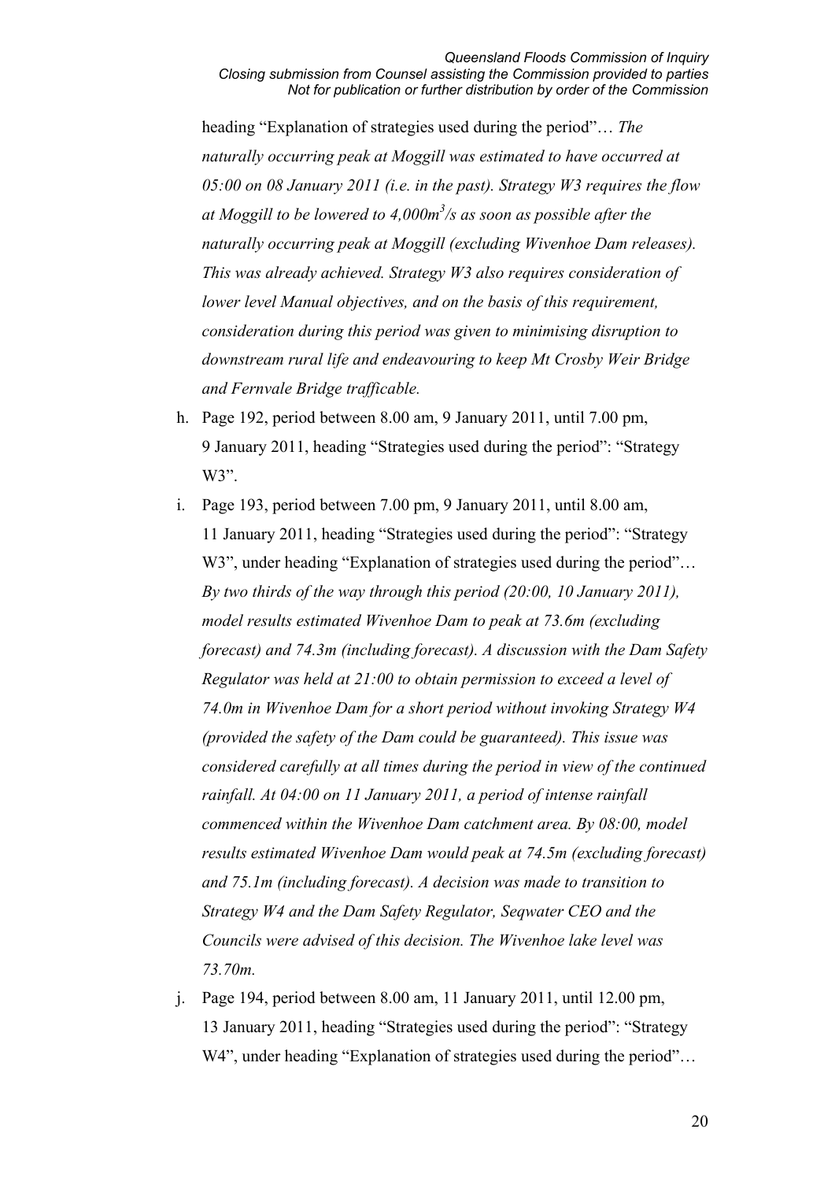heading "Explanation of strategies used during the period"… *The naturally occurring peak at Moggill was estimated to have occurred at 05:00 on 08 January 2011 (i.e. in the past). Strategy W3 requires the flow at Moggill to be lowered to 4,000m$^3$/s as soon as possible after the naturally occurring peak at Moggill (excluding Wivenhoe Dam releases). This was already achieved. Strategy W3 also requires consideration of lower level Manual objectives, and on the basis of this requirement, consideration during this period was given to minimising disruption to downstream rural life and endeavouring to keep Mt Crosby Weir Bridge and Fernvale Bridge trafficable.*

h. Page 192, period between 8.00 am, 9 January 2011, until 7.00 pm, 9 January 2011, heading "Strategies used during the period": "Strategy W3".

i. Page 193, period between 7.00 pm, 9 January 2011, until 8.00 am, 11 January 2011, heading "Strategies used during the period": "Strategy W3", under heading "Explanation of strategies used during the period"… *By two thirds of the way through this period (20:00, 10 January 2011), model results estimated Wivenhoe Dam to peak at 73.6m (excluding forecast) and 74.3m (including forecast). A discussion with the Dam Safety Regulator was held at 21:00 to obtain permission to exceed a level of 74.0m in Wivenhoe Dam for a short period without invoking Strategy W4 (provided the safety of the Dam could be guaranteed). This issue was considered carefully at all times during the period in view of the continued rainfall. At 04:00 on 11 January 2011, a period of intense rainfall commenced within the Wivenhoe Dam catchment area. By 08:00, model results estimated Wivenhoe Dam would peak at 74.5m (excluding forecast) and 75.1m (including forecast). A decision was made to transition to Strategy W4 and the Dam Safety Regulator, Seqwater CEO and the Councils were advised of this decision. The Wivenhoe lake level was 73.70m.*

j. Page 194, period between 8.00 am, 11 January 2011, until 12.00 pm, 13 January 2011, heading "Strategies used during the period": "Strategy W4", under heading "Explanation of strategies used during the period"…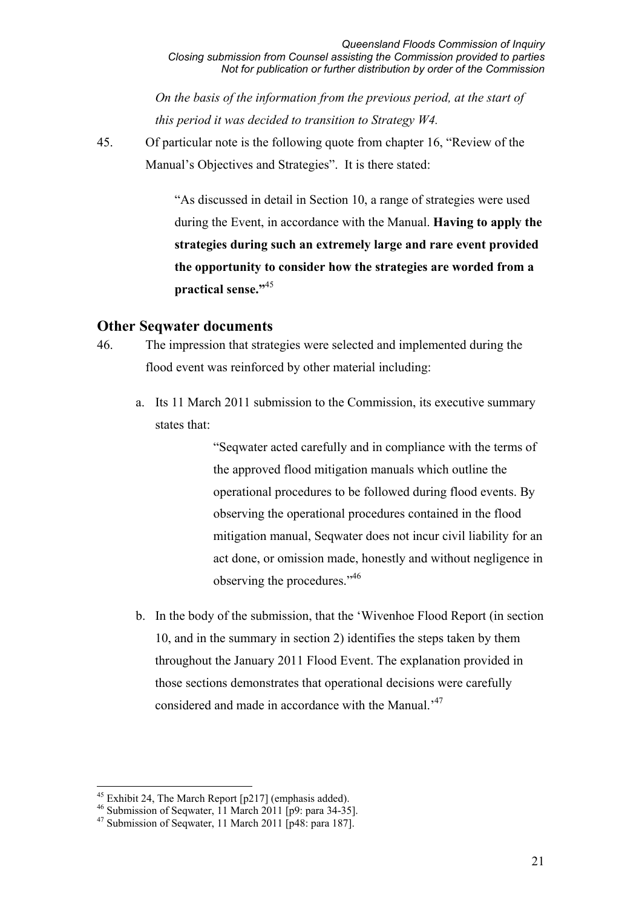*On the basis of the information from the previous period, at the start of this period it was decided to transition to Strategy W4.*

45. Of particular note is the following quote from chapter 16, "Review of the Manual's Objectives and Strategies". It is there stated:

> "As discussed in detail in Section 10, a range of strategies were used during the Event, in accordance with the Manual. **Having to apply the strategies during such an extremely large and rare event provided the opportunity to consider how the strategies are worded from a practical sense."**[45]

## Other Seqwater documents

46. The impression that strategies were selected and implemented during the flood event was reinforced by other material including:

   a. Its 11 March 2011 submission to the Commission, its executive summary states that:

   > "Seqwater acted carefully and in compliance with the terms of the approved flood mitigation manuals which outline the operational procedures to be followed during flood events. By observing the operational procedures contained in the flood mitigation manual, Seqwater does not incur civil liability for an act done, or omission made, honestly and without negligence in observing the procedures."[46]

   b. In the body of the submission, that the 'Wivenhoe Flood Report (in section 10, and in the summary in section 2) identifies the steps taken by them throughout the January 2011 Flood Event. The explanation provided in those sections demonstrates that operational decisions were carefully considered and made in accordance with the Manual.'[47]

---

[45] Exhibit 24, The March Report [p217] (emphasis added).
[46] Submission of Seqwater, 11 March 2011 [p9: para 34-35].
[47] Submission of Seqwater, 11 March 2011 [p48: para 187].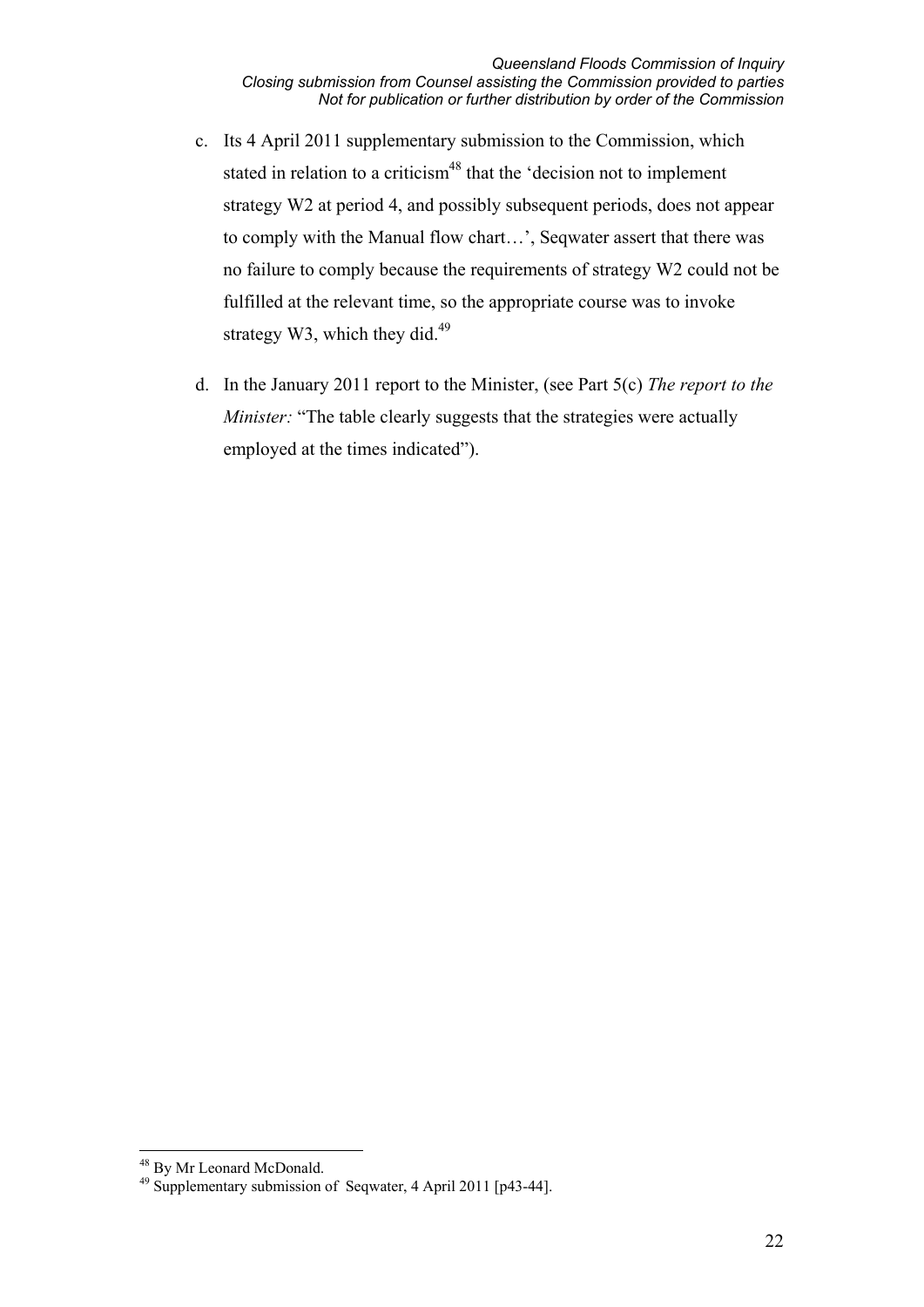c. Its 4 April 2011 supplementary submission to the Commission, which stated in relation to a criticism[48] that the 'decision not to implement strategy W2 at period 4, and possibly subsequent periods, does not appear to comply with the Manual flow chart…', Seqwater assert that there was no failure to comply because the requirements of strategy W2 could not be fulfilled at the relevant time, so the appropriate course was to invoke strategy W3, which they did.[49]

d. In the January 2011 report to the Minister, (see Part 5(c) *The report to the Minister:* "The table clearly suggests that the strategies were actually employed at the times indicated").

---

[48] By Mr Leonard McDonald.

[49] Supplementary submission of Seqwater, 4 April 2011 [p43-44].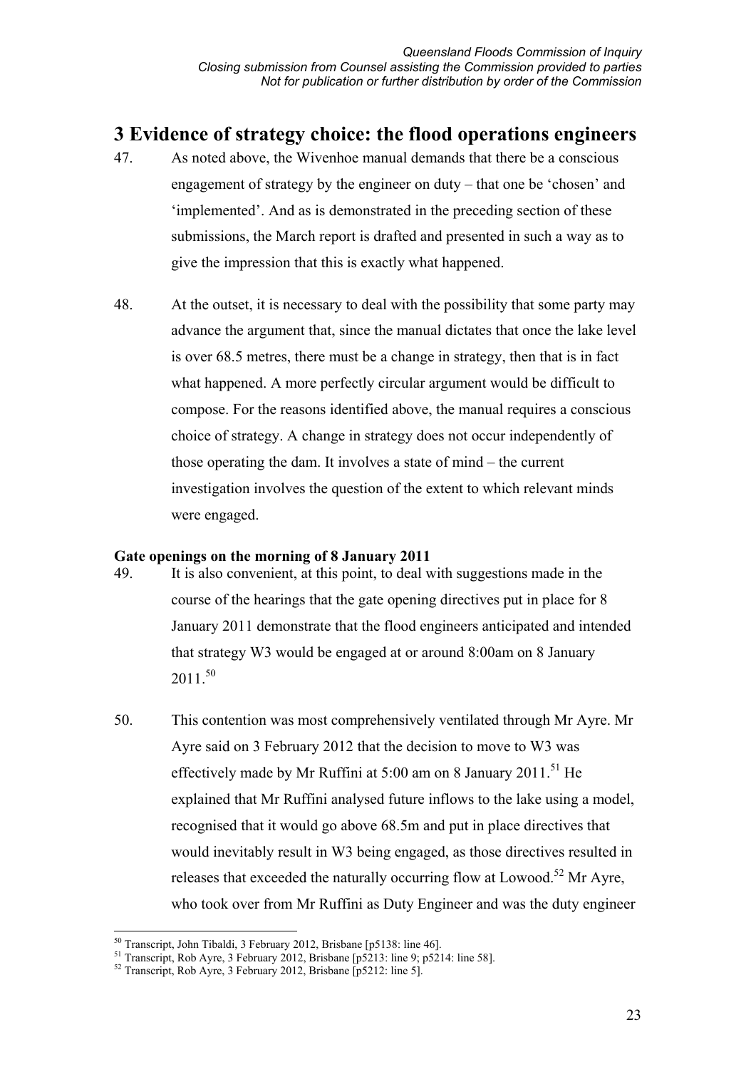# 3 Evidence of strategy choice: the flood operations engineers

47. As noted above, the Wivenhoe manual demands that there be a conscious engagement of strategy by the engineer on duty – that one be 'chosen' and 'implemented'. And as is demonstrated in the preceding section of these submissions, the March report is drafted and presented in such a way as to give the impression that this is exactly what happened.

48. At the outset, it is necessary to deal with the possibility that some party may advance the argument that, since the manual dictates that once the lake level is over 68.5 metres, there must be a change in strategy, then that is in fact what happened. A more perfectly circular argument would be difficult to compose. For the reasons identified above, the manual requires a conscious choice of strategy. A change in strategy does not occur independently of those operating the dam. It involves a state of mind – the current investigation involves the question of the extent to which relevant minds were engaged.

**Gate openings on the morning of 8 January 2011**

49. It is also convenient, at this point, to deal with suggestions made in the course of the hearings that the gate opening directives put in place for 8 January 2011 demonstrate that the flood engineers anticipated and intended that strategy W3 would be engaged at or around 8:00am on 8 January 2011.[50]

50. This contention was most comprehensively ventilated through Mr Ayre. Mr Ayre said on 3 February 2012 that the decision to move to W3 was effectively made by Mr Ruffini at 5:00 am on 8 January 2011.[51] He explained that Mr Ruffini analysed future inflows to the lake using a model, recognised that it would go above 68.5m and put in place directives that would inevitably result in W3 being engaged, as those directives resulted in releases that exceeded the naturally occurring flow at Lowood.[52] Mr Ayre, who took over from Mr Ruffini as Duty Engineer and was the duty engineer

---

[50] Transcript, John Tibaldi, 3 February 2012, Brisbane [p5138: line 46].

[51] Transcript, Rob Ayre, 3 February 2012, Brisbane [p5213: line 9; p5214: line 58].

[52] Transcript, Rob Ayre, 3 February 2012, Brisbane [p5212: line 5].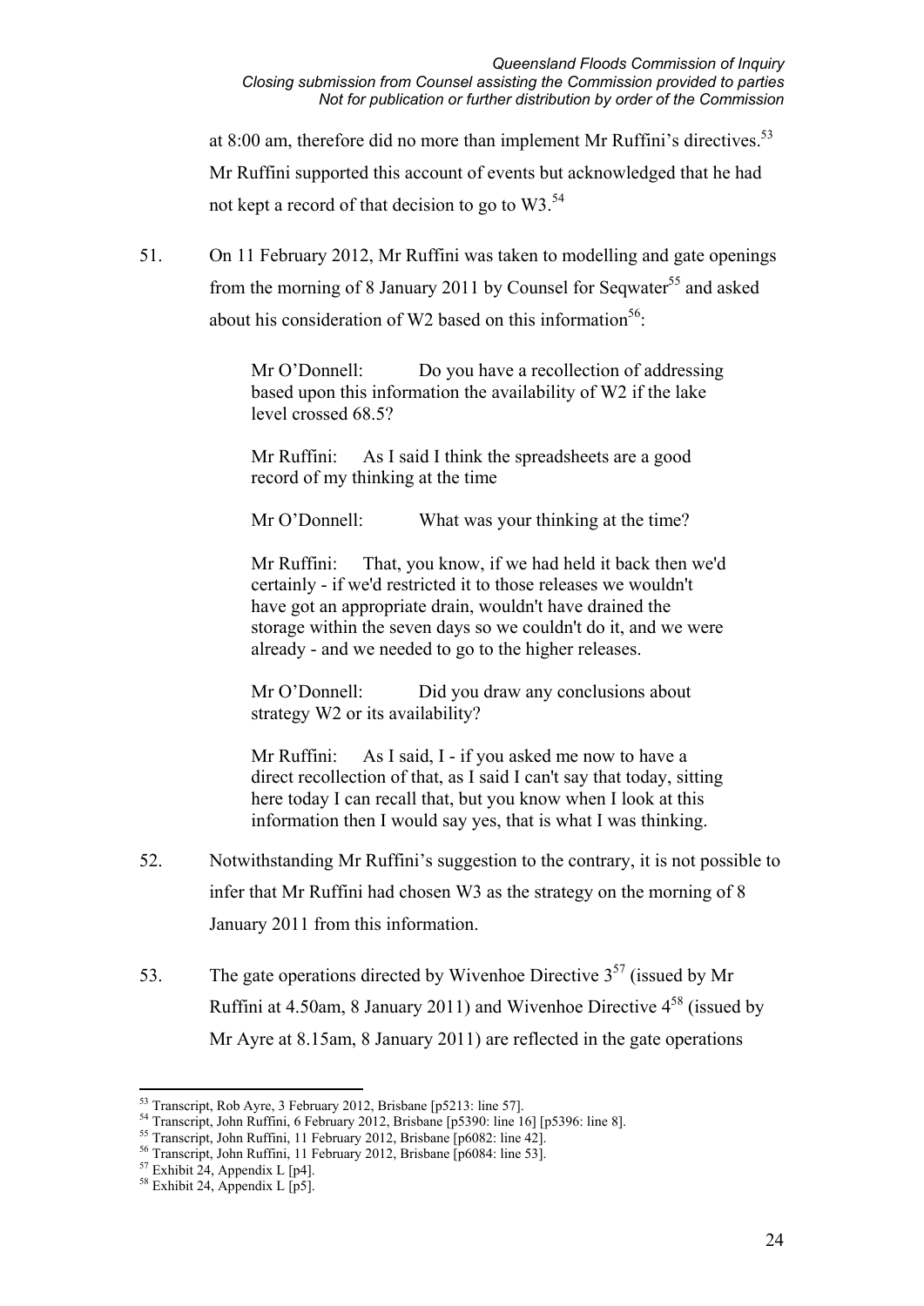at 8:00 am, therefore did no more than implement Mr Ruffini's directives.[53] Mr Ruffini supported this account of events but acknowledged that he had not kept a record of that decision to go to W3.[54]

51. On 11 February 2012, Mr Ruffini was taken to modelling and gate openings from the morning of 8 January 2011 by Counsel for Seqwater[55] and asked about his consideration of W2 based on this information[56]:

> Mr O'Donnell: Do you have a recollection of addressing based upon this information the availability of W2 if the lake level crossed 68.5?
>
> Mr Ruffini: As I said I think the spreadsheets are a good record of my thinking at the time
>
> Mr O'Donnell: What was your thinking at the time?
>
> Mr Ruffini: That, you know, if we had held it back then we'd certainly - if we'd restricted it to those releases we wouldn't have got an appropriate drain, wouldn't have drained the storage within the seven days so we couldn't do it, and we were already - and we needed to go to the higher releases.
>
> Mr O'Donnell: Did you draw any conclusions about strategy W2 or its availability?
>
> Mr Ruffini: As I said, I - if you asked me now to have a direct recollection of that, as I said I can't say that today, sitting here today I can recall that, but you know when I look at this information then I would say yes, that is what I was thinking.

52. Notwithstanding Mr Ruffini's suggestion to the contrary, it is not possible to infer that Mr Ruffini had chosen W3 as the strategy on the morning of 8 January 2011 from this information.

53. The gate operations directed by Wivenhoe Directive 3[57] (issued by Mr Ruffini at 4.50am, 8 January 2011) and Wivenhoe Directive 4[58] (issued by Mr Ayre at 8.15am, 8 January 2011) are reflected in the gate operations

---

[53] Transcript, Rob Ayre, 3 February 2012, Brisbane [p5213: line 57].
[54] Transcript, John Ruffini, 6 February 2012, Brisbane [p5390: line 16] [p5396: line 8].
[55] Transcript, John Ruffini, 11 February 2012, Brisbane [p6082: line 42].
[56] Transcript, John Ruffini, 11 February 2012, Brisbane [p6084: line 53].
[57] Exhibit 24, Appendix L [p4].
[58] Exhibit 24, Appendix L [p5].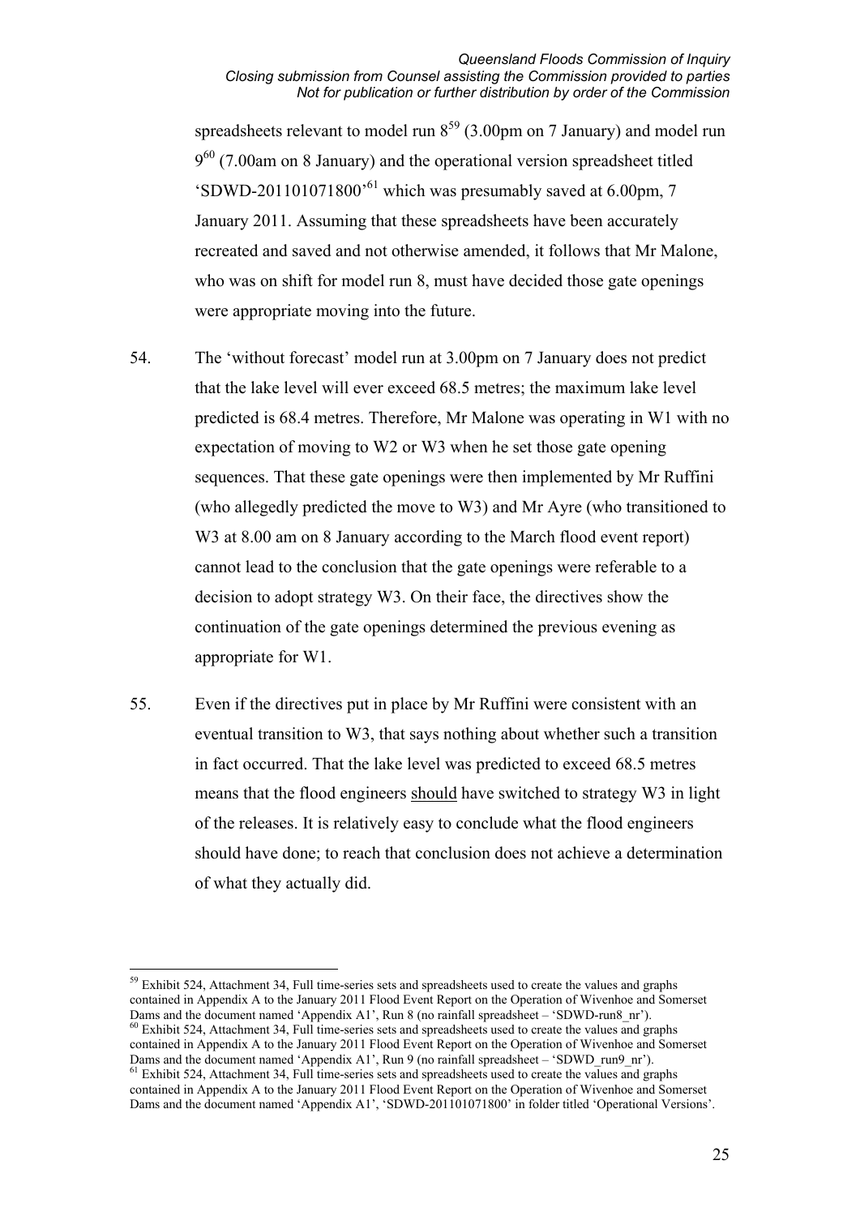spreadsheets relevant to model run 8[59] (3.00pm on 7 January) and model run 9[60] (7.00am on 8 January) and the operational version spreadsheet titled 'SDWD-201101071800'[61] which was presumably saved at 6.00pm, 7 January 2011. Assuming that these spreadsheets have been accurately recreated and saved and not otherwise amended, it follows that Mr Malone, who was on shift for model run 8, must have decided those gate openings were appropriate moving into the future.

54. The 'without forecast' model run at 3.00pm on 7 January does not predict that the lake level will ever exceed 68.5 metres; the maximum lake level predicted is 68.4 metres. Therefore, Mr Malone was operating in W1 with no expectation of moving to W2 or W3 when he set those gate opening sequences. That these gate openings were then implemented by Mr Ruffini (who allegedly predicted the move to W3) and Mr Ayre (who transitioned to W3 at 8.00 am on 8 January according to the March flood event report) cannot lead to the conclusion that the gate openings were referable to a decision to adopt strategy W3. On their face, the directives show the continuation of the gate openings determined the previous evening as appropriate for W1.

55. Even if the directives put in place by Mr Ruffini were consistent with an eventual transition to W3, that says nothing about whether such a transition in fact occurred. That the lake level was predicted to exceed 68.5 metres means that the flood engineers <u>should</u> have switched to strategy W3 in light of the releases. It is relatively easy to conclude what the flood engineers should have done; to reach that conclusion does not achieve a determination of what they actually did.

---

[59] Exhibit 524, Attachment 34, Full time-series sets and spreadsheets used to create the values and graphs contained in Appendix A to the January 2011 Flood Event Report on the Operation of Wivenhoe and Somerset Dams and the document named 'Appendix A1', Run 8 (no rainfall spreadsheet – 'SDWD-run8_nr').

[60] Exhibit 524, Attachment 34, Full time-series sets and spreadsheets used to create the values and graphs contained in Appendix A to the January 2011 Flood Event Report on the Operation of Wivenhoe and Somerset Dams and the document named 'Appendix A1', Run 9 (no rainfall spreadsheet – 'SDWD_run9_nr').

[61] Exhibit 524, Attachment 34, Full time-series sets and spreadsheets used to create the values and graphs contained in Appendix A to the January 2011 Flood Event Report on the Operation of Wivenhoe and Somerset Dams and the document named 'Appendix A1', 'SDWD-201101071800' in folder titled 'Operational Versions'.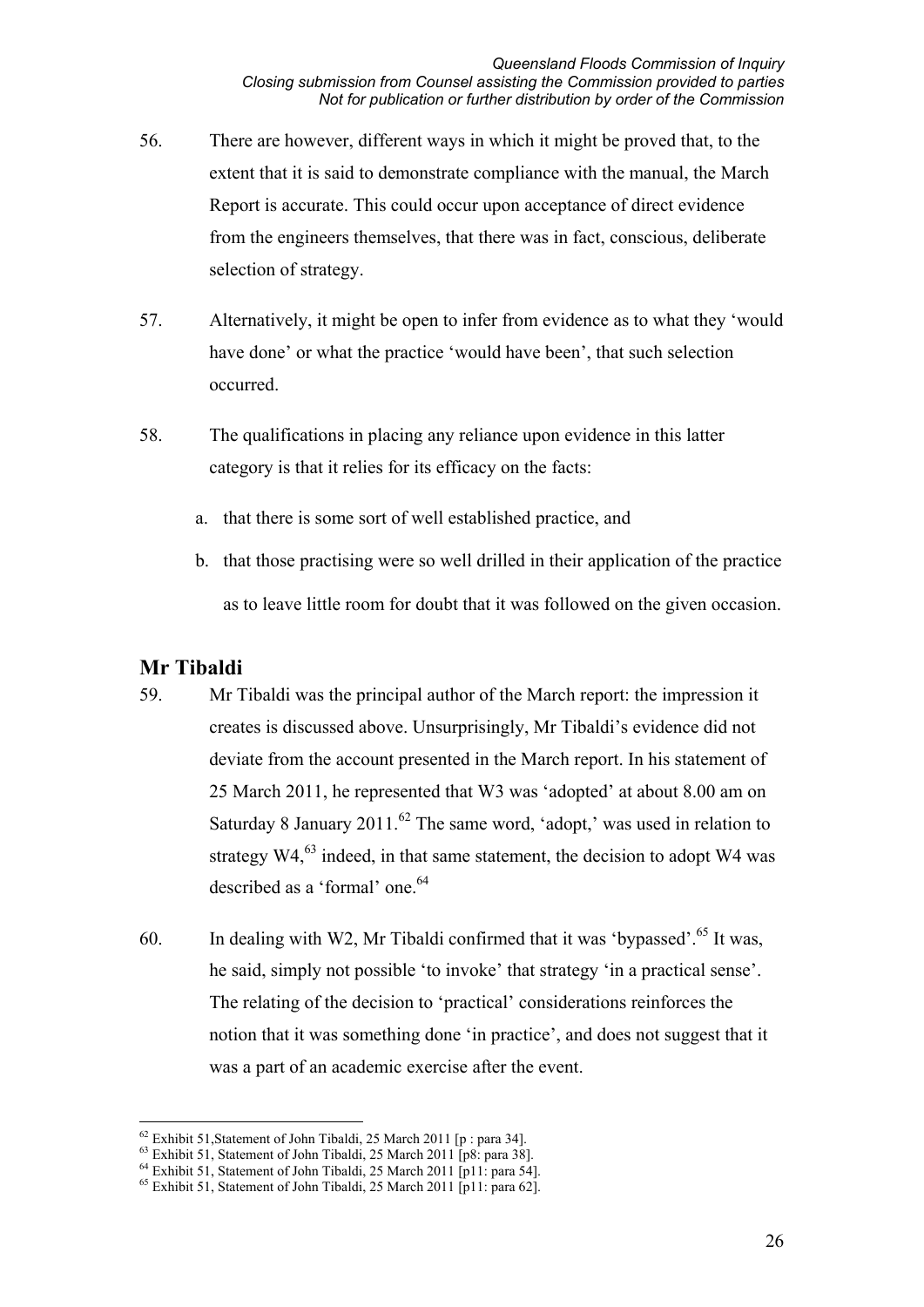56. There are however, different ways in which it might be proved that, to the extent that it is said to demonstrate compliance with the manual, the March Report is accurate. This could occur upon acceptance of direct evidence from the engineers themselves, that there was in fact, conscious, deliberate selection of strategy.

57. Alternatively, it might be open to infer from evidence as to what they 'would have done' or what the practice 'would have been', that such selection occurred.

58. The qualifications in placing any reliance upon evidence in this latter category is that it relies for its efficacy on the facts:

   a. that there is some sort of well established practice, and

   b. that those practising were so well drilled in their application of the practice as to leave little room for doubt that it was followed on the given occasion.

## Mr Tibaldi

59. Mr Tibaldi was the principal author of the March report: the impression it creates is discussed above. Unsurprisingly, Mr Tibaldi's evidence did not deviate from the account presented in the March report. In his statement of 25 March 2011, he represented that W3 was 'adopted' at about 8.00 am on Saturday 8 January 2011.[62] The same word, 'adopt,' was used in relation to strategy W4,[63] indeed, in that same statement, the decision to adopt W4 was described as a 'formal' one.[64]

60. In dealing with W2, Mr Tibaldi confirmed that it was 'bypassed'.[65] It was, he said, simply not possible 'to invoke' that strategy 'in a practical sense'. The relating of the decision to 'practical' considerations reinforces the notion that it was something done 'in practice', and does not suggest that it was a part of an academic exercise after the event.

---

[62] Exhibit 51,Statement of John Tibaldi, 25 March 2011 [p : para 34].

[63] Exhibit 51, Statement of John Tibaldi, 25 March 2011 [p8: para 38].

[64] Exhibit 51, Statement of John Tibaldi, 25 March 2011 [p11: para 54].

[65] Exhibit 51, Statement of John Tibaldi, 25 March 2011 [p11: para 62].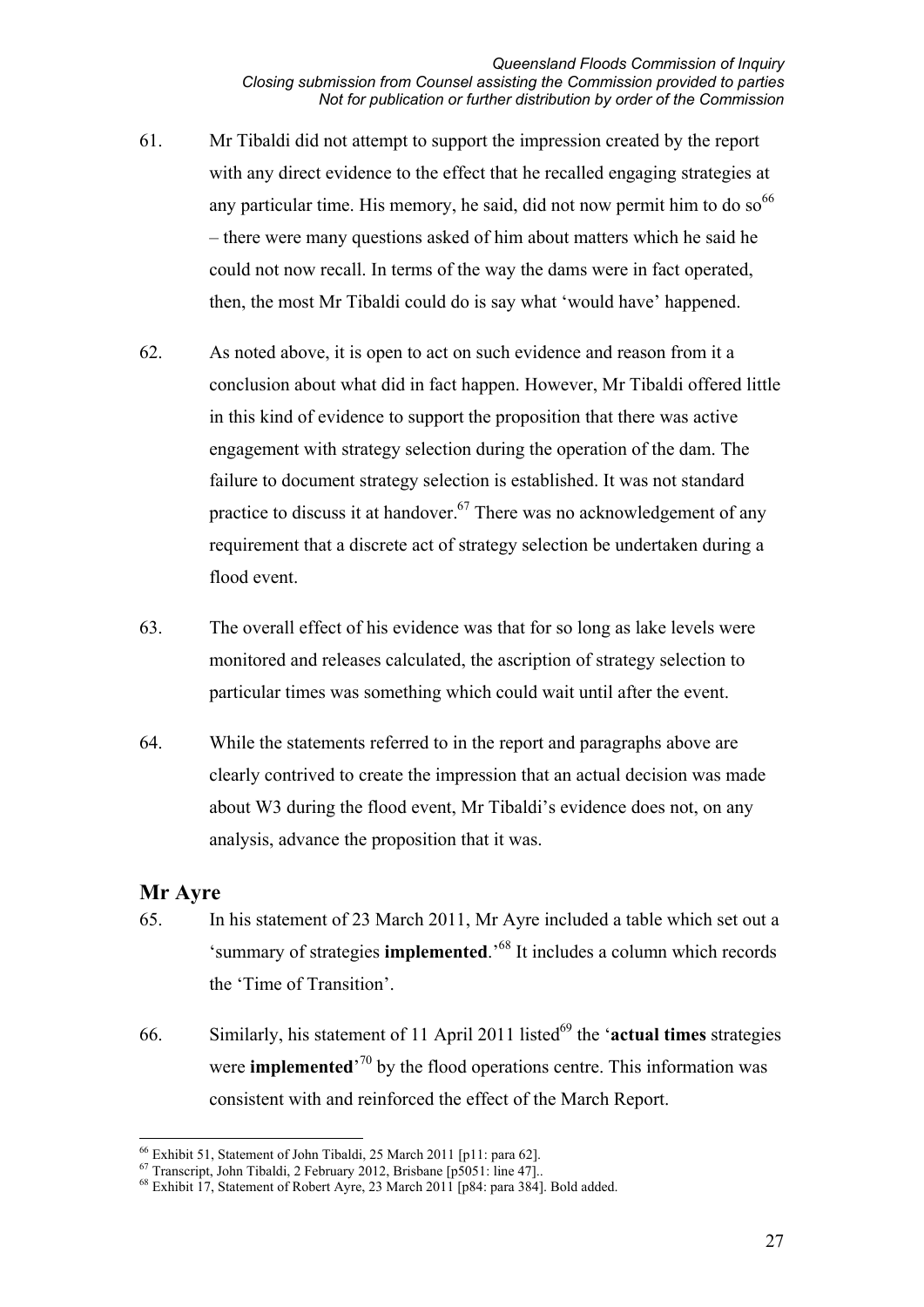61. Mr Tibaldi did not attempt to support the impression created by the report with any direct evidence to the effect that he recalled engaging strategies at any particular time. His memory, he said, did not now permit him to do so[66] – there were many questions asked of him about matters which he said he could not now recall. In terms of the way the dams were in fact operated, then, the most Mr Tibaldi could do is say what 'would have' happened.

62. As noted above, it is open to act on such evidence and reason from it a conclusion about what did in fact happen. However, Mr Tibaldi offered little in this kind of evidence to support the proposition that there was active engagement with strategy selection during the operation of the dam. The failure to document strategy selection is established. It was not standard practice to discuss it at handover.[67] There was no acknowledgement of any requirement that a discrete act of strategy selection be undertaken during a flood event.

63. The overall effect of his evidence was that for so long as lake levels were monitored and releases calculated, the ascription of strategy selection to particular times was something which could wait until after the event.

64. While the statements referred to in the report and paragraphs above are clearly contrived to create the impression that an actual decision was made about W3 during the flood event, Mr Tibaldi's evidence does not, on any analysis, advance the proposition that it was.

## Mr Ayre

65. In his statement of 23 March 2011, Mr Ayre included a table which set out a 'summary of strategies **implemented**.'[68] It includes a column which records the 'Time of Transition'.

66. Similarly, his statement of 11 April 2011 listed[69] the '**actual times** strategies were **implemented**'[70] by the flood operations centre. This information was consistent with and reinforced the effect of the March Report.

---

[66] Exhibit 51, Statement of John Tibaldi, 25 March 2011 [p11: para 62].

[67] Transcript, John Tibaldi, 2 February 2012, Brisbane [p5051: line 47]..

[68] Exhibit 17, Statement of Robert Ayre, 23 March 2011 [p84: para 384]. Bold added.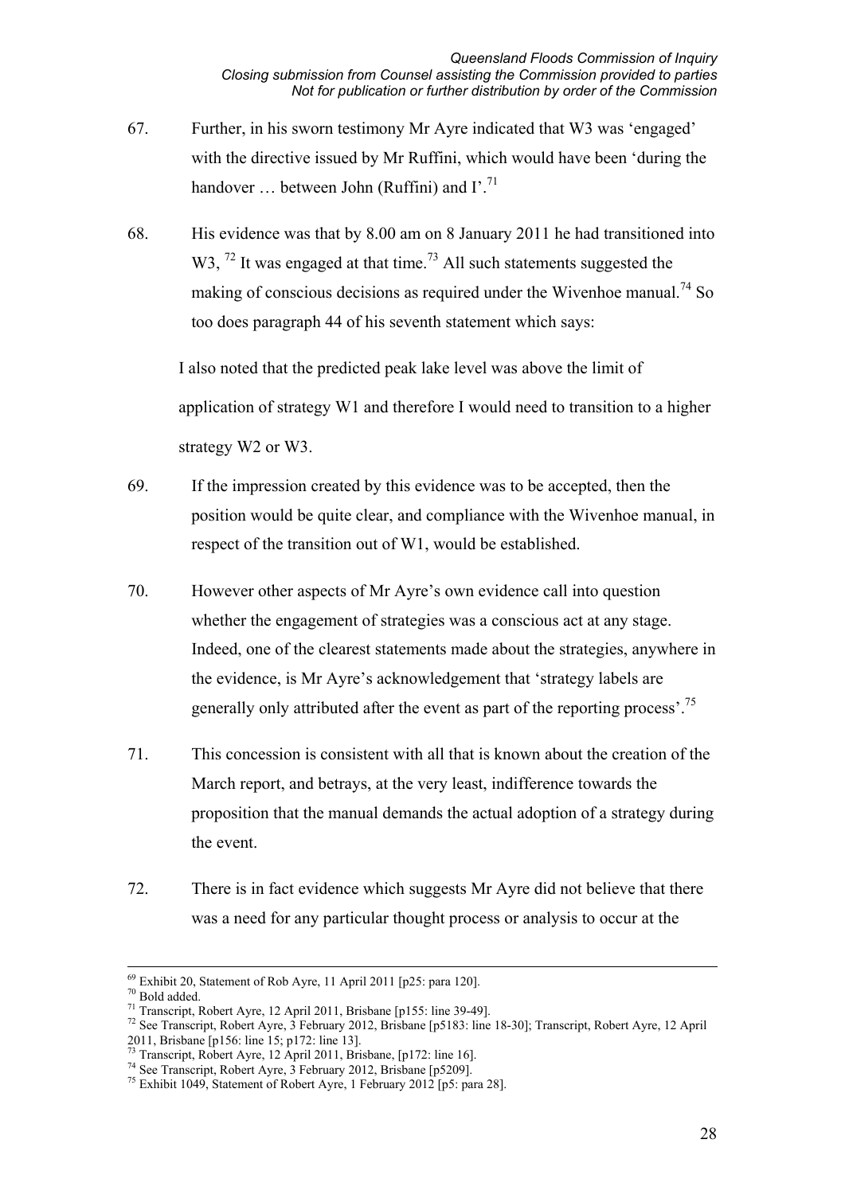67. Further, in his sworn testimony Mr Ayre indicated that W3 was 'engaged' with the directive issued by Mr Ruffini, which would have been 'during the handover … between John (Ruffini) and I'.[71]

68. His evidence was that by 8.00 am on 8 January 2011 he had transitioned into W3, [72] It was engaged at that time.[73] All such statements suggested the making of conscious decisions as required under the Wivenhoe manual.[74] So too does paragraph 44 of his seventh statement which says:

> I also noted that the predicted peak lake level was above the limit of application of strategy W1 and therefore I would need to transition to a higher strategy W2 or W3.

69. If the impression created by this evidence was to be accepted, then the position would be quite clear, and compliance with the Wivenhoe manual, in respect of the transition out of W1, would be established.

70. However other aspects of Mr Ayre's own evidence call into question whether the engagement of strategies was a conscious act at any stage. Indeed, one of the clearest statements made about the strategies, anywhere in the evidence, is Mr Ayre's acknowledgement that 'strategy labels are generally only attributed after the event as part of the reporting process'.[75]

71. This concession is consistent with all that is known about the creation of the March report, and betrays, at the very least, indifference towards the proposition that the manual demands the actual adoption of a strategy during the event.

72. There is in fact evidence which suggests Mr Ayre did not believe that there was a need for any particular thought process or analysis to occur at the

---

[69] Exhibit 20, Statement of Rob Ayre, 11 April 2011 [p25: para 120].
[70] Bold added.
[71] Transcript, Robert Ayre, 12 April 2011, Brisbane [p155: line 39-49].
[72] See Transcript, Robert Ayre, 3 February 2012, Brisbane [p5183: line 18-30]; Transcript, Robert Ayre, 12 April 2011, Brisbane [p156: line 15; p172: line 13].
[73] Transcript, Robert Ayre, 12 April 2011, Brisbane, [p172: line 16].
[74] See Transcript, Robert Ayre, 3 February 2012, Brisbane [p5209].
[75] Exhibit 1049, Statement of Robert Ayre, 1 February 2012 [p5: para 28].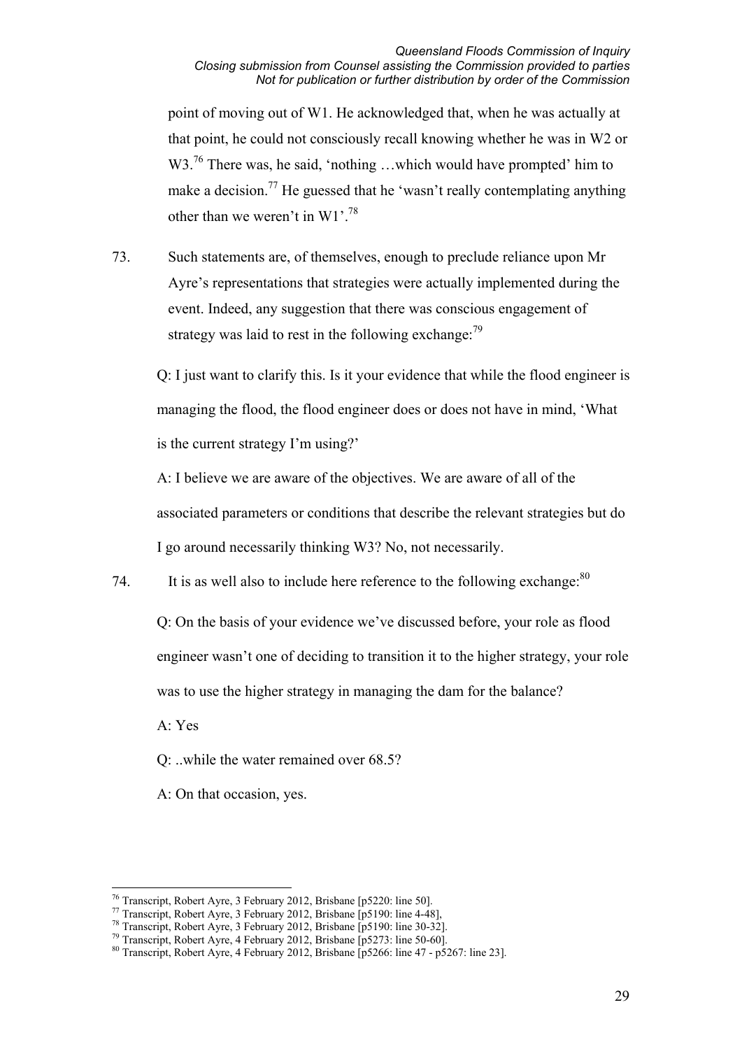point of moving out of W1. He acknowledged that, when he was actually at that point, he could not consciously recall knowing whether he was in W2 or W3.[76] There was, he said, 'nothing …which would have prompted' him to make a decision.[77] He guessed that he 'wasn't really contemplating anything other than we weren't in W1'.[78]

73. Such statements are, of themselves, enough to preclude reliance upon Mr Ayre's representations that strategies were actually implemented during the event. Indeed, any suggestion that there was conscious engagement of strategy was laid to rest in the following exchange:[79]

> Q: I just want to clarify this. Is it your evidence that while the flood engineer is managing the flood, the flood engineer does or does not have in mind, 'What is the current strategy I'm using?'
>
> A: I believe we are aware of the objectives. We are aware of all of the associated parameters or conditions that describe the relevant strategies but do I go around necessarily thinking W3? No, not necessarily.

74. It is as well also to include here reference to the following exchange:[80]

> Q: On the basis of your evidence we've discussed before, your role as flood engineer wasn't one of deciding to transition it to the higher strategy, your role was to use the higher strategy in managing the dam for the balance?
>
> A: Yes
>
> Q: ..while the water remained over 68.5?
>
> A: On that occasion, yes.

---

[76] Transcript, Robert Ayre, 3 February 2012, Brisbane [p5220: line 50].
[77] Transcript, Robert Ayre, 3 February 2012, Brisbane [p5190: line 4-48],
[78] Transcript, Robert Ayre, 3 February 2012, Brisbane [p5190: line 30-32].
[79] Transcript, Robert Ayre, 4 February 2012, Brisbane [p5273: line 50-60].
[80] Transcript, Robert Ayre, 4 February 2012, Brisbane [p5266: line 47 - p5267: line 23].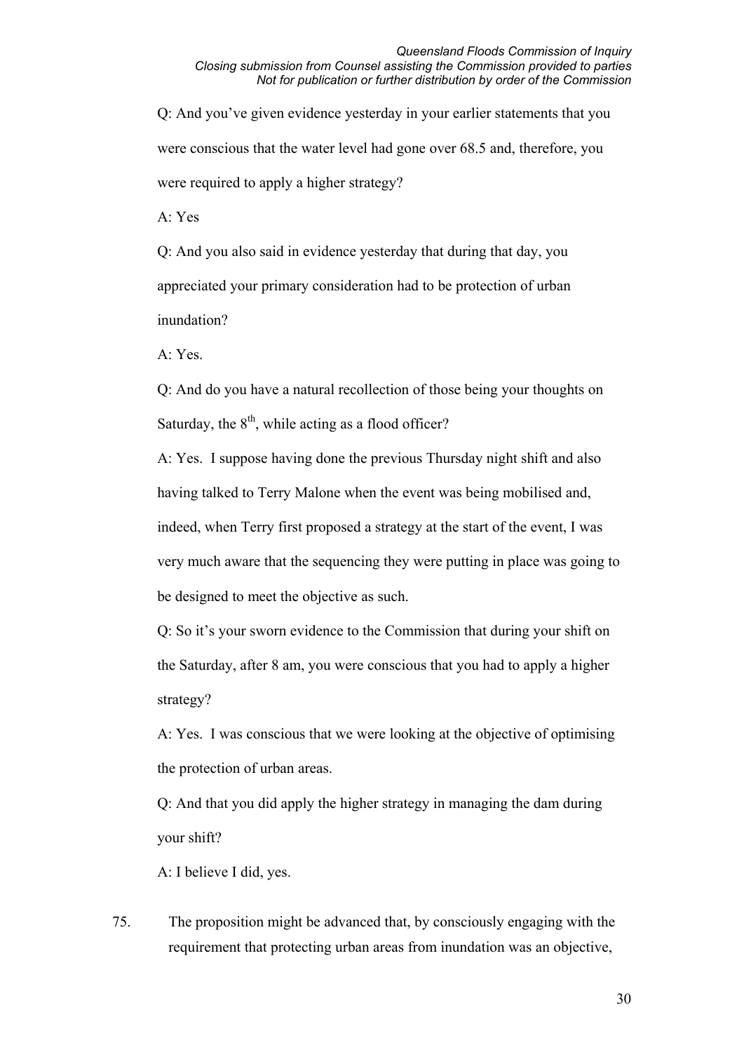Q: And you've given evidence yesterday in your earlier statements that you were conscious that the water level had gone over 68.5 and, therefore, you were required to apply a higher strategy?

A: Yes

Q: And you also said in evidence yesterday that during that day, you appreciated your primary consideration had to be protection of urban inundation?

A: Yes.

Q: And do you have a natural recollection of those being your thoughts on Saturday, the 8th, while acting as a flood officer?

A: Yes. I suppose having done the previous Thursday night shift and also having talked to Terry Malone when the event was being mobilised and, indeed, when Terry first proposed a strategy at the start of the event, I was very much aware that the sequencing they were putting in place was going to be designed to meet the objective as such.

Q: So it's your sworn evidence to the Commission that during your shift on the Saturday, after 8 am, you were conscious that you had to apply a higher strategy?

A: Yes. I was conscious that we were looking at the objective of optimising the protection of urban areas.

Q: And that you did apply the higher strategy in managing the dam during your shift?

A: I believe I did, yes.

75. The proposition might be advanced that, by consciously engaging with the requirement that protecting urban areas from inundation was an objective,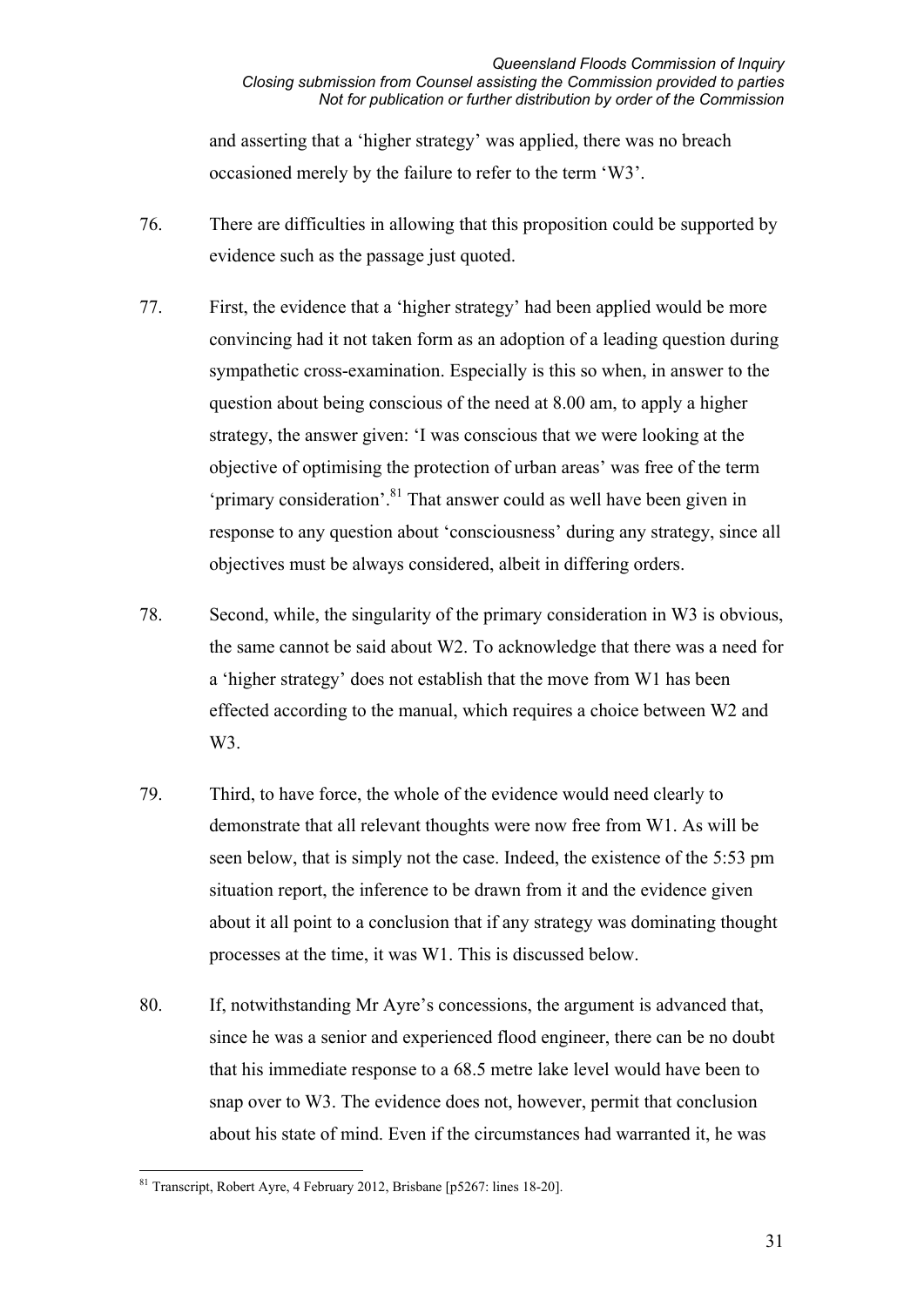and asserting that a 'higher strategy' was applied, there was no breach occasioned merely by the failure to refer to the term 'W3'.

76. There are difficulties in allowing that this proposition could be supported by evidence such as the passage just quoted.

77. First, the evidence that a 'higher strategy' had been applied would be more convincing had it not taken form as an adoption of a leading question during sympathetic cross-examination. Especially is this so when, in answer to the question about being conscious of the need at 8.00 am, to apply a higher strategy, the answer given: 'I was conscious that we were looking at the objective of optimising the protection of urban areas' was free of the term 'primary consideration'.[81] That answer could as well have been given in response to any question about 'consciousness' during any strategy, since all objectives must be always considered, albeit in differing orders.

78. Second, while, the singularity of the primary consideration in W3 is obvious, the same cannot be said about W2. To acknowledge that there was a need for a 'higher strategy' does not establish that the move from W1 has been effected according to the manual, which requires a choice between W2 and W3.

79. Third, to have force, the whole of the evidence would need clearly to demonstrate that all relevant thoughts were now free from W1. As will be seen below, that is simply not the case. Indeed, the existence of the 5:53 pm situation report, the inference to be drawn from it and the evidence given about it all point to a conclusion that if any strategy was dominating thought processes at the time, it was W1. This is discussed below.

80. If, notwithstanding Mr Ayre's concessions, the argument is advanced that, since he was a senior and experienced flood engineer, there can be no doubt that his immediate response to a 68.5 metre lake level would have been to snap over to W3. The evidence does not, however, permit that conclusion about his state of mind. Even if the circumstances had warranted it, he was

[81] Transcript, Robert Ayre, 4 February 2012, Brisbane [p5267: lines 18-20].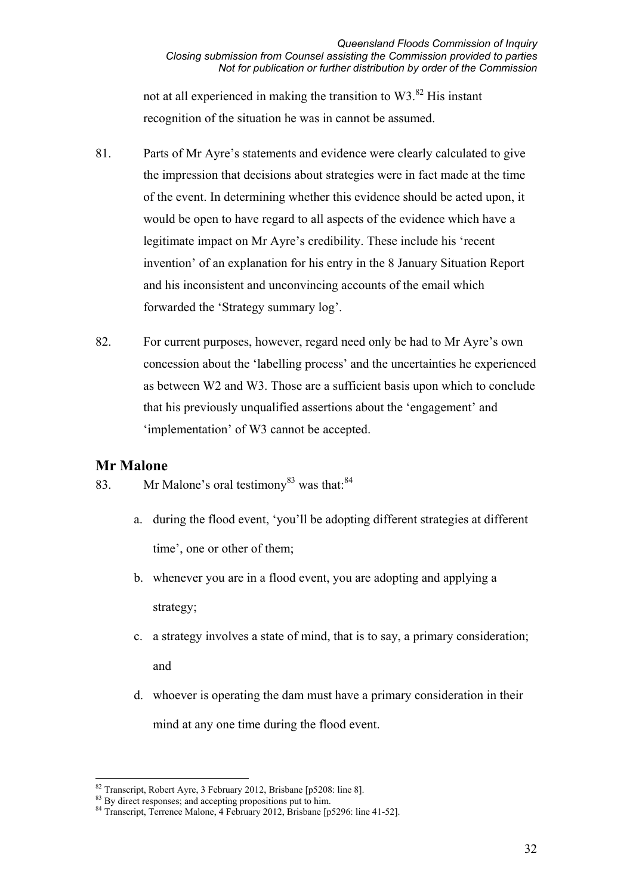not at all experienced in making the transition to W3.[82] His instant recognition of the situation he was in cannot be assumed.

81. Parts of Mr Ayre's statements and evidence were clearly calculated to give the impression that decisions about strategies were in fact made at the time of the event. In determining whether this evidence should be acted upon, it would be open to have regard to all aspects of the evidence which have a legitimate impact on Mr Ayre's credibility. These include his 'recent invention' of an explanation for his entry in the 8 January Situation Report and his inconsistent and unconvincing accounts of the email which forwarded the 'Strategy summary log'.

82. For current purposes, however, regard need only be had to Mr Ayre's own concession about the 'labelling process' and the uncertainties he experienced as between W2 and W3. Those are a sufficient basis upon which to conclude that his previously unqualified assertions about the 'engagement' and 'implementation' of W3 cannot be accepted.

## Mr Malone

83. Mr Malone's oral testimony[83] was that:[84]

   a. during the flood event, 'you'll be adopting different strategies at different time', one or other of them;

   b. whenever you are in a flood event, you are adopting and applying a strategy;

   c. a strategy involves a state of mind, that is to say, a primary consideration; and

   d. whoever is operating the dam must have a primary consideration in their mind at any one time during the flood event.

---

[82] Transcript, Robert Ayre, 3 February 2012, Brisbane [p5208: line 8].

[83] By direct responses; and accepting propositions put to him.

[84] Transcript, Terrence Malone, 4 February 2012, Brisbane [p5296: line 41-52].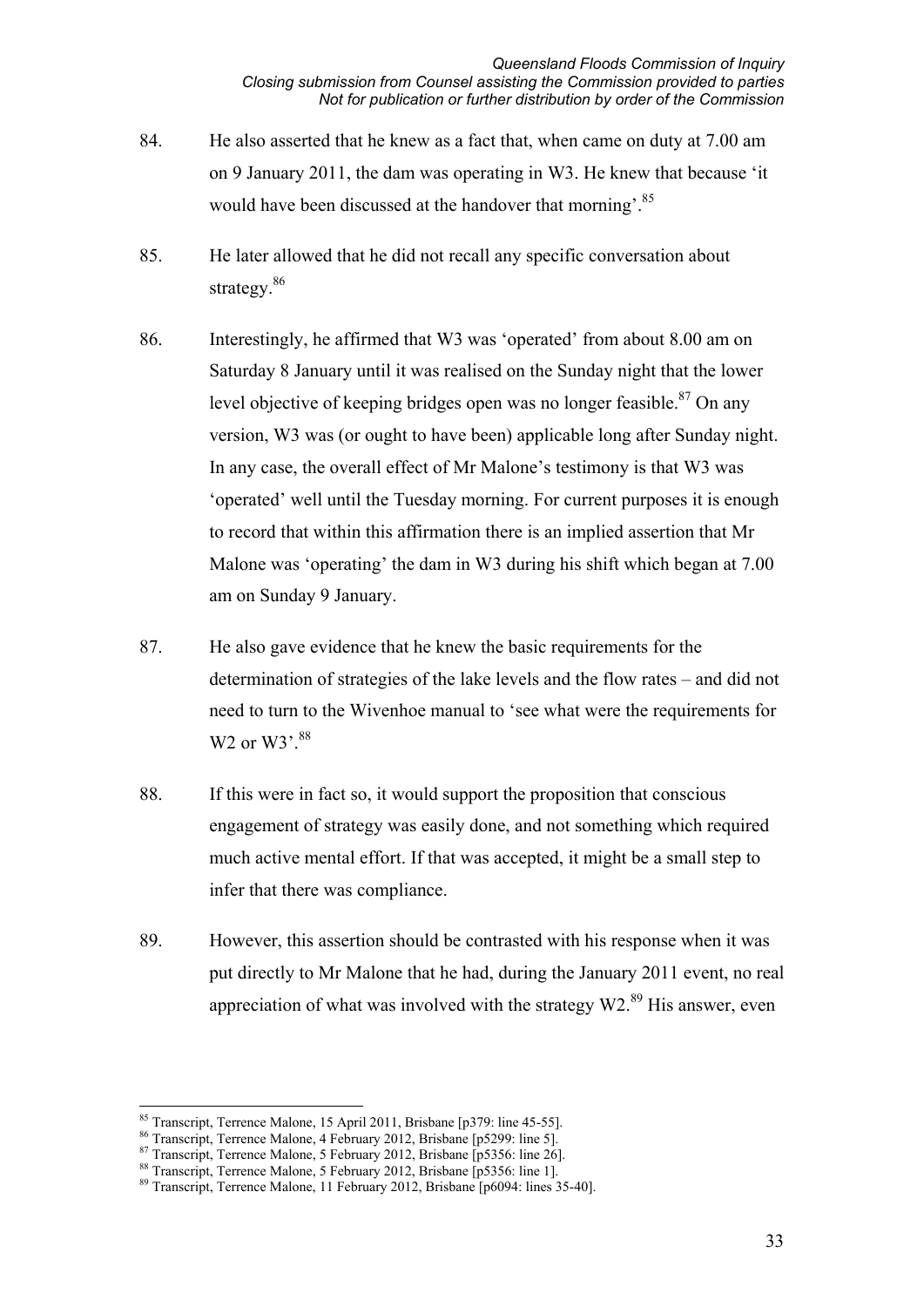84. He also asserted that he knew as a fact that, when came on duty at 7.00 am on 9 January 2011, the dam was operating in W3. He knew that because 'it would have been discussed at the handover that morning'.[85]

85. He later allowed that he did not recall any specific conversation about strategy.[86]

86. Interestingly, he affirmed that W3 was 'operated' from about 8.00 am on Saturday 8 January until it was realised on the Sunday night that the lower level objective of keeping bridges open was no longer feasible.[87] On any version, W3 was (or ought to have been) applicable long after Sunday night. In any case, the overall effect of Mr Malone's testimony is that W3 was 'operated' well until the Tuesday morning. For current purposes it is enough to record that within this affirmation there is an implied assertion that Mr Malone was 'operating' the dam in W3 during his shift which began at 7.00 am on Sunday 9 January.

87. He also gave evidence that he knew the basic requirements for the determination of strategies of the lake levels and the flow rates – and did not need to turn to the Wivenhoe manual to 'see what were the requirements for W2 or W3'.[88]

88. If this were in fact so, it would support the proposition that conscious engagement of strategy was easily done, and not something which required much active mental effort. If that was accepted, it might be a small step to infer that there was compliance.

89. However, this assertion should be contrasted with his response when it was put directly to Mr Malone that he had, during the January 2011 event, no real appreciation of what was involved with the strategy W2.[89] His answer, even

---

[85] Transcript, Terrence Malone, 15 April 2011, Brisbane [p379: line 45-55].

[86] Transcript, Terrence Malone, 4 February 2012, Brisbane [p5299: line 5].

[87] Transcript, Terrence Malone, 5 February 2012, Brisbane [p5356: line 26].

[88] Transcript, Terrence Malone, 5 February 2012, Brisbane [p5356: line 1].

[89] Transcript, Terrence Malone, 11 February 2012, Brisbane [p6094: lines 35-40].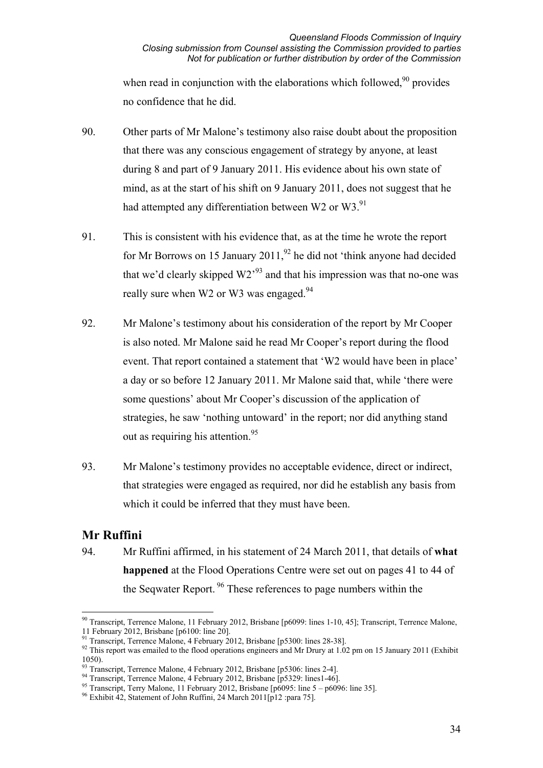when read in conjunction with the elaborations which followed,[90] provides no confidence that he did.

90. Other parts of Mr Malone's testimony also raise doubt about the proposition that there was any conscious engagement of strategy by anyone, at least during 8 and part of 9 January 2011. His evidence about his own state of mind, as at the start of his shift on 9 January 2011, does not suggest that he had attempted any differentiation between W2 or W3.[91]

91. This is consistent with his evidence that, as at the time he wrote the report for Mr Borrows on 15 January 2011,[92] he did not 'think anyone had decided that we'd clearly skipped W2'[93] and that his impression was that no-one was really sure when W2 or W3 was engaged.[94]

92. Mr Malone's testimony about his consideration of the report by Mr Cooper is also noted. Mr Malone said he read Mr Cooper's report during the flood event. That report contained a statement that 'W2 would have been in place' a day or so before 12 January 2011. Mr Malone said that, while 'there were some questions' about Mr Cooper's discussion of the application of strategies, he saw 'nothing untoward' in the report; nor did anything stand out as requiring his attention.[95]

93. Mr Malone's testimony provides no acceptable evidence, direct or indirect, that strategies were engaged as required, nor did he establish any basis from which it could be inferred that they must have been.

## Mr Ruffini

94. Mr Ruffini affirmed, in his statement of 24 March 2011, that details of **what happened** at the Flood Operations Centre were set out on pages 41 to 44 of the Seqwater Report. [96] These references to page numbers within the

---

[90] Transcript, Terrence Malone, 11 February 2012, Brisbane [p6099: lines 1-10, 45]; Transcript, Terrence Malone, 11 February 2012, Brisbane [p6100: line 20].

[91] Transcript, Terrence Malone, 4 February 2012, Brisbane [p5300: lines 28-38].

[92] This report was emailed to the flood operations engineers and Mr Drury at 1.02 pm on 15 January 2011 (Exhibit 1050).

[93] Transcript, Terrence Malone, 4 February 2012, Brisbane [p5306: lines 2-4].

[94] Transcript, Terrence Malone, 4 February 2012, Brisbane [p5329: lines1-46].

[95] Transcript, Terry Malone, 11 February 2012, Brisbane [p6095: line 5 – p6096: line 35].

[96] Exhibit 42, Statement of John Ruffini, 24 March 2011[p12 :para 75].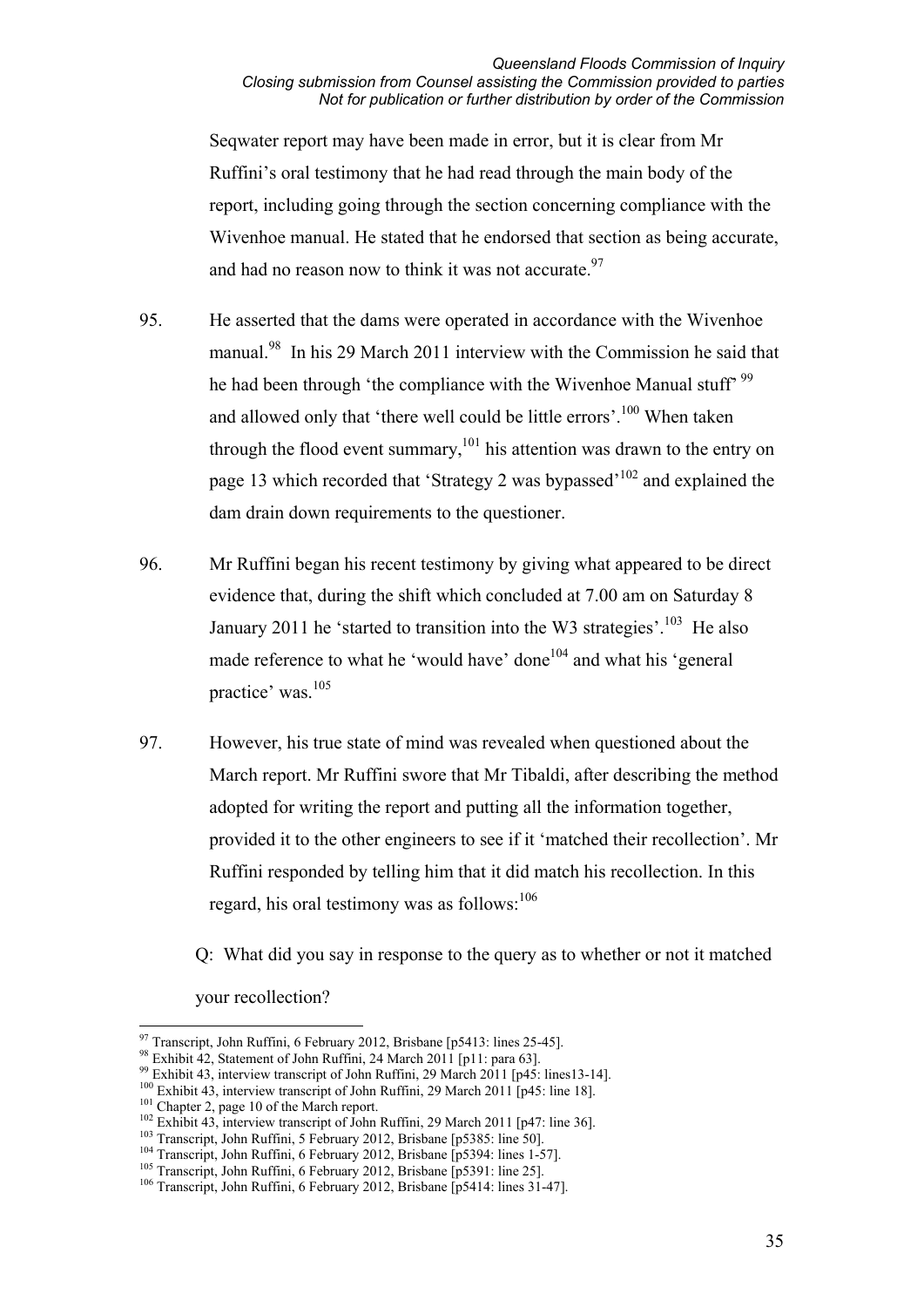Seqwater report may have been made in error, but it is clear from Mr Ruffini's oral testimony that he had read through the main body of the report, including going through the section concerning compliance with the Wivenhoe manual. He stated that he endorsed that section as being accurate, and had no reason now to think it was not accurate.[97]

95. He asserted that the dams were operated in accordance with the Wivenhoe manual.[98] In his 29 March 2011 interview with the Commission he said that he had been through 'the compliance with the Wivenhoe Manual stuff'[99] and allowed only that 'there well could be little errors'.[100] When taken through the flood event summary,[101] his attention was drawn to the entry on page 13 which recorded that 'Strategy 2 was bypassed'[102] and explained the dam drain down requirements to the questioner.

96. Mr Ruffini began his recent testimony by giving what appeared to be direct evidence that, during the shift which concluded at 7.00 am on Saturday 8 January 2011 he 'started to transition into the W3 strategies'.[103] He also made reference to what he 'would have' done[104] and what his 'general practice' was.[105]

97. However, his true state of mind was revealed when questioned about the March report. Mr Ruffini swore that Mr Tibaldi, after describing the method adopted for writing the report and putting all the information together, provided it to the other engineers to see if it 'matched their recollection'. Mr Ruffini responded by telling him that it did match his recollection. In this regard, his oral testimony was as follows:[106]

Q: What did you say in response to the query as to whether or not it matched your recollection?

---

[97] Transcript, John Ruffini, 6 February 2012, Brisbane [p5413: lines 25-45].
[98] Exhibit 42, Statement of John Ruffini, 24 March 2011 [p11: para 63].
[99] Exhibit 43, interview transcript of John Ruffini, 29 March 2011 [p45: lines13-14].
[100] Exhibit 43, interview transcript of John Ruffini, 29 March 2011 [p45: line 18].
[101] Chapter 2, page 10 of the March report.
[102] Exhibit 43, interview transcript of John Ruffini, 29 March 2011 [p47: line 36].
[103] Transcript, John Ruffini, 5 February 2012, Brisbane [p5385: line 50].
[104] Transcript, John Ruffini, 6 February 2012, Brisbane [p5394: lines 1-57].
[105] Transcript, John Ruffini, 6 February 2012, Brisbane [p5391: line 25].
[106] Transcript, John Ruffini, 6 February 2012, Brisbane [p5414: lines 31-47].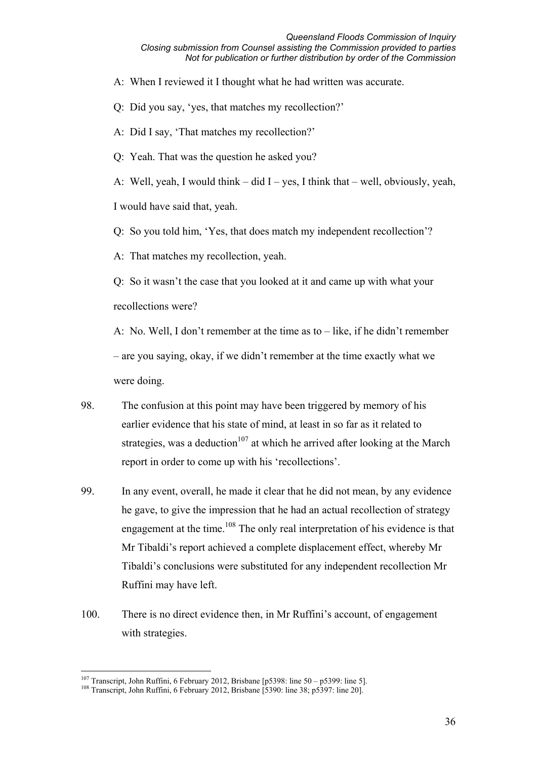A: When I reviewed it I thought what he had written was accurate.

Q: Did you say, 'yes, that matches my recollection?'

A: Did I say, 'That matches my recollection?'

Q: Yeah. That was the question he asked you?

A: Well, yeah, I would think – did I – yes, I think that – well, obviously, yeah, I would have said that, yeah.

Q: So you told him, 'Yes, that does match my independent recollection'?

A: That matches my recollection, yeah.

Q: So it wasn't the case that you looked at it and came up with what your recollections were?

A: No. Well, I don't remember at the time as to – like, if he didn't remember – are you saying, okay, if we didn't remember at the time exactly what we were doing.

98. The confusion at this point may have been triggered by memory of his earlier evidence that his state of mind, at least in so far as it related to strategies, was a deduction[107] at which he arrived after looking at the March report in order to come up with his 'recollections'.

99. In any event, overall, he made it clear that he did not mean, by any evidence he gave, to give the impression that he had an actual recollection of strategy engagement at the time.[108] The only real interpretation of his evidence is that Mr Tibaldi's report achieved a complete displacement effect, whereby Mr Tibaldi's conclusions were substituted for any independent recollection Mr Ruffini may have left.

100. There is no direct evidence then, in Mr Ruffini's account, of engagement with strategies.

---

[107] Transcript, John Ruffini, 6 February 2012, Brisbane [p5398: line 50 – p5399: line 5].

[108] Transcript, John Ruffini, 6 February 2012, Brisbane [5390: line 38; p5397: line 20].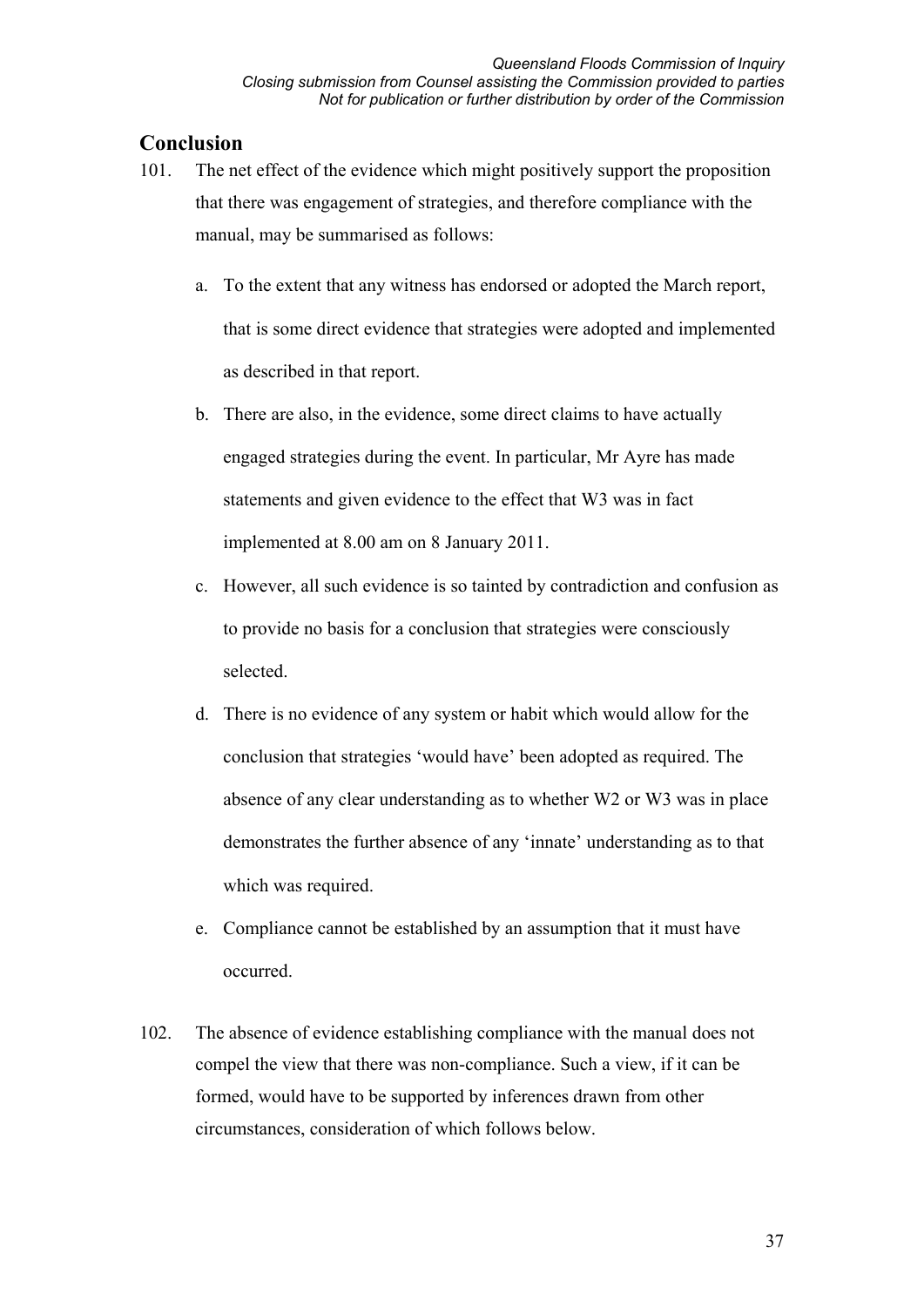## Conclusion

101. The net effect of the evidence which might positively support the proposition that there was engagement of strategies, and therefore compliance with the manual, may be summarised as follows:

    a. To the extent that any witness has endorsed or adopted the March report, that is some direct evidence that strategies were adopted and implemented as described in that report.

    b. There are also, in the evidence, some direct claims to have actually engaged strategies during the event. In particular, Mr Ayre has made statements and given evidence to the effect that W3 was in fact implemented at 8.00 am on 8 January 2011.

    c. However, all such evidence is so tainted by contradiction and confusion as to provide no basis for a conclusion that strategies were consciously selected.

    d. There is no evidence of any system or habit which would allow for the conclusion that strategies 'would have' been adopted as required. The absence of any clear understanding as to whether W2 or W3 was in place demonstrates the further absence of any 'innate' understanding as to that which was required.

    e. Compliance cannot be established by an assumption that it must have occurred.

102. The absence of evidence establishing compliance with the manual does not compel the view that there was non-compliance. Such a view, if it can be formed, would have to be supported by inferences drawn from other circumstances, consideration of which follows below.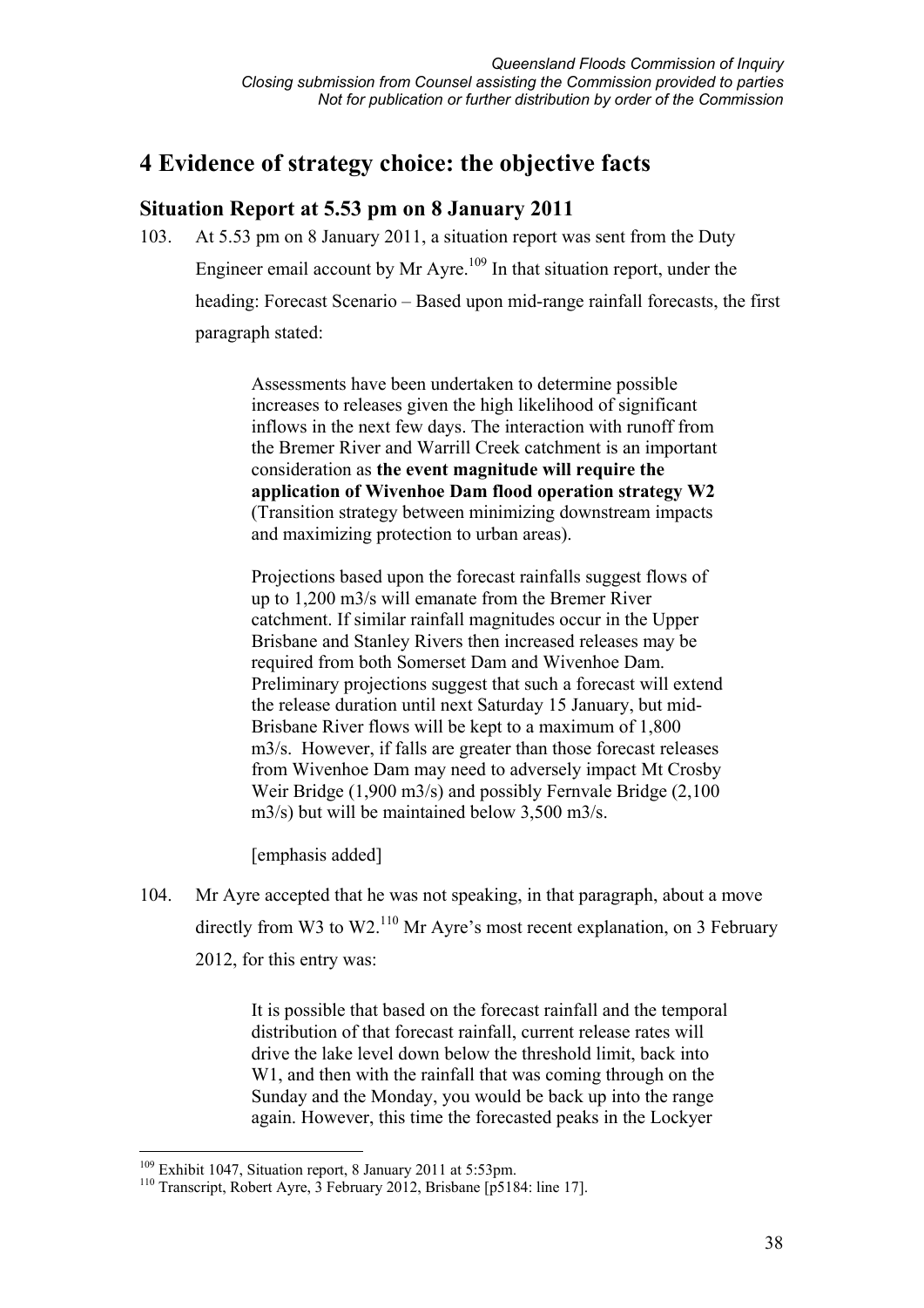# 4 Evidence of strategy choice: the objective facts

## Situation Report at 5.53 pm on 8 January 2011

103. At 5.53 pm on 8 January 2011, a situation report was sent from the Duty Engineer email account by Mr Ayre.[109] In that situation report, under the heading: Forecast Scenario – Based upon mid-range rainfall forecasts, the first paragraph stated:

> Assessments have been undertaken to determine possible increases to releases given the high likelihood of significant inflows in the next few days. The interaction with runoff from the Bremer River and Warrill Creek catchment is an important consideration as **the event magnitude will require the application of Wivenhoe Dam flood operation strategy W2** (Transition strategy between minimizing downstream impacts and maximizing protection to urban areas).
>
> Projections based upon the forecast rainfalls suggest flows of up to 1,200 m3/s will emanate from the Bremer River catchment. If similar rainfall magnitudes occur in the Upper Brisbane and Stanley Rivers then increased releases may be required from both Somerset Dam and Wivenhoe Dam. Preliminary projections suggest that such a forecast will extend the release duration until next Saturday 15 January, but mid-Brisbane River flows will be kept to a maximum of 1,800 m3/s. However, if falls are greater than those forecast releases from Wivenhoe Dam may need to adversely impact Mt Crosby Weir Bridge (1,900 m3/s) and possibly Fernvale Bridge (2,100 m3/s) but will be maintained below 3,500 m3/s.
>
> [emphasis added]

104. Mr Ayre accepted that he was not speaking, in that paragraph, about a move directly from W3 to W2.[110] Mr Ayre's most recent explanation, on 3 February 2012, for this entry was:

> It is possible that based on the forecast rainfall and the temporal distribution of that forecast rainfall, current release rates will drive the lake level down below the threshold limit, back into W1, and then with the rainfall that was coming through on the Sunday and the Monday, you would be back up into the range again. However, this time the forecasted peaks in the Lockyer

---

[109] Exhibit 1047, Situation report, 8 January 2011 at 5:53pm.

[110] Transcript, Robert Ayre, 3 February 2012, Brisbane [p5184: line 17].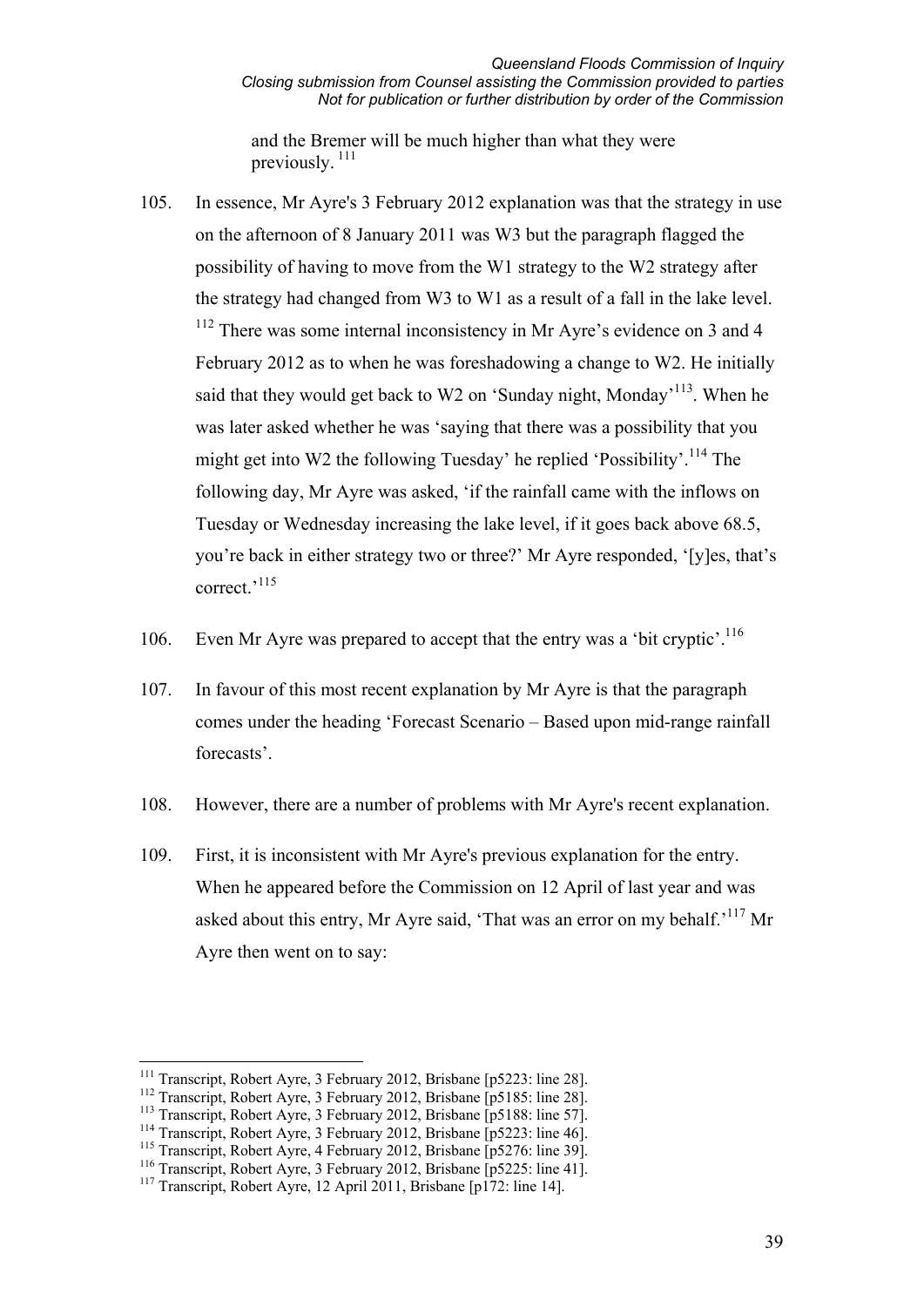and the Bremer will be much higher than what they were previously. [111]

105. In essence, Mr Ayre's 3 February 2012 explanation was that the strategy in use on the afternoon of 8 January 2011 was W3 but the paragraph flagged the possibility of having to move from the W1 strategy to the W2 strategy after the strategy had changed from W3 to W1 as a result of a fall in the lake level. [112] There was some internal inconsistency in Mr Ayre's evidence on 3 and 4 February 2012 as to when he was foreshadowing a change to W2. He initially said that they would get back to W2 on 'Sunday night, Monday'[113]. When he was later asked whether he was 'saying that there was a possibility that you might get into W2 the following Tuesday' he replied 'Possibility'.[114] The following day, Mr Ayre was asked, 'if the rainfall came with the inflows on Tuesday or Wednesday increasing the lake level, if it goes back above 68.5, you're back in either strategy two or three?' Mr Ayre responded, '[y]es, that's correct.'[115]

106. Even Mr Ayre was prepared to accept that the entry was a 'bit cryptic'.[116]

107. In favour of this most recent explanation by Mr Ayre is that the paragraph comes under the heading 'Forecast Scenario – Based upon mid-range rainfall forecasts'.

108. However, there are a number of problems with Mr Ayre's recent explanation.

109. First, it is inconsistent with Mr Ayre's previous explanation for the entry. When he appeared before the Commission on 12 April of last year and was asked about this entry, Mr Ayre said, 'That was an error on my behalf.'[117] Mr Ayre then went on to say:

---

[111] Transcript, Robert Ayre, 3 February 2012, Brisbane [p5223: line 28].
[112] Transcript, Robert Ayre, 3 February 2012, Brisbane [p5185: line 28].
[113] Transcript, Robert Ayre, 3 February 2012, Brisbane [p5188: line 57].
[114] Transcript, Robert Ayre, 3 February 2012, Brisbane [p5223: line 46].
[115] Transcript, Robert Ayre, 4 February 2012, Brisbane [p5276: line 39].
[116] Transcript, Robert Ayre, 3 February 2012, Brisbane [p5225: line 41].
[117] Transcript, Robert Ayre, 12 April 2011, Brisbane [p172: line 14].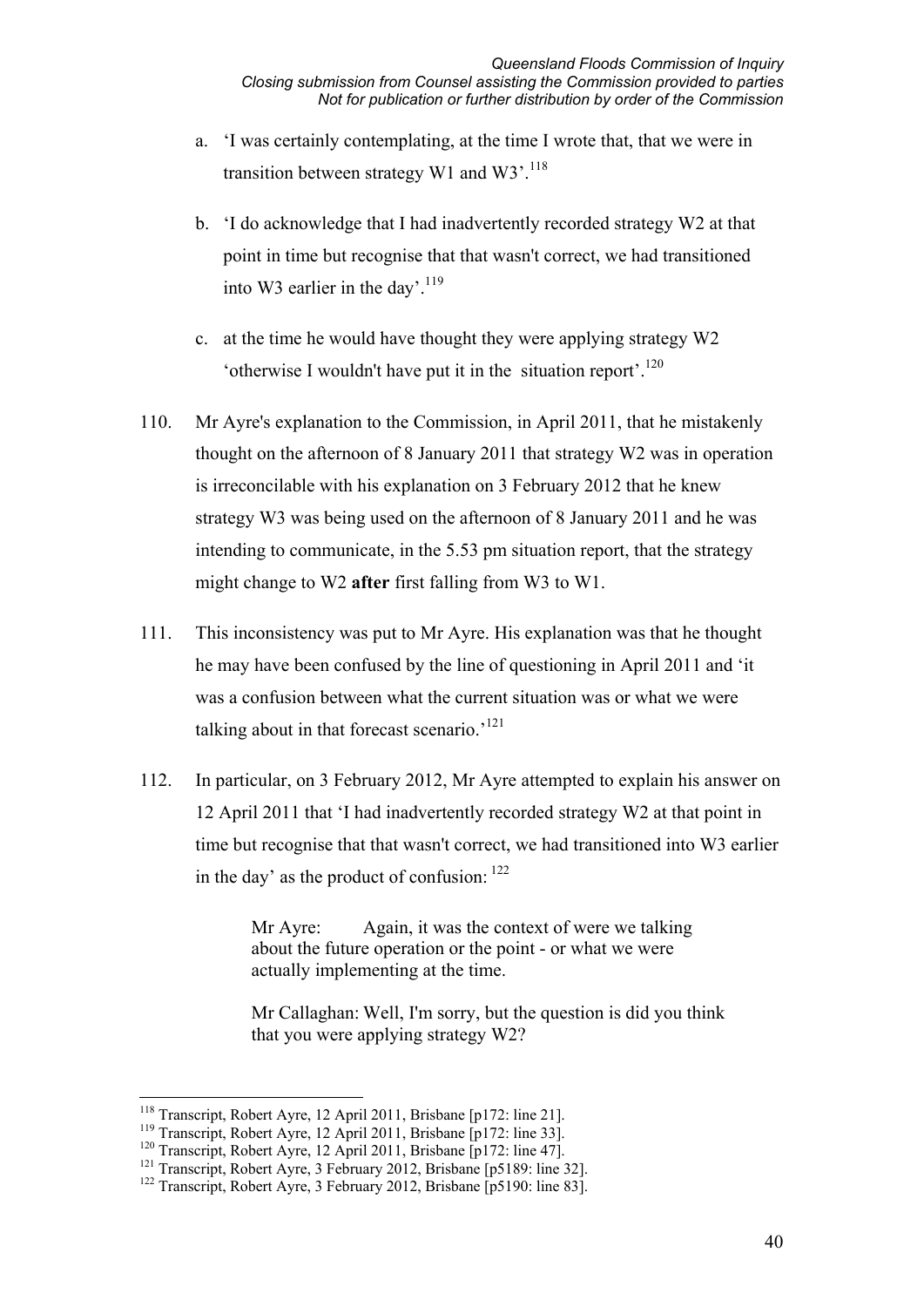a. 'I was certainly contemplating, at the time I wrote that, that we were in transition between strategy W1 and W3'.[118]

b. 'I do acknowledge that I had inadvertently recorded strategy W2 at that point in time but recognise that that wasn't correct, we had transitioned into W3 earlier in the day'.[119]

c. at the time he would have thought they were applying strategy W2 'otherwise I wouldn't have put it in the situation report'.[120]

110. Mr Ayre's explanation to the Commission, in April 2011, that he mistakenly thought on the afternoon of 8 January 2011 that strategy W2 was in operation is irreconcilable with his explanation on 3 February 2012 that he knew strategy W3 was being used on the afternoon of 8 January 2011 and he was intending to communicate, in the 5.53 pm situation report, that the strategy might change to W2 **after** first falling from W3 to W1.

111. This inconsistency was put to Mr Ayre. His explanation was that he thought he may have been confused by the line of questioning in April 2011 and 'it was a confusion between what the current situation was or what we were talking about in that forecast scenario.'[121]

112. In particular, on 3 February 2012, Mr Ayre attempted to explain his answer on 12 April 2011 that 'I had inadvertently recorded strategy W2 at that point in time but recognise that that wasn't correct, we had transitioned into W3 earlier in the day' as the product of confusion: [122]

> Mr Ayre: Again, it was the context of were we talking about the future operation or the point - or what we were actually implementing at the time.
>
> Mr Callaghan: Well, I'm sorry, but the question is did you think that you were applying strategy W2?

---

[118] Transcript, Robert Ayre, 12 April 2011, Brisbane [p172: line 21].

[119] Transcript, Robert Ayre, 12 April 2011, Brisbane [p172: line 33].

[120] Transcript, Robert Ayre, 12 April 2011, Brisbane [p172: line 47].

[121] Transcript, Robert Ayre, 3 February 2012, Brisbane [p5189: line 32].

[122] Transcript, Robert Ayre, 3 February 2012, Brisbane [p5190: line 83].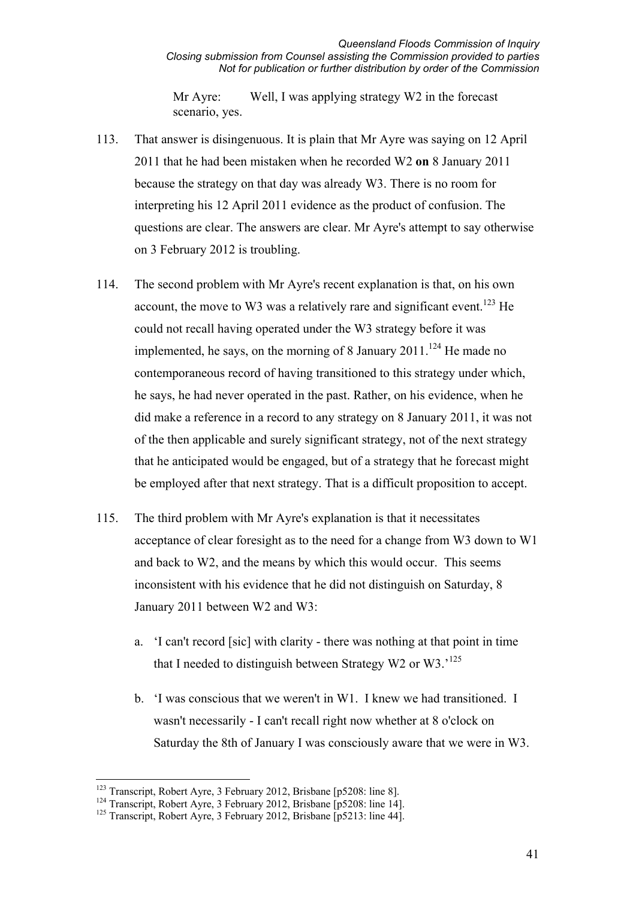Mr Ayre: Well, I was applying strategy W2 in the forecast scenario, yes.

113. That answer is disingenuous. It is plain that Mr Ayre was saying on 12 April 2011 that he had been mistaken when he recorded W2 **on** 8 January 2011 because the strategy on that day was already W3. There is no room for interpreting his 12 April 2011 evidence as the product of confusion. The questions are clear. The answers are clear. Mr Ayre's attempt to say otherwise on 3 February 2012 is troubling.

114. The second problem with Mr Ayre's recent explanation is that, on his own account, the move to W3 was a relatively rare and significant event.[123] He could not recall having operated under the W3 strategy before it was implemented, he says, on the morning of 8 January 2011.[124] He made no contemporaneous record of having transitioned to this strategy under which, he says, he had never operated in the past. Rather, on his evidence, when he did make a reference in a record to any strategy on 8 January 2011, it was not of the then applicable and surely significant strategy, not of the next strategy that he anticipated would be engaged, but of a strategy that he forecast might be employed after that next strategy. That is a difficult proposition to accept.

115. The third problem with Mr Ayre's explanation is that it necessitates acceptance of clear foresight as to the need for a change from W3 down to W1 and back to W2, and the means by which this would occur. This seems inconsistent with his evidence that he did not distinguish on Saturday, 8 January 2011 between W2 and W3:

    a. 'I can't record [sic] with clarity - there was nothing at that point in time that I needed to distinguish between Strategy W2 or W3.'[125]

    b. 'I was conscious that we weren't in W1. I knew we had transitioned. I wasn't necessarily - I can't recall right now whether at 8 o'clock on Saturday the 8th of January I was consciously aware that we were in W3.

[123] Transcript, Robert Ayre, 3 February 2012, Brisbane [p5208: line 8].

[124] Transcript, Robert Ayre, 3 February 2012, Brisbane [p5208: line 14].

[125] Transcript, Robert Ayre, 3 February 2012, Brisbane [p5213: line 44].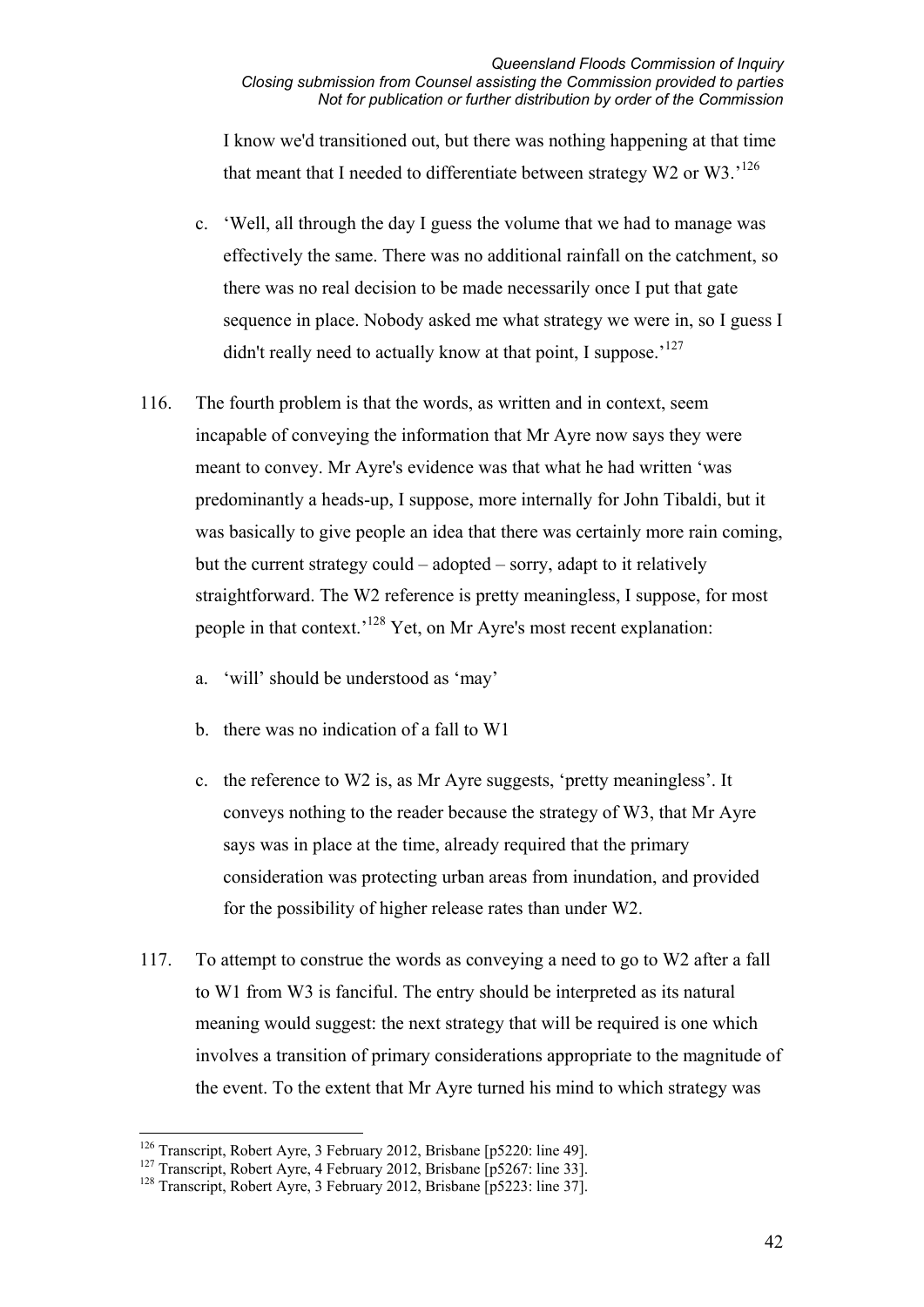I know we'd transitioned out, but there was nothing happening at that time that meant that I needed to differentiate between strategy W2 or W3.'[126]

c. 'Well, all through the day I guess the volume that we had to manage was effectively the same. There was no additional rainfall on the catchment, so there was no real decision to be made necessarily once I put that gate sequence in place. Nobody asked me what strategy we were in, so I guess I didn't really need to actually know at that point, I suppose.'[127]

116. The fourth problem is that the words, as written and in context, seem incapable of conveying the information that Mr Ayre now says they were meant to convey. Mr Ayre's evidence was that what he had written 'was predominantly a heads-up, I suppose, more internally for John Tibaldi, but it was basically to give people an idea that there was certainly more rain coming, but the current strategy could – adopted – sorry, adapt to it relatively straightforward. The W2 reference is pretty meaningless, I suppose, for most people in that context.'[128] Yet, on Mr Ayre's most recent explanation:

   a. 'will' should be understood as 'may'

   b. there was no indication of a fall to W1

   c. the reference to W2 is, as Mr Ayre suggests, 'pretty meaningless'. It conveys nothing to the reader because the strategy of W3, that Mr Ayre says was in place at the time, already required that the primary consideration was protecting urban areas from inundation, and provided for the possibility of higher release rates than under W2.

117. To attempt to construe the words as conveying a need to go to W2 after a fall to W1 from W3 is fanciful. The entry should be interpreted as its natural meaning would suggest: the next strategy that will be required is one which involves a transition of primary considerations appropriate to the magnitude of the event. To the extent that Mr Ayre turned his mind to which strategy was

---

[126] Transcript, Robert Ayre, 3 February 2012, Brisbane [p5220: line 49].

[127] Transcript, Robert Ayre, 4 February 2012, Brisbane [p5267: line 33].

[128] Transcript, Robert Ayre, 3 February 2012, Brisbane [p5223: line 37].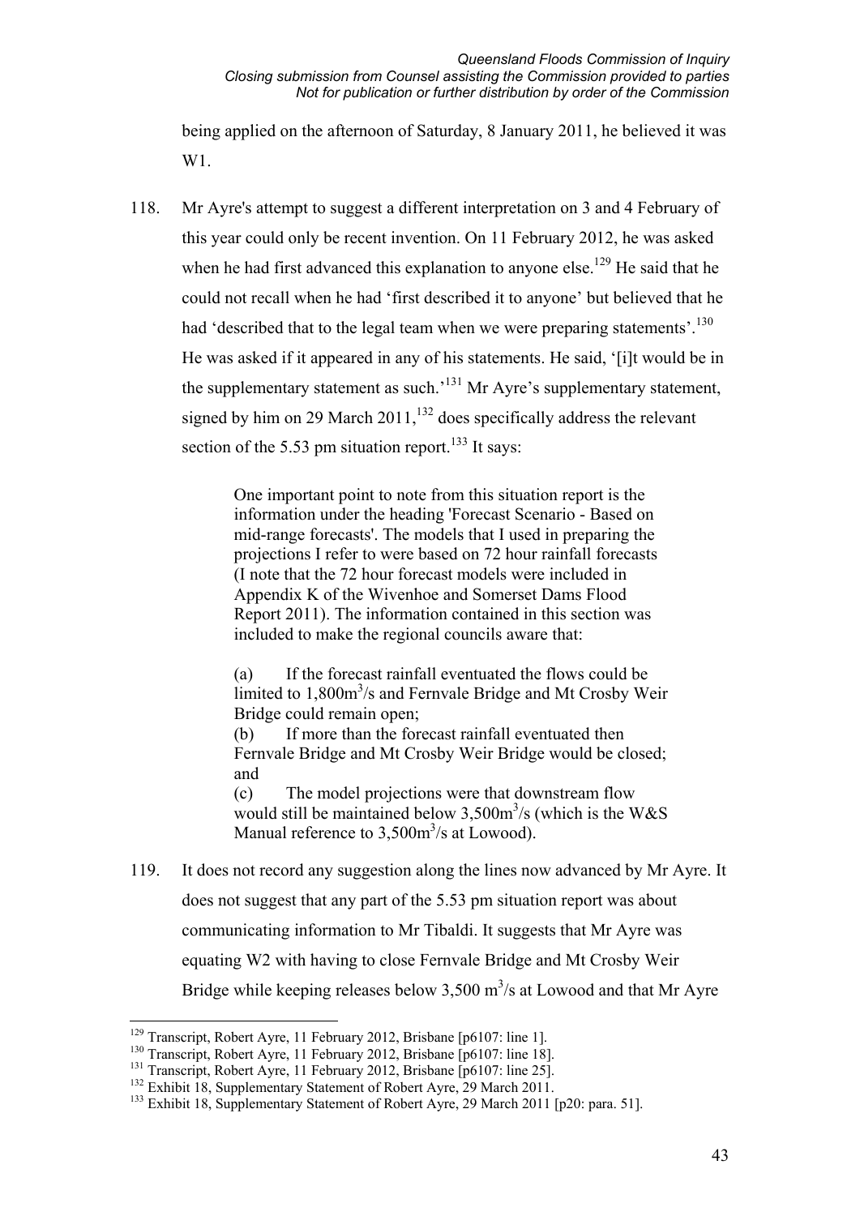being applied on the afternoon of Saturday, 8 January 2011, he believed it was W1.

118. Mr Ayre's attempt to suggest a different interpretation on 3 and 4 February of this year could only be recent invention. On 11 February 2012, he was asked when he had first advanced this explanation to anyone else.[129] He said that he could not recall when he had 'first described it to anyone' but believed that he had 'described that to the legal team when we were preparing statements'.[130] He was asked if it appeared in any of his statements. He said, '[i]t would be in the supplementary statement as such.'[131] Mr Ayre's supplementary statement, signed by him on 29 March 2011,[132] does specifically address the relevant section of the 5.53 pm situation report.[133] It says:

> One important point to note from this situation report is the information under the heading 'Forecast Scenario - Based on mid-range forecasts'. The models that I used in preparing the projections I refer to were based on 72 hour rainfall forecasts (I note that the 72 hour forecast models were included in Appendix K of the Wivenhoe and Somerset Dams Flood Report 2011). The information contained in this section was included to make the regional councils aware that:
>
> (a) If the forecast rainfall eventuated the flows could be limited to 1,800m$^3$/s and Fernvale Bridge and Mt Crosby Weir Bridge could remain open;
> (b) If more than the forecast rainfall eventuated then Fernvale Bridge and Mt Crosby Weir Bridge would be closed; and
> (c) The model projections were that downstream flow would still be maintained below 3,500m$^3$/s (which is the W&S Manual reference to 3,500m$^3$/s at Lowood).

119. It does not record any suggestion along the lines now advanced by Mr Ayre. It does not suggest that any part of the 5.53 pm situation report was about communicating information to Mr Tibaldi. It suggests that Mr Ayre was equating W2 with having to close Fernvale Bridge and Mt Crosby Weir Bridge while keeping releases below 3,500 m$^3$/s at Lowood and that Mr Ayre

---

[129] Transcript, Robert Ayre, 11 February 2012, Brisbane [p6107: line 1].
[130] Transcript, Robert Ayre, 11 February 2012, Brisbane [p6107: line 18].
[131] Transcript, Robert Ayre, 11 February 2012, Brisbane [p6107: line 25].
[132] Exhibit 18, Supplementary Statement of Robert Ayre, 29 March 2011.
[133] Exhibit 18, Supplementary Statement of Robert Ayre, 29 March 2011 [p20: para. 51].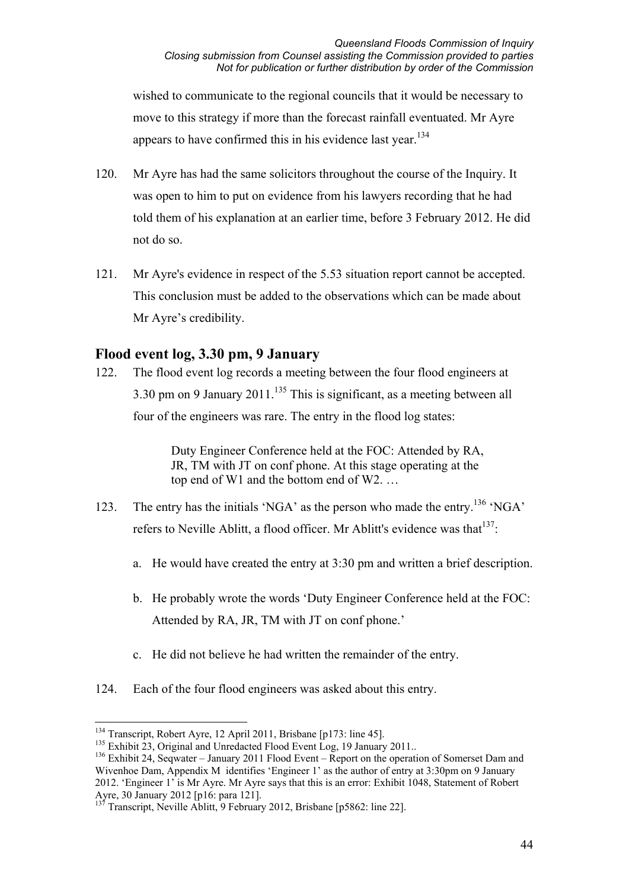wished to communicate to the regional councils that it would be necessary to move to this strategy if more than the forecast rainfall eventuated. Mr Ayre appears to have confirmed this in his evidence last year.[134]

120. Mr Ayre has had the same solicitors throughout the course of the Inquiry. It was open to him to put on evidence from his lawyers recording that he had told them of his explanation at an earlier time, before 3 February 2012. He did not do so.

121. Mr Ayre's evidence in respect of the 5.53 situation report cannot be accepted. This conclusion must be added to the observations which can be made about Mr Ayre's credibility.

## Flood event log, 3.30 pm, 9 January

122. The flood event log records a meeting between the four flood engineers at 3.30 pm on 9 January 2011.[135] This is significant, as a meeting between all four of the engineers was rare. The entry in the flood log states:

> Duty Engineer Conference held at the FOC: Attended by RA, JR, TM with JT on conf phone. At this stage operating at the top end of W1 and the bottom end of W2. …

123. The entry has the initials 'NGA' as the person who made the entry.[136] 'NGA' refers to Neville Ablitt, a flood officer. Mr Ablitt's evidence was that[137]:

   a. He would have created the entry at 3:30 pm and written a brief description.

   b. He probably wrote the words 'Duty Engineer Conference held at the FOC: Attended by RA, JR, TM with JT on conf phone.'

   c. He did not believe he had written the remainder of the entry.

124. Each of the four flood engineers was asked about this entry.

---

[134] Transcript, Robert Ayre, 12 April 2011, Brisbane [p173: line 45].

[135] Exhibit 23, Original and Unredacted Flood Event Log, 19 January 2011..

[136] Exhibit 24, Seqwater – January 2011 Flood Event – Report on the operation of Somerset Dam and Wivenhoe Dam, Appendix M identifies 'Engineer 1' as the author of entry at 3:30pm on 9 January 2012. 'Engineer 1' is Mr Ayre. Mr Ayre says that this is an error: Exhibit 1048, Statement of Robert Ayre, 30 January 2012 [p16: para 121].

[137] Transcript, Neville Ablitt, 9 February 2012, Brisbane [p5862: line 22].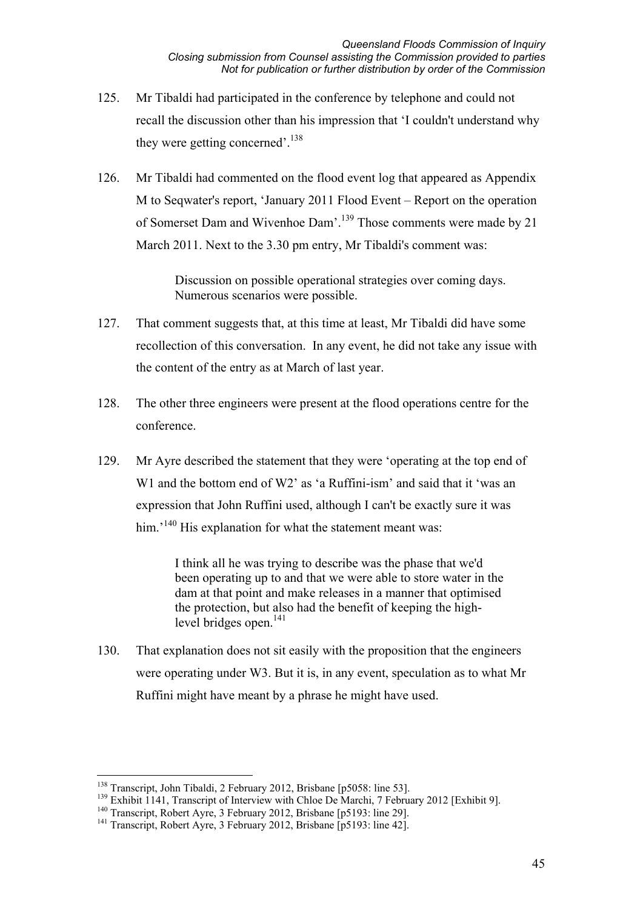125. Mr Tibaldi had participated in the conference by telephone and could not recall the discussion other than his impression that 'I couldn't understand why they were getting concerned'.[138]

126. Mr Tibaldi had commented on the flood event log that appeared as Appendix M to Seqwater's report, 'January 2011 Flood Event – Report on the operation of Somerset Dam and Wivenhoe Dam'.[139] Those comments were made by 21 March 2011. Next to the 3.30 pm entry, Mr Tibaldi's comment was:

> Discussion on possible operational strategies over coming days. Numerous scenarios were possible.

127. That comment suggests that, at this time at least, Mr Tibaldi did have some recollection of this conversation. In any event, he did not take any issue with the content of the entry as at March of last year.

128. The other three engineers were present at the flood operations centre for the conference.

129. Mr Ayre described the statement that they were 'operating at the top end of W1 and the bottom end of W2' as 'a Ruffini-ism' and said that it 'was an expression that John Ruffini used, although I can't be exactly sure it was him.'[140] His explanation for what the statement meant was:

> I think all he was trying to describe was the phase that we'd been operating up to and that we were able to store water in the dam at that point and make releases in a manner that optimised the protection, but also had the benefit of keeping the high-level bridges open.[141]

130. That explanation does not sit easily with the proposition that the engineers were operating under W3. But it is, in any event, speculation as to what Mr Ruffini might have meant by a phrase he might have used.

---

[138] Transcript, John Tibaldi, 2 February 2012, Brisbane [p5058: line 53].

[139] Exhibit 1141, Transcript of Interview with Chloe De Marchi, 7 February 2012 [Exhibit 9].

[140] Transcript, Robert Ayre, 3 February 2012, Brisbane [p5193: line 29].

[141] Transcript, Robert Ayre, 3 February 2012, Brisbane [p5193: line 42].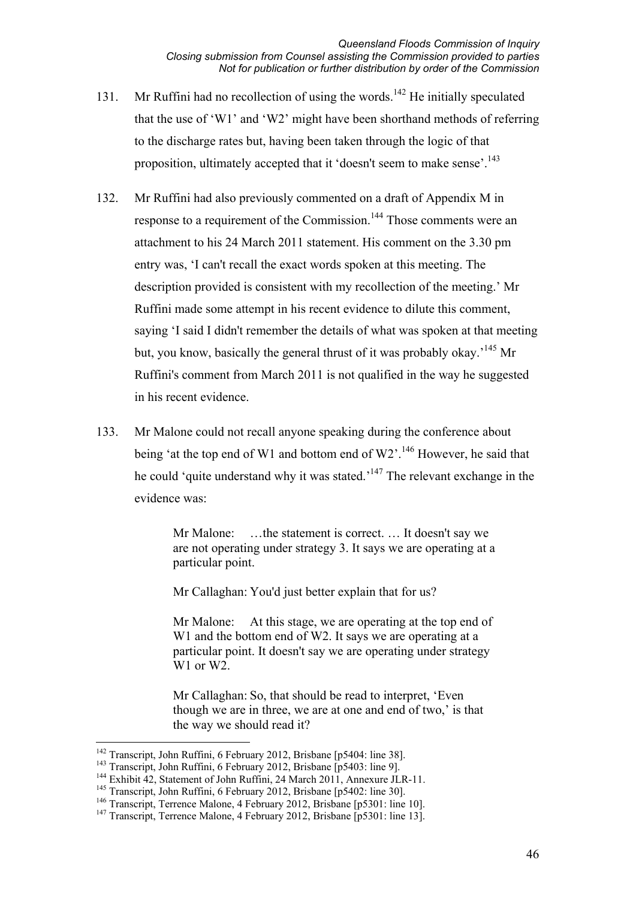131. Mr Ruffini had no recollection of using the words.[142] He initially speculated that the use of 'W1' and 'W2' might have been shorthand methods of referring to the discharge rates but, having been taken through the logic of that proposition, ultimately accepted that it 'doesn't seem to make sense'.[143]

132. Mr Ruffini had also previously commented on a draft of Appendix M in response to a requirement of the Commission.[144] Those comments were an attachment to his 24 March 2011 statement. His comment on the 3.30 pm entry was, 'I can't recall the exact words spoken at this meeting. The description provided is consistent with my recollection of the meeting.' Mr Ruffini made some attempt in his recent evidence to dilute this comment, saying 'I said I didn't remember the details of what was spoken at that meeting but, you know, basically the general thrust of it was probably okay.'[145] Mr Ruffini's comment from March 2011 is not qualified in the way he suggested in his recent evidence.

133. Mr Malone could not recall anyone speaking during the conference about being 'at the top end of W1 and bottom end of W2'.[146] However, he said that he could 'quite understand why it was stated.'[147] The relevant exchange in the evidence was:

> Mr Malone: …the statement is correct. … It doesn't say we are not operating under strategy 3. It says we are operating at a particular point.
>
> Mr Callaghan: You'd just better explain that for us?
>
> Mr Malone: At this stage, we are operating at the top end of W1 and the bottom end of W2. It says we are operating at a particular point. It doesn't say we are operating under strategy W1 or W2.
>
> Mr Callaghan: So, that should be read to interpret, 'Even though we are in three, we are at one and end of two,' is that the way we should read it?

---

[142] Transcript, John Ruffini, 6 February 2012, Brisbane [p5404: line 38].
[143] Transcript, John Ruffini, 6 February 2012, Brisbane [p5403: line 9].
[144] Exhibit 42, Statement of John Ruffini, 24 March 2011, Annexure JLR-11.
[145] Transcript, John Ruffini, 6 February 2012, Brisbane [p5402: line 30].
[146] Transcript, Terrence Malone, 4 February 2012, Brisbane [p5301: line 10].
[147] Transcript, Terrence Malone, 4 February 2012, Brisbane [p5301: line 13].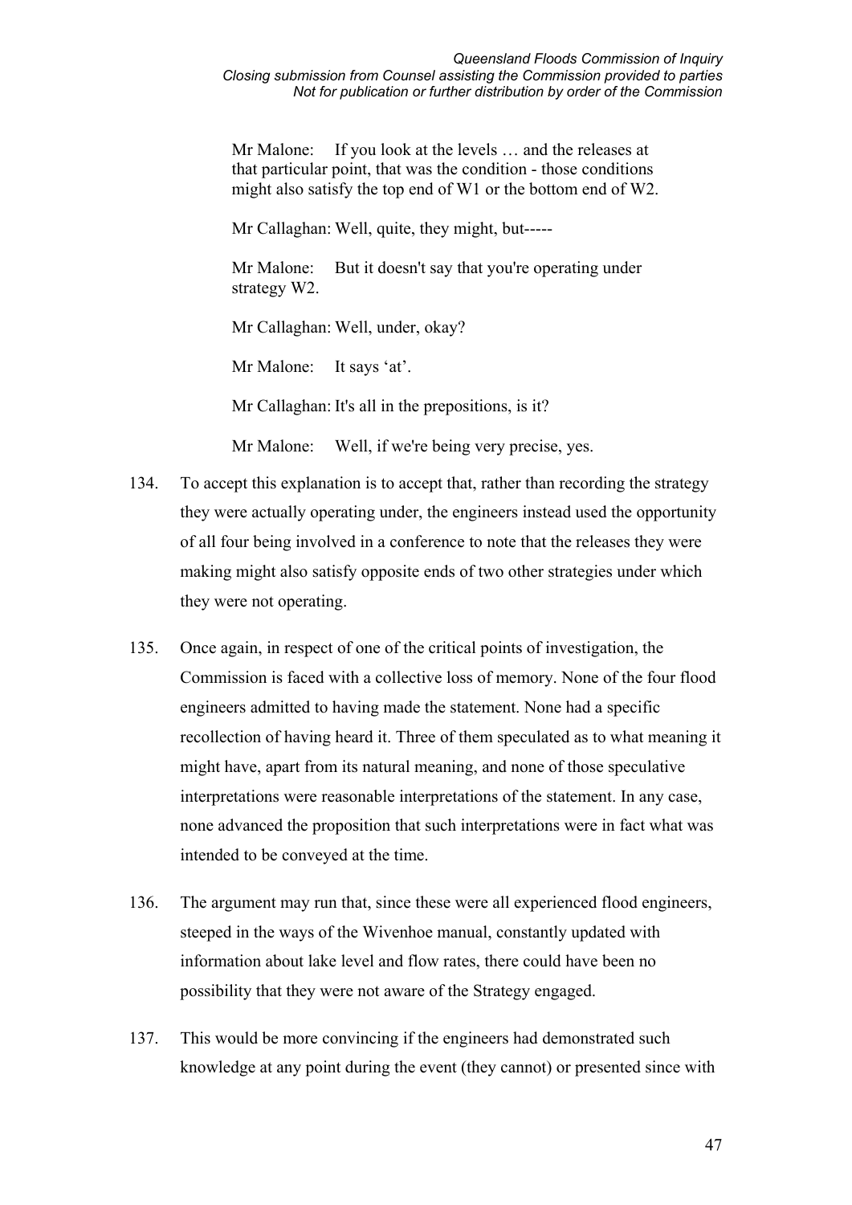> Mr Malone: If you look at the levels … and the releases at that particular point, that was the condition - those conditions might also satisfy the top end of W1 or the bottom end of W2.
>
> Mr Callaghan: Well, quite, they might, but-----
>
> Mr Malone: But it doesn't say that you're operating under strategy W2.
>
> Mr Callaghan: Well, under, okay?
>
> Mr Malone: It says 'at'.
>
> Mr Callaghan: It's all in the prepositions, is it?
>
> Mr Malone: Well, if we're being very precise, yes.

134. To accept this explanation is to accept that, rather than recording the strategy they were actually operating under, the engineers instead used the opportunity of all four being involved in a conference to note that the releases they were making might also satisfy opposite ends of two other strategies under which they were not operating.

135. Once again, in respect of one of the critical points of investigation, the Commission is faced with a collective loss of memory. None of the four flood engineers admitted to having made the statement. None had a specific recollection of having heard it. Three of them speculated as to what meaning it might have, apart from its natural meaning, and none of those speculative interpretations were reasonable interpretations of the statement. In any case, none advanced the proposition that such interpretations were in fact what was intended to be conveyed at the time.

136. The argument may run that, since these were all experienced flood engineers, steeped in the ways of the Wivenhoe manual, constantly updated with information about lake level and flow rates, there could have been no possibility that they were not aware of the Strategy engaged.

137. This would be more convincing if the engineers had demonstrated such knowledge at any point during the event (they cannot) or presented since with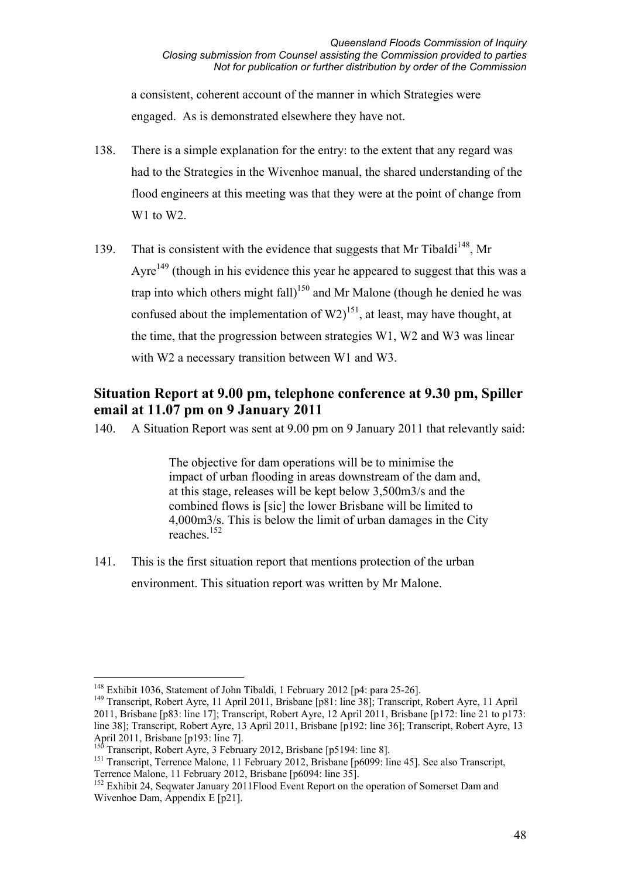a consistent, coherent account of the manner in which Strategies were engaged. As is demonstrated elsewhere they have not.

138. There is a simple explanation for the entry: to the extent that any regard was had to the Strategies in the Wivenhoe manual, the shared understanding of the flood engineers at this meeting was that they were at the point of change from W1 to W2.

139. That is consistent with the evidence that suggests that Mr Tibaldi[148], Mr Ayre[149] (though in his evidence this year he appeared to suggest that this was a trap into which others might fall)[150] and Mr Malone (though he denied he was confused about the implementation of W2)[151], at least, may have thought, at the time, that the progression between strategies W1, W2 and W3 was linear with W2 a necessary transition between W1 and W3.

## Situation Report at 9.00 pm, telephone conference at 9.30 pm, Spiller email at 11.07 pm on 9 January 2011

140. A Situation Report was sent at 9.00 pm on 9 January 2011 that relevantly said:

> The objective for dam operations will be to minimise the impact of urban flooding in areas downstream of the dam and, at this stage, releases will be kept below 3,500m3/s and the combined flows is [sic] the lower Brisbane will be limited to 4,000m3/s. This is below the limit of urban damages in the City reaches.[152]

141. This is the first situation report that mentions protection of the urban environment. This situation report was written by Mr Malone.

---

[148] Exhibit 1036, Statement of John Tibaldi, 1 February 2012 [p4: para 25-26].

[149] Transcript, Robert Ayre, 11 April 2011, Brisbane [p81: line 38]; Transcript, Robert Ayre, 11 April 2011, Brisbane [p83: line 17]; Transcript, Robert Ayre, 12 April 2011, Brisbane [p172: line 21 to p173: line 38]; Transcript, Robert Ayre, 13 April 2011, Brisbane [p192: line 36]; Transcript, Robert Ayre, 13 April 2011, Brisbane [p193: line 7].

[150] Transcript, Robert Ayre, 3 February 2012, Brisbane [p5194: line 8].

[151] Transcript, Terrence Malone, 11 February 2012, Brisbane [p6099: line 45]. See also Transcript, Terrence Malone, 11 February 2012, Brisbane [p6094: line 35].

[152] Exhibit 24, Seqwater January 2011Flood Event Report on the operation of Somerset Dam and Wivenhoe Dam, Appendix E [p21].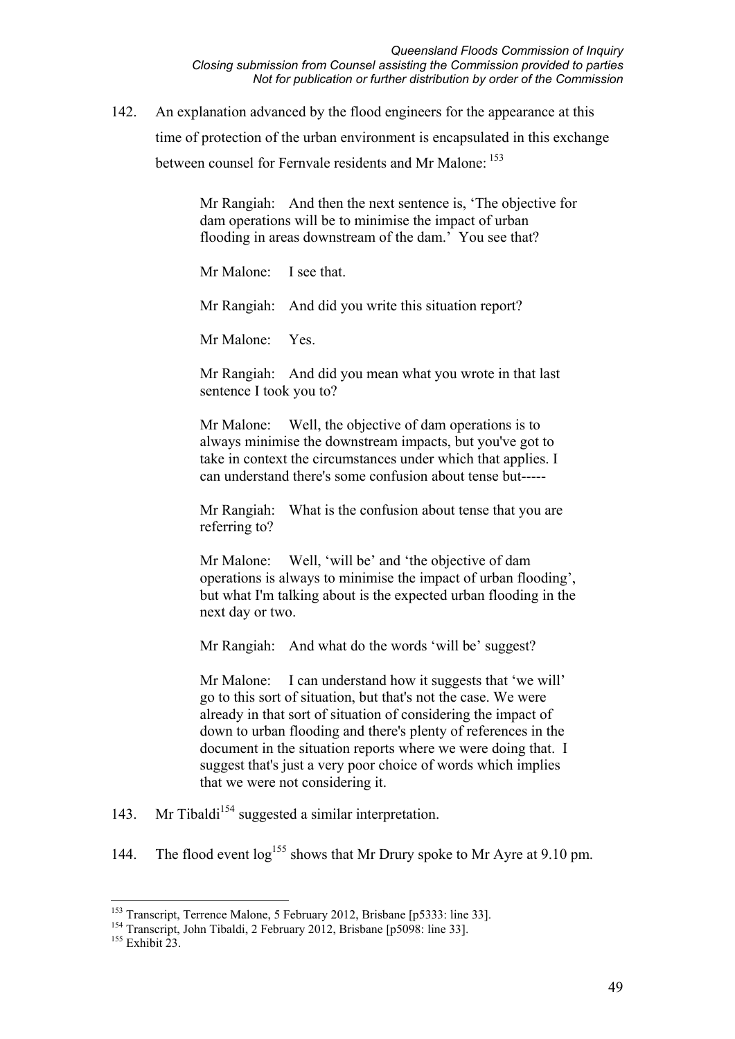142. An explanation advanced by the flood engineers for the appearance at this time of protection of the urban environment is encapsulated in this exchange between counsel for Fernvale residents and Mr Malone: [153]

> Mr Rangiah: And then the next sentence is, 'The objective for dam operations will be to minimise the impact of urban flooding in areas downstream of the dam.' You see that?
>
> Mr Malone: I see that.
>
> Mr Rangiah: And did you write this situation report?
>
> Mr Malone: Yes.
>
> Mr Rangiah: And did you mean what you wrote in that last sentence I took you to?
>
> Mr Malone: Well, the objective of dam operations is to always minimise the downstream impacts, but you've got to take in context the circumstances under which that applies. I can understand there's some confusion about tense but-----
>
> Mr Rangiah: What is the confusion about tense that you are referring to?
>
> Mr Malone: Well, 'will be' and 'the objective of dam operations is always to minimise the impact of urban flooding', but what I'm talking about is the expected urban flooding in the next day or two.
>
> Mr Rangiah: And what do the words 'will be' suggest?
>
> Mr Malone: I can understand how it suggests that 'we will' go to this sort of situation, but that's not the case. We were already in that sort of situation of considering the impact of down to urban flooding and there's plenty of references in the document in the situation reports where we were doing that. I suggest that's just a very poor choice of words which implies that we were not considering it.

143. Mr Tibaldi[154] suggested a similar interpretation.

144. The flood event log[155] shows that Mr Drury spoke to Mr Ayre at 9.10 pm.

---

[153] Transcript, Terrence Malone, 5 February 2012, Brisbane [p5333: line 33].

[154] Transcript, John Tibaldi, 2 February 2012, Brisbane [p5098: line 33].

[155] Exhibit 23.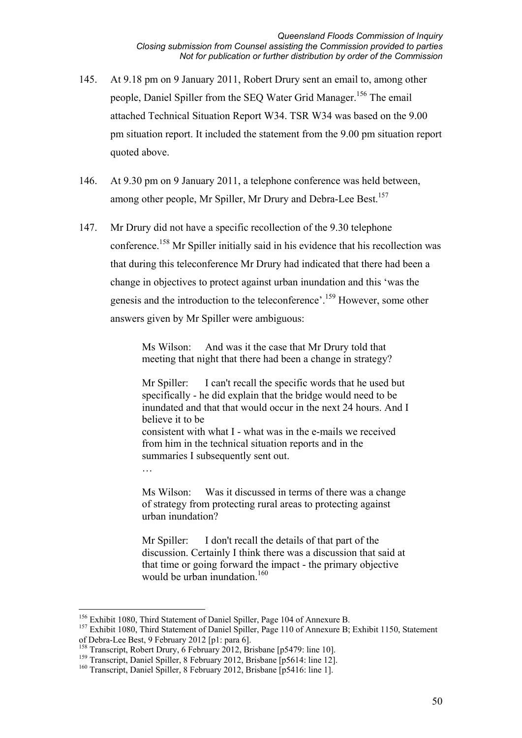145. At 9.18 pm on 9 January 2011, Robert Drury sent an email to, among other people, Daniel Spiller from the SEQ Water Grid Manager.[156] The email attached Technical Situation Report W34. TSR W34 was based on the 9.00 pm situation report. It included the statement from the 9.00 pm situation report quoted above.

146. At 9.30 pm on 9 January 2011, a telephone conference was held between, among other people, Mr Spiller, Mr Drury and Debra-Lee Best.[157]

147. Mr Drury did not have a specific recollection of the 9.30 telephone conference.[158] Mr Spiller initially said in his evidence that his recollection was that during this teleconference Mr Drury had indicated that there had been a change in objectives to protect against urban inundation and this 'was the genesis and the introduction to the teleconference'.[159] However, some other answers given by Mr Spiller were ambiguous:

> Ms Wilson: And was it the case that Mr Drury told that meeting that night that there had been a change in strategy?
>
> Mr Spiller: I can't recall the specific words that he used but specifically - he did explain that the bridge would need to be inundated and that that would occur in the next 24 hours. And I believe it to be
> consistent with what I - what was in the e-mails we received from him in the technical situation reports and in the summaries I subsequently sent out.
>
> …
>
> Ms Wilson: Was it discussed in terms of there was a change of strategy from protecting rural areas to protecting against urban inundation?
>
> Mr Spiller: I don't recall the details of that part of the discussion. Certainly I think there was a discussion that said at that time or going forward the impact - the primary objective would be urban inundation.[160]

---

[156] Exhibit 1080, Third Statement of Daniel Spiller, Page 104 of Annexure B.

[157] Exhibit 1080, Third Statement of Daniel Spiller, Page 110 of Annexure B; Exhibit 1150, Statement of Debra-Lee Best, 9 February 2012 [p1: para 6].

[158] Transcript, Robert Drury, 6 February 2012, Brisbane [p5479: line 10].

[159] Transcript, Daniel Spiller, 8 February 2012, Brisbane [p5614: line 12].

[160] Transcript, Daniel Spiller, 8 February 2012, Brisbane [p5416: line 1].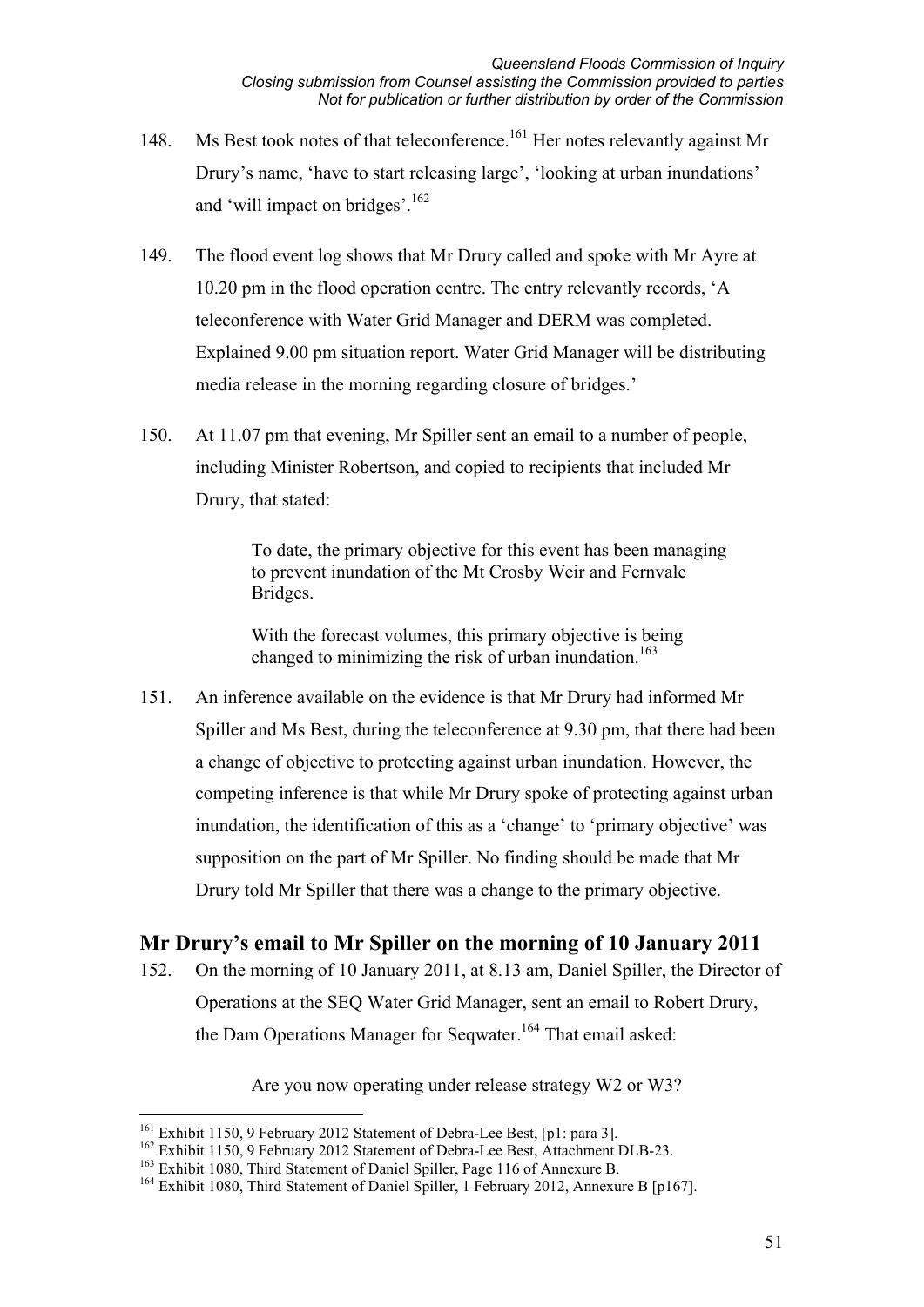148. Ms Best took notes of that teleconference.[161] Her notes relevantly against Mr Drury's name, 'have to start releasing large', 'looking at urban inundations' and 'will impact on bridges'.[162]

149. The flood event log shows that Mr Drury called and spoke with Mr Ayre at 10.20 pm in the flood operation centre. The entry relevantly records, 'A teleconference with Water Grid Manager and DERM was completed. Explained 9.00 pm situation report. Water Grid Manager will be distributing media release in the morning regarding closure of bridges.'

150. At 11.07 pm that evening, Mr Spiller sent an email to a number of people, including Minister Robertson, and copied to recipients that included Mr Drury, that stated:

> To date, the primary objective for this event has been managing to prevent inundation of the Mt Crosby Weir and Fernvale Bridges.
>
> With the forecast volumes, this primary objective is being changed to minimizing the risk of urban inundation.[163]

151. An inference available on the evidence is that Mr Drury had informed Mr Spiller and Ms Best, during the teleconference at 9.30 pm, that there had been a change of objective to protecting against urban inundation. However, the competing inference is that while Mr Drury spoke of protecting against urban inundation, the identification of this as a 'change' to 'primary objective' was supposition on the part of Mr Spiller. No finding should be made that Mr Drury told Mr Spiller that there was a change to the primary objective.

## Mr Drury's email to Mr Spiller on the morning of 10 January 2011

152. On the morning of 10 January 2011, at 8.13 am, Daniel Spiller, the Director of Operations at the SEQ Water Grid Manager, sent an email to Robert Drury, the Dam Operations Manager for Seqwater.[164] That email asked:

> Are you now operating under release strategy W2 or W3?

---

[161] Exhibit 1150, 9 February 2012 Statement of Debra-Lee Best, [p1: para 3].

[162] Exhibit 1150, 9 February 2012 Statement of Debra-Lee Best, Attachment DLB-23.

[163] Exhibit 1080, Third Statement of Daniel Spiller, Page 116 of Annexure B.

[164] Exhibit 1080, Third Statement of Daniel Spiller, 1 February 2012, Annexure B [p167].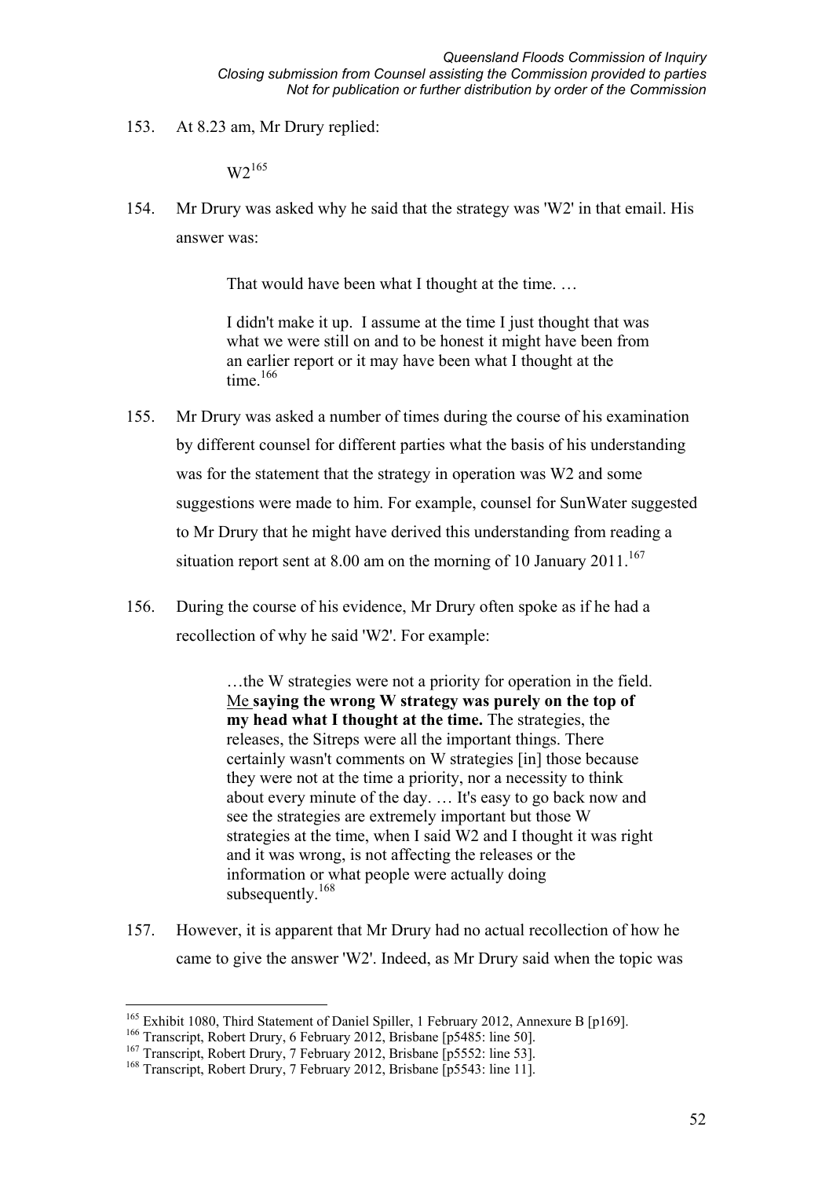153. At 8.23 am, Mr Drury replied:

> W2[165]

154. Mr Drury was asked why he said that the strategy was 'W2' in that email. His answer was:

> That would have been what I thought at the time. …
>
> I didn't make it up. I assume at the time I just thought that was what we were still on and to be honest it might have been from an earlier report or it may have been what I thought at the time.[166]

155. Mr Drury was asked a number of times during the course of his examination by different counsel for different parties what the basis of his understanding was for the statement that the strategy in operation was W2 and some suggestions were made to him. For example, counsel for SunWater suggested to Mr Drury that he might have derived this understanding from reading a situation report sent at 8.00 am on the morning of 10 January 2011.[167]

156. During the course of his evidence, Mr Drury often spoke as if he had a recollection of why he said 'W2'. For example:

> …the W strategies were not a priority for operation in the field. <u>Me</u> **saying the wrong W strategy was purely on the top of my head what I thought at the time.** The strategies, the releases, the Sitreps were all the important things. There certainly wasn't comments on W strategies [in] those because they were not at the time a priority, nor a necessity to think about every minute of the day. … It's easy to go back now and see the strategies are extremely important but those W strategies at the time, when I said W2 and I thought it was right and it was wrong, is not affecting the releases or the information or what people were actually doing subsequently.[168]

157. However, it is apparent that Mr Drury had no actual recollection of how he came to give the answer 'W2'. Indeed, as Mr Drury said when the topic was

---

[165] Exhibit 1080, Third Statement of Daniel Spiller, 1 February 2012, Annexure B [p169].

[166] Transcript, Robert Drury, 6 February 2012, Brisbane [p5485: line 50].

[167] Transcript, Robert Drury, 7 February 2012, Brisbane [p5552: line 53].

[168] Transcript, Robert Drury, 7 February 2012, Brisbane [p5543: line 11].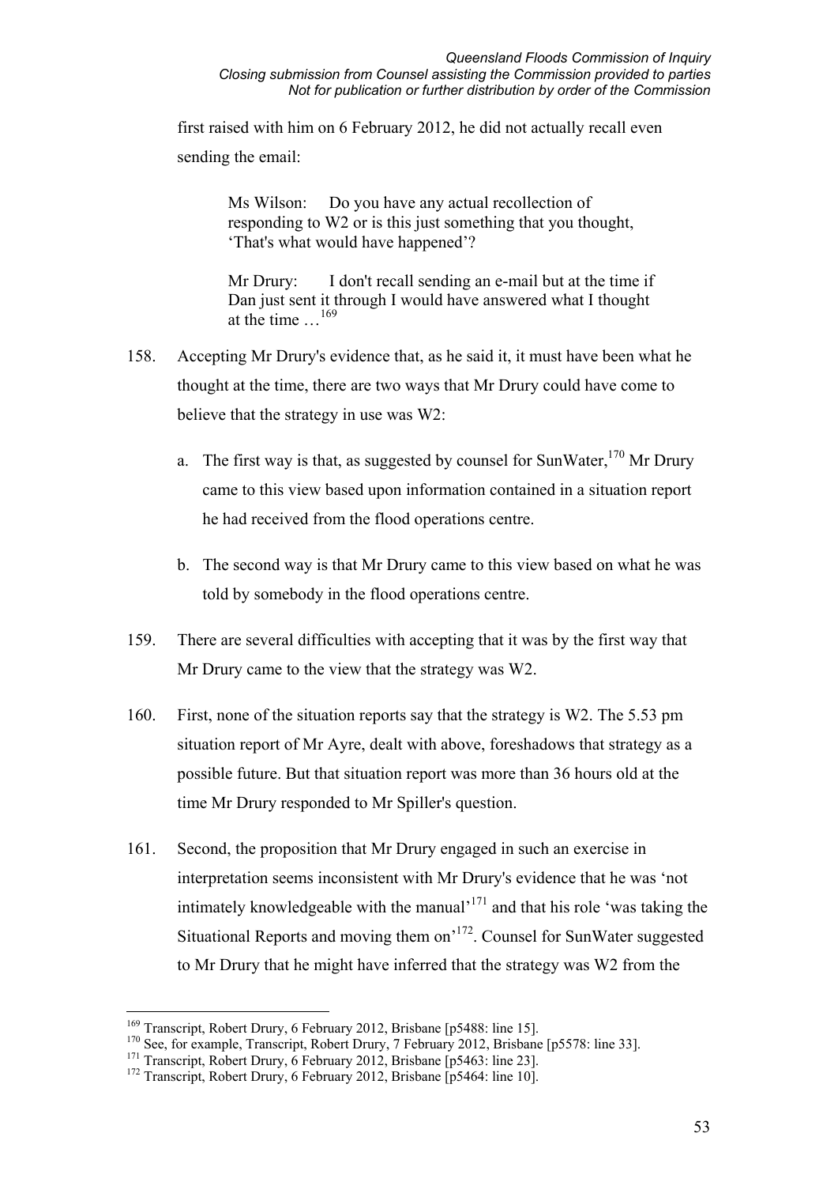first raised with him on 6 February 2012, he did not actually recall even sending the email:

> Ms Wilson: Do you have any actual recollection of responding to W2 or is this just something that you thought, 'That's what would have happened'?
>
> Mr Drury: I don't recall sending an e-mail but at the time if Dan just sent it through I would have answered what I thought at the time …[169]

158. Accepting Mr Drury's evidence that, as he said it, it must have been what he thought at the time, there are two ways that Mr Drury could have come to believe that the strategy in use was W2:

    a. The first way is that, as suggested by counsel for SunWater,[170] Mr Drury came to this view based upon information contained in a situation report he had received from the flood operations centre.

    b. The second way is that Mr Drury came to this view based on what he was told by somebody in the flood operations centre.

159. There are several difficulties with accepting that it was by the first way that Mr Drury came to the view that the strategy was W2.

160. First, none of the situation reports say that the strategy is W2. The 5.53 pm situation report of Mr Ayre, dealt with above, foreshadows that strategy as a possible future. But that situation report was more than 36 hours old at the time Mr Drury responded to Mr Spiller's question.

161. Second, the proposition that Mr Drury engaged in such an exercise in interpretation seems inconsistent with Mr Drury's evidence that he was 'not intimately knowledgeable with the manual'[171] and that his role 'was taking the Situational Reports and moving them on'[172]. Counsel for SunWater suggested to Mr Drury that he might have inferred that the strategy was W2 from the

---

[169] Transcript, Robert Drury, 6 February 2012, Brisbane [p5488: line 15].
[170] See, for example, Transcript, Robert Drury, 7 February 2012, Brisbane [p5578: line 33].
[171] Transcript, Robert Drury, 6 February 2012, Brisbane [p5463: line 23].
[172] Transcript, Robert Drury, 6 February 2012, Brisbane [p5464: line 10].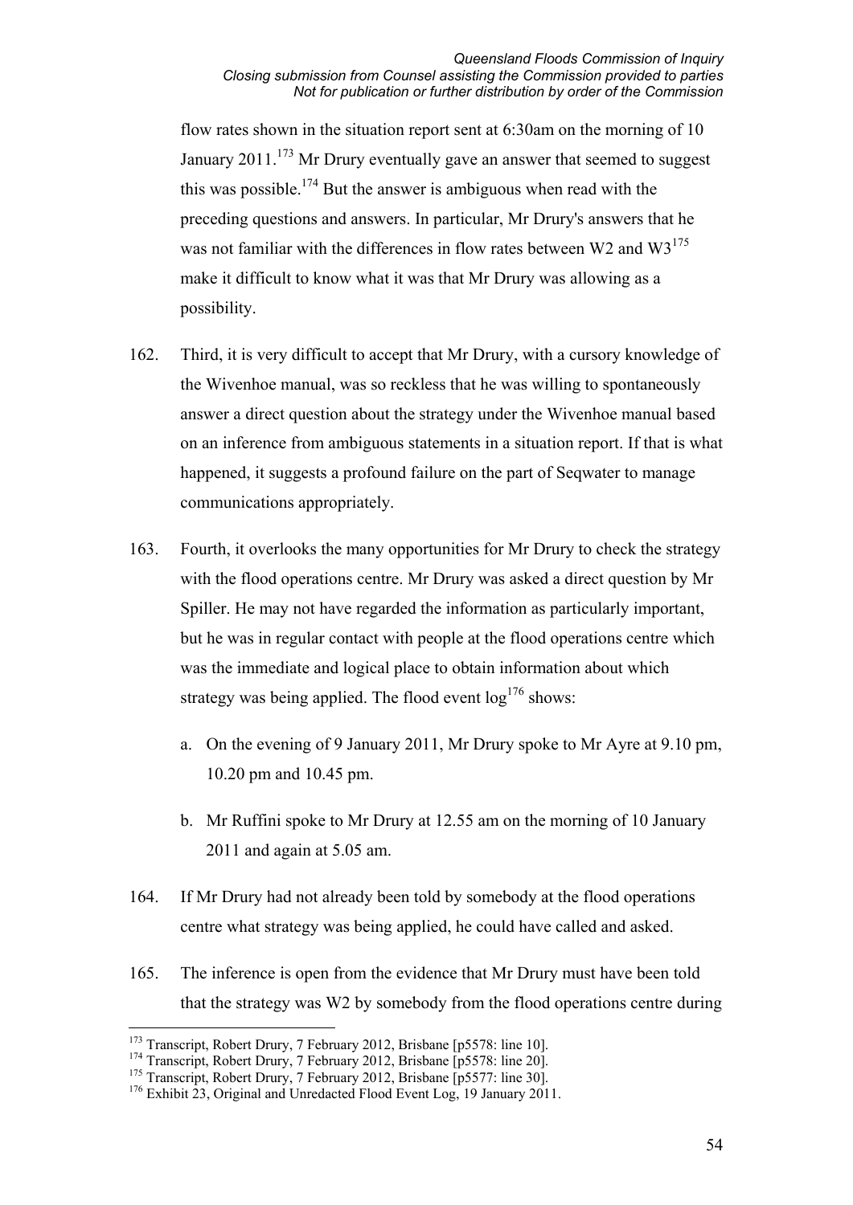flow rates shown in the situation report sent at 6:30am on the morning of 10 January 2011.[173] Mr Drury eventually gave an answer that seemed to suggest this was possible.[174] But the answer is ambiguous when read with the preceding questions and answers. In particular, Mr Drury's answers that he was not familiar with the differences in flow rates between W2 and W3[175] make it difficult to know what it was that Mr Drury was allowing as a possibility.

162. Third, it is very difficult to accept that Mr Drury, with a cursory knowledge of the Wivenhoe manual, was so reckless that he was willing to spontaneously answer a direct question about the strategy under the Wivenhoe manual based on an inference from ambiguous statements in a situation report. If that is what happened, it suggests a profound failure on the part of Seqwater to manage communications appropriately.

163. Fourth, it overlooks the many opportunities for Mr Drury to check the strategy with the flood operations centre. Mr Drury was asked a direct question by Mr Spiller. He may not have regarded the information as particularly important, but he was in regular contact with people at the flood operations centre which was the immediate and logical place to obtain information about which strategy was being applied. The flood event log[176] shows:

    a. On the evening of 9 January 2011, Mr Drury spoke to Mr Ayre at 9.10 pm, 10.20 pm and 10.45 pm.

    b. Mr Ruffini spoke to Mr Drury at 12.55 am on the morning of 10 January 2011 and again at 5.05 am.

164. If Mr Drury had not already been told by somebody at the flood operations centre what strategy was being applied, he could have called and asked.

165. The inference is open from the evidence that Mr Drury must have been told that the strategy was W2 by somebody from the flood operations centre during

---

[173] Transcript, Robert Drury, 7 February 2012, Brisbane [p5578: line 10].
[174] Transcript, Robert Drury, 7 February 2012, Brisbane [p5578: line 20].
[175] Transcript, Robert Drury, 7 February 2012, Brisbane [p5577: line 30].
[176] Exhibit 23, Original and Unredacted Flood Event Log, 19 January 2011.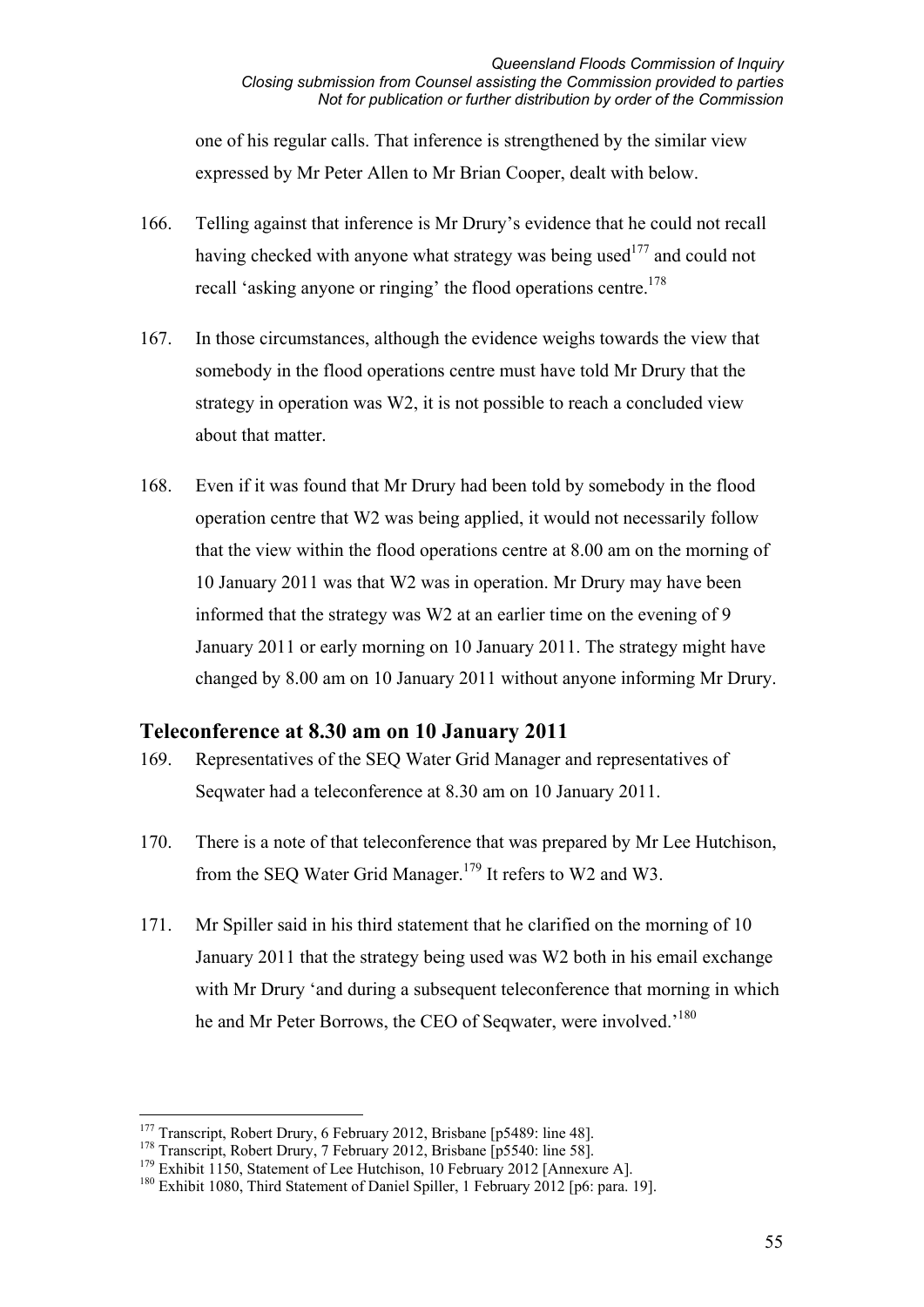one of his regular calls. That inference is strengthened by the similar view expressed by Mr Peter Allen to Mr Brian Cooper, dealt with below.

166. Telling against that inference is Mr Drury's evidence that he could not recall having checked with anyone what strategy was being used[177] and could not recall 'asking anyone or ringing' the flood operations centre.[178]

167. In those circumstances, although the evidence weighs towards the view that somebody in the flood operations centre must have told Mr Drury that the strategy in operation was W2, it is not possible to reach a concluded view about that matter.

168. Even if it was found that Mr Drury had been told by somebody in the flood operation centre that W2 was being applied, it would not necessarily follow that the view within the flood operations centre at 8.00 am on the morning of 10 January 2011 was that W2 was in operation. Mr Drury may have been informed that the strategy was W2 at an earlier time on the evening of 9 January 2011 or early morning on 10 January 2011. The strategy might have changed by 8.00 am on 10 January 2011 without anyone informing Mr Drury.

## Teleconference at 8.30 am on 10 January 2011

169. Representatives of the SEQ Water Grid Manager and representatives of Seqwater had a teleconference at 8.30 am on 10 January 2011.

170. There is a note of that teleconference that was prepared by Mr Lee Hutchison, from the SEQ Water Grid Manager.[179] It refers to W2 and W3.

171. Mr Spiller said in his third statement that he clarified on the morning of 10 January 2011 that the strategy being used was W2 both in his email exchange with Mr Drury 'and during a subsequent teleconference that morning in which he and Mr Peter Borrows, the CEO of Seqwater, were involved.'[180]

---

[177] Transcript, Robert Drury, 6 February 2012, Brisbane [p5489: line 48].

[178] Transcript, Robert Drury, 7 February 2012, Brisbane [p5540: line 58].

[179] Exhibit 1150, Statement of Lee Hutchison, 10 February 2012 [Annexure A].

[180] Exhibit 1080, Third Statement of Daniel Spiller, 1 February 2012 [p6: para. 19].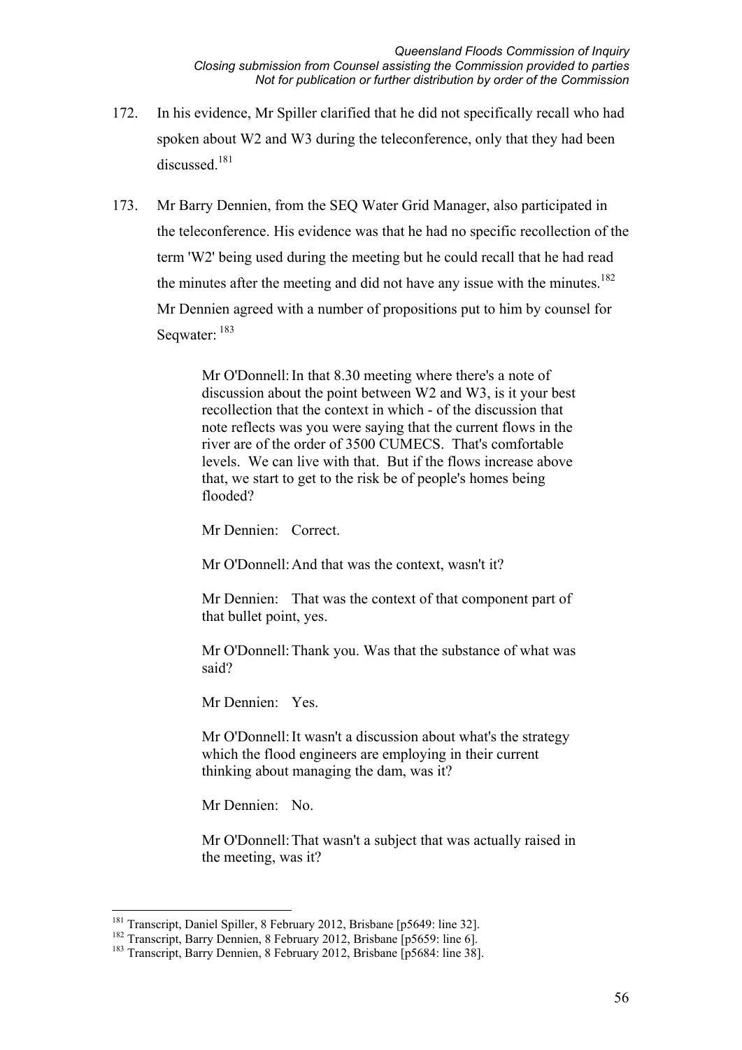172. In his evidence, Mr Spiller clarified that he did not specifically recall who had spoken about W2 and W3 during the teleconference, only that they had been discussed.[181]

173. Mr Barry Dennien, from the SEQ Water Grid Manager, also participated in the teleconference. His evidence was that he had no specific recollection of the term 'W2' being used during the meeting but he could recall that he had read the minutes after the meeting and did not have any issue with the minutes.[182] Mr Dennien agreed with a number of propositions put to him by counsel for Seqwater: [183]

> Mr O'Donnell: In that 8.30 meeting where there's a note of discussion about the point between W2 and W3, is it your best recollection that the context in which - of the discussion that note reflects was you were saying that the current flows in the river are of the order of 3500 CUMECS. That's comfortable levels. We can live with that. But if the flows increase above that, we start to get to the risk be of people's homes being flooded?
>
> Mr Dennien: Correct.
>
> Mr O'Donnell: And that was the context, wasn't it?
>
> Mr Dennien: That was the context of that component part of that bullet point, yes.
>
> Mr O'Donnell: Thank you. Was that the substance of what was said?
>
> Mr Dennien: Yes.
>
> Mr O'Donnell: It wasn't a discussion about what's the strategy which the flood engineers are employing in their current thinking about managing the dam, was it?
>
> Mr Dennien: No.
>
> Mr O'Donnell: That wasn't a subject that was actually raised in the meeting, was it?

---

[181] Transcript, Daniel Spiller, 8 February 2012, Brisbane [p5649: line 32].

[182] Transcript, Barry Dennien, 8 February 2012, Brisbane [p5659: line 6].

[183] Transcript, Barry Dennien, 8 February 2012, Brisbane [p5684: line 38].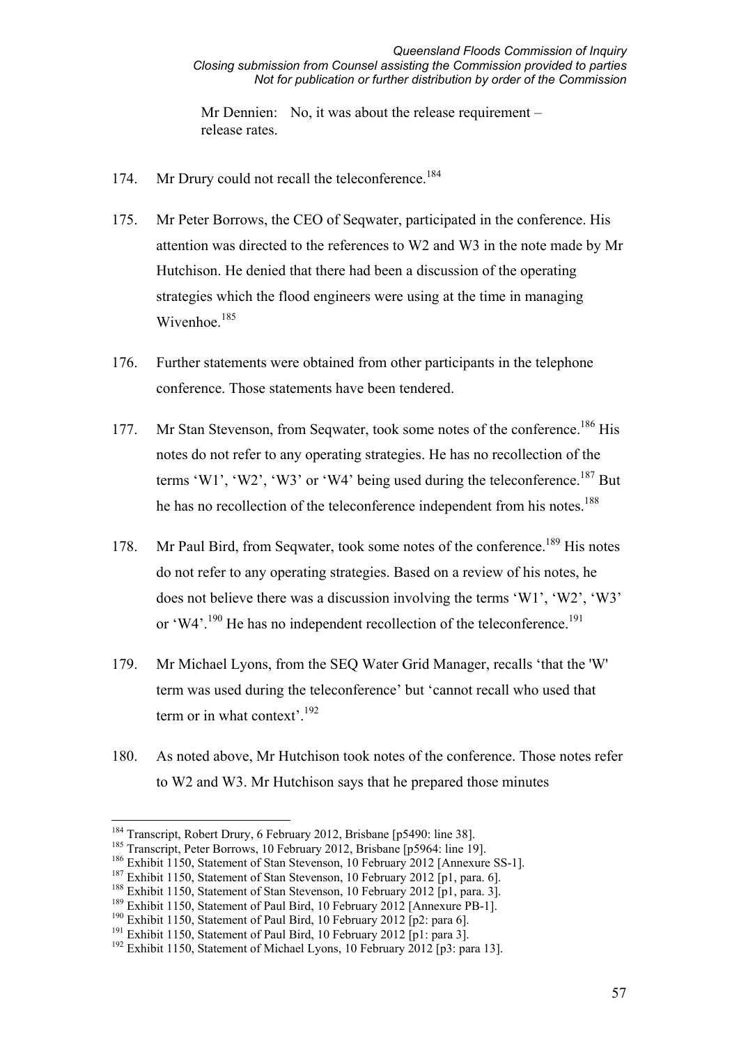Mr Dennien: No, it was about the release requirement – release rates.

174. Mr Drury could not recall the teleconference.[184]

175. Mr Peter Borrows, the CEO of Seqwater, participated in the conference. His attention was directed to the references to W2 and W3 in the note made by Mr Hutchison. He denied that there had been a discussion of the operating strategies which the flood engineers were using at the time in managing Wivenhoe.[185]

176. Further statements were obtained from other participants in the telephone conference. Those statements have been tendered.

177. Mr Stan Stevenson, from Seqwater, took some notes of the conference.[186] His notes do not refer to any operating strategies. He has no recollection of the terms 'W1', 'W2', 'W3' or 'W4' being used during the teleconference.[187] But he has no recollection of the teleconference independent from his notes.[188]

178. Mr Paul Bird, from Seqwater, took some notes of the conference.[189] His notes do not refer to any operating strategies. Based on a review of his notes, he does not believe there was a discussion involving the terms 'W1', 'W2', 'W3' or 'W4'.[190] He has no independent recollection of the teleconference.[191]

179. Mr Michael Lyons, from the SEQ Water Grid Manager, recalls 'that the 'W' term was used during the teleconference' but 'cannot recall who used that term or in what context'.[192]

180. As noted above, Mr Hutchison took notes of the conference. Those notes refer to W2 and W3. Mr Hutchison says that he prepared those minutes

---

[184] Transcript, Robert Drury, 6 February 2012, Brisbane [p5490: line 38].
[185] Transcript, Peter Borrows, 10 February 2012, Brisbane [p5964: line 19].
[186] Exhibit 1150, Statement of Stan Stevenson, 10 February 2012 [Annexure SS-1].
[187] Exhibit 1150, Statement of Stan Stevenson, 10 February 2012 [p1, para. 6].
[188] Exhibit 1150, Statement of Stan Stevenson, 10 February 2012 [p1, para. 3].
[189] Exhibit 1150, Statement of Paul Bird, 10 February 2012 [Annexure PB-1].
[190] Exhibit 1150, Statement of Paul Bird, 10 February 2012 [p2: para 6].
[191] Exhibit 1150, Statement of Paul Bird, 10 February 2012 [p1: para 3].
[192] Exhibit 1150, Statement of Michael Lyons, 10 February 2012 [p3: para 13].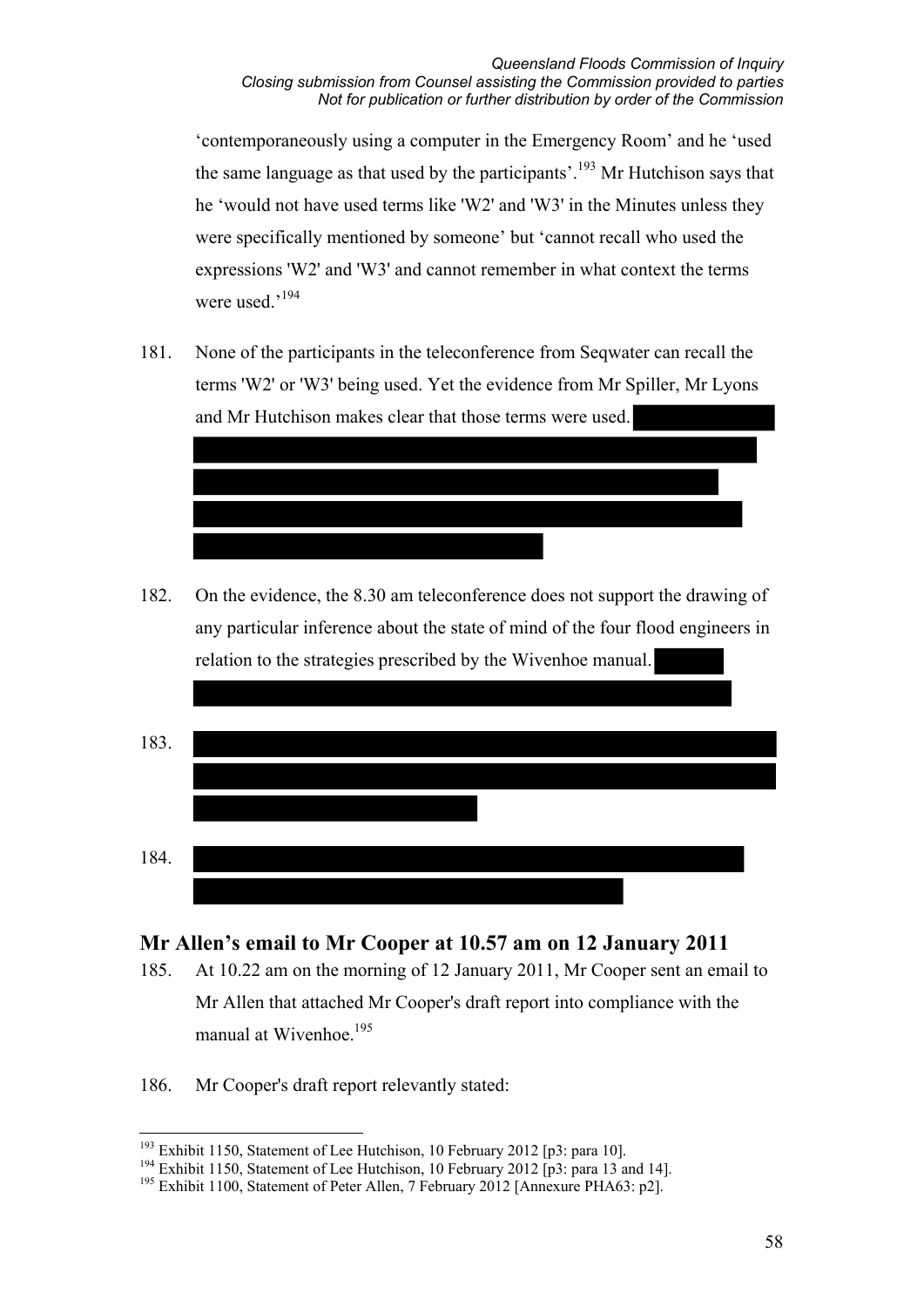'contemporaneously using a computer in the Emergency Room' and he 'used the same language as that used by the participants'.[193] Mr Hutchison says that he 'would not have used terms like 'W2' and 'W3' in the Minutes unless they were specifically mentioned by someone' but 'cannot recall who used the expressions 'W2' and 'W3' and cannot remember in what context the terms were used.'[194]

181. None of the participants in the teleconference from Seqwater can recall the terms 'W2' or 'W3' being used. Yet the evidence from Mr Spiller, Mr Lyons and Mr Hutchison makes clear that those terms were used.

182. On the evidence, the 8.30 am teleconference does not support the drawing of any particular inference about the state of mind of the four flood engineers in relation to the strategies prescribed by the Wivenhoe manual.

183.

184.

## Mr Allen's email to Mr Cooper at 10.57 am on 12 January 2011

185. At 10.22 am on the morning of 12 January 2011, Mr Cooper sent an email to Mr Allen that attached Mr Cooper's draft report into compliance with the manual at Wivenhoe.[195]

186. Mr Cooper's draft report relevantly stated:

---

[193] Exhibit 1150, Statement of Lee Hutchison, 10 February 2012 [p3: para 10].

[194] Exhibit 1150, Statement of Lee Hutchison, 10 February 2012 [p3: para 13 and 14].

[195] Exhibit 1100, Statement of Peter Allen, 7 February 2012 [Annexure PHA63: p2].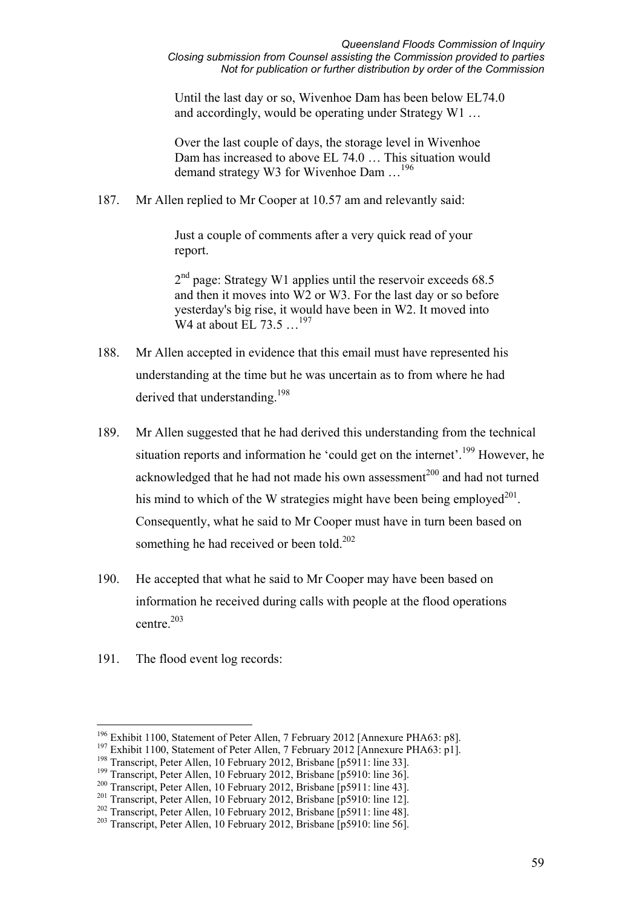> Until the last day or so, Wivenhoe Dam has been below EL74.0 and accordingly, would be operating under Strategy W1 …
>
> Over the last couple of days, the storage level in Wivenhoe Dam has increased to above EL 74.0 … This situation would demand strategy W3 for Wivenhoe Dam …[196]

187. Mr Allen replied to Mr Cooper at 10.57 am and relevantly said:

> Just a couple of comments after a very quick read of your report.
>
> 2nd page: Strategy W1 applies until the reservoir exceeds 68.5 and then it moves into W2 or W3. For the last day or so before yesterday's big rise, it would have been in W2. It moved into W4 at about EL 73.5 …[197]

188. Mr Allen accepted in evidence that this email must have represented his understanding at the time but he was uncertain as to from where he had derived that understanding.[198]

189. Mr Allen suggested that he had derived this understanding from the technical situation reports and information he 'could get on the internet'.[199] However, he acknowledged that he had not made his own assessment[200] and had not turned his mind to which of the W strategies might have been being employed[201]. Consequently, what he said to Mr Cooper must have in turn been based on something he had received or been told.[202]

190. He accepted that what he said to Mr Cooper may have been based on information he received during calls with people at the flood operations centre.[203]

191. The flood event log records:

---

[196] Exhibit 1100, Statement of Peter Allen, 7 February 2012 [Annexure PHA63: p8].
[197] Exhibit 1100, Statement of Peter Allen, 7 February 2012 [Annexure PHA63: p1].
[198] Transcript, Peter Allen, 10 February 2012, Brisbane [p5911: line 33].
[199] Transcript, Peter Allen, 10 February 2012, Brisbane [p5910: line 36].
[200] Transcript, Peter Allen, 10 February 2012, Brisbane [p5911: line 43].
[201] Transcript, Peter Allen, 10 February 2012, Brisbane [p5910: line 12].
[202] Transcript, Peter Allen, 10 February 2012, Brisbane [p5911: line 48].
[203] Transcript, Peter Allen, 10 February 2012, Brisbane [p5910: line 56].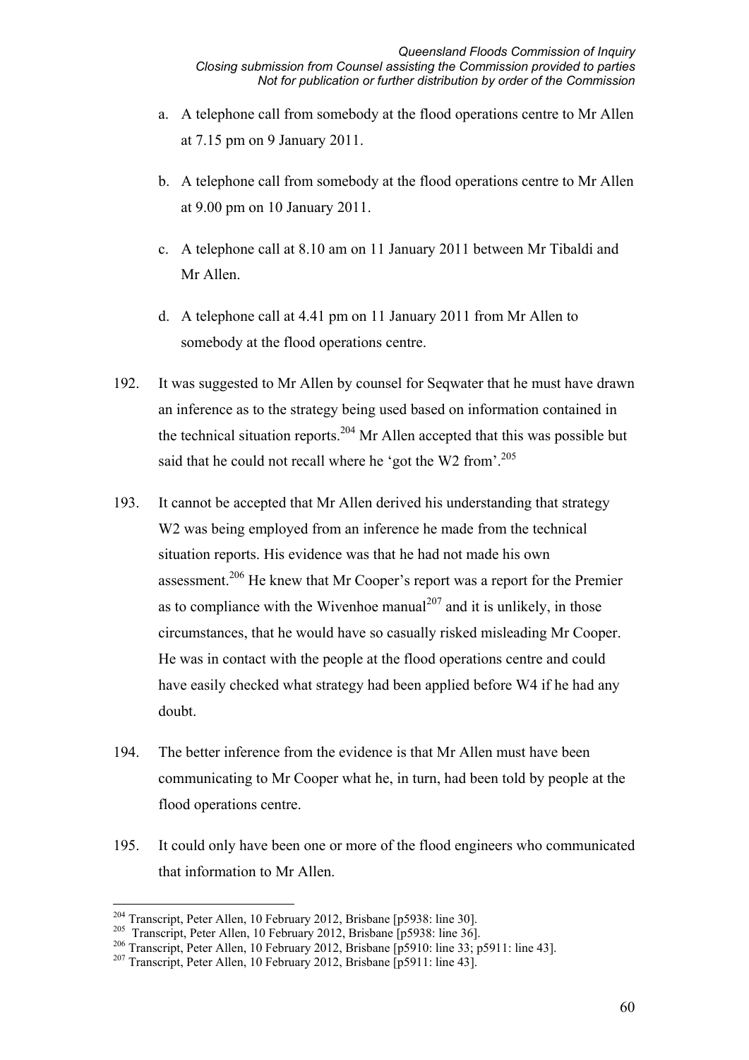a. A telephone call from somebody at the flood operations centre to Mr Allen at 7.15 pm on 9 January 2011.

b. A telephone call from somebody at the flood operations centre to Mr Allen at 9.00 pm on 10 January 2011.

c. A telephone call at 8.10 am on 11 January 2011 between Mr Tibaldi and Mr Allen.

d. A telephone call at 4.41 pm on 11 January 2011 from Mr Allen to somebody at the flood operations centre.

192. It was suggested to Mr Allen by counsel for Seqwater that he must have drawn an inference as to the strategy being used based on information contained in the technical situation reports.[204] Mr Allen accepted that this was possible but said that he could not recall where he 'got the W2 from'.[205]

193. It cannot be accepted that Mr Allen derived his understanding that strategy W2 was being employed from an inference he made from the technical situation reports. His evidence was that he had not made his own assessment.[206] He knew that Mr Cooper's report was a report for the Premier as to compliance with the Wivenhoe manual[207] and it is unlikely, in those circumstances, that he would have so casually risked misleading Mr Cooper. He was in contact with the people at the flood operations centre and could have easily checked what strategy had been applied before W4 if he had any doubt.

194. The better inference from the evidence is that Mr Allen must have been communicating to Mr Cooper what he, in turn, had been told by people at the flood operations centre.

195. It could only have been one or more of the flood engineers who communicated that information to Mr Allen.

---

[204] Transcript, Peter Allen, 10 February 2012, Brisbane [p5938: line 30].

[205] Transcript, Peter Allen, 10 February 2012, Brisbane [p5938: line 36].

[206] Transcript, Peter Allen, 10 February 2012, Brisbane [p5910: line 33; p5911: line 43].

[207] Transcript, Peter Allen, 10 February 2012, Brisbane [p5911: line 43].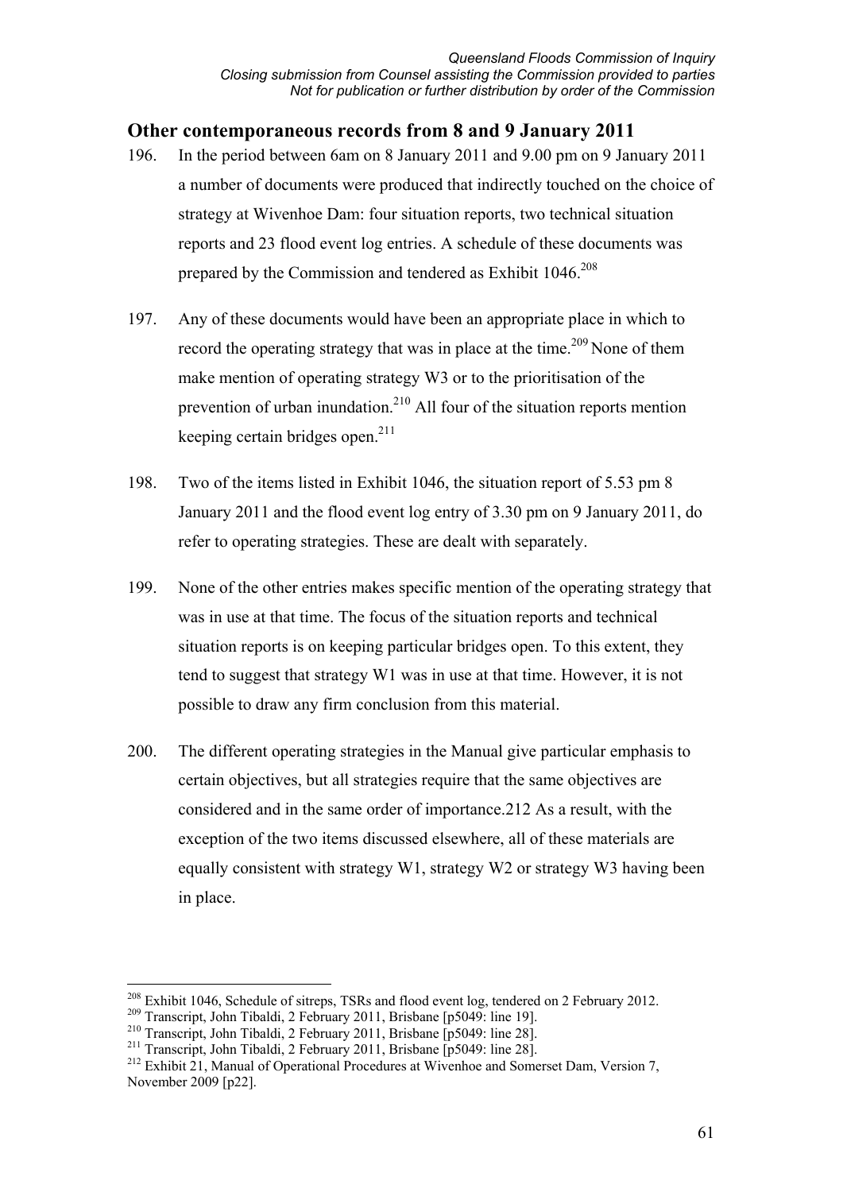## Other contemporaneous records from 8 and 9 January 2011

196. In the period between 6am on 8 January 2011 and 9.00 pm on 9 January 2011 a number of documents were produced that indirectly touched on the choice of strategy at Wivenhoe Dam: four situation reports, two technical situation reports and 23 flood event log entries. A schedule of these documents was prepared by the Commission and tendered as Exhibit 1046.[208]

197. Any of these documents would have been an appropriate place in which to record the operating strategy that was in place at the time.[209] None of them make mention of operating strategy W3 or to the prioritisation of the prevention of urban inundation.[210] All four of the situation reports mention keeping certain bridges open.[211]

198. Two of the items listed in Exhibit 1046, the situation report of 5.53 pm 8 January 2011 and the flood event log entry of 3.30 pm on 9 January 2011, do refer to operating strategies. These are dealt with separately.

199. None of the other entries makes specific mention of the operating strategy that was in use at that time. The focus of the situation reports and technical situation reports is on keeping particular bridges open. To this extent, they tend to suggest that strategy W1 was in use at that time. However, it is not possible to draw any firm conclusion from this material.

200. The different operating strategies in the Manual give particular emphasis to certain objectives, but all strategies require that the same objectives are considered and in the same order of importance.212 As a result, with the exception of the two items discussed elsewhere, all of these materials are equally consistent with strategy W1, strategy W2 or strategy W3 having been in place.

---

[208] Exhibit 1046, Schedule of sitreps, TSRs and flood event log, tendered on 2 February 2012.

[209] Transcript, John Tibaldi, 2 February 2011, Brisbane [p5049: line 19].

[210] Transcript, John Tibaldi, 2 February 2011, Brisbane [p5049: line 28].

[211] Transcript, John Tibaldi, 2 February 2011, Brisbane [p5049: line 28].

[212] Exhibit 21, Manual of Operational Procedures at Wivenhoe and Somerset Dam, Version 7, November 2009 [p22].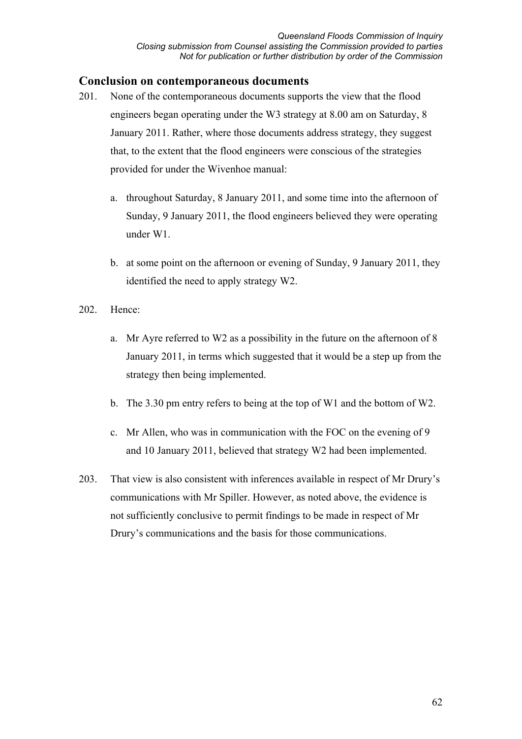## Conclusion on contemporaneous documents

201. None of the contemporaneous documents supports the view that the flood engineers began operating under the W3 strategy at 8.00 am on Saturday, 8 January 2011. Rather, where those documents address strategy, they suggest that, to the extent that the flood engineers were conscious of the strategies provided for under the Wivenhoe manual:

    a. throughout Saturday, 8 January 2011, and some time into the afternoon of Sunday, 9 January 2011, the flood engineers believed they were operating under W1.

    b. at some point on the afternoon or evening of Sunday, 9 January 2011, they identified the need to apply strategy W2.

202. Hence:

    a. Mr Ayre referred to W2 as a possibility in the future on the afternoon of 8 January 2011, in terms which suggested that it would be a step up from the strategy then being implemented.

    b. The 3.30 pm entry refers to being at the top of W1 and the bottom of W2.

    c. Mr Allen, who was in communication with the FOC on the evening of 9 and 10 January 2011, believed that strategy W2 had been implemented.

203. That view is also consistent with inferences available in respect of Mr Drury's communications with Mr Spiller. However, as noted above, the evidence is not sufficiently conclusive to permit findings to be made in respect of Mr Drury's communications and the basis for those communications.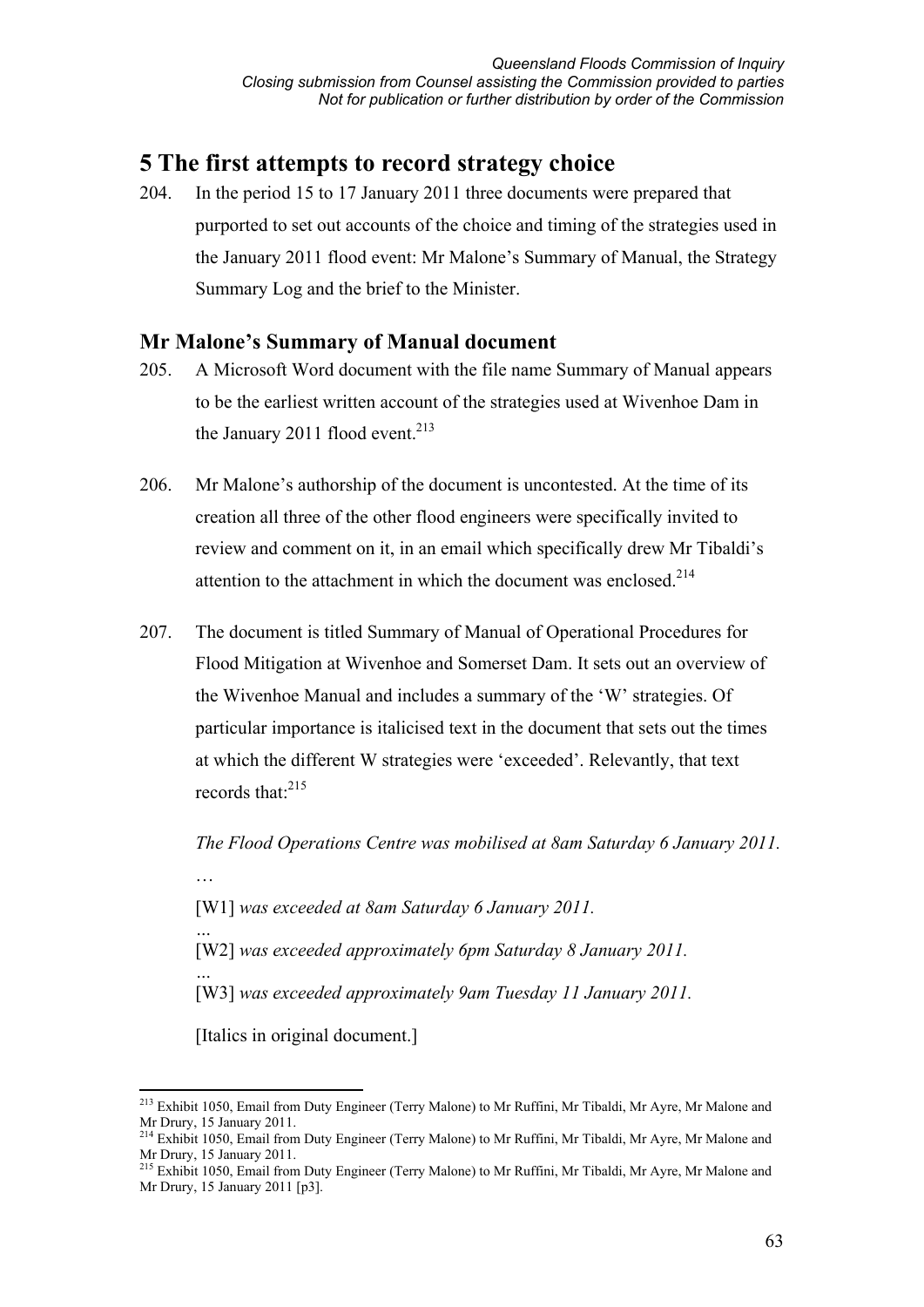# 5 The first attempts to record strategy choice

204. In the period 15 to 17 January 2011 three documents were prepared that purported to set out accounts of the choice and timing of the strategies used in the January 2011 flood event: Mr Malone's Summary of Manual, the Strategy Summary Log and the brief to the Minister.

## Mr Malone's Summary of Manual document

205. A Microsoft Word document with the file name Summary of Manual appears to be the earliest written account of the strategies used at Wivenhoe Dam in the January 2011 flood event.[213]

206. Mr Malone's authorship of the document is uncontested. At the time of its creation all three of the other flood engineers were specifically invited to review and comment on it, in an email which specifically drew Mr Tibaldi's attention to the attachment in which the document was enclosed.[214]

207. The document is titled Summary of Manual of Operational Procedures for Flood Mitigation at Wivenhoe and Somerset Dam. It sets out an overview of the Wivenhoe Manual and includes a summary of the 'W' strategies. Of particular importance is italicised text in the document that sets out the times at which the different W strategies were 'exceeded'. Relevantly, that text records that:[215]

    *The Flood Operations Centre was mobilised at 8am Saturday 6 January 2011.*

    …

    [W1] *was exceeded at 8am Saturday 6 January 2011.*

    …

    [W2] *was exceeded approximately 6pm Saturday 8 January 2011.*

    …

    [W3] *was exceeded approximately 9am Tuesday 11 January 2011.*

    [Italics in original document.]

---

[213] Exhibit 1050, Email from Duty Engineer (Terry Malone) to Mr Ruffini, Mr Tibaldi, Mr Ayre, Mr Malone and Mr Drury, 15 January 2011.

[214] Exhibit 1050, Email from Duty Engineer (Terry Malone) to Mr Ruffini, Mr Tibaldi, Mr Ayre, Mr Malone and Mr Drury, 15 January 2011.

[215] Exhibit 1050, Email from Duty Engineer (Terry Malone) to Mr Ruffini, Mr Tibaldi, Mr Ayre, Mr Malone and Mr Drury, 15 January 2011 [p3].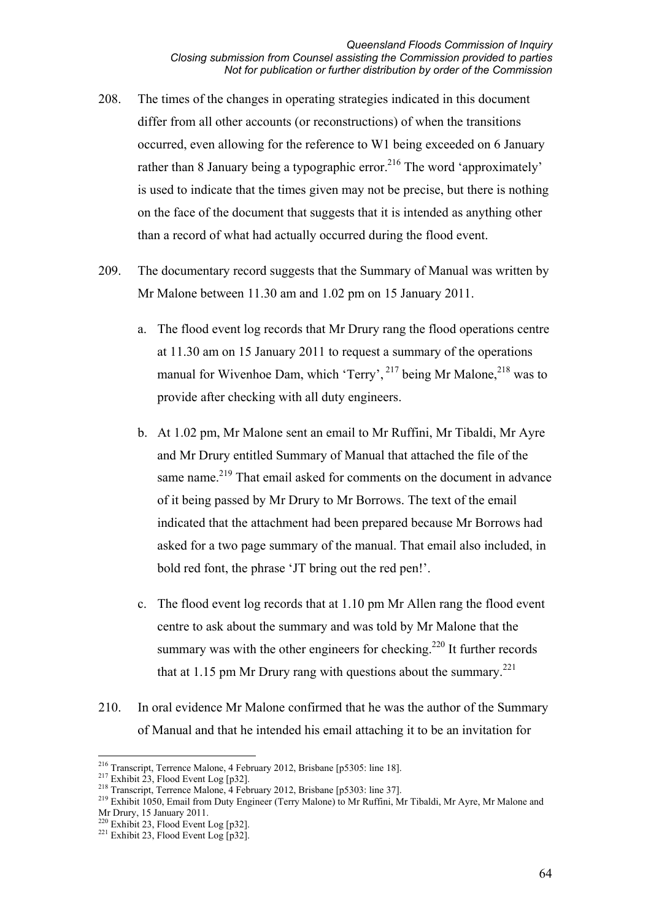208. The times of the changes in operating strategies indicated in this document differ from all other accounts (or reconstructions) of when the transitions occurred, even allowing for the reference to W1 being exceeded on 6 January rather than 8 January being a typographic error.[216] The word 'approximately' is used to indicate that the times given may not be precise, but there is nothing on the face of the document that suggests that it is intended as anything other than a record of what had actually occurred during the flood event.

209. The documentary record suggests that the Summary of Manual was written by Mr Malone between 11.30 am and 1.02 pm on 15 January 2011.

    a. The flood event log records that Mr Drury rang the flood operations centre at 11.30 am on 15 January 2011 to request a summary of the operations manual for Wivenhoe Dam, which 'Terry',[217] being Mr Malone,[218] was to provide after checking with all duty engineers.

    b. At 1.02 pm, Mr Malone sent an email to Mr Ruffini, Mr Tibaldi, Mr Ayre and Mr Drury entitled Summary of Manual that attached the file of the same name.[219] That email asked for comments on the document in advance of it being passed by Mr Drury to Mr Borrows. The text of the email indicated that the attachment had been prepared because Mr Borrows had asked for a two page summary of the manual. That email also included, in bold red font, the phrase 'JT bring out the red pen!'.

    c. The flood event log records that at 1.10 pm Mr Allen rang the flood event centre to ask about the summary and was told by Mr Malone that the summary was with the other engineers for checking.[220] It further records that at 1.15 pm Mr Drury rang with questions about the summary.[221]

210. In oral evidence Mr Malone confirmed that he was the author of the Summary of Manual and that he intended his email attaching it to be an invitation for

---

[216] Transcript, Terrence Malone, 4 February 2012, Brisbane [p5305: line 18].

[217] Exhibit 23, Flood Event Log [p32].

[218] Transcript, Terrence Malone, 4 February 2012, Brisbane [p5303: line 37].

[219] Exhibit 1050, Email from Duty Engineer (Terry Malone) to Mr Ruffini, Mr Tibaldi, Mr Ayre, Mr Malone and Mr Drury, 15 January 2011.

[220] Exhibit 23, Flood Event Log [p32].

[221] Exhibit 23, Flood Event Log [p32].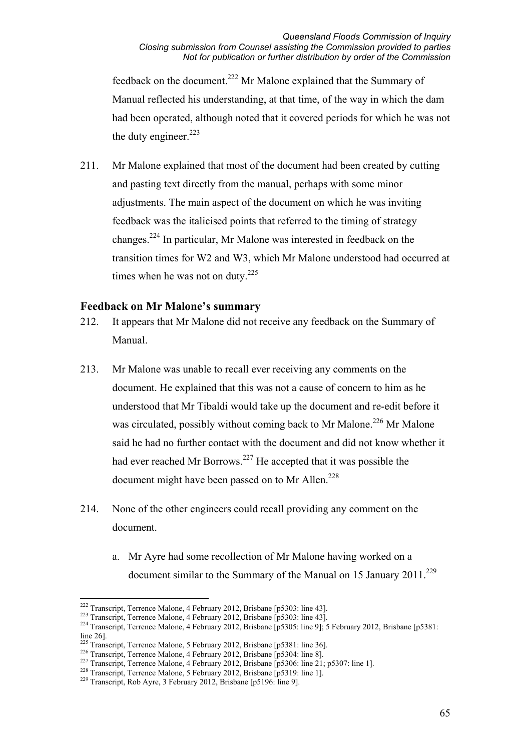feedback on the document.[222] Mr Malone explained that the Summary of Manual reflected his understanding, at that time, of the way in which the dam had been operated, although noted that it covered periods for which he was not the duty engineer.[223]

211. Mr Malone explained that most of the document had been created by cutting and pasting text directly from the manual, perhaps with some minor adjustments. The main aspect of the document on which he was inviting feedback was the italicised points that referred to the timing of strategy changes.[224] In particular, Mr Malone was interested in feedback on the transition times for W2 and W3, which Mr Malone understood had occurred at times when he was not on duty.[225]

### Feedback on Mr Malone's summary

212. It appears that Mr Malone did not receive any feedback on the Summary of Manual.

213. Mr Malone was unable to recall ever receiving any comments on the document. He explained that this was not a cause of concern to him as he understood that Mr Tibaldi would take up the document and re-edit before it was circulated, possibly without coming back to Mr Malone.[226] Mr Malone said he had no further contact with the document and did not know whether it had ever reached Mr Borrows.[227] He accepted that it was possible the document might have been passed on to Mr Allen.[228]

214. None of the other engineers could recall providing any comment on the document.

   a. Mr Ayre had some recollection of Mr Malone having worked on a document similar to the Summary of the Manual on 15 January 2011.[229]

---

[222] Transcript, Terrence Malone, 4 February 2012, Brisbane [p5303: line 43].
[223] Transcript, Terrence Malone, 4 February 2012, Brisbane [p5303: line 43].
[224] Transcript, Terrence Malone, 4 February 2012, Brisbane [p5305: line 9]; 5 February 2012, Brisbane [p5381: line 26].
[225] Transcript, Terrence Malone, 5 February 2012, Brisbane [p5381: line 36].
[226] Transcript, Terrence Malone, 4 February 2012, Brisbane [p5304: line 8].
[227] Transcript, Terrence Malone, 4 February 2012, Brisbane [p5306: line 21; p5307: line 1].
[228] Transcript, Terrence Malone, 5 February 2012, Brisbane [p5319: line 1].
[229] Transcript, Rob Ayre, 3 February 2012, Brisbane [p5196: line 9].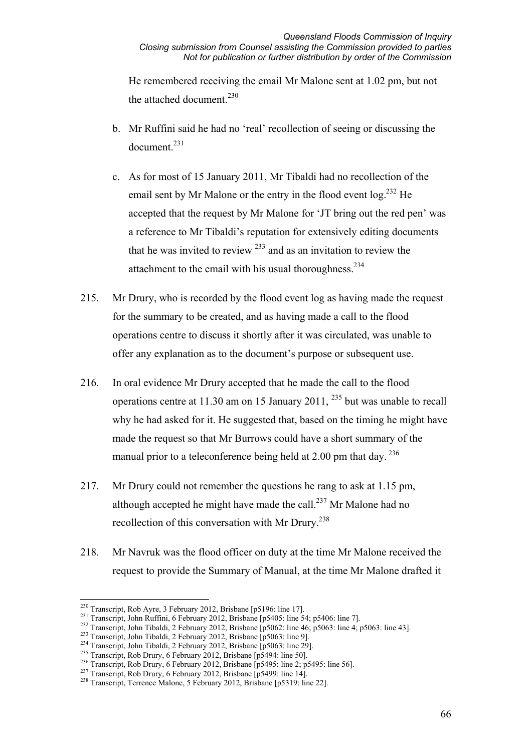He remembered receiving the email Mr Malone sent at 1.02 pm, but not the attached document.[230]

b. Mr Ruffini said he had no 'real' recollection of seeing or discussing the document.[231]

c. As for most of 15 January 2011, Mr Tibaldi had no recollection of the email sent by Mr Malone or the entry in the flood event log.[232] He accepted that the request by Mr Malone for 'JT bring out the red pen' was a reference to Mr Tibaldi's reputation for extensively editing documents that he was invited to review [233] and as an invitation to review the attachment to the email with his usual thoroughness.[234]

215. Mr Drury, who is recorded by the flood event log as having made the request for the summary to be created, and as having made a call to the flood operations centre to discuss it shortly after it was circulated, was unable to offer any explanation as to the document's purpose or subsequent use.

216. In oral evidence Mr Drury accepted that he made the call to the flood operations centre at 11.30 am on 15 January 2011, [235] but was unable to recall why he had asked for it. He suggested that, based on the timing he might have made the request so that Mr Burrows could have a short summary of the manual prior to a teleconference being held at 2.00 pm that day. [236]

217. Mr Drury could not remember the questions he rang to ask at 1.15 pm, although accepted he might have made the call.[237] Mr Malone had no recollection of this conversation with Mr Drury.[238]

218. Mr Navruk was the flood officer on duty at the time Mr Malone received the request to provide the Summary of Manual, at the time Mr Malone drafted it

---

[230] Transcript, Rob Ayre, 3 February 2012, Brisbane [p5196: line 17].
[231] Transcript, John Ruffini, 6 February 2012, Brisbane [p5405: line 54; p5406: line 7].
[232] Transcript, John Tibaldi, 2 February 2012, Brisbane [p5062: line 46; p5063: line 4; p5063: line 43].
[233] Transcript, John Tibaldi, 2 February 2012, Brisbane [p5063: line 9].
[234] Transcript, John Tibaldi, 2 February 2012, Brisbane [p5063: line 29].
[235] Transcript, Rob Drury, 6 February 2012, Brisbane [p5494: line 50].
[236] Transcript, Rob Drury, 6 February 2012, Brisbane [p5495: line 2; p5495: line 56].
[237] Transcript, Rob Drury, 6 February 2012, Brisbane [p5499: line 14].
[238] Transcript, Terrence Malone, 5 February 2012, Brisbane [p5319: line 22].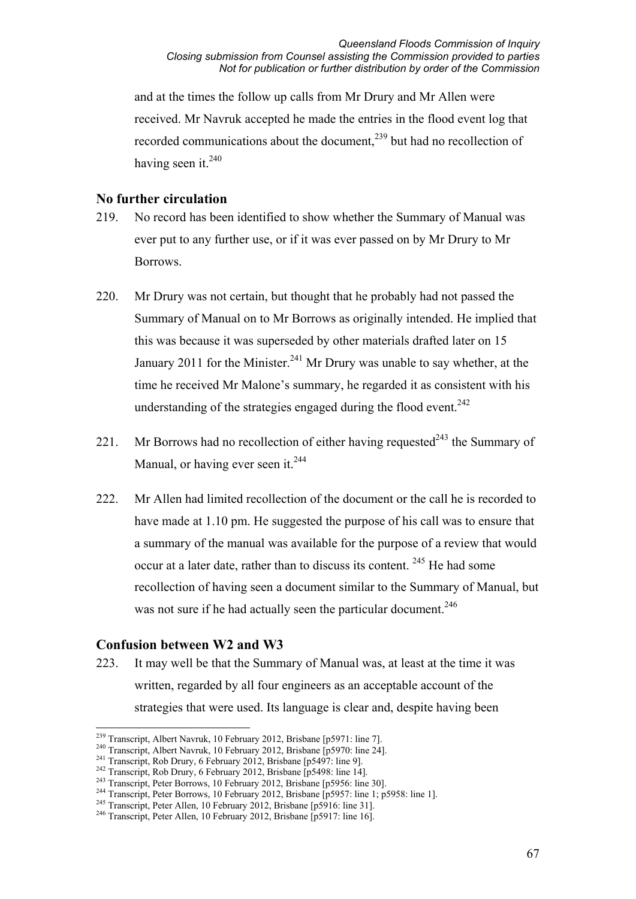and at the times the follow up calls from Mr Drury and Mr Allen were received. Mr Navruk accepted he made the entries in the flood event log that recorded communications about the document,[239] but had no recollection of having seen it.[240]

## No further circulation

219. No record has been identified to show whether the Summary of Manual was ever put to any further use, or if it was ever passed on by Mr Drury to Mr Borrows.

220. Mr Drury was not certain, but thought that he probably had not passed the Summary of Manual on to Mr Borrows as originally intended. He implied that this was because it was superseded by other materials drafted later on 15 January 2011 for the Minister.[241] Mr Drury was unable to say whether, at the time he received Mr Malone's summary, he regarded it as consistent with his understanding of the strategies engaged during the flood event.[242]

221. Mr Borrows had no recollection of either having requested[243] the Summary of Manual, or having ever seen it.[244]

222. Mr Allen had limited recollection of the document or the call he is recorded to have made at 1.10 pm. He suggested the purpose of his call was to ensure that a summary of the manual was available for the purpose of a review that would occur at a later date, rather than to discuss its content.[245] He had some recollection of having seen a document similar to the Summary of Manual, but was not sure if he had actually seen the particular document.[246]

## Confusion between W2 and W3

223. It may well be that the Summary of Manual was, at least at the time it was written, regarded by all four engineers as an acceptable account of the strategies that were used. Its language is clear and, despite having been

---

[239] Transcript, Albert Navruk, 10 February 2012, Brisbane [p5971: line 7].

[240] Transcript, Albert Navruk, 10 February 2012, Brisbane [p5970: line 24].

[241] Transcript, Rob Drury, 6 February 2012, Brisbane [p5497: line 9].

[242] Transcript, Rob Drury, 6 February 2012, Brisbane [p5498: line 14].

[243] Transcript, Peter Borrows, 10 February 2012, Brisbane [p5956: line 30].

[244] Transcript, Peter Borrows, 10 February 2012, Brisbane [p5957: line 1; p5958: line 1].

[245] Transcript, Peter Allen, 10 February 2012, Brisbane [p5916: line 31].

[246] Transcript, Peter Allen, 10 February 2012, Brisbane [p5917: line 16].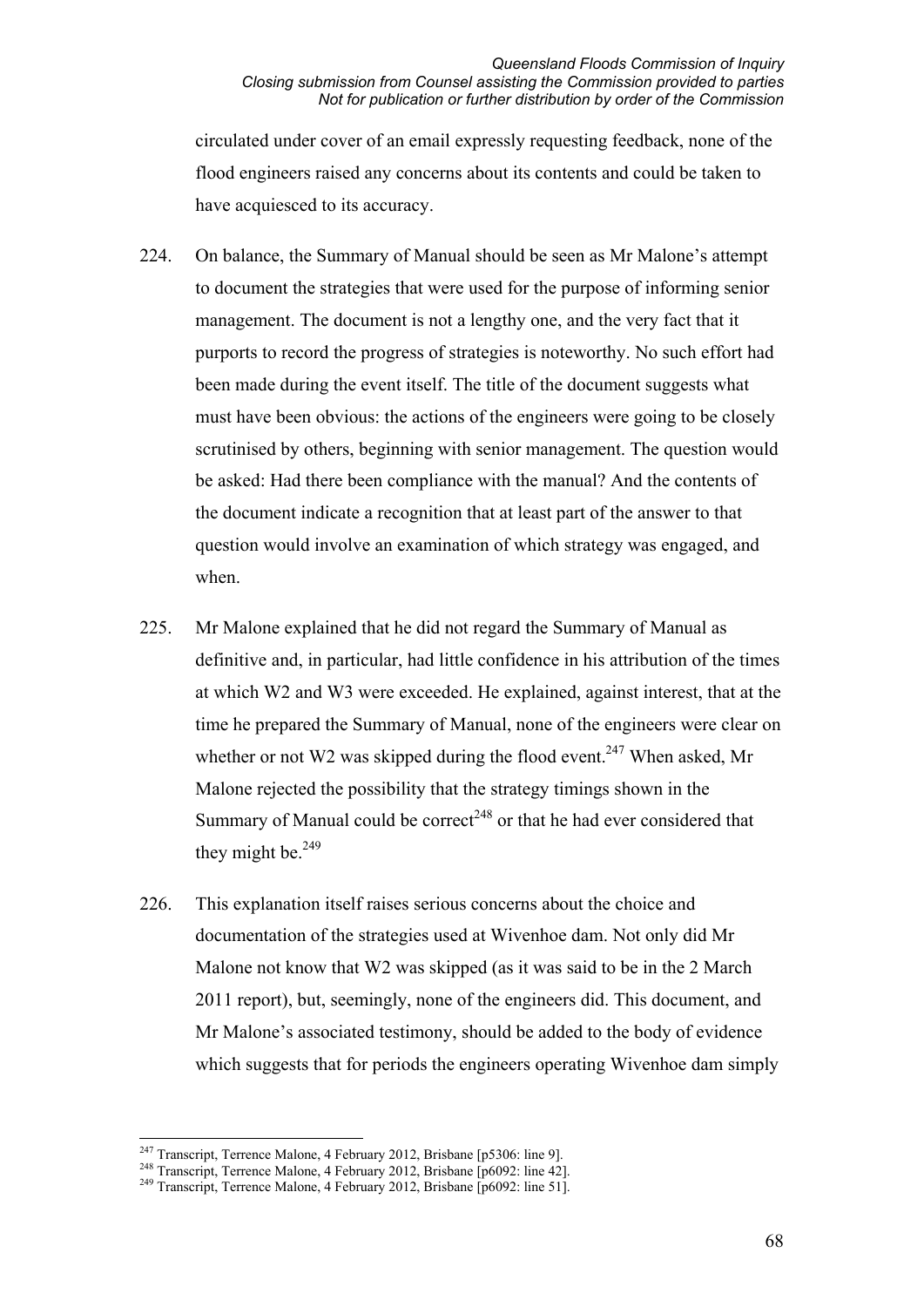circulated under cover of an email expressly requesting feedback, none of the flood engineers raised any concerns about its contents and could be taken to have acquiesced to its accuracy.

224. On balance, the Summary of Manual should be seen as Mr Malone's attempt to document the strategies that were used for the purpose of informing senior management. The document is not a lengthy one, and the very fact that it purports to record the progress of strategies is noteworthy. No such effort had been made during the event itself. The title of the document suggests what must have been obvious: the actions of the engineers were going to be closely scrutinised by others, beginning with senior management. The question would be asked: Had there been compliance with the manual? And the contents of the document indicate a recognition that at least part of the answer to that question would involve an examination of which strategy was engaged, and when.

225. Mr Malone explained that he did not regard the Summary of Manual as definitive and, in particular, had little confidence in his attribution of the times at which W2 and W3 were exceeded. He explained, against interest, that at the time he prepared the Summary of Manual, none of the engineers were clear on whether or not W2 was skipped during the flood event.[247] When asked, Mr Malone rejected the possibility that the strategy timings shown in the Summary of Manual could be correct[248] or that he had ever considered that they might be.[249]

226. This explanation itself raises serious concerns about the choice and documentation of the strategies used at Wivenhoe dam. Not only did Mr Malone not know that W2 was skipped (as it was said to be in the 2 March 2011 report), but, seemingly, none of the engineers did. This document, and Mr Malone's associated testimony, should be added to the body of evidence which suggests that for periods the engineers operating Wivenhoe dam simply

---

[247] Transcript, Terrence Malone, 4 February 2012, Brisbane [p5306: line 9].
[248] Transcript, Terrence Malone, 4 February 2012, Brisbane [p6092: line 42].
[249] Transcript, Terrence Malone, 4 February 2012, Brisbane [p6092: line 51].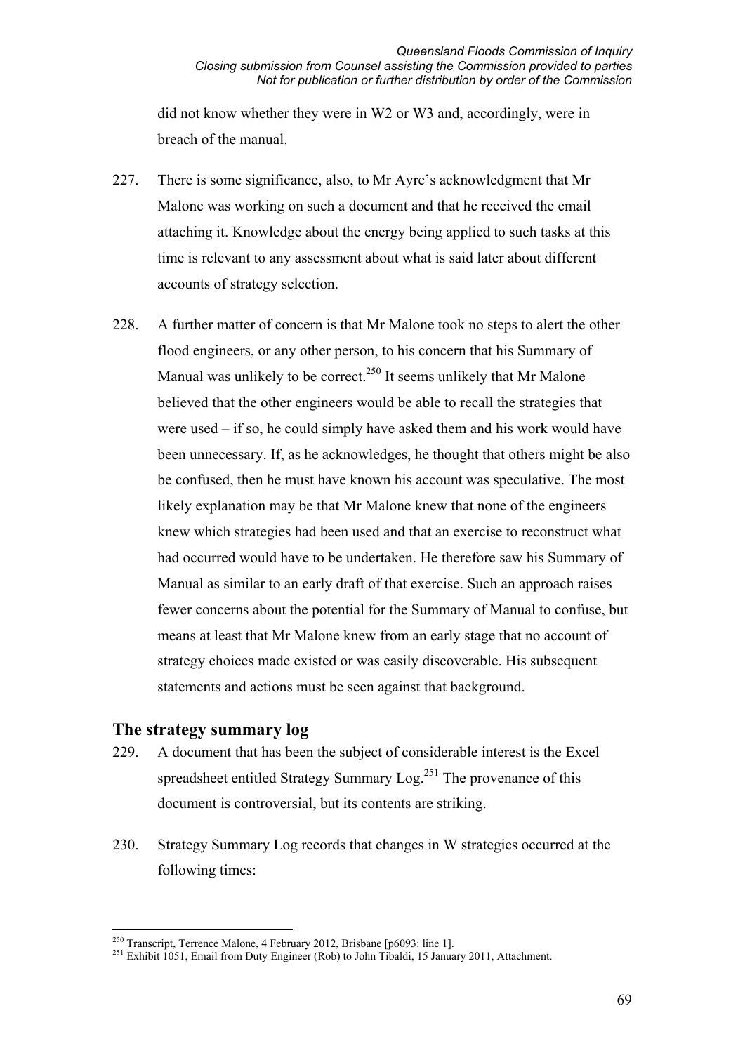did not know whether they were in W2 or W3 and, accordingly, were in breach of the manual.

227. There is some significance, also, to Mr Ayre's acknowledgment that Mr Malone was working on such a document and that he received the email attaching it. Knowledge about the energy being applied to such tasks at this time is relevant to any assessment about what is said later about different accounts of strategy selection.

228. A further matter of concern is that Mr Malone took no steps to alert the other flood engineers, or any other person, to his concern that his Summary of Manual was unlikely to be correct.[250] It seems unlikely that Mr Malone believed that the other engineers would be able to recall the strategies that were used – if so, he could simply have asked them and his work would have been unnecessary. If, as he acknowledges, he thought that others might be also be confused, then he must have known his account was speculative. The most likely explanation may be that Mr Malone knew that none of the engineers knew which strategies had been used and that an exercise to reconstruct what had occurred would have to be undertaken. He therefore saw his Summary of Manual as similar to an early draft of that exercise. Such an approach raises fewer concerns about the potential for the Summary of Manual to confuse, but means at least that Mr Malone knew from an early stage that no account of strategy choices made existed or was easily discoverable. His subsequent statements and actions must be seen against that background.

## The strategy summary log

229. A document that has been the subject of considerable interest is the Excel spreadsheet entitled Strategy Summary Log.[251] The provenance of this document is controversial, but its contents are striking.

230. Strategy Summary Log records that changes in W strategies occurred at the following times:

---

[250] Transcript, Terrence Malone, 4 February 2012, Brisbane [p6093: line 1].

[251] Exhibit 1051, Email from Duty Engineer (Rob) to John Tibaldi, 15 January 2011, Attachment.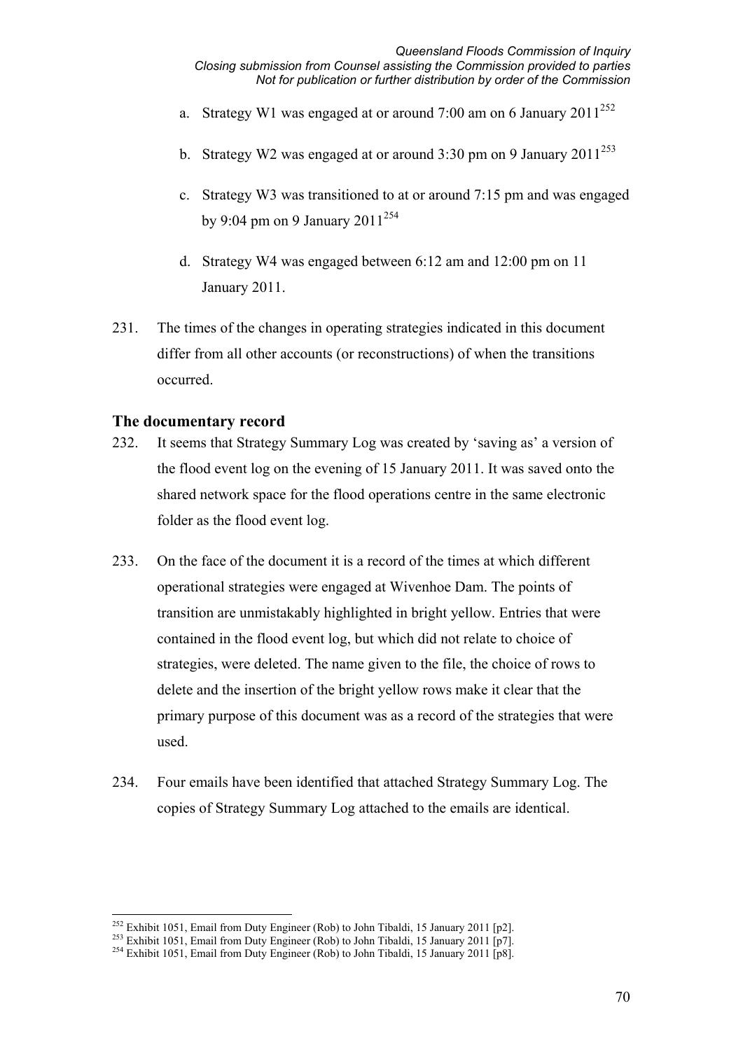a. Strategy W1 was engaged at or around 7:00 am on 6 January 2011[252]

b. Strategy W2 was engaged at or around 3:30 pm on 9 January 2011[253]

c. Strategy W3 was transitioned to at or around 7:15 pm and was engaged by 9:04 pm on 9 January 2011[254]

d. Strategy W4 was engaged between 6:12 am and 12:00 pm on 11 January 2011.

231. The times of the changes in operating strategies indicated in this document differ from all other accounts (or reconstructions) of when the transitions occurred.

## The documentary record

232. It seems that Strategy Summary Log was created by 'saving as' a version of the flood event log on the evening of 15 January 2011. It was saved onto the shared network space for the flood operations centre in the same electronic folder as the flood event log.

233. On the face of the document it is a record of the times at which different operational strategies were engaged at Wivenhoe Dam. The points of transition are unmistakably highlighted in bright yellow. Entries that were contained in the flood event log, but which did not relate to choice of strategies, were deleted. The name given to the file, the choice of rows to delete and the insertion of the bright yellow rows make it clear that the primary purpose of this document was as a record of the strategies that were used.

234. Four emails have been identified that attached Strategy Summary Log. The copies of Strategy Summary Log attached to the emails are identical.

---

[252] Exhibit 1051, Email from Duty Engineer (Rob) to John Tibaldi, 15 January 2011 [p2].
[253] Exhibit 1051, Email from Duty Engineer (Rob) to John Tibaldi, 15 January 2011 [p7].
[254] Exhibit 1051, Email from Duty Engineer (Rob) to John Tibaldi, 15 January 2011 [p8].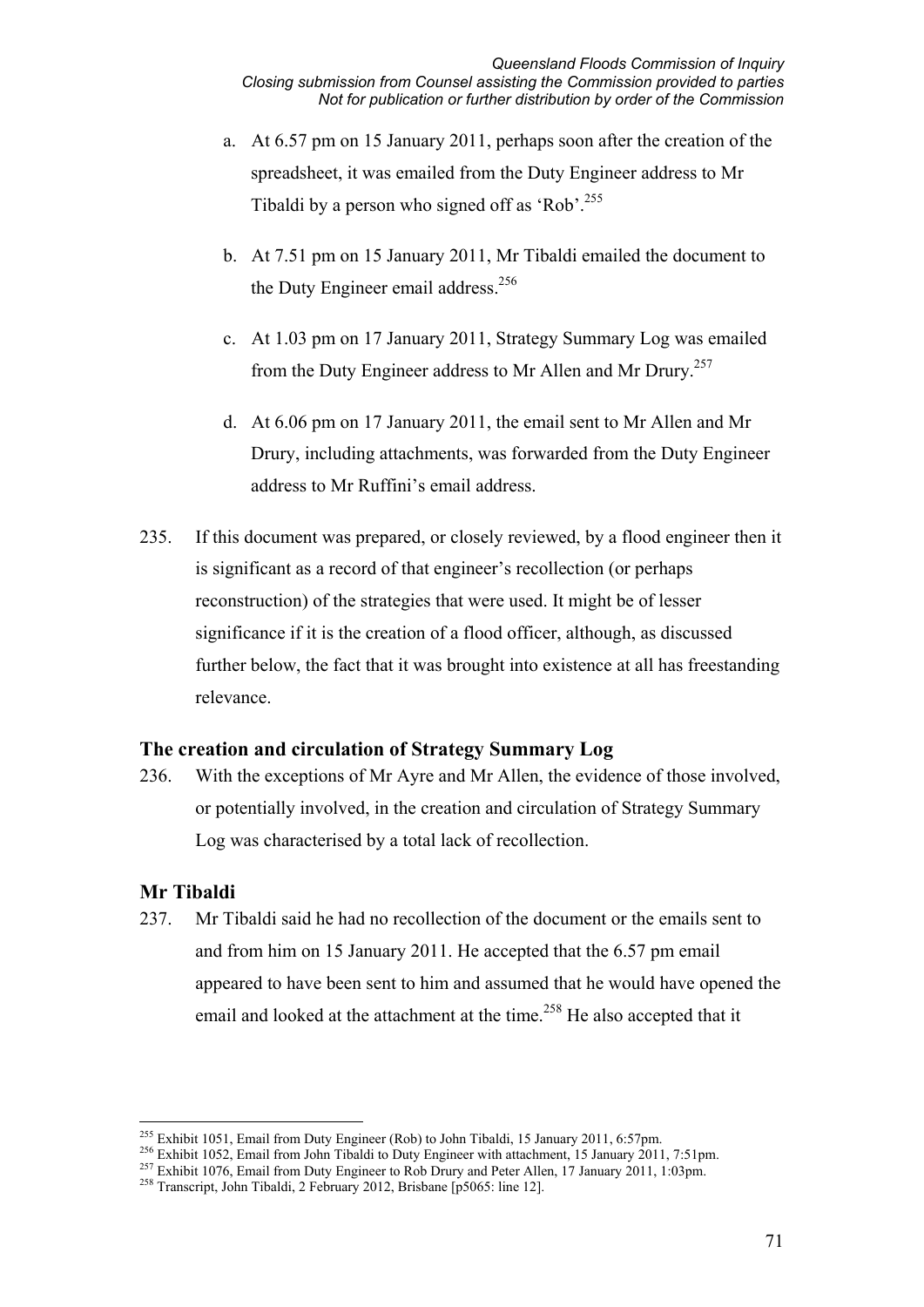a. At 6.57 pm on 15 January 2011, perhaps soon after the creation of the spreadsheet, it was emailed from the Duty Engineer address to Mr Tibaldi by a person who signed off as 'Rob'.[255]

b. At 7.51 pm on 15 January 2011, Mr Tibaldi emailed the document to the Duty Engineer email address.[256]

c. At 1.03 pm on 17 January 2011, Strategy Summary Log was emailed from the Duty Engineer address to Mr Allen and Mr Drury.[257]

d. At 6.06 pm on 17 January 2011, the email sent to Mr Allen and Mr Drury, including attachments, was forwarded from the Duty Engineer address to Mr Ruffini's email address.

235. If this document was prepared, or closely reviewed, by a flood engineer then it is significant as a record of that engineer's recollection (or perhaps reconstruction) of the strategies that were used. It might be of lesser significance if it is the creation of a flood officer, although, as discussed further below, the fact that it was brought into existence at all has freestanding relevance.

### The creation and circulation of Strategy Summary Log

236. With the exceptions of Mr Ayre and Mr Allen, the evidence of those involved, or potentially involved, in the creation and circulation of Strategy Summary Log was characterised by a total lack of recollection.

### Mr Tibaldi

237. Mr Tibaldi said he had no recollection of the document or the emails sent to and from him on 15 January 2011. He accepted that the 6.57 pm email appeared to have been sent to him and assumed that he would have opened the email and looked at the attachment at the time.[258] He also accepted that it

---

[255] Exhibit 1051, Email from Duty Engineer (Rob) to John Tibaldi, 15 January 2011, 6:57pm.

[256] Exhibit 1052, Email from John Tibaldi to Duty Engineer with attachment, 15 January 2011, 7:51pm.

[257] Exhibit 1076, Email from Duty Engineer to Rob Drury and Peter Allen, 17 January 2011, 1:03pm.

[258] Transcript, John Tibaldi, 2 February 2012, Brisbane [p5065: line 12].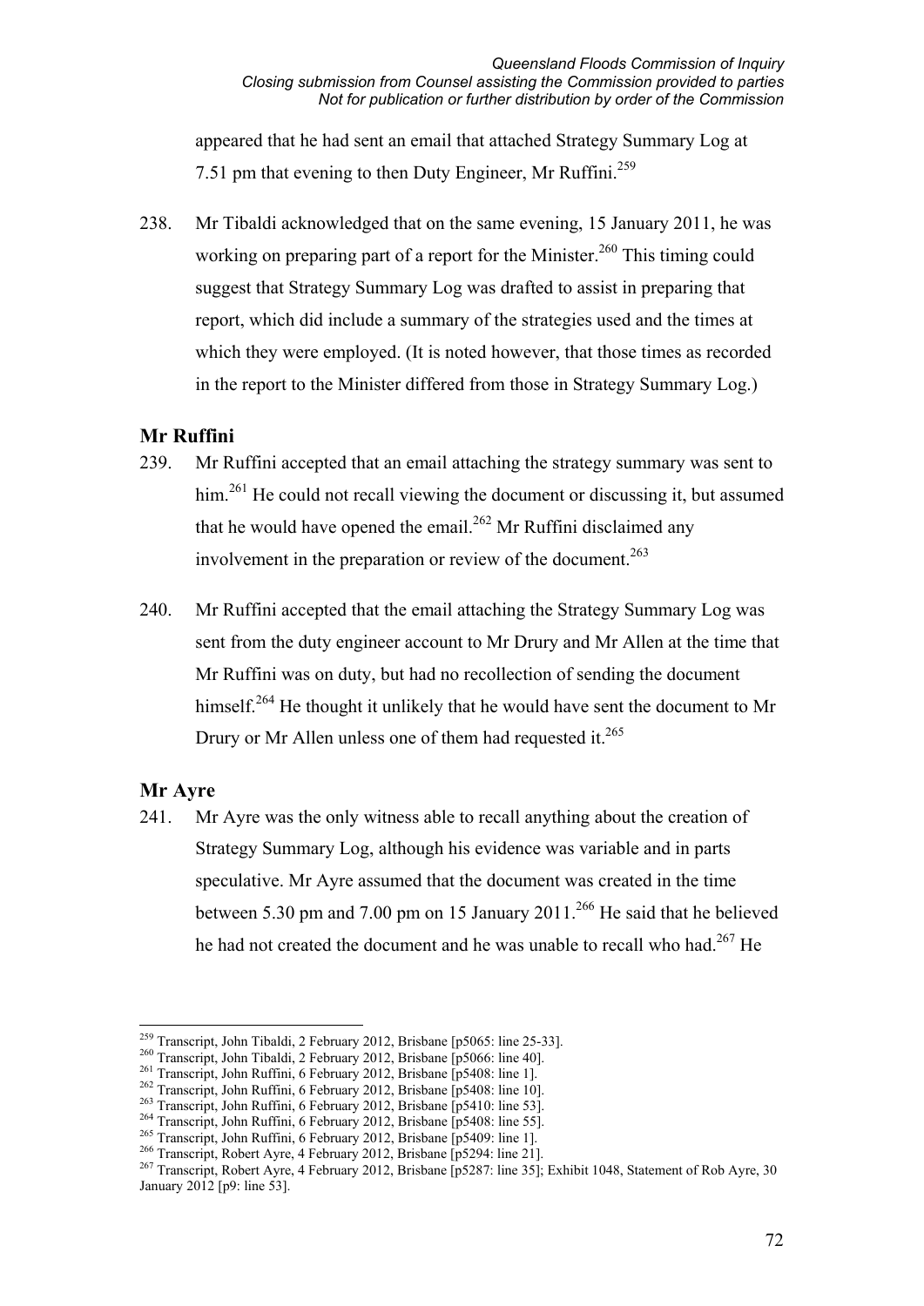appeared that he had sent an email that attached Strategy Summary Log at 7.51 pm that evening to then Duty Engineer, Mr Ruffini.[259]

238. Mr Tibaldi acknowledged that on the same evening, 15 January 2011, he was working on preparing part of a report for the Minister.[260] This timing could suggest that Strategy Summary Log was drafted to assist in preparing that report, which did include a summary of the strategies used and the times at which they were employed. (It is noted however, that those times as recorded in the report to the Minister differed from those in Strategy Summary Log.)

### Mr Ruffini

239. Mr Ruffini accepted that an email attaching the strategy summary was sent to him.[261] He could not recall viewing the document or discussing it, but assumed that he would have opened the email.[262] Mr Ruffini disclaimed any involvement in the preparation or review of the document.[263]

240. Mr Ruffini accepted that the email attaching the Strategy Summary Log was sent from the duty engineer account to Mr Drury and Mr Allen at the time that Mr Ruffini was on duty, but had no recollection of sending the document himself.[264] He thought it unlikely that he would have sent the document to Mr Drury or Mr Allen unless one of them had requested it.[265]

### Mr Ayre

241. Mr Ayre was the only witness able to recall anything about the creation of Strategy Summary Log, although his evidence was variable and in parts speculative. Mr Ayre assumed that the document was created in the time between 5.30 pm and 7.00 pm on 15 January 2011.[266] He said that he believed he had not created the document and he was unable to recall who had.[267] He

---

[259] Transcript, John Tibaldi, 2 February 2012, Brisbane [p5065: line 25-33].
[260] Transcript, John Tibaldi, 2 February 2012, Brisbane [p5066: line 40].
[261] Transcript, John Ruffini, 6 February 2012, Brisbane [p5408: line 1].
[262] Transcript, John Ruffini, 6 February 2012, Brisbane [p5408: line 10].
[263] Transcript, John Ruffini, 6 February 2012, Brisbane [p5410: line 53].
[264] Transcript, John Ruffini, 6 February 2012, Brisbane [p5408: line 55].
[265] Transcript, John Ruffini, 6 February 2012, Brisbane [p5409: line 1].
[266] Transcript, Robert Ayre, 4 February 2012, Brisbane [p5294: line 21].
[267] Transcript, Robert Ayre, 4 February 2012, Brisbane [p5287: line 35]; Exhibit 1048, Statement of Rob Ayre, 30 January 2012 [p9: line 53].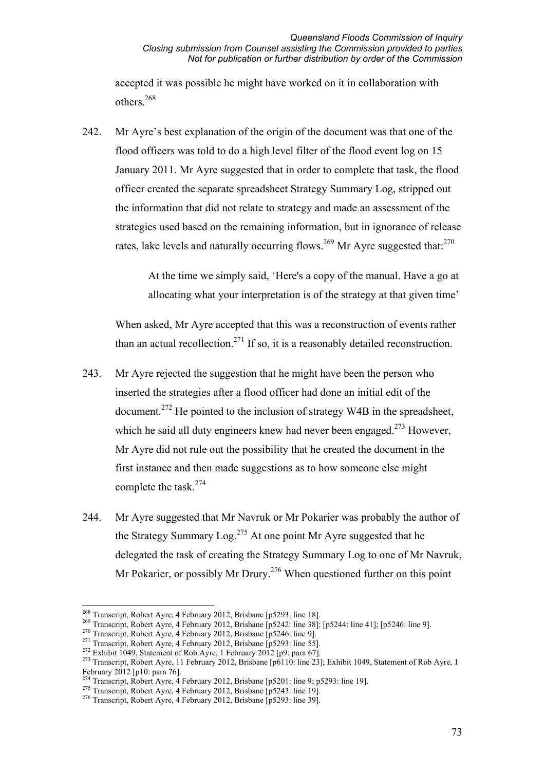accepted it was possible he might have worked on it in collaboration with others.[268]

242. Mr Ayre's best explanation of the origin of the document was that one of the flood officers was told to do a high level filter of the flood event log on 15 January 2011. Mr Ayre suggested that in order to complete that task, the flood officer created the separate spreadsheet Strategy Summary Log, stripped out the information that did not relate to strategy and made an assessment of the strategies used based on the remaining information, but in ignorance of release rates, lake levels and naturally occurring flows.[269] Mr Ayre suggested that:[270]

> At the time we simply said, 'Here's a copy of the manual. Have a go at allocating what your interpretation is of the strategy at that given time'

When asked, Mr Ayre accepted that this was a reconstruction of events rather than an actual recollection.[271] If so, it is a reasonably detailed reconstruction.

243. Mr Ayre rejected the suggestion that he might have been the person who inserted the strategies after a flood officer had done an initial edit of the document.[272] He pointed to the inclusion of strategy W4B in the spreadsheet, which he said all duty engineers knew had never been engaged.[273] However, Mr Ayre did not rule out the possibility that he created the document in the first instance and then made suggestions as to how someone else might complete the task.[274]

244. Mr Ayre suggested that Mr Navruk or Mr Pokarier was probably the author of the Strategy Summary Log.[275] At one point Mr Ayre suggested that he delegated the task of creating the Strategy Summary Log to one of Mr Navruk, Mr Pokarier, or possibly Mr Drury.[276] When questioned further on this point

---

[268] Transcript, Robert Ayre, 4 February 2012, Brisbane [p5293: line 18].
[269] Transcript, Robert Ayre, 4 February 2012, Brisbane [p5242: line 38]; [p5244: line 41]; [p5246: line 9].
[270] Transcript, Robert Ayre, 4 February 2012, Brisbane [p5246: line 9].
[271] Transcript, Robert Ayre, 4 February 2012, Brisbane [p5293: line 55].
[272] Exhibit 1049, Statement of Rob Ayre, 1 February 2012 [p9: para 67].
[273] Transcript, Robert Ayre, 11 February 2012, Brisbane [p6110: line 23]; Exhibit 1049, Statement of Rob Ayre, 1 February 2012 [p10: para 76].
[274] Transcript, Robert Ayre, 4 February 2012, Brisbane [p5201: line 9; p5293: line 19].
[275] Transcript, Robert Ayre, 4 February 2012, Brisbane [p5243: line 19].
[276] Transcript, Robert Ayre, 4 February 2012, Brisbane [p5293: line 39].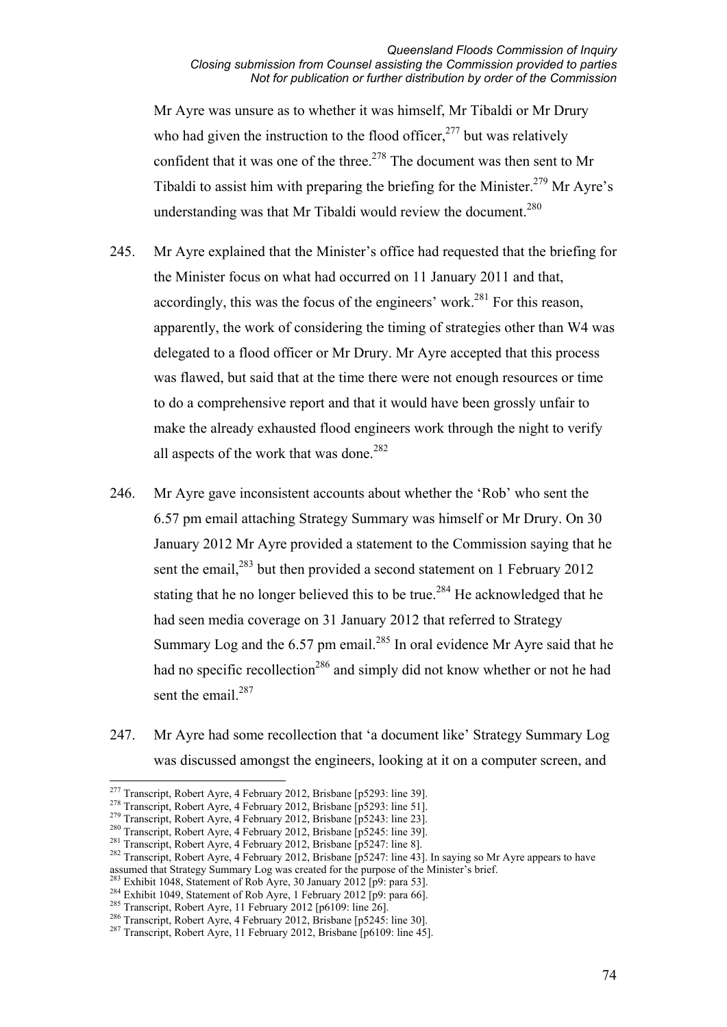Mr Ayre was unsure as to whether it was himself, Mr Tibaldi or Mr Drury who had given the instruction to the flood officer,[277] but was relatively confident that it was one of the three.[278] The document was then sent to Mr Tibaldi to assist him with preparing the briefing for the Minister.[279] Mr Ayre's understanding was that Mr Tibaldi would review the document.[280]

245. Mr Ayre explained that the Minister's office had requested that the briefing for the Minister focus on what had occurred on 11 January 2011 and that, accordingly, this was the focus of the engineers' work.[281] For this reason, apparently, the work of considering the timing of strategies other than W4 was delegated to a flood officer or Mr Drury. Mr Ayre accepted that this process was flawed, but said that at the time there were not enough resources or time to do a comprehensive report and that it would have been grossly unfair to make the already exhausted flood engineers work through the night to verify all aspects of the work that was done.[282]

246. Mr Ayre gave inconsistent accounts about whether the 'Rob' who sent the 6.57 pm email attaching Strategy Summary was himself or Mr Drury. On 30 January 2012 Mr Ayre provided a statement to the Commission saying that he sent the email,[283] but then provided a second statement on 1 February 2012 stating that he no longer believed this to be true.[284] He acknowledged that he had seen media coverage on 31 January 2012 that referred to Strategy Summary Log and the 6.57 pm email.[285] In oral evidence Mr Ayre said that he had no specific recollection[286] and simply did not know whether or not he had sent the email.[287]

247. Mr Ayre had some recollection that 'a document like' Strategy Summary Log was discussed amongst the engineers, looking at it on a computer screen, and

---

[277] Transcript, Robert Ayre, 4 February 2012, Brisbane [p5293: line 39].
[278] Transcript, Robert Ayre, 4 February 2012, Brisbane [p5293: line 51].
[279] Transcript, Robert Ayre, 4 February 2012, Brisbane [p5243: line 23].
[280] Transcript, Robert Ayre, 4 February 2012, Brisbane [p5245: line 39].
[281] Transcript, Robert Ayre, 4 February 2012, Brisbane [p5247: line 8].
[282] Transcript, Robert Ayre, 4 February 2012, Brisbane [p5247: line 43]. In saying so Mr Ayre appears to have assumed that Strategy Summary Log was created for the purpose of the Minister's brief.
[283] Exhibit 1048, Statement of Rob Ayre, 30 January 2012 [p9: para 53].
[284] Exhibit 1049, Statement of Rob Ayre, 1 February 2012 [p9: para 66].
[285] Transcript, Robert Ayre, 11 February 2012 [p6109: line 26].
[286] Transcript, Robert Ayre, 4 February 2012, Brisbane [p5245: line 30].
[287] Transcript, Robert Ayre, 11 February 2012, Brisbane [p6109: line 45].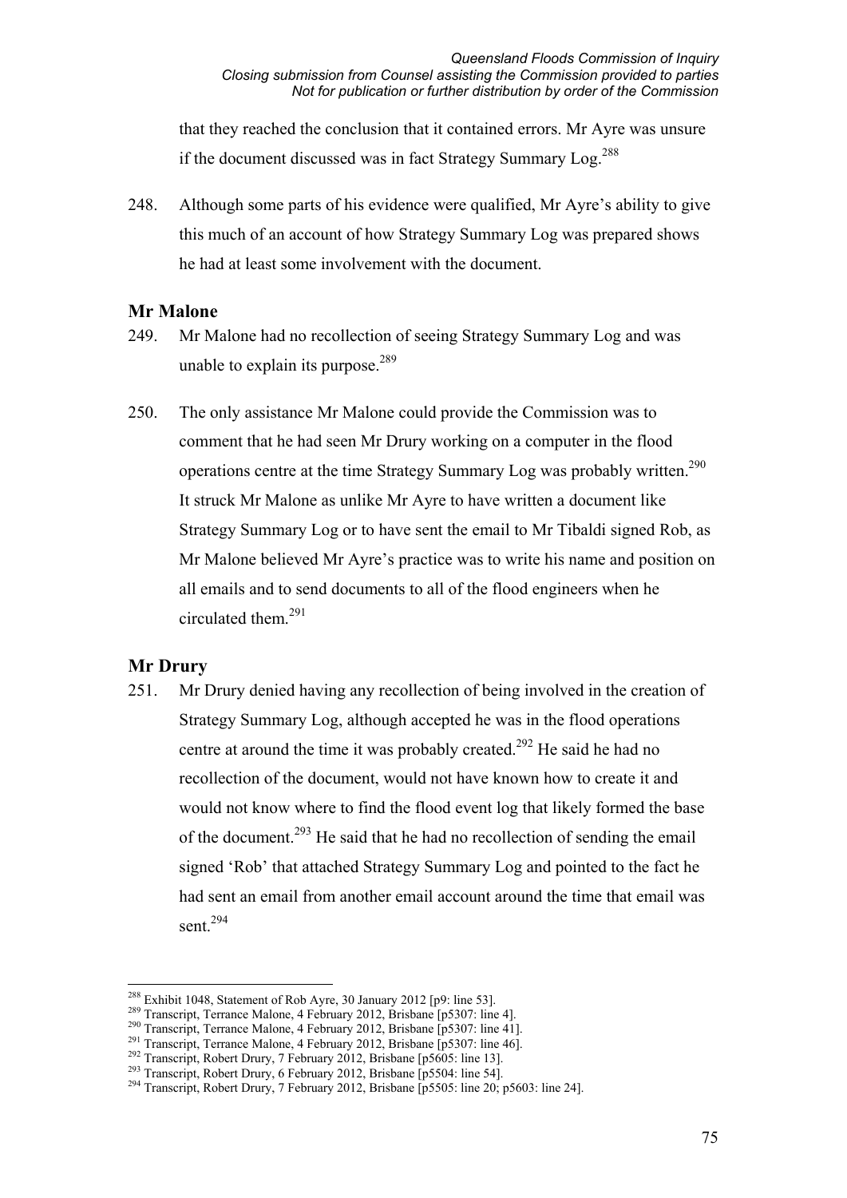that they reached the conclusion that it contained errors. Mr Ayre was unsure if the document discussed was in fact Strategy Summary Log.[288]

248. Although some parts of his evidence were qualified, Mr Ayre's ability to give this much of an account of how Strategy Summary Log was prepared shows he had at least some involvement with the document.

## Mr Malone

249. Mr Malone had no recollection of seeing Strategy Summary Log and was unable to explain its purpose.[289]

250. The only assistance Mr Malone could provide the Commission was to comment that he had seen Mr Drury working on a computer in the flood operations centre at the time Strategy Summary Log was probably written.[290] It struck Mr Malone as unlike Mr Ayre to have written a document like Strategy Summary Log or to have sent the email to Mr Tibaldi signed Rob, as Mr Malone believed Mr Ayre's practice was to write his name and position on all emails and to send documents to all of the flood engineers when he circulated them.[291]

## Mr Drury

251. Mr Drury denied having any recollection of being involved in the creation of Strategy Summary Log, although accepted he was in the flood operations centre at around the time it was probably created.[292] He said he had no recollection of the document, would not have known how to create it and would not know where to find the flood event log that likely formed the base of the document.[293] He said that he had no recollection of sending the email signed 'Rob' that attached Strategy Summary Log and pointed to the fact he had sent an email from another email account around the time that email was sent.[294]

---

[288] Exhibit 1048, Statement of Rob Ayre, 30 January 2012 [p9: line 53].
[289] Transcript, Terrance Malone, 4 February 2012, Brisbane [p5307: line 4].
[290] Transcript, Terrance Malone, 4 February 2012, Brisbane [p5307: line 41].
[291] Transcript, Terrance Malone, 4 February 2012, Brisbane [p5307: line 46].
[292] Transcript, Robert Drury, 7 February 2012, Brisbane [p5605: line 13].
[293] Transcript, Robert Drury, 6 February 2012, Brisbane [p5504: line 54].
[294] Transcript, Robert Drury, 7 February 2012, Brisbane [p5505: line 20; p5603: line 24].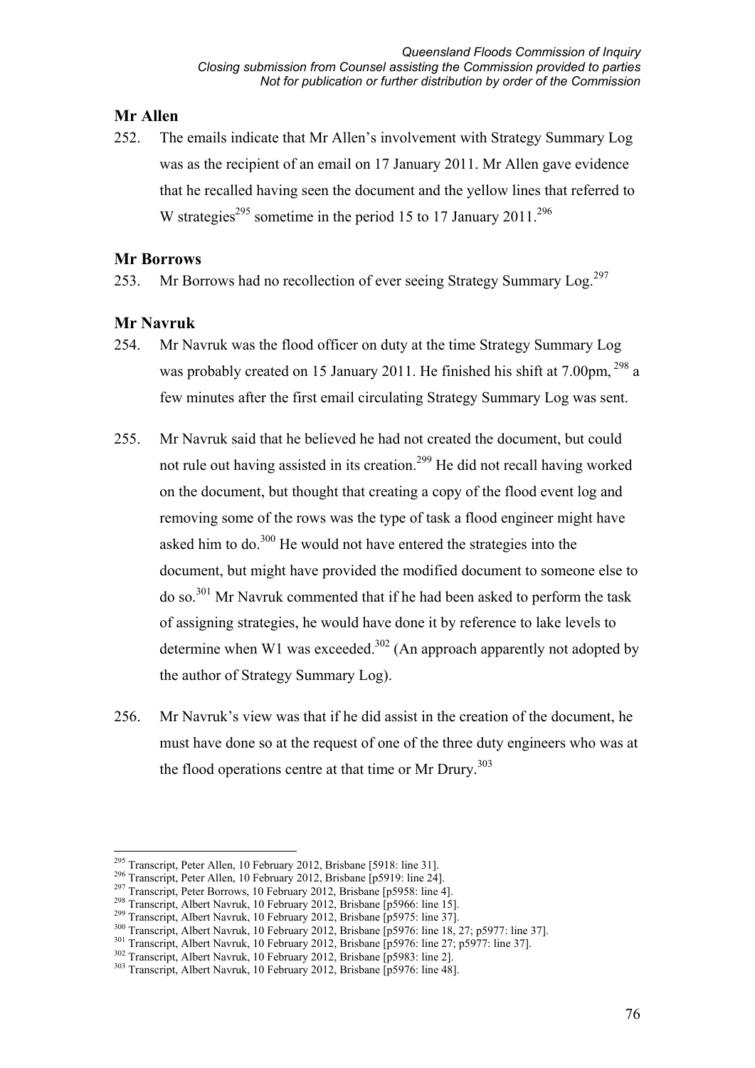### Mr Allen

252. The emails indicate that Mr Allen's involvement with Strategy Summary Log was as the recipient of an email on 17 January 2011. Mr Allen gave evidence that he recalled having seen the document and the yellow lines that referred to W strategies[295] sometime in the period 15 to 17 January 2011.[296]

### Mr Borrows

253. Mr Borrows had no recollection of ever seeing Strategy Summary Log.[297]

### Mr Navruk

254. Mr Navruk was the flood officer on duty at the time Strategy Summary Log was probably created on 15 January 2011. He finished his shift at 7.00pm, [298] a few minutes after the first email circulating Strategy Summary Log was sent.

255. Mr Navruk said that he believed he had not created the document, but could not rule out having assisted in its creation.[299] He did not recall having worked on the document, but thought that creating a copy of the flood event log and removing some of the rows was the type of task a flood engineer might have asked him to do.[300] He would not have entered the strategies into the document, but might have provided the modified document to someone else to do so.[301] Mr Navruk commented that if he had been asked to perform the task of assigning strategies, he would have done it by reference to lake levels to determine when W1 was exceeded.[302] (An approach apparently not adopted by the author of Strategy Summary Log).

256. Mr Navruk's view was that if he did assist in the creation of the document, he must have done so at the request of one of the three duty engineers who was at the flood operations centre at that time or Mr Drury.[303]

---

[295] Transcript, Peter Allen, 10 February 2012, Brisbane [5918: line 31].
[296] Transcript, Peter Allen, 10 February 2012, Brisbane [p5919: line 24].
[297] Transcript, Peter Borrows, 10 February 2012, Brisbane [p5958: line 4].
[298] Transcript, Albert Navruk, 10 February 2012, Brisbane [p5966: line 15].
[299] Transcript, Albert Navruk, 10 February 2012, Brisbane [p5975: line 37].
[300] Transcript, Albert Navruk, 10 February 2012, Brisbane [p5976: line 18, 27; p5977: line 37].
[301] Transcript, Albert Navruk, 10 February 2012, Brisbane [p5976: line 27; p5977: line 37].
[302] Transcript, Albert Navruk, 10 February 2012, Brisbane [p5983: line 2].
[303] Transcript, Albert Navruk, 10 February 2012, Brisbane [p5976: line 48].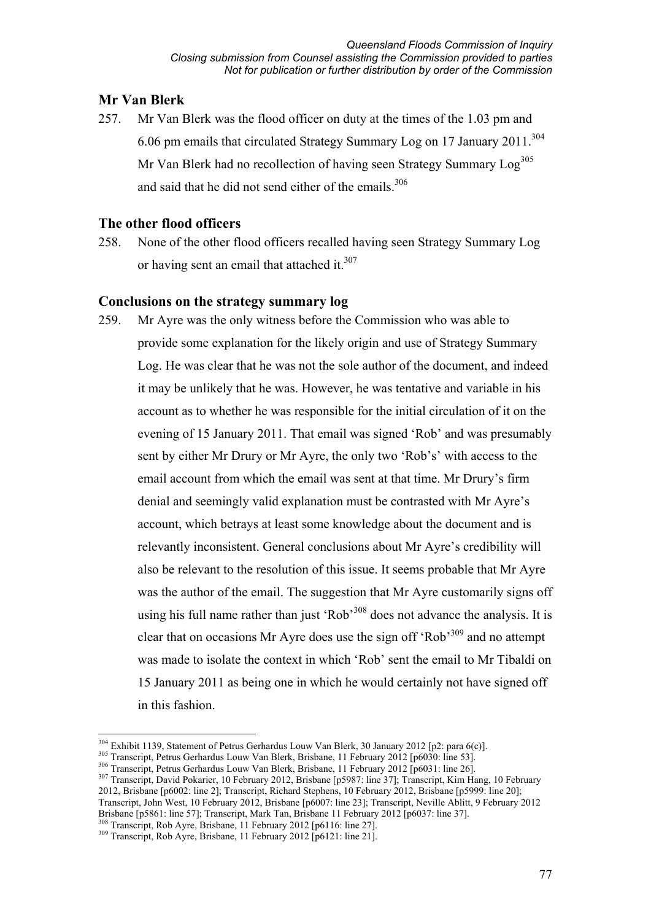## Mr Van Blerk

257. Mr Van Blerk was the flood officer on duty at the times of the 1.03 pm and 6.06 pm emails that circulated Strategy Summary Log on 17 January 2011.[304] Mr Van Blerk had no recollection of having seen Strategy Summary Log[305] and said that he did not send either of the emails.[306]

## The other flood officers

258. None of the other flood officers recalled having seen Strategy Summary Log or having sent an email that attached it.[307]

## Conclusions on the strategy summary log

259. Mr Ayre was the only witness before the Commission who was able to provide some explanation for the likely origin and use of Strategy Summary Log. He was clear that he was not the sole author of the document, and indeed it may be unlikely that he was. However, he was tentative and variable in his account as to whether he was responsible for the initial circulation of it on the evening of 15 January 2011. That email was signed 'Rob' and was presumably sent by either Mr Drury or Mr Ayre, the only two 'Rob's' with access to the email account from which the email was sent at that time. Mr Drury's firm denial and seemingly valid explanation must be contrasted with Mr Ayre's account, which betrays at least some knowledge about the document and is relevantly inconsistent. General conclusions about Mr Ayre's credibility will also be relevant to the resolution of this issue. It seems probable that Mr Ayre was the author of the email. The suggestion that Mr Ayre customarily signs off using his full name rather than just 'Rob'[308] does not advance the analysis. It is clear that on occasions Mr Ayre does use the sign off 'Rob'[309] and no attempt was made to isolate the context in which 'Rob' sent the email to Mr Tibaldi on 15 January 2011 as being one in which he would certainly not have signed off in this fashion.

---

[304] Exhibit 1139, Statement of Petrus Gerhardus Louw Van Blerk, 30 January 2012 [p2: para 6(c)].
[305] Transcript, Petrus Gerhardus Louw Van Blerk, Brisbane, 11 February 2012 [p6030: line 53].
[306] Transcript, Petrus Gerhardus Louw Van Blerk, Brisbane, 11 February 2012 [p6031: line 26].
[307] Transcript, David Pokarier, 10 February 2012, Brisbane [p5987: line 37]; Transcript, Kim Hang, 10 February 2012, Brisbane [p6002: line 2]; Transcript, Richard Stephens, 10 February 2012, Brisbane [p5999: line 20]; Transcript, John West, 10 February 2012, Brisbane [p6007: line 23]; Transcript, Neville Ablitt, 9 February 2012 Brisbane [p5861: line 57]; Transcript, Mark Tan, Brisbane 11 February 2012 [p6037: line 37].
[308] Transcript, Rob Ayre, Brisbane, 11 February 2012 [p6116: line 27].
[309] Transcript, Rob Ayre, Brisbane, 11 February 2012 [p6121: line 21].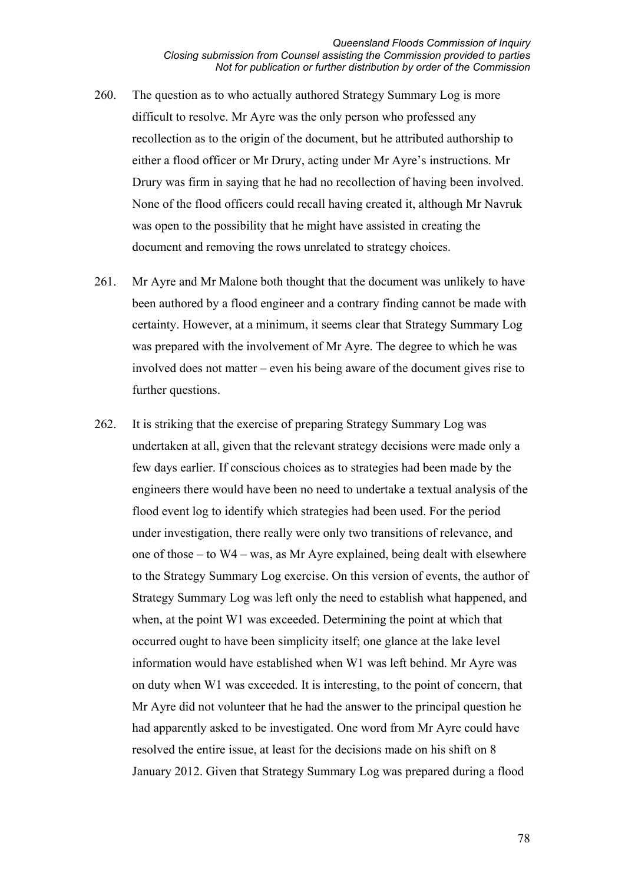260. The question as to who actually authored Strategy Summary Log is more difficult to resolve. Mr Ayre was the only person who professed any recollection as to the origin of the document, but he attributed authorship to either a flood officer or Mr Drury, acting under Mr Ayre's instructions. Mr Drury was firm in saying that he had no recollection of having been involved. None of the flood officers could recall having created it, although Mr Navruk was open to the possibility that he might have assisted in creating the document and removing the rows unrelated to strategy choices.

261. Mr Ayre and Mr Malone both thought that the document was unlikely to have been authored by a flood engineer and a contrary finding cannot be made with certainty. However, at a minimum, it seems clear that Strategy Summary Log was prepared with the involvement of Mr Ayre. The degree to which he was involved does not matter – even his being aware of the document gives rise to further questions.

262. It is striking that the exercise of preparing Strategy Summary Log was undertaken at all, given that the relevant strategy decisions were made only a few days earlier. If conscious choices as to strategies had been made by the engineers there would have been no need to undertake a textual analysis of the flood event log to identify which strategies had been used. For the period under investigation, there really were only two transitions of relevance, and one of those – to W4 – was, as Mr Ayre explained, being dealt with elsewhere to the Strategy Summary Log exercise. On this version of events, the author of Strategy Summary Log was left only the need to establish what happened, and when, at the point W1 was exceeded. Determining the point at which that occurred ought to have been simplicity itself; one glance at the lake level information would have established when W1 was left behind. Mr Ayre was on duty when W1 was exceeded. It is interesting, to the point of concern, that Mr Ayre did not volunteer that he had the answer to the principal question he had apparently asked to be investigated. One word from Mr Ayre could have resolved the entire issue, at least for the decisions made on his shift on 8 January 2012. Given that Strategy Summary Log was prepared during a flood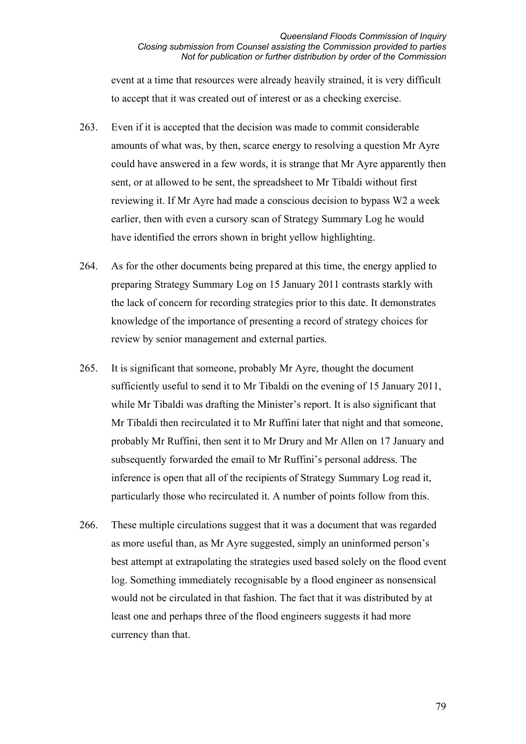event at a time that resources were already heavily strained, it is very difficult to accept that it was created out of interest or as a checking exercise.

263. Even if it is accepted that the decision was made to commit considerable amounts of what was, by then, scarce energy to resolving a question Mr Ayre could have answered in a few words, it is strange that Mr Ayre apparently then sent, or at allowed to be sent, the spreadsheet to Mr Tibaldi without first reviewing it. If Mr Ayre had made a conscious decision to bypass W2 a week earlier, then with even a cursory scan of Strategy Summary Log he would have identified the errors shown in bright yellow highlighting.

264. As for the other documents being prepared at this time, the energy applied to preparing Strategy Summary Log on 15 January 2011 contrasts starkly with the lack of concern for recording strategies prior to this date. It demonstrates knowledge of the importance of presenting a record of strategy choices for review by senior management and external parties.

265. It is significant that someone, probably Mr Ayre, thought the document sufficiently useful to send it to Mr Tibaldi on the evening of 15 January 2011, while Mr Tibaldi was drafting the Minister's report. It is also significant that Mr Tibaldi then recirculated it to Mr Ruffini later that night and that someone, probably Mr Ruffini, then sent it to Mr Drury and Mr Allen on 17 January and subsequently forwarded the email to Mr Ruffini's personal address. The inference is open that all of the recipients of Strategy Summary Log read it, particularly those who recirculated it. A number of points follow from this.

266. These multiple circulations suggest that it was a document that was regarded as more useful than, as Mr Ayre suggested, simply an uninformed person's best attempt at extrapolating the strategies used based solely on the flood event log. Something immediately recognisable by a flood engineer as nonsensical would not be circulated in that fashion. The fact that it was distributed by at least one and perhaps three of the flood engineers suggests it had more currency than that.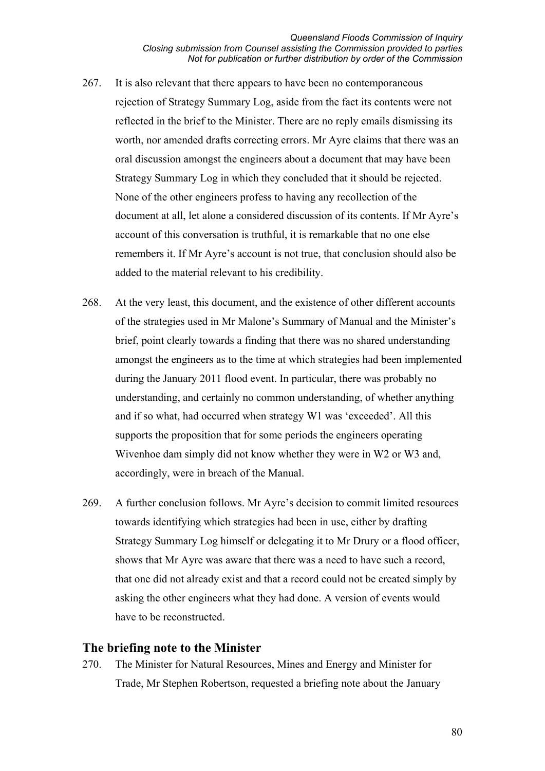267. It is also relevant that there appears to have been no contemporaneous rejection of Strategy Summary Log, aside from the fact its contents were not reflected in the brief to the Minister. There are no reply emails dismissing its worth, nor amended drafts correcting errors. Mr Ayre claims that there was an oral discussion amongst the engineers about a document that may have been Strategy Summary Log in which they concluded that it should be rejected. None of the other engineers profess to having any recollection of the document at all, let alone a considered discussion of its contents. If Mr Ayre's account of this conversation is truthful, it is remarkable that no one else remembers it. If Mr Ayre's account is not true, that conclusion should also be added to the material relevant to his credibility.

268. At the very least, this document, and the existence of other different accounts of the strategies used in Mr Malone's Summary of Manual and the Minister's brief, point clearly towards a finding that there was no shared understanding amongst the engineers as to the time at which strategies had been implemented during the January 2011 flood event. In particular, there was probably no understanding, and certainly no common understanding, of whether anything and if so what, had occurred when strategy W1 was 'exceeded'. All this supports the proposition that for some periods the engineers operating Wivenhoe dam simply did not know whether they were in W2 or W3 and, accordingly, were in breach of the Manual.

269. A further conclusion follows. Mr Ayre's decision to commit limited resources towards identifying which strategies had been in use, either by drafting Strategy Summary Log himself or delegating it to Mr Drury or a flood officer, shows that Mr Ayre was aware that there was a need to have such a record, that one did not already exist and that a record could not be created simply by asking the other engineers what they had done. A version of events would have to be reconstructed.

## The briefing note to the Minister

270. The Minister for Natural Resources, Mines and Energy and Minister for Trade, Mr Stephen Robertson, requested a briefing note about the January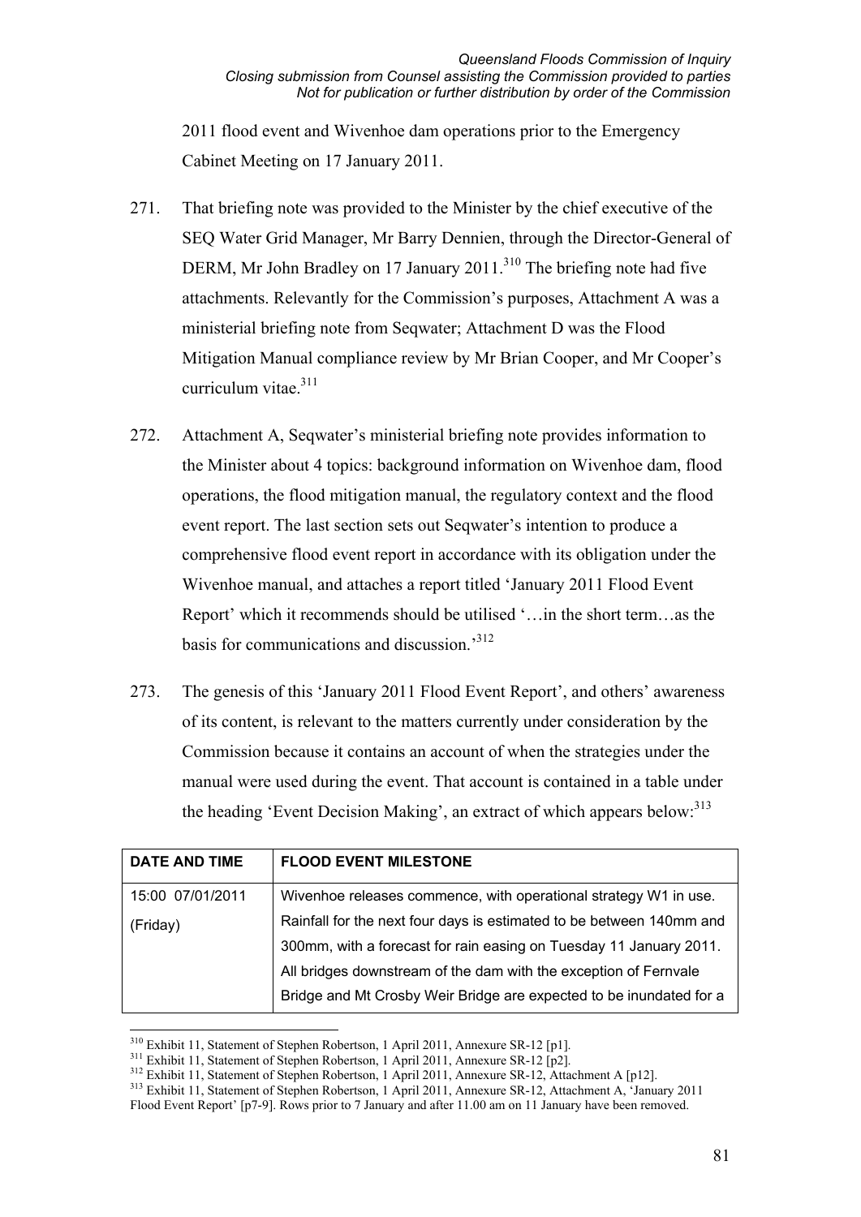2011 flood event and Wivenhoe dam operations prior to the Emergency Cabinet Meeting on 17 January 2011.

271. That briefing note was provided to the Minister by the chief executive of the SEQ Water Grid Manager, Mr Barry Dennien, through the Director-General of DERM, Mr John Bradley on 17 January 2011.[310] The briefing note had five attachments. Relevantly for the Commission's purposes, Attachment A was a ministerial briefing note from Seqwater; Attachment D was the Flood Mitigation Manual compliance review by Mr Brian Cooper, and Mr Cooper's curriculum vitae.[311]

272. Attachment A, Seqwater's ministerial briefing note provides information to the Minister about 4 topics: background information on Wivenhoe dam, flood operations, the flood mitigation manual, the regulatory context and the flood event report. The last section sets out Seqwater's intention to produce a comprehensive flood event report in accordance with its obligation under the Wivenhoe manual, and attaches a report titled 'January 2011 Flood Event Report' which it recommends should be utilised '…in the short term…as the basis for communications and discussion.'[312]

273. The genesis of this 'January 2011 Flood Event Report', and others' awareness of its content, is relevant to the matters currently under consideration by the Commission because it contains an account of when the strategies under the manual were used during the event. That account is contained in a table under the heading 'Event Decision Making', an extract of which appears below:[313]

| DATE AND TIME | FLOOD EVENT MILESTONE |
|---|---|
| 15:00 07/01/2011 (Friday) | Wivenhoe releases commence, with operational strategy W1 in use. Rainfall for the next four days is estimated to be between 140mm and 300mm, with a forecast for rain easing on Tuesday 11 January 2011. All bridges downstream of the dam with the exception of Fernvale Bridge and Mt Crosby Weir Bridge are expected to be inundated for a |

[310] Exhibit 11, Statement of Stephen Robertson, 1 April 2011, Annexure SR-12 [p1].
[311] Exhibit 11, Statement of Stephen Robertson, 1 April 2011, Annexure SR-12 [p2].
[312] Exhibit 11, Statement of Stephen Robertson, 1 April 2011, Annexure SR-12, Attachment A [p12].
[313] Exhibit 11, Statement of Stephen Robertson, 1 April 2011, Annexure SR-12, Attachment A, 'January 2011 Flood Event Report' [p7-9]. Rows prior to 7 January and after 11.00 am on 11 January have been removed.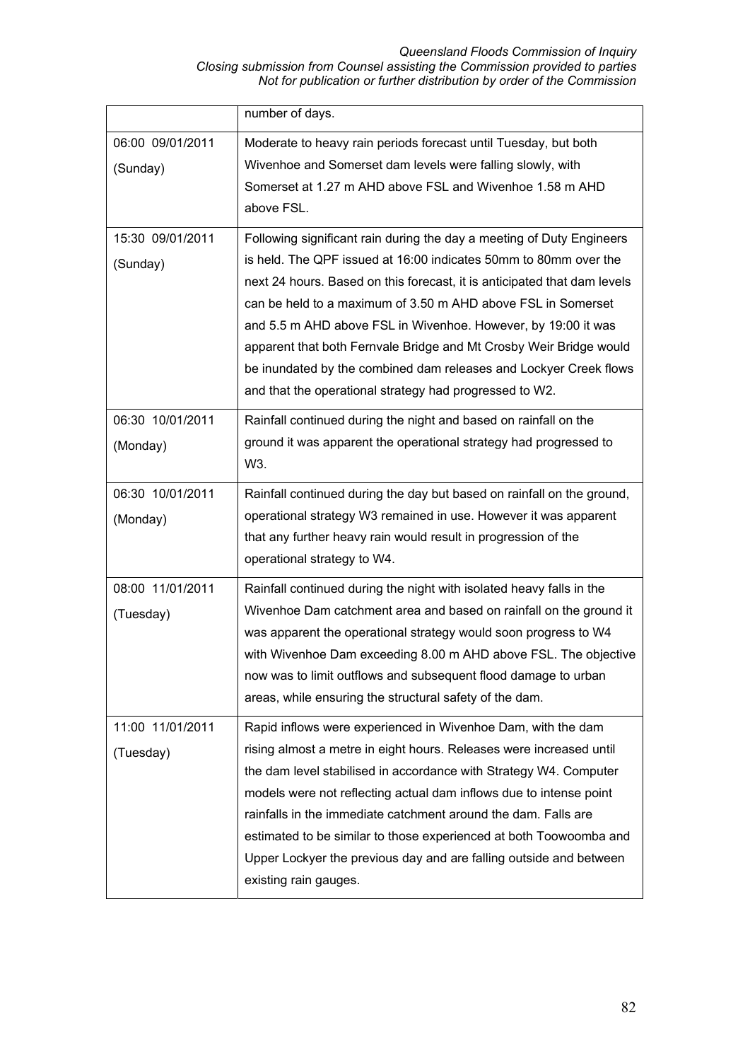| | |
|---|---|
| | number of days. |
| 06:00 09/01/2011 (Sunday) | Moderate to heavy rain periods forecast until Tuesday, but both Wivenhoe and Somerset dam levels were falling slowly, with Somerset at 1.27 m AHD above FSL and Wivenhoe 1.58 m AHD above FSL. |
| 15:30 09/01/2011 (Sunday) | Following significant rain during the day a meeting of Duty Engineers is held. The QPF issued at 16:00 indicates 50mm to 80mm over the next 24 hours. Based on this forecast, it is anticipated that dam levels can be held to a maximum of 3.50 m AHD above FSL in Somerset and 5.5 m AHD above FSL in Wivenhoe. However, by 19:00 it was apparent that both Fernvale Bridge and Mt Crosby Weir Bridge would be inundated by the combined dam releases and Lockyer Creek flows and that the operational strategy had progressed to W2. |
| 06:30 10/01/2011 (Monday) | Rainfall continued during the night and based on rainfall on the ground it was apparent the operational strategy had progressed to W3. |
| 06:30 10/01/2011 (Monday) | Rainfall continued during the day but based on rainfall on the ground, operational strategy W3 remained in use. However it was apparent that any further heavy rain would result in progression of the operational strategy to W4. |
| 08:00 11/01/2011 (Tuesday) | Rainfall continued during the night with isolated heavy falls in the Wivenhoe Dam catchment area and based on rainfall on the ground it was apparent the operational strategy would soon progress to W4 with Wivenhoe Dam exceeding 8.00 m AHD above FSL. The objective now was to limit outflows and subsequent flood damage to urban areas, while ensuring the structural safety of the dam. |
| 11:00 11/01/2011 (Tuesday) | Rapid inflows were experienced in Wivenhoe Dam, with the dam rising almost a metre in eight hours. Releases were increased until the dam level stabilised in accordance with Strategy W4. Computer models were not reflecting actual dam inflows due to intense point rainfalls in the immediate catchment around the dam. Falls are estimated to be similar to those experienced at both Toowoomba and Upper Lockyer the previous day and are falling outside and between existing rain gauges. |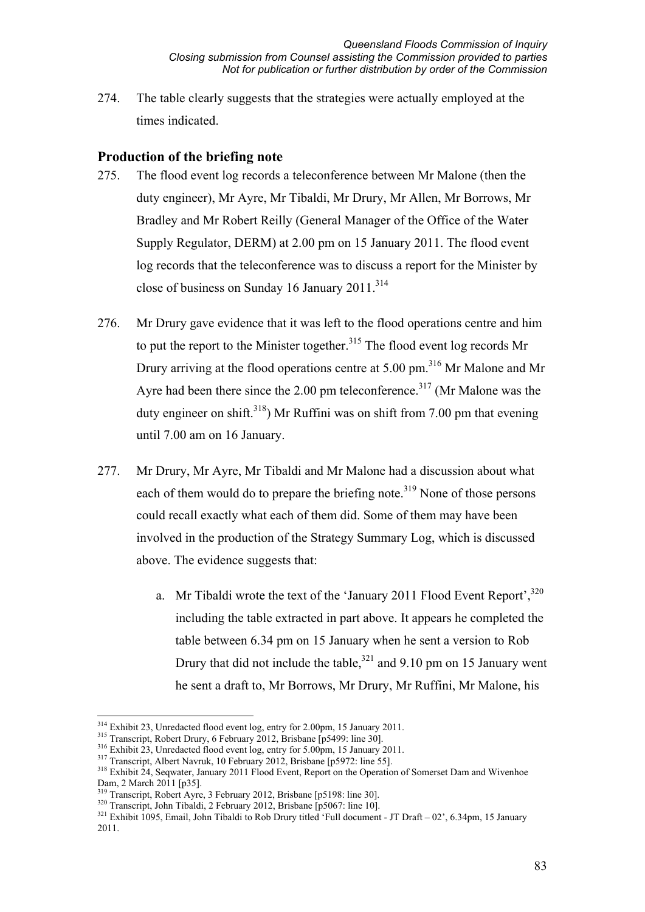274. The table clearly suggests that the strategies were actually employed at the times indicated.

## Production of the briefing note

275. The flood event log records a teleconference between Mr Malone (then the duty engineer), Mr Ayre, Mr Tibaldi, Mr Drury, Mr Allen, Mr Borrows, Mr Bradley and Mr Robert Reilly (General Manager of the Office of the Water Supply Regulator, DERM) at 2.00 pm on 15 January 2011. The flood event log records that the teleconference was to discuss a report for the Minister by close of business on Sunday 16 January 2011.[314]

276. Mr Drury gave evidence that it was left to the flood operations centre and him to put the report to the Minister together.[315] The flood event log records Mr Drury arriving at the flood operations centre at 5.00 pm.[316] Mr Malone and Mr Ayre had been there since the 2.00 pm teleconference.[317] (Mr Malone was the duty engineer on shift.[318]) Mr Ruffini was on shift from 7.00 pm that evening until 7.00 am on 16 January.

277. Mr Drury, Mr Ayre, Mr Tibaldi and Mr Malone had a discussion about what each of them would do to prepare the briefing note.[319] None of those persons could recall exactly what each of them did. Some of them may have been involved in the production of the Strategy Summary Log, which is discussed above. The evidence suggests that:

    a. Mr Tibaldi wrote the text of the 'January 2011 Flood Event Report',[320] including the table extracted in part above. It appears he completed the table between 6.34 pm on 15 January when he sent a version to Rob Drury that did not include the table,[321] and 9.10 pm on 15 January went he sent a draft to, Mr Borrows, Mr Drury, Mr Ruffini, Mr Malone, his

---

[314] Exhibit 23, Unredacted flood event log, entry for 2.00pm, 15 January 2011.

[315] Transcript, Robert Drury, 6 February 2012, Brisbane [p5499: line 30].

[316] Exhibit 23, Unredacted flood event log, entry for 5.00pm, 15 January 2011.

[317] Transcript, Albert Navruk, 10 February 2012, Brisbane [p5972: line 55].

[318] Exhibit 24, Seqwater, January 2011 Flood Event, Report on the Operation of Somerset Dam and Wivenhoe Dam, 2 March 2011 [p35].

[319] Transcript, Robert Ayre, 3 February 2012, Brisbane [p5198: line 30].

[320] Transcript, John Tibaldi, 2 February 2012, Brisbane [p5067: line 10].

[321] Exhibit 1095, Email, John Tibaldi to Rob Drury titled 'Full document - JT Draft – 02', 6.34pm, 15 January 2011.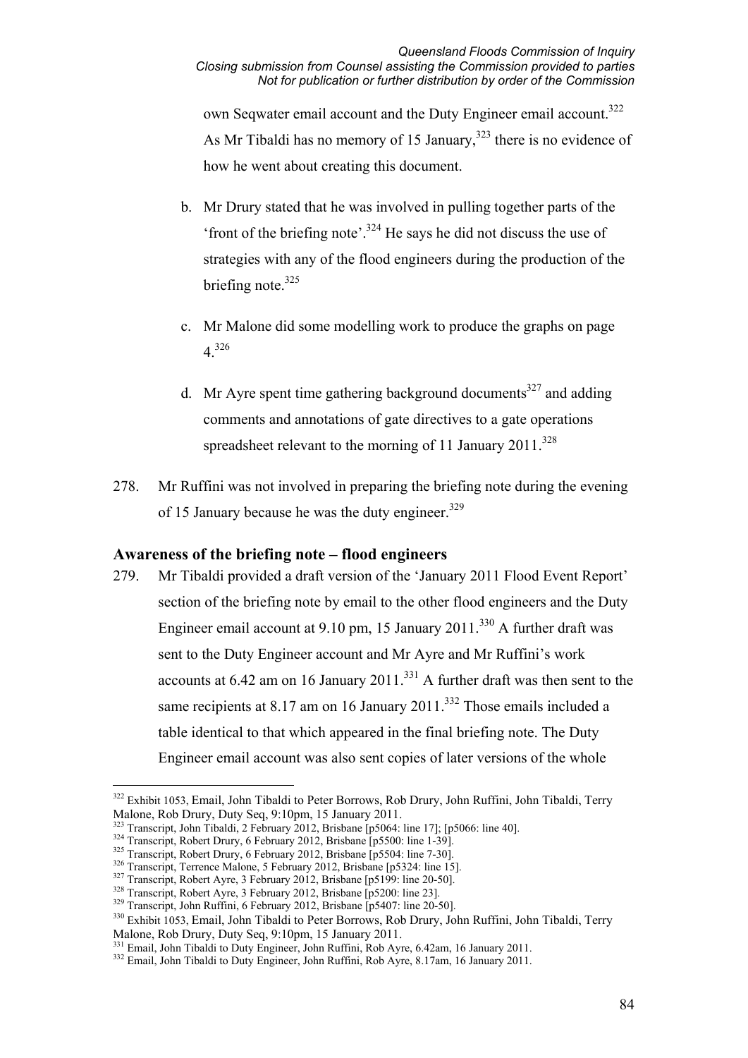own Seqwater email account and the Duty Engineer email account.[322] As Mr Tibaldi has no memory of 15 January,[323] there is no evidence of how he went about creating this document.

b. Mr Drury stated that he was involved in pulling together parts of the 'front of the briefing note'.[324] He says he did not discuss the use of strategies with any of the flood engineers during the production of the briefing note.[325]

c. Mr Malone did some modelling work to produce the graphs on page 4.[326]

d. Mr Ayre spent time gathering background documents[327] and adding comments and annotations of gate directives to a gate operations spreadsheet relevant to the morning of 11 January 2011.[328]

278. Mr Ruffini was not involved in preparing the briefing note during the evening of 15 January because he was the duty engineer.[329]

## Awareness of the briefing note – flood engineers

279. Mr Tibaldi provided a draft version of the 'January 2011 Flood Event Report' section of the briefing note by email to the other flood engineers and the Duty Engineer email account at 9.10 pm, 15 January 2011.[330] A further draft was sent to the Duty Engineer account and Mr Ayre and Mr Ruffini's work accounts at 6.42 am on 16 January 2011.[331] A further draft was then sent to the same recipients at 8.17 am on 16 January 2011.[332] Those emails included a table identical to that which appeared in the final briefing note. The Duty Engineer email account was also sent copies of later versions of the whole

---

[322] Exhibit 1053, Email, John Tibaldi to Peter Borrows, Rob Drury, John Ruffini, John Tibaldi, Terry Malone, Rob Drury, Duty Seq, 9:10pm, 15 January 2011.

[323] Transcript, John Tibaldi, 2 February 2012, Brisbane [p5064: line 17]; [p5066: line 40].

[324] Transcript, Robert Drury, 6 February 2012, Brisbane [p5500: line 1-39].

[325] Transcript, Robert Drury, 6 February 2012, Brisbane [p5504: line 7-30].

[326] Transcript, Terrence Malone, 5 February 2012, Brisbane [p5324: line 15].

[327] Transcript, Robert Ayre, 3 February 2012, Brisbane [p5199: line 20-50].

[328] Transcript, Robert Ayre, 3 February 2012, Brisbane [p5200: line 23].

[329] Transcript, John Ruffini, 6 February 2012, Brisbane [p5407: line 20-50].

[330] Exhibit 1053, Email, John Tibaldi to Peter Borrows, Rob Drury, John Ruffini, John Tibaldi, Terry Malone, Rob Drury, Duty Seq, 9:10pm, 15 January 2011.

[331] Email, John Tibaldi to Duty Engineer, John Ruffini, Rob Ayre, 6.42am, 16 January 2011.

[332] Email, John Tibaldi to Duty Engineer, John Ruffini, Rob Ayre, 8.17am, 16 January 2011.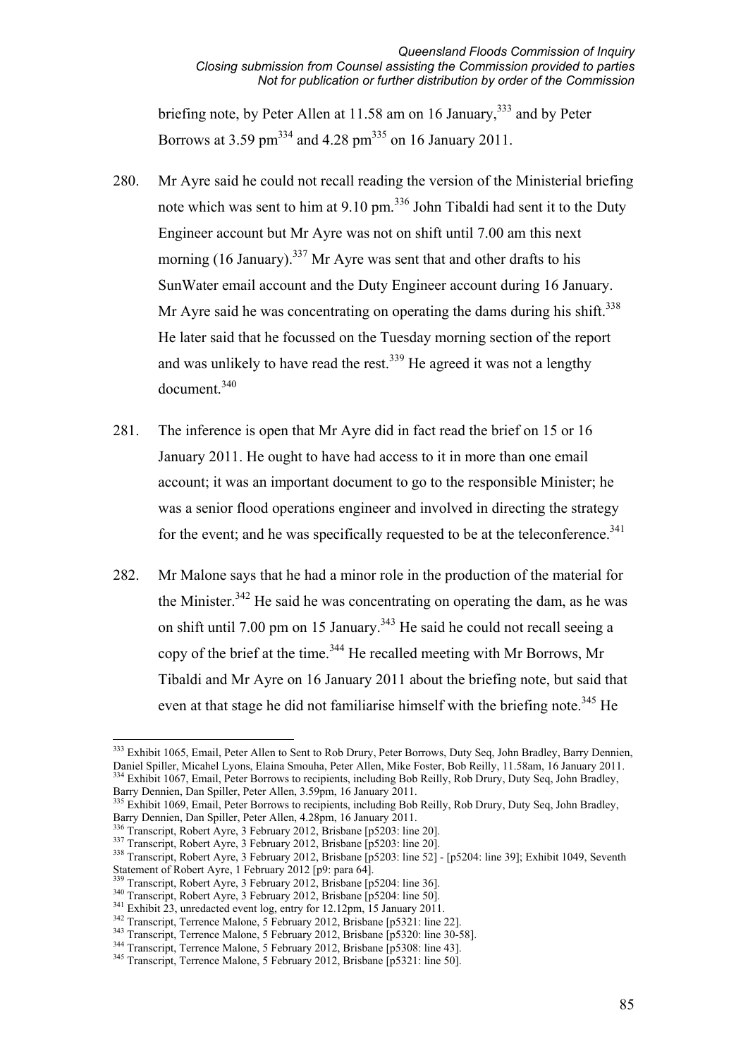briefing note, by Peter Allen at 11.58 am on 16 January,[333] and by Peter Borrows at 3.59 pm[334] and 4.28 pm[335] on 16 January 2011.

280. Mr Ayre said he could not recall reading the version of the Ministerial briefing note which was sent to him at 9.10 pm.[336] John Tibaldi had sent it to the Duty Engineer account but Mr Ayre was not on shift until 7.00 am this next morning (16 January).[337] Mr Ayre was sent that and other drafts to his SunWater email account and the Duty Engineer account during 16 January. Mr Ayre said he was concentrating on operating the dams during his shift.[338] He later said that he focussed on the Tuesday morning section of the report and was unlikely to have read the rest.[339] He agreed it was not a lengthy document.[340]

281. The inference is open that Mr Ayre did in fact read the brief on 15 or 16 January 2011. He ought to have had access to it in more than one email account; it was an important document to go to the responsible Minister; he was a senior flood operations engineer and involved in directing the strategy for the event; and he was specifically requested to be at the teleconference.[341]

282. Mr Malone says that he had a minor role in the production of the material for the Minister.[342] He said he was concentrating on operating the dam, as he was on shift until 7.00 pm on 15 January.[343] He said he could not recall seeing a copy of the brief at the time.[344] He recalled meeting with Mr Borrows, Mr Tibaldi and Mr Ayre on 16 January 2011 about the briefing note, but said that even at that stage he did not familiarise himself with the briefing note.[345] He

---

[333] Exhibit 1065, Email, Peter Allen to Sent to Rob Drury, Peter Borrows, Duty Seq, John Bradley, Barry Dennien, Daniel Spiller, Micahel Lyons, Elaina Smouha, Peter Allen, Mike Foster, Bob Reilly, 11.58am, 16 January 2011.
[334] Exhibit 1067, Email, Peter Borrows to recipients, including Bob Reilly, Rob Drury, Duty Seq, John Bradley, Barry Dennien, Dan Spiller, Peter Allen, 3.59pm, 16 January 2011.
[335] Exhibit 1069, Email, Peter Borrows to recipients, including Bob Reilly, Rob Drury, Duty Seq, John Bradley, Barry Dennien, Dan Spiller, Peter Allen, 4.28pm, 16 January 2011.
[336] Transcript, Robert Ayre, 3 February 2012, Brisbane [p5203: line 20].
[337] Transcript, Robert Ayre, 3 February 2012, Brisbane [p5203: line 20].
[338] Transcript, Robert Ayre, 3 February 2012, Brisbane [p5203: line 52] - [p5204: line 39]; Exhibit 1049, Seventh Statement of Robert Ayre, 1 February 2012 [p9: para 64].
[339] Transcript, Robert Ayre, 3 February 2012, Brisbane [p5204: line 36].
[340] Transcript, Robert Ayre, 3 February 2012, Brisbane [p5204: line 50].
[341] Exhibit 23, unredacted event log, entry for 12.12pm, 15 January 2011.
[342] Transcript, Terrence Malone, 5 February 2012, Brisbane [p5321: line 22].
[343] Transcript, Terrence Malone, 5 February 2012, Brisbane [p5320: line 30-58].
[344] Transcript, Terrence Malone, 5 February 2012, Brisbane [p5308: line 43].
[345] Transcript, Terrence Malone, 5 February 2012, Brisbane [p5321: line 50].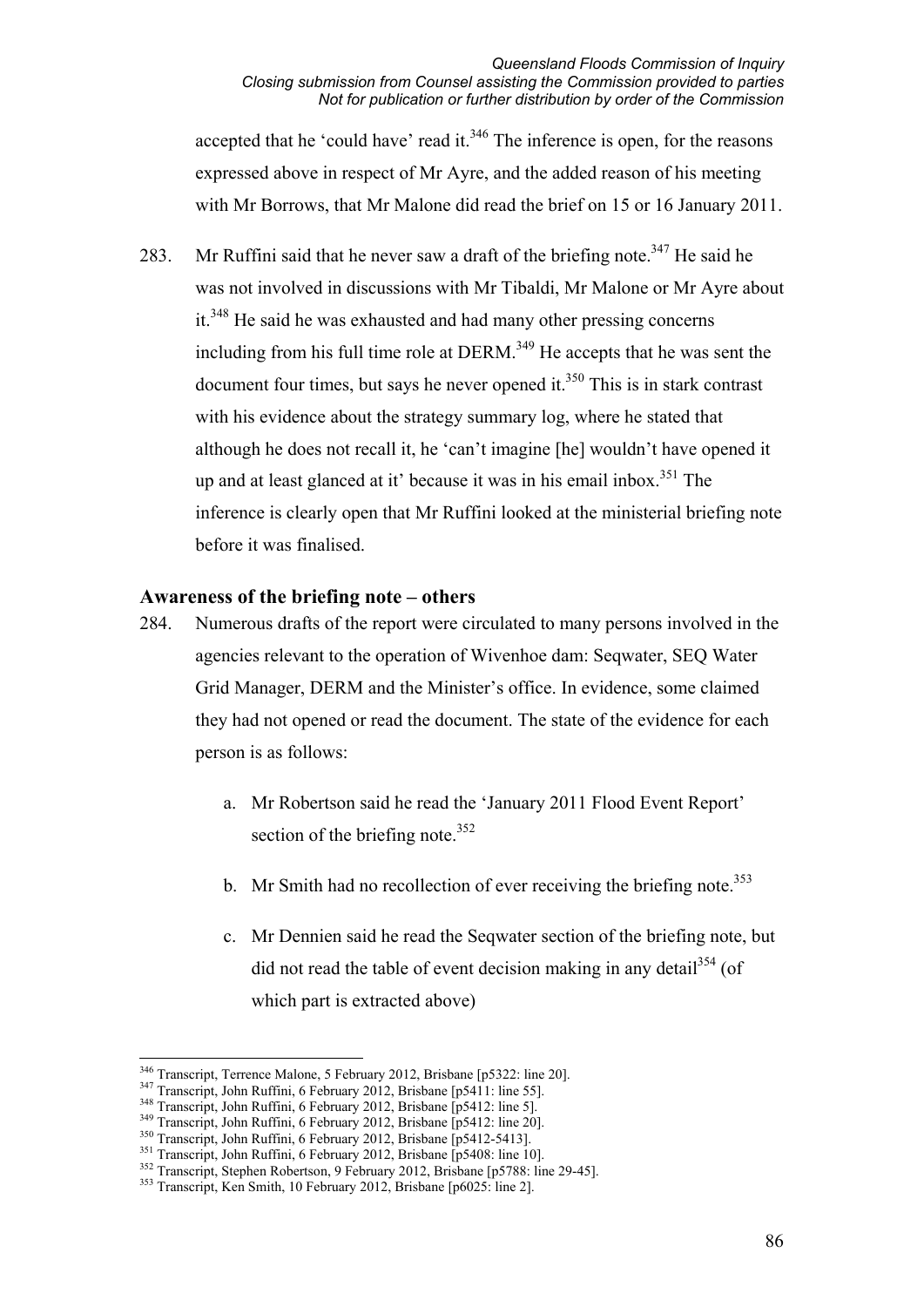accepted that he 'could have' read it.[346] The inference is open, for the reasons expressed above in respect of Mr Ayre, and the added reason of his meeting with Mr Borrows, that Mr Malone did read the brief on 15 or 16 January 2011.

283. Mr Ruffini said that he never saw a draft of the briefing note.[347] He said he was not involved in discussions with Mr Tibaldi, Mr Malone or Mr Ayre about it.[348] He said he was exhausted and had many other pressing concerns including from his full time role at DERM.[349] He accepts that he was sent the document four times, but says he never opened it.[350] This is in stark contrast with his evidence about the strategy summary log, where he stated that although he does not recall it, he 'can't imagine [he] wouldn't have opened it up and at least glanced at it' because it was in his email inbox.[351] The inference is clearly open that Mr Ruffini looked at the ministerial briefing note before it was finalised.

## Awareness of the briefing note – others

284. Numerous drafts of the report were circulated to many persons involved in the agencies relevant to the operation of Wivenhoe dam: Seqwater, SEQ Water Grid Manager, DERM and the Minister's office. In evidence, some claimed they had not opened or read the document. The state of the evidence for each person is as follows:

    a. Mr Robertson said he read the 'January 2011 Flood Event Report' section of the briefing note.[352]

    b. Mr Smith had no recollection of ever receiving the briefing note.[353]

    c. Mr Dennien said he read the Seqwater section of the briefing note, but did not read the table of event decision making in any detail[354] (of which part is extracted above)

---

[346] Transcript, Terrence Malone, 5 February 2012, Brisbane [p5322: line 20].
[347] Transcript, John Ruffini, 6 February 2012, Brisbane [p5411: line 55].
[348] Transcript, John Ruffini, 6 February 2012, Brisbane [p5412: line 5].
[349] Transcript, John Ruffini, 6 February 2012, Brisbane [p5412: line 20].
[350] Transcript, John Ruffini, 6 February 2012, Brisbane [p5412-5413].
[351] Transcript, John Ruffini, 6 February 2012, Brisbane [p5408: line 10].
[352] Transcript, Stephen Robertson, 9 February 2012, Brisbane [p5788: line 29-45].
[353] Transcript, Ken Smith, 10 February 2012, Brisbane [p6025: line 2].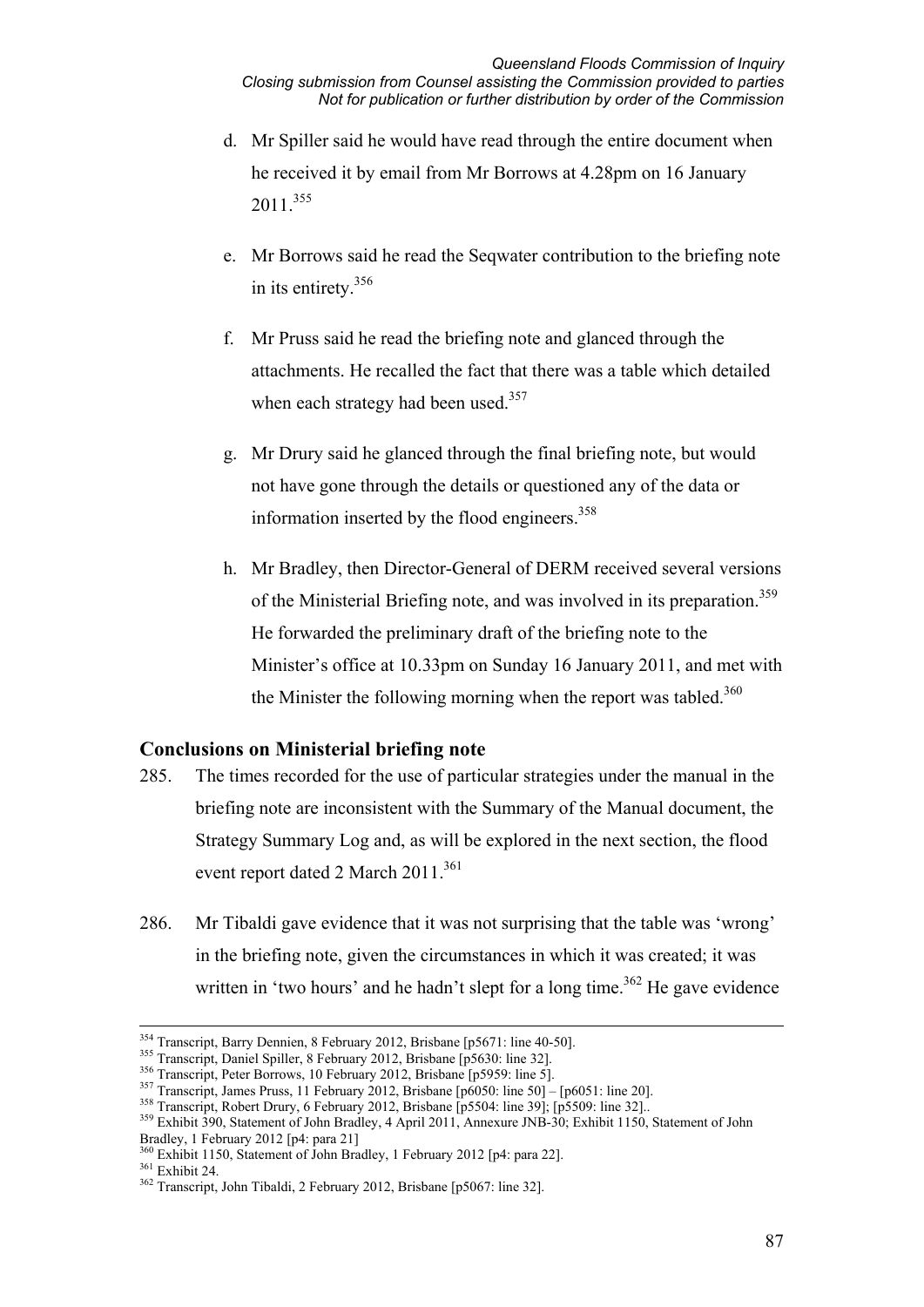d. Mr Spiller said he would have read through the entire document when he received it by email from Mr Borrows at 4.28pm on 16 January 2011.[355]

e. Mr Borrows said he read the Seqwater contribution to the briefing note in its entirety.[356]

f. Mr Pruss said he read the briefing note and glanced through the attachments. He recalled the fact that there was a table which detailed when each strategy had been used.[357]

g. Mr Drury said he glanced through the final briefing note, but would not have gone through the details or questioned any of the data or information inserted by the flood engineers.[358]

h. Mr Bradley, then Director-General of DERM received several versions of the Ministerial Briefing note, and was involved in its preparation.[359] He forwarded the preliminary draft of the briefing note to the Minister's office at 10.33pm on Sunday 16 January 2011, and met with the Minister the following morning when the report was tabled.[360]

## Conclusions on Ministerial briefing note

285. The times recorded for the use of particular strategies under the manual in the briefing note are inconsistent with the Summary of the Manual document, the Strategy Summary Log and, as will be explored in the next section, the flood event report dated 2 March 2011.[361]

286. Mr Tibaldi gave evidence that it was not surprising that the table was 'wrong' in the briefing note, given the circumstances in which it was created; it was written in 'two hours' and he hadn't slept for a long time.[362] He gave evidence

---

[354] Transcript, Barry Dennien, 8 February 2012, Brisbane [p5671: line 40-50].
[355] Transcript, Daniel Spiller, 8 February 2012, Brisbane [p5630: line 32].
[356] Transcript, Peter Borrows, 10 February 2012, Brisbane [p5959: line 5].
[357] Transcript, James Pruss, 11 February 2012, Brisbane [p6050: line 50] – [p6051: line 20].
[358] Transcript, Robert Drury, 6 February 2012, Brisbane [p5504: line 39]; [p5509: line 32]..
[359] Exhibit 390, Statement of John Bradley, 4 April 2011, Annexure JNB-30; Exhibit 1150, Statement of John Bradley, 1 February 2012 [p4: para 21]
[360] Exhibit 1150, Statement of John Bradley, 1 February 2012 [p4: para 22].
[361] Exhibit 24.
[362] Transcript, John Tibaldi, 2 February 2012, Brisbane [p5067: line 32].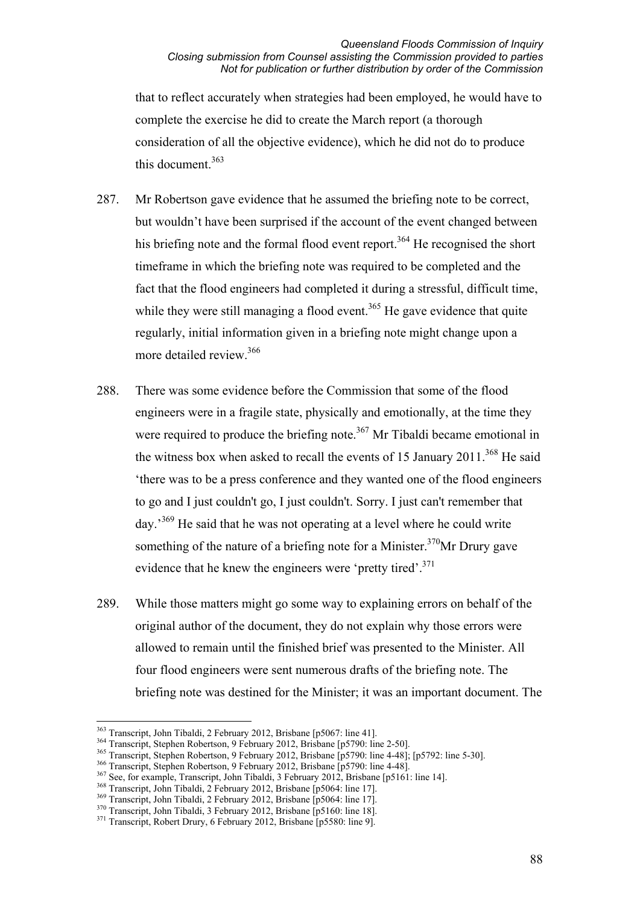that to reflect accurately when strategies had been employed, he would have to complete the exercise he did to create the March report (a thorough consideration of all the objective evidence), which he did not do to produce this document.[363]

287. Mr Robertson gave evidence that he assumed the briefing note to be correct, but wouldn't have been surprised if the account of the event changed between his briefing note and the formal flood event report.[364] He recognised the short timeframe in which the briefing note was required to be completed and the fact that the flood engineers had completed it during a stressful, difficult time, while they were still managing a flood event.[365] He gave evidence that quite regularly, initial information given in a briefing note might change upon a more detailed review.[366]

288. There was some evidence before the Commission that some of the flood engineers were in a fragile state, physically and emotionally, at the time they were required to produce the briefing note.[367] Mr Tibaldi became emotional in the witness box when asked to recall the events of 15 January 2011.[368] He said 'there was to be a press conference and they wanted one of the flood engineers to go and I just couldn't go, I just couldn't. Sorry. I just can't remember that day.'[369] He said that he was not operating at a level where he could write something of the nature of a briefing note for a Minister.[370] Mr Drury gave evidence that he knew the engineers were 'pretty tired'.[371]

289. While those matters might go some way to explaining errors on behalf of the original author of the document, they do not explain why those errors were allowed to remain until the finished brief was presented to the Minister. All four flood engineers were sent numerous drafts of the briefing note. The briefing note was destined for the Minister; it was an important document. The

[363] Transcript, John Tibaldi, 2 February 2012, Brisbane [p5067: line 41].
[364] Transcript, Stephen Robertson, 9 February 2012, Brisbane [p5790: line 2-50].
[365] Transcript, Stephen Robertson, 9 February 2012, Brisbane [p5790: line 4-48]; [p5792: line 5-30].
[366] Transcript, Stephen Robertson, 9 February 2012, Brisbane [p5790: line 4-48].
[367] See, for example, Transcript, John Tibaldi, 3 February 2012, Brisbane [p5161: line 14].
[368] Transcript, John Tibaldi, 2 February 2012, Brisbane [p5064: line 17].
[369] Transcript, John Tibaldi, 2 February 2012, Brisbane [p5064: line 17].
[370] Transcript, John Tibaldi, 3 February 2012, Brisbane [p5160: line 18].
[371] Transcript, Robert Drury, 6 February 2012, Brisbane [p5580: line 9].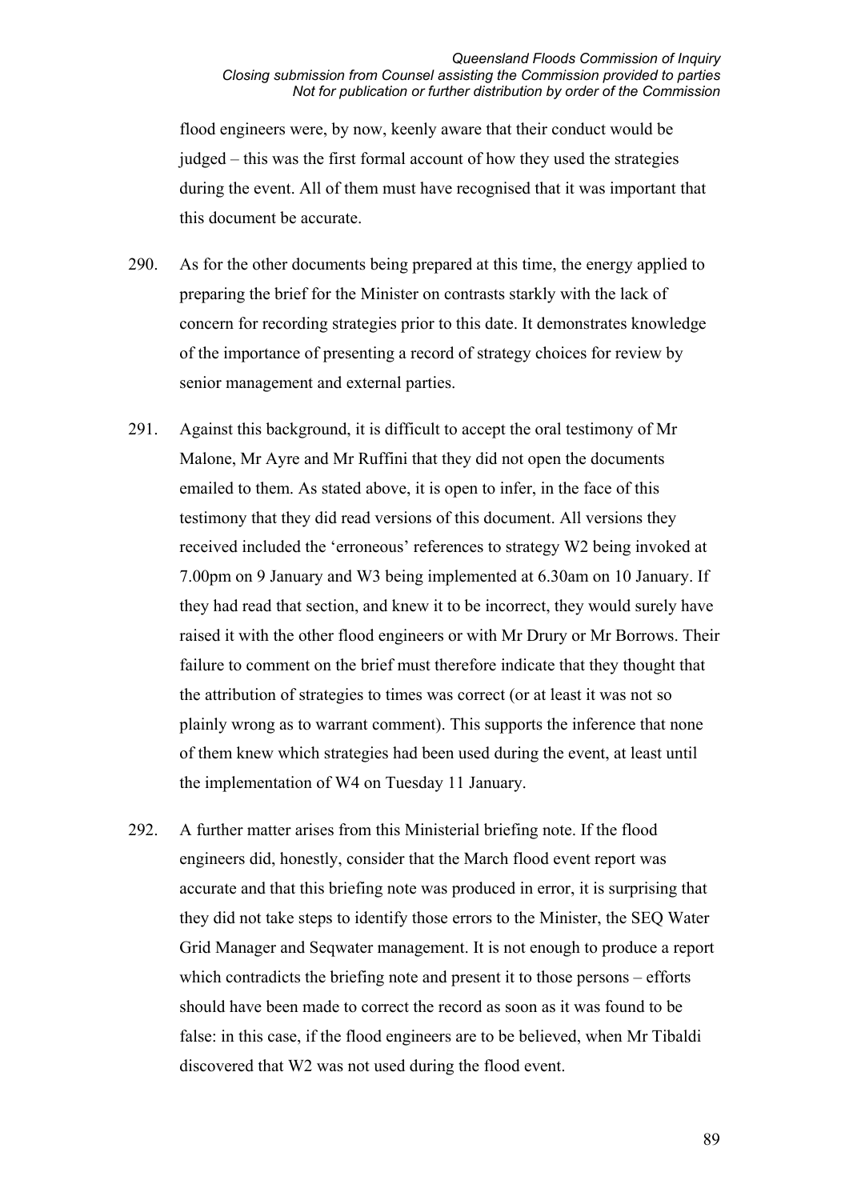flood engineers were, by now, keenly aware that their conduct would be judged – this was the first formal account of how they used the strategies during the event. All of them must have recognised that it was important that this document be accurate.

290. As for the other documents being prepared at this time, the energy applied to preparing the brief for the Minister on contrasts starkly with the lack of concern for recording strategies prior to this date. It demonstrates knowledge of the importance of presenting a record of strategy choices for review by senior management and external parties.

291. Against this background, it is difficult to accept the oral testimony of Mr Malone, Mr Ayre and Mr Ruffini that they did not open the documents emailed to them. As stated above, it is open to infer, in the face of this testimony that they did read versions of this document. All versions they received included the 'erroneous' references to strategy W2 being invoked at 7.00pm on 9 January and W3 being implemented at 6.30am on 10 January. If they had read that section, and knew it to be incorrect, they would surely have raised it with the other flood engineers or with Mr Drury or Mr Borrows. Their failure to comment on the brief must therefore indicate that they thought that the attribution of strategies to times was correct (or at least it was not so plainly wrong as to warrant comment). This supports the inference that none of them knew which strategies had been used during the event, at least until the implementation of W4 on Tuesday 11 January.

292. A further matter arises from this Ministerial briefing note. If the flood engineers did, honestly, consider that the March flood event report was accurate and that this briefing note was produced in error, it is surprising that they did not take steps to identify those errors to the Minister, the SEQ Water Grid Manager and Seqwater management. It is not enough to produce a report which contradicts the briefing note and present it to those persons – efforts should have been made to correct the record as soon as it was found to be false: in this case, if the flood engineers are to be believed, when Mr Tibaldi discovered that W2 was not used during the flood event.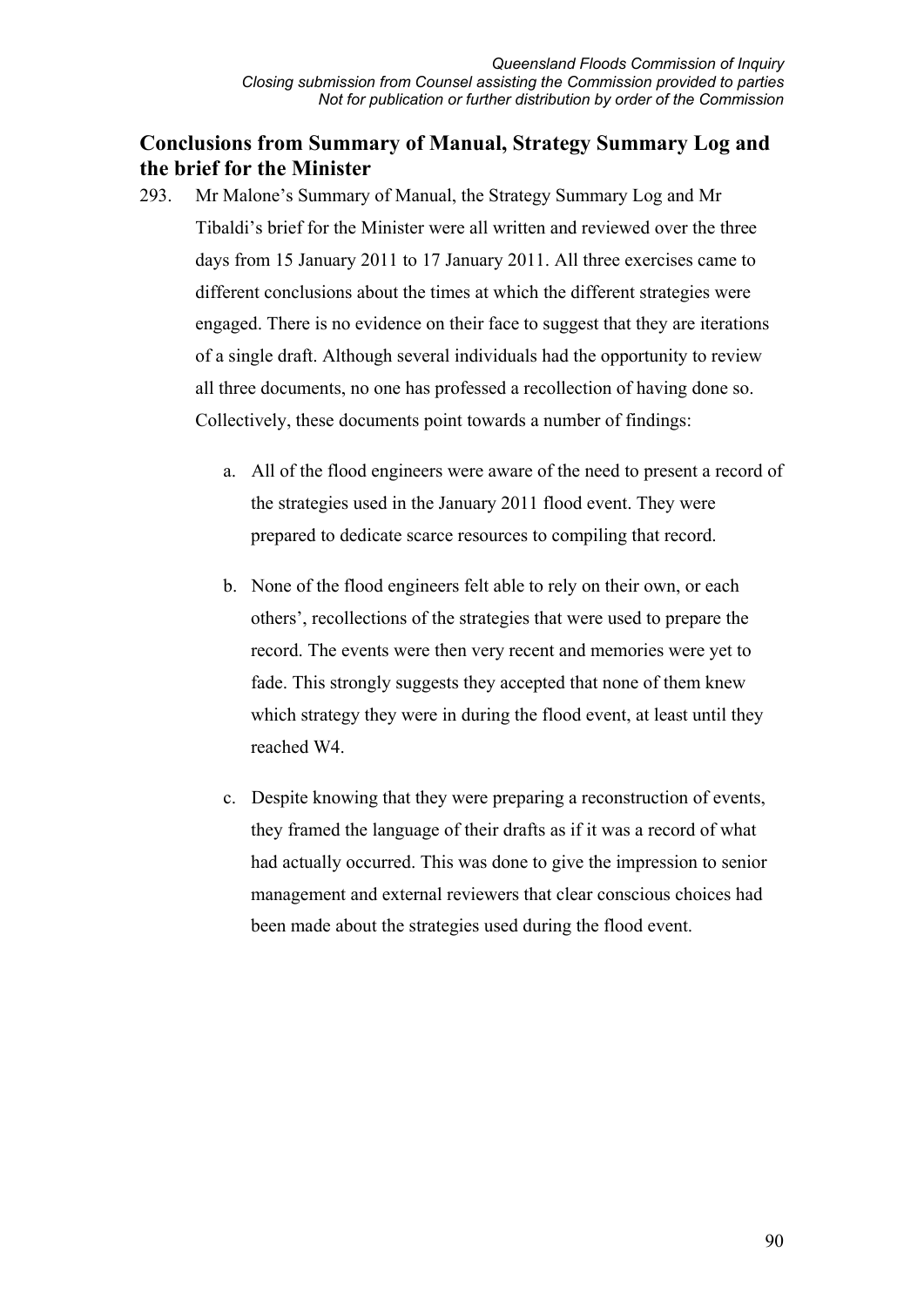## Conclusions from Summary of Manual, Strategy Summary Log and the brief for the Minister

293. Mr Malone's Summary of Manual, the Strategy Summary Log and Mr Tibaldi's brief for the Minister were all written and reviewed over the three days from 15 January 2011 to 17 January 2011. All three exercises came to different conclusions about the times at which the different strategies were engaged. There is no evidence on their face to suggest that they are iterations of a single draft. Although several individuals had the opportunity to review all three documents, no one has professed a recollection of having done so. Collectively, these documents point towards a number of findings:

    a. All of the flood engineers were aware of the need to present a record of the strategies used in the January 2011 flood event. They were prepared to dedicate scarce resources to compiling that record.

    b. None of the flood engineers felt able to rely on their own, or each others', recollections of the strategies that were used to prepare the record. The events were then very recent and memories were yet to fade. This strongly suggests they accepted that none of them knew which strategy they were in during the flood event, at least until they reached W4.

    c. Despite knowing that they were preparing a reconstruction of events, they framed the language of their drafts as if it was a record of what had actually occurred. This was done to give the impression to senior management and external reviewers that clear conscious choices had been made about the strategies used during the flood event.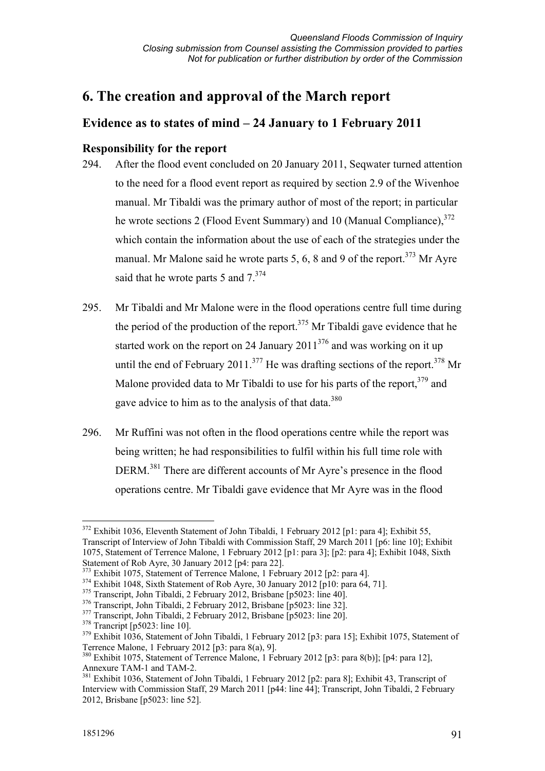# 6. The creation and approval of the March report

## Evidence as to states of mind – 24 January to 1 February 2011

### Responsibility for the report

294. After the flood event concluded on 20 January 2011, Seqwater turned attention to the need for a flood event report as required by section 2.9 of the Wivenhoe manual. Mr Tibaldi was the primary author of most of the report; in particular he wrote sections 2 (Flood Event Summary) and 10 (Manual Compliance),[372] which contain the information about the use of each of the strategies under the manual. Mr Malone said he wrote parts 5, 6, 8 and 9 of the report.[373] Mr Ayre said that he wrote parts 5 and 7.[374]

295. Mr Tibaldi and Mr Malone were in the flood operations centre full time during the period of the production of the report.[375] Mr Tibaldi gave evidence that he started work on the report on 24 January 2011[376] and was working on it up until the end of February 2011.[377] He was drafting sections of the report.[378] Mr Malone provided data to Mr Tibaldi to use for his parts of the report,[379] and gave advice to him as to the analysis of that data.[380]

296. Mr Ruffini was not often in the flood operations centre while the report was being written; he had responsibilities to fulfil within his full time role with DERM.[381] There are different accounts of Mr Ayre's presence in the flood operations centre. Mr Tibaldi gave evidence that Mr Ayre was in the flood

---

[372] Exhibit 1036, Eleventh Statement of John Tibaldi, 1 February 2012 [p1: para 4]; Exhibit 55, Transcript of Interview of John Tibaldi with Commission Staff, 29 March 2011 [p6: line 10]; Exhibit 1075, Statement of Terrence Malone, 1 February 2012 [p1: para 3]; [p2: para 4]; Exhibit 1048, Sixth Statement of Rob Ayre, 30 January 2012 [p4: para 22].

[373] Exhibit 1075, Statement of Terrence Malone, 1 February 2012 [p2: para 4].

[374] Exhibit 1048, Sixth Statement of Rob Ayre, 30 January 2012 [p10: para 64, 71].

[375] Transcript, John Tibaldi, 2 February 2012, Brisbane [p5023: line 40].

[376] Transcript, John Tibaldi, 2 February 2012, Brisbane [p5023: line 32].

[377] Transcript, John Tibaldi, 2 February 2012, Brisbane [p5023: line 20].

[378] Trancript [p5023: line 10].

[379] Exhibit 1036, Statement of John Tibaldi, 1 February 2012 [p3: para 15]; Exhibit 1075, Statement of Terrence Malone, 1 February 2012 [p3: para 8(a), 9].

[380] Exhibit 1075, Statement of Terrence Malone, 1 February 2012 [p3: para 8(b)]; [p4: para 12], Annexure TAM-1 and TAM-2.

[381] Exhibit 1036, Statement of John Tibaldi, 1 February 2012 [p2: para 8]; Exhibit 43, Transcript of Interview with Commission Staff, 29 March 2011 [p44: line 44]; Transcript, John Tibaldi, 2 February 2012, Brisbane [p5023: line 52].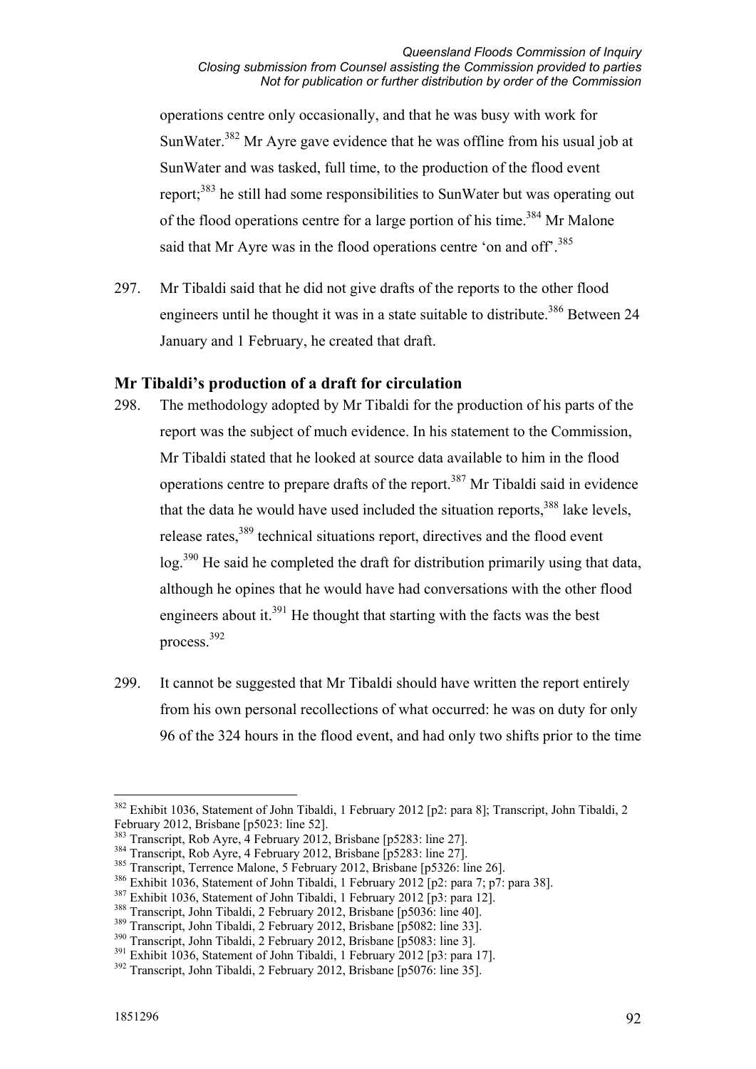operations centre only occasionally, and that he was busy with work for SunWater.[382] Mr Ayre gave evidence that he was offline from his usual job at SunWater and was tasked, full time, to the production of the flood event report;[383] he still had some responsibilities to SunWater but was operating out of the flood operations centre for a large portion of his time.[384] Mr Malone said that Mr Ayre was in the flood operations centre 'on and off'.[385]

297. Mr Tibaldi said that he did not give drafts of the reports to the other flood engineers until he thought it was in a state suitable to distribute.[386] Between 24 January and 1 February, he created that draft.

### Mr Tibaldi's production of a draft for circulation

298. The methodology adopted by Mr Tibaldi for the production of his parts of the report was the subject of much evidence. In his statement to the Commission, Mr Tibaldi stated that he looked at source data available to him in the flood operations centre to prepare drafts of the report.[387] Mr Tibaldi said in evidence that the data he would have used included the situation reports,[388] lake levels, release rates,[389] technical situations report, directives and the flood event log.[390] He said he completed the draft for distribution primarily using that data, although he opines that he would have had conversations with the other flood engineers about it.[391] He thought that starting with the facts was the best process.[392]

299. It cannot be suggested that Mr Tibaldi should have written the report entirely from his own personal recollections of what occurred: he was on duty for only 96 of the 324 hours in the flood event, and had only two shifts prior to the time

---

[382] Exhibit 1036, Statement of John Tibaldi, 1 February 2012 [p2: para 8]; Transcript, John Tibaldi, 2 February 2012, Brisbane [p5023: line 52].
[383] Transcript, Rob Ayre, 4 February 2012, Brisbane [p5283: line 27].
[384] Transcript, Rob Ayre, 4 February 2012, Brisbane [p5283: line 27].
[385] Transcript, Terrence Malone, 5 February 2012, Brisbane [p5326: line 26].
[386] Exhibit 1036, Statement of John Tibaldi, 1 February 2012 [p2: para 7; p7: para 38].
[387] Exhibit 1036, Statement of John Tibaldi, 1 February 2012 [p3: para 12].
[388] Transcript, John Tibaldi, 2 February 2012, Brisbane [p5036: line 40].
[389] Transcript, John Tibaldi, 2 February 2012, Brisbane [p5082: line 33].
[390] Transcript, John Tibaldi, 2 February 2012, Brisbane [p5083: line 3].
[391] Exhibit 1036, Statement of John Tibaldi, 1 February 2012 [p3: para 17].
[392] Transcript, John Tibaldi, 2 February 2012, Brisbane [p5076: line 35].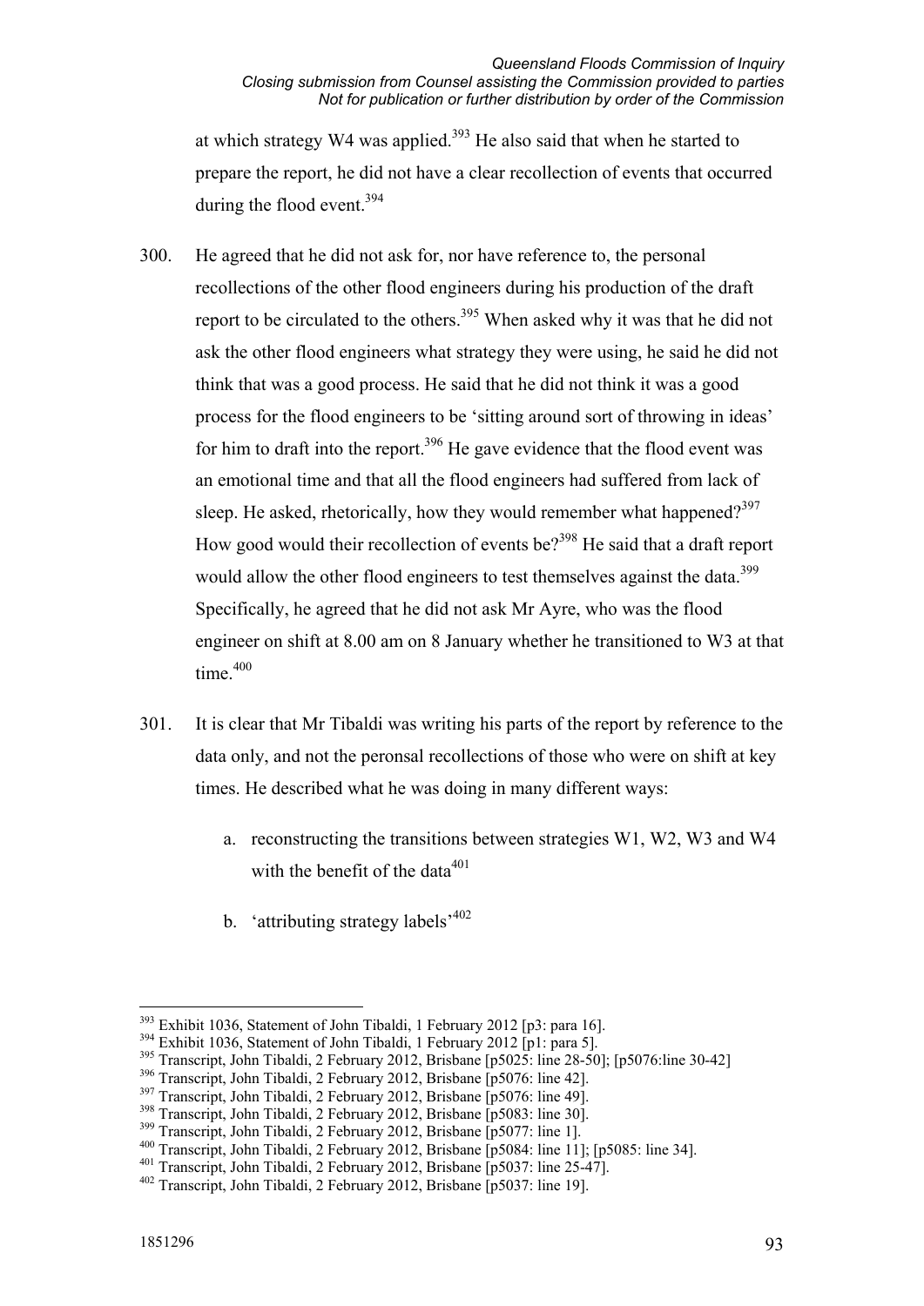at which strategy W4 was applied.[393] He also said that when he started to prepare the report, he did not have a clear recollection of events that occurred during the flood event.[394]

300. He agreed that he did not ask for, nor have reference to, the personal recollections of the other flood engineers during his production of the draft report to be circulated to the others.[395] When asked why it was that he did not ask the other flood engineers what strategy they were using, he said he did not think that was a good process. He said that he did not think it was a good process for the flood engineers to be 'sitting around sort of throwing in ideas' for him to draft into the report.[396] He gave evidence that the flood event was an emotional time and that all the flood engineers had suffered from lack of sleep. He asked, rhetorically, how they would remember what happened?[397] How good would their recollection of events be?[398] He said that a draft report would allow the other flood engineers to test themselves against the data.[399] Specifically, he agreed that he did not ask Mr Ayre, who was the flood engineer on shift at 8.00 am on 8 January whether he transitioned to W3 at that time.[400]

301. It is clear that Mr Tibaldi was writing his parts of the report by reference to the data only, and not the peronsal recollections of those who were on shift at key times. He described what he was doing in many different ways:

   a. reconstructing the transitions between strategies W1, W2, W3 and W4 with the benefit of the data[401]

   b. 'attributing strategy labels'[402]

---

[393] Exhibit 1036, Statement of John Tibaldi, 1 February 2012 [p3: para 16].
[394] Exhibit 1036, Statement of John Tibaldi, 1 February 2012 [p1: para 5].
[395] Transcript, John Tibaldi, 2 February 2012, Brisbane [p5025: line 28-50]; [p5076:line 30-42]
[396] Transcript, John Tibaldi, 2 February 2012, Brisbane [p5076: line 42].
[397] Transcript, John Tibaldi, 2 February 2012, Brisbane [p5076: line 49].
[398] Transcript, John Tibaldi, 2 February 2012, Brisbane [p5083: line 30].
[399] Transcript, John Tibaldi, 2 February 2012, Brisbane [p5077: line 1].
[400] Transcript, John Tibaldi, 2 February 2012, Brisbane [p5084: line 11]; [p5085: line 34].
[401] Transcript, John Tibaldi, 2 February 2012, Brisbane [p5037: line 25-47].
[402] Transcript, John Tibaldi, 2 February 2012, Brisbane [p5037: line 19].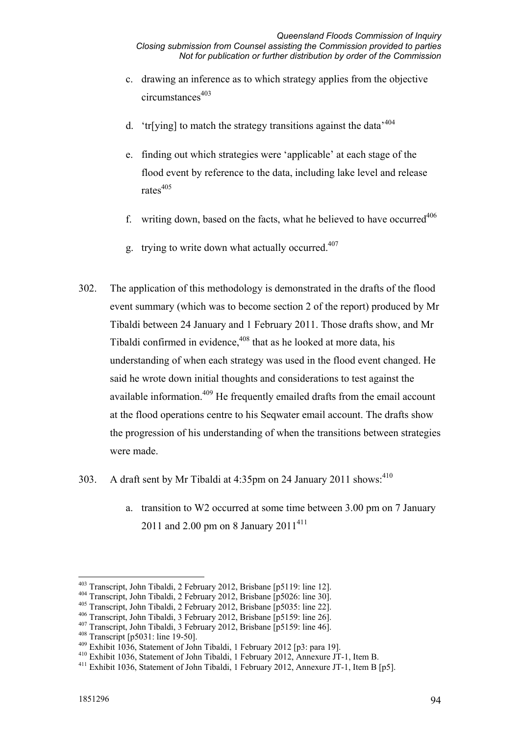c. drawing an inference as to which strategy applies from the objective circumstances[403]

d. 'tr[ying] to match the strategy transitions against the data'[404]

e. finding out which strategies were 'applicable' at each stage of the flood event by reference to the data, including lake level and release rates[405]

f. writing down, based on the facts, what he believed to have occurred[406]

g. trying to write down what actually occurred.[407]

302. The application of this methodology is demonstrated in the drafts of the flood event summary (which was to become section 2 of the report) produced by Mr Tibaldi between 24 January and 1 February 2011. Those drafts show, and Mr Tibaldi confirmed in evidence,[408] that as he looked at more data, his understanding of when each strategy was used in the flood event changed. He said he wrote down initial thoughts and considerations to test against the available information.[409] He frequently emailed drafts from the email account at the flood operations centre to his Seqwater email account. The drafts show the progression of his understanding of when the transitions between strategies were made.

303. A draft sent by Mr Tibaldi at 4:35pm on 24 January 2011 shows:[410]

a. transition to W2 occurred at some time between 3.00 pm on 7 January 2011 and 2.00 pm on 8 January 2011[411]

---

[403] Transcript, John Tibaldi, 2 February 2012, Brisbane [p5119: line 12].
[404] Transcript, John Tibaldi, 2 February 2012, Brisbane [p5026: line 30].
[405] Transcript, John Tibaldi, 2 February 2012, Brisbane [p5035: line 22].
[406] Transcript, John Tibaldi, 3 February 2012, Brisbane [p5159: line 26].
[407] Transcript, John Tibaldi, 3 February 2012, Brisbane [p5159: line 46].
[408] Transcript [p5031: line 19-50].
[409] Exhibit 1036, Statement of John Tibaldi, 1 February 2012 [p3: para 19].
[410] Exhibit 1036, Statement of John Tibaldi, 1 February 2012, Annexure JT-1, Item B.
[411] Exhibit 1036, Statement of John Tibaldi, 1 February 2012, Annexure JT-1, Item B [p5].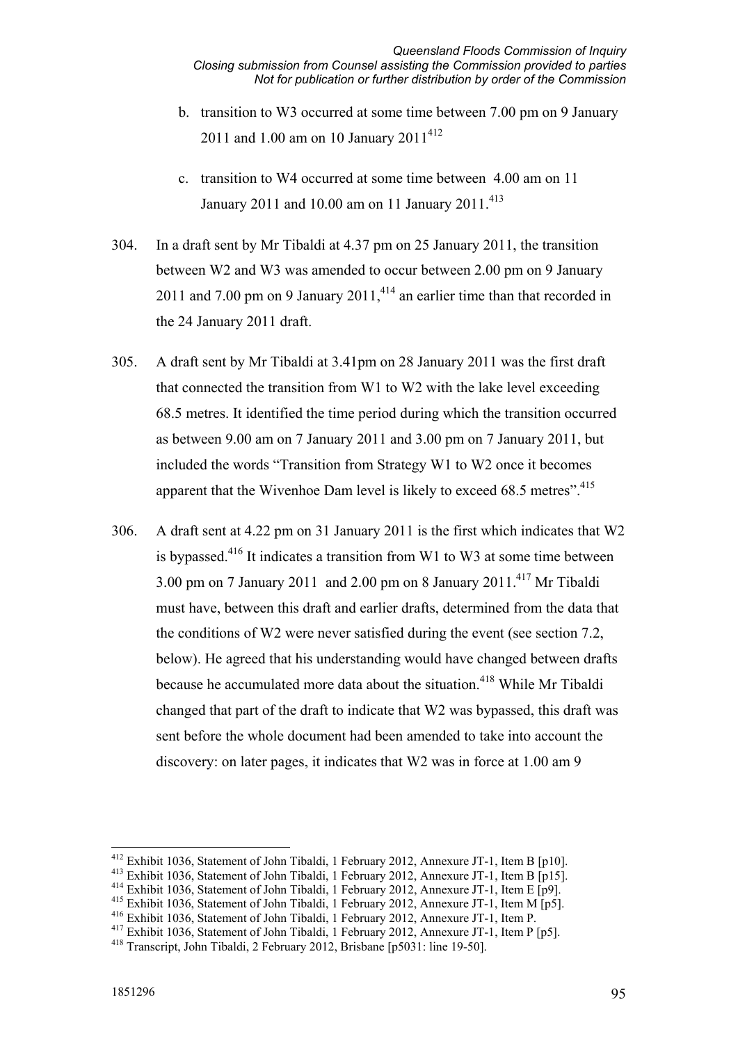b. transition to W3 occurred at some time between 7.00 pm on 9 January 2011 and 1.00 am on 10 January 2011[412]

c. transition to W4 occurred at some time between 4.00 am on 11 January 2011 and 10.00 am on 11 January 2011.[413]

304. In a draft sent by Mr Tibaldi at 4.37 pm on 25 January 2011, the transition between W2 and W3 was amended to occur between 2.00 pm on 9 January 2011 and 7.00 pm on 9 January 2011,[414] an earlier time than that recorded in the 24 January 2011 draft.

305. A draft sent by Mr Tibaldi at 3.41pm on 28 January 2011 was the first draft that connected the transition from W1 to W2 with the lake level exceeding 68.5 metres. It identified the time period during which the transition occurred as between 9.00 am on 7 January 2011 and 3.00 pm on 7 January 2011, but included the words "Transition from Strategy W1 to W2 once it becomes apparent that the Wivenhoe Dam level is likely to exceed 68.5 metres".[415]

306. A draft sent at 4.22 pm on 31 January 2011 is the first which indicates that W2 is bypassed.[416] It indicates a transition from W1 to W3 at some time between 3.00 pm on 7 January 2011 and 2.00 pm on 8 January 2011.[417] Mr Tibaldi must have, between this draft and earlier drafts, determined from the data that the conditions of W2 were never satisfied during the event (see section 7.2, below). He agreed that his understanding would have changed between drafts because he accumulated more data about the situation.[418] While Mr Tibaldi changed that part of the draft to indicate that W2 was bypassed, this draft was sent before the whole document had been amended to take into account the discovery: on later pages, it indicates that W2 was in force at 1.00 am 9

---

[412] Exhibit 1036, Statement of John Tibaldi, 1 February 2012, Annexure JT-1, Item B [p10].

[413] Exhibit 1036, Statement of John Tibaldi, 1 February 2012, Annexure JT-1, Item B [p15].

[414] Exhibit 1036, Statement of John Tibaldi, 1 February 2012, Annexure JT-1, Item E [p9].

[415] Exhibit 1036, Statement of John Tibaldi, 1 February 2012, Annexure JT-1, Item M [p5].

[416] Exhibit 1036, Statement of John Tibaldi, 1 February 2012, Annexure JT-1, Item P.

[417] Exhibit 1036, Statement of John Tibaldi, 1 February 2012, Annexure JT-1, Item P [p5].

[418] Transcript, John Tibaldi, 2 February 2012, Brisbane [p5031: line 19-50].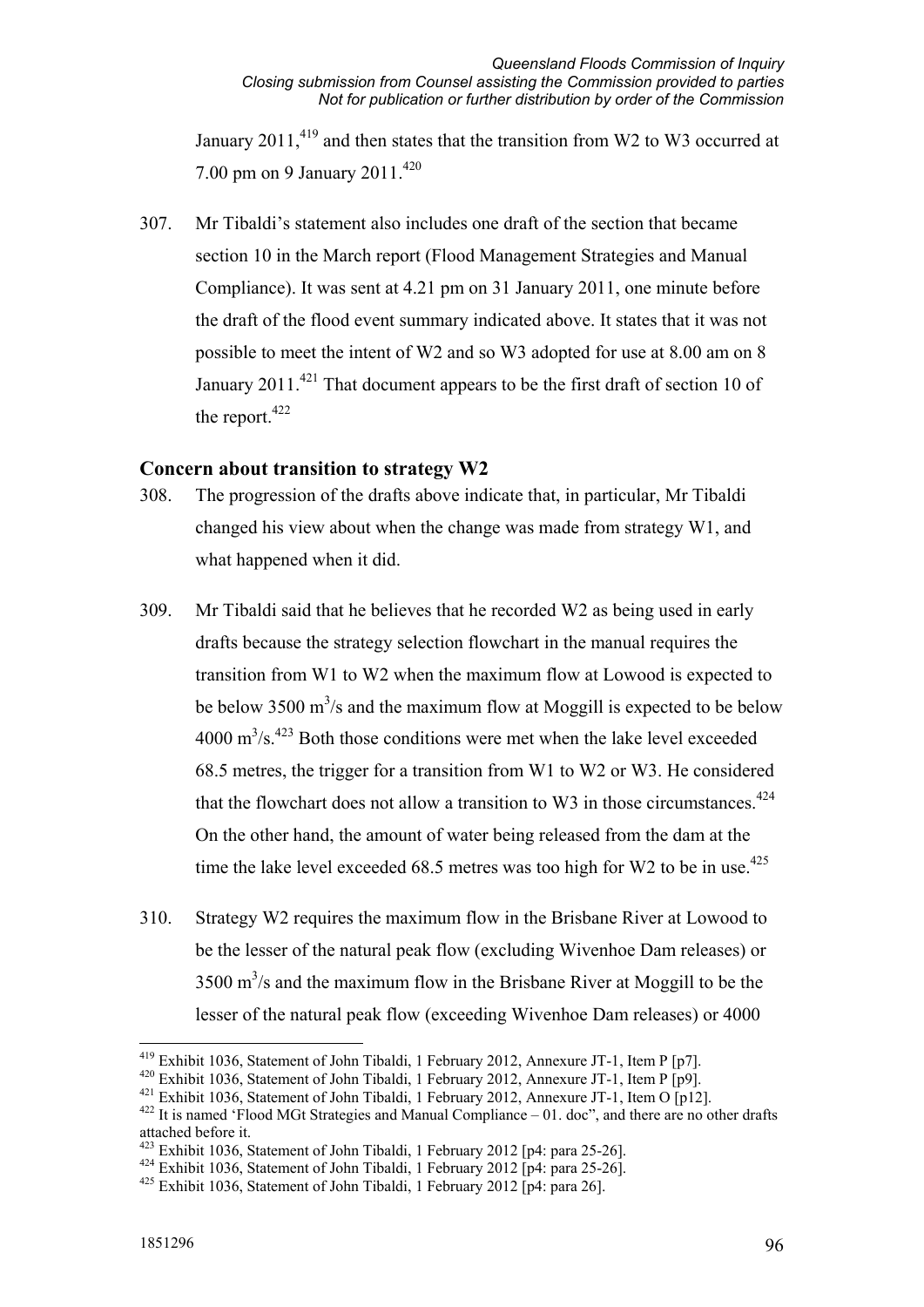January 2011,[419] and then states that the transition from W2 to W3 occurred at 7.00 pm on 9 January 2011.[420]

307. Mr Tibaldi's statement also includes one draft of the section that became section 10 in the March report (Flood Management Strategies and Manual Compliance). It was sent at 4.21 pm on 31 January 2011, one minute before the draft of the flood event summary indicated above. It states that it was not possible to meet the intent of W2 and so W3 adopted for use at 8.00 am on 8 January 2011.[421] That document appears to be the first draft of section 10 of the report.[422]

## Concern about transition to strategy W2

308. The progression of the drafts above indicate that, in particular, Mr Tibaldi changed his view about when the change was made from strategy W1, and what happened when it did.

309. Mr Tibaldi said that he believes that he recorded W2 as being used in early drafts because the strategy selection flowchart in the manual requires the transition from W1 to W2 when the maximum flow at Lowood is expected to be below 3500 $m^3$/s and the maximum flow at Moggill is expected to be below 4000 $m^3$/s.[423] Both those conditions were met when the lake level exceeded 68.5 metres, the trigger for a transition from W1 to W2 or W3. He considered that the flowchart does not allow a transition to W3 in those circumstances.[424] On the other hand, the amount of water being released from the dam at the time the lake level exceeded 68.5 metres was too high for W2 to be in use.[425]

310. Strategy W2 requires the maximum flow in the Brisbane River at Lowood to be the lesser of the natural peak flow (excluding Wivenhoe Dam releases) or 3500 $m^3$/s and the maximum flow in the Brisbane River at Moggill to be the lesser of the natural peak flow (exceeding Wivenhoe Dam releases) or 4000

---

[419] Exhibit 1036, Statement of John Tibaldi, 1 February 2012, Annexure JT-1, Item P [p7].

[420] Exhibit 1036, Statement of John Tibaldi, 1 February 2012, Annexure JT-1, Item P [p9].

[421] Exhibit 1036, Statement of John Tibaldi, 1 February 2012, Annexure JT-1, Item O [p12].

[422] It is named 'Flood MGt Strategies and Manual Compliance – 01. doc", and there are no other drafts attached before it.

[423] Exhibit 1036, Statement of John Tibaldi, 1 February 2012 [p4: para 25-26].

[424] Exhibit 1036, Statement of John Tibaldi, 1 February 2012 [p4: para 25-26].

[425] Exhibit 1036, Statement of John Tibaldi, 1 February 2012 [p4: para 26].

1851296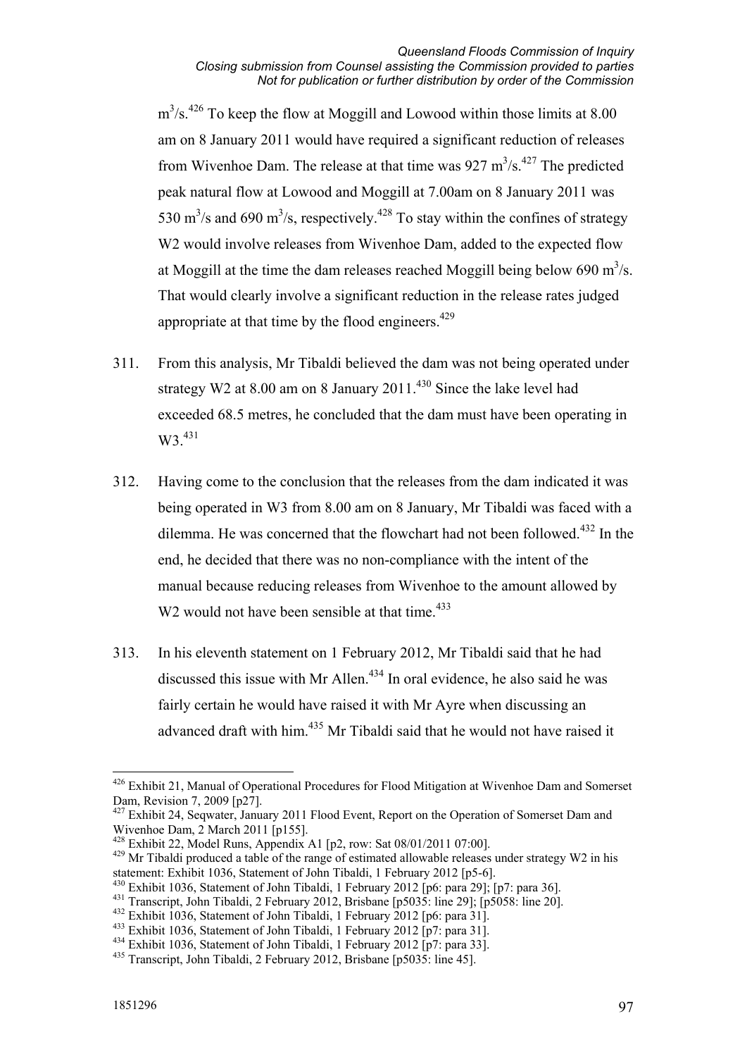$m^3/s$.[426] To keep the flow at Moggill and Lowood within those limits at 8.00 am on 8 January 2011 would have required a significant reduction of releases from Wivenhoe Dam. The release at that time was 927 $m^3/s$.[427] The predicted peak natural flow at Lowood and Moggill at 7.00am on 8 January 2011 was 530 $m^3/s$ and 690 $m^3/s$, respectively.[428] To stay within the confines of strategy W2 would involve releases from Wivenhoe Dam, added to the expected flow at Moggill at the time the dam releases reached Moggill being below 690 $m^3/s$. That would clearly involve a significant reduction in the release rates judged appropriate at that time by the flood engineers.[429]

311. From this analysis, Mr Tibaldi believed the dam was not being operated under strategy W2 at 8.00 am on 8 January 2011.[430] Since the lake level had exceeded 68.5 metres, he concluded that the dam must have been operating in W3.[431]

312. Having come to the conclusion that the releases from the dam indicated it was being operated in W3 from 8.00 am on 8 January, Mr Tibaldi was faced with a dilemma. He was concerned that the flowchart had not been followed.[432] In the end, he decided that there was no non-compliance with the intent of the manual because reducing releases from Wivenhoe to the amount allowed by W2 would not have been sensible at that time.[433]

313. In his eleventh statement on 1 February 2012, Mr Tibaldi said that he had discussed this issue with Mr Allen.[434] In oral evidence, he also said he was fairly certain he would have raised it with Mr Ayre when discussing an advanced draft with him.[435] Mr Tibaldi said that he would not have raised it

---

[426] Exhibit 21, Manual of Operational Procedures for Flood Mitigation at Wivenhoe Dam and Somerset Dam, Revision 7, 2009 [p27].

[427] Exhibit 24, Seqwater, January 2011 Flood Event, Report on the Operation of Somerset Dam and Wivenhoe Dam, 2 March 2011 [p155].

[428] Exhibit 22, Model Runs, Appendix A1 [p2, row: Sat 08/01/2011 07:00].

[429] Mr Tibaldi produced a table of the range of estimated allowable releases under strategy W2 in his statement: Exhibit 1036, Statement of John Tibaldi, 1 February 2012 [p5-6].

[430] Exhibit 1036, Statement of John Tibaldi, 1 February 2012 [p6: para 29]; [p7: para 36].

[431] Transcript, John Tibaldi, 2 February 2012, Brisbane [p5035: line 29]; [p5058: line 20].

[432] Exhibit 1036, Statement of John Tibaldi, 1 February 2012 [p6: para 31].

[433] Exhibit 1036, Statement of John Tibaldi, 1 February 2012 [p7: para 31].

[434] Exhibit 1036, Statement of John Tibaldi, 1 February 2012 [p7: para 33].

[435] Transcript, John Tibaldi, 2 February 2012, Brisbane [p5035: line 45].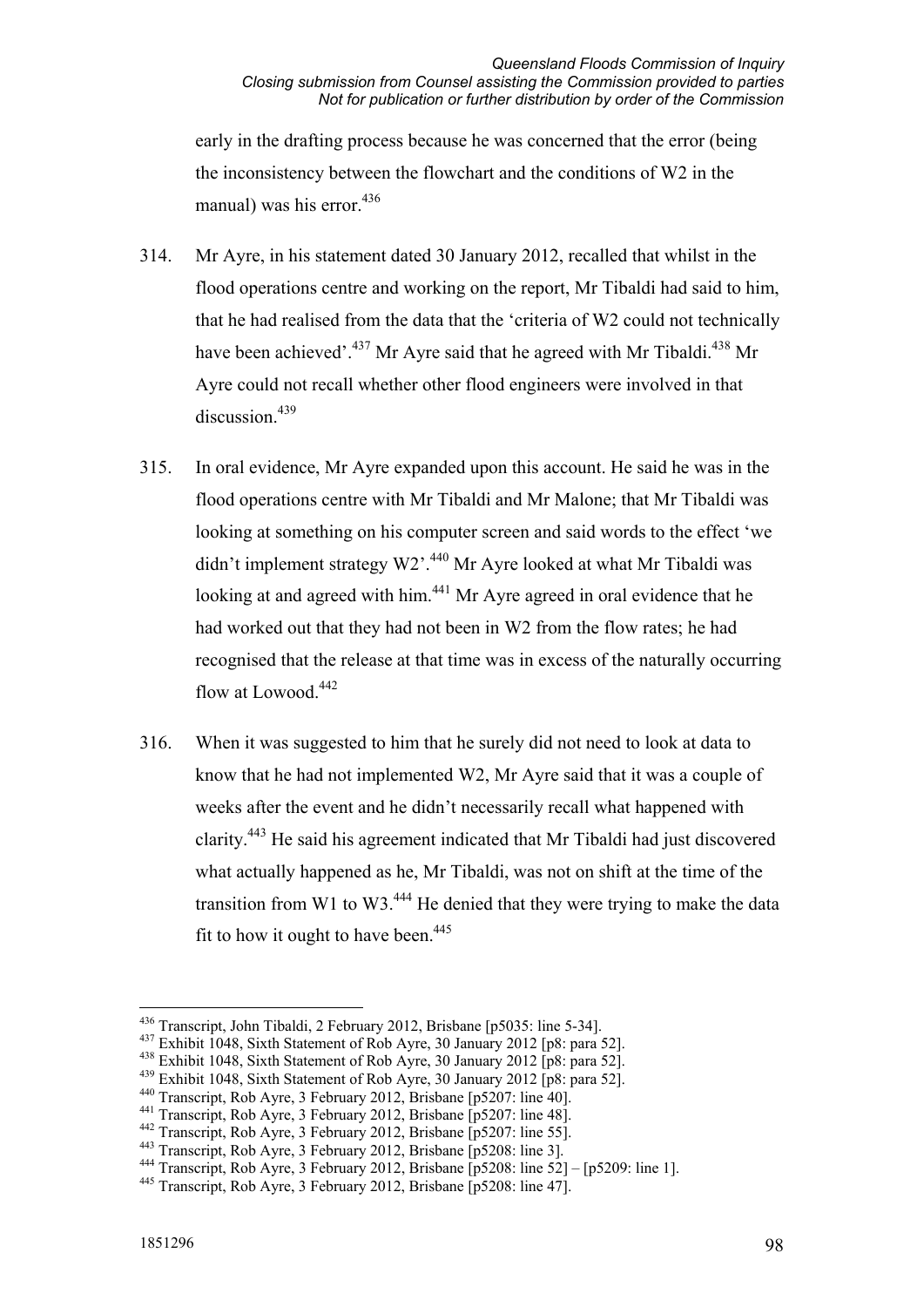early in the drafting process because he was concerned that the error (being the inconsistency between the flowchart and the conditions of W2 in the manual) was his error.[436]

314. Mr Ayre, in his statement dated 30 January 2012, recalled that whilst in the flood operations centre and working on the report, Mr Tibaldi had said to him, that he had realised from the data that the 'criteria of W2 could not technically have been achieved'.[437] Mr Ayre said that he agreed with Mr Tibaldi.[438] Mr Ayre could not recall whether other flood engineers were involved in that discussion.[439]

315. In oral evidence, Mr Ayre expanded upon this account. He said he was in the flood operations centre with Mr Tibaldi and Mr Malone; that Mr Tibaldi was looking at something on his computer screen and said words to the effect 'we didn't implement strategy W2'.[440] Mr Ayre looked at what Mr Tibaldi was looking at and agreed with him.[441] Mr Ayre agreed in oral evidence that he had worked out that they had not been in W2 from the flow rates; he had recognised that the release at that time was in excess of the naturally occurring flow at Lowood.[442]

316. When it was suggested to him that he surely did not need to look at data to know that he had not implemented W2, Mr Ayre said that it was a couple of weeks after the event and he didn't necessarily recall what happened with clarity.[443] He said his agreement indicated that Mr Tibaldi had just discovered what actually happened as he, Mr Tibaldi, was not on shift at the time of the transition from W1 to W3.[444] He denied that they were trying to make the data fit to how it ought to have been.[445]

---

[436] Transcript, John Tibaldi, 2 February 2012, Brisbane [p5035: line 5-34].
[437] Exhibit 1048, Sixth Statement of Rob Ayre, 30 January 2012 [p8: para 52].
[438] Exhibit 1048, Sixth Statement of Rob Ayre, 30 January 2012 [p8: para 52].
[439] Exhibit 1048, Sixth Statement of Rob Ayre, 30 January 2012 [p8: para 52].
[440] Transcript, Rob Ayre, 3 February 2012, Brisbane [p5207: line 40].
[441] Transcript, Rob Ayre, 3 February 2012, Brisbane [p5207: line 48].
[442] Transcript, Rob Ayre, 3 February 2012, Brisbane [p5207: line 55].
[443] Transcript, Rob Ayre, 3 February 2012, Brisbane [p5208: line 3].
[444] Transcript, Rob Ayre, 3 February 2012, Brisbane [p5208: line 52] – [p5209: line 1].
[445] Transcript, Rob Ayre, 3 February 2012, Brisbane [p5208: line 47].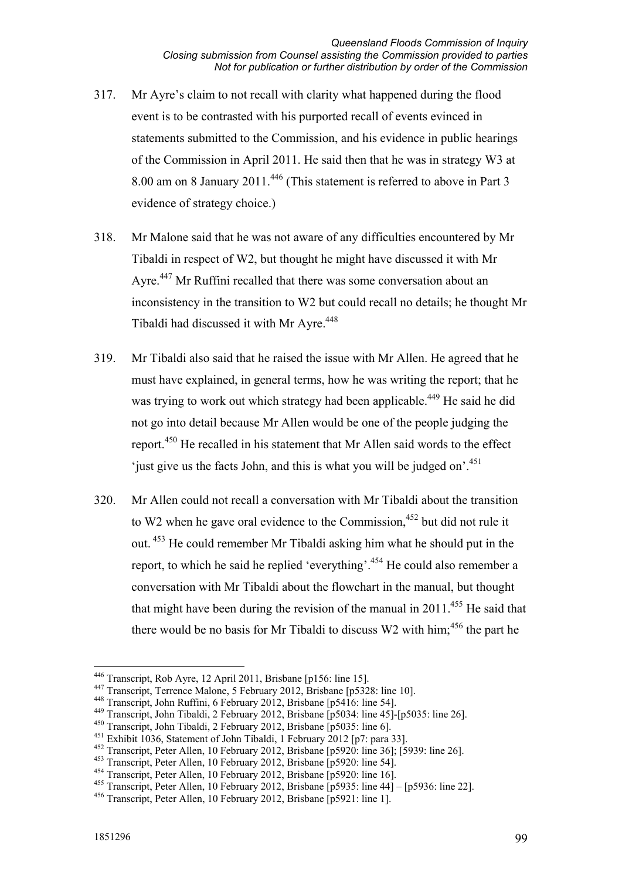317. Mr Ayre's claim to not recall with clarity what happened during the flood event is to be contrasted with his purported recall of events evinced in statements submitted to the Commission, and his evidence in public hearings of the Commission in April 2011. He said then that he was in strategy W3 at 8.00 am on 8 January 2011.[446] (This statement is referred to above in Part 3 evidence of strategy choice.)

318. Mr Malone said that he was not aware of any difficulties encountered by Mr Tibaldi in respect of W2, but thought he might have discussed it with Mr Ayre.[447] Mr Ruffini recalled that there was some conversation about an inconsistency in the transition to W2 but could recall no details; he thought Mr Tibaldi had discussed it with Mr Ayre.[448]

319. Mr Tibaldi also said that he raised the issue with Mr Allen. He agreed that he must have explained, in general terms, how he was writing the report; that he was trying to work out which strategy had been applicable.[449] He said he did not go into detail because Mr Allen would be one of the people judging the report.[450] He recalled in his statement that Mr Allen said words to the effect 'just give us the facts John, and this is what you will be judged on'.[451]

320. Mr Allen could not recall a conversation with Mr Tibaldi about the transition to W2 when he gave oral evidence to the Commission,[452] but did not rule it out.[453] He could remember Mr Tibaldi asking him what he should put in the report, to which he said he replied 'everything'.[454] He could also remember a conversation with Mr Tibaldi about the flowchart in the manual, but thought that might have been during the revision of the manual in 2011.[455] He said that there would be no basis for Mr Tibaldi to discuss W2 with him;[456] the part he

---

[446] Transcript, Rob Ayre, 12 April 2011, Brisbane [p156: line 15].
[447] Transcript, Terrence Malone, 5 February 2012, Brisbane [p5328: line 10].
[448] Transcript, John Ruffini, 6 February 2012, Brisbane [p5416: line 54].
[449] Transcript, John Tibaldi, 2 February 2012, Brisbane [p5034: line 45]-[p5035: line 26].
[450] Transcript, John Tibaldi, 2 February 2012, Brisbane [p5035: line 6].
[451] Exhibit 1036, Statement of John Tibaldi, 1 February 2012 [p7: para 33].
[452] Transcript, Peter Allen, 10 February 2012, Brisbane [p5920: line 36]; [5939: line 26].
[453] Transcript, Peter Allen, 10 February 2012, Brisbane [p5920: line 54].
[454] Transcript, Peter Allen, 10 February 2012, Brisbane [p5920: line 16].
[455] Transcript, Peter Allen, 10 February 2012, Brisbane [p5935: line 44] – [p5936: line 22].
[456] Transcript, Peter Allen, 10 February 2012, Brisbane [p5921: line 1].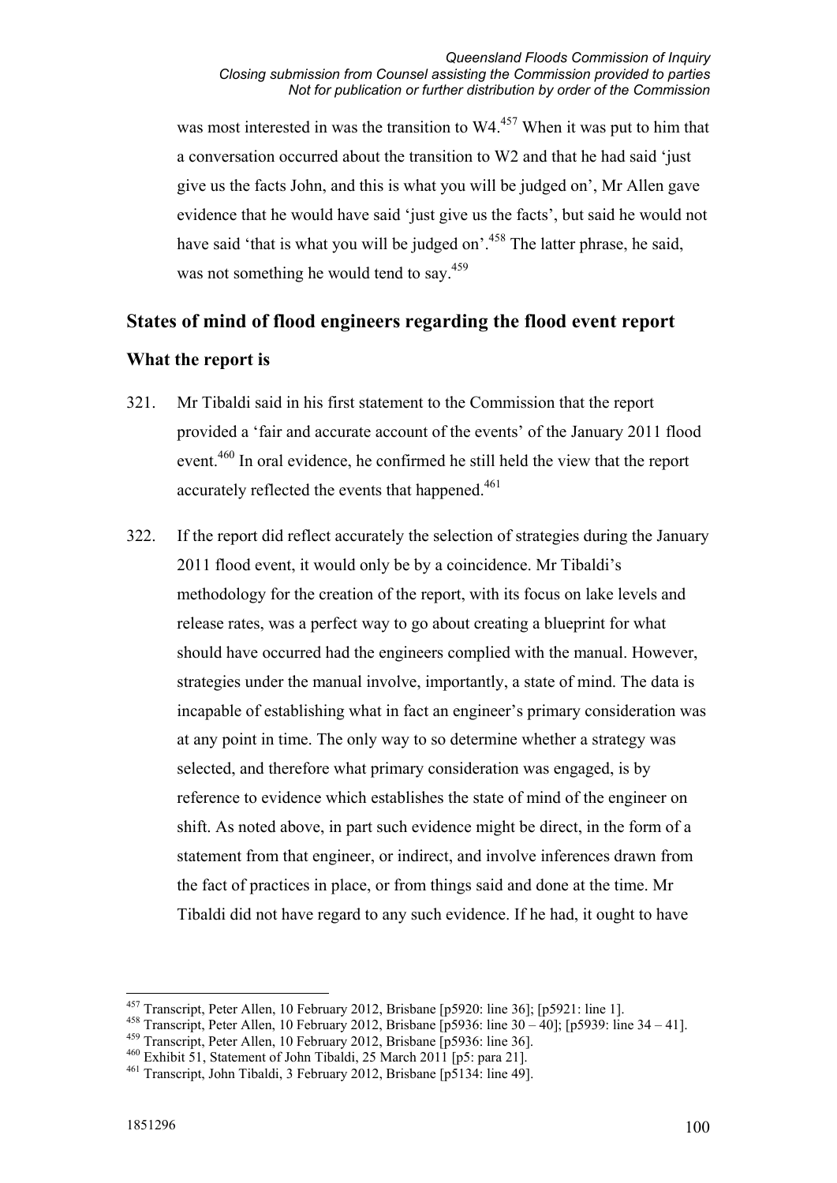was most interested in was the transition to W4.[457] When it was put to him that a conversation occurred about the transition to W2 and that he had said 'just give us the facts John, and this is what you will be judged on', Mr Allen gave evidence that he would have said 'just give us the facts', but said he would not have said 'that is what you will be judged on'.[458] The latter phrase, he said, was not something he would tend to say.[459]

## States of mind of flood engineers regarding the flood event report

### What the report is

321. Mr Tibaldi said in his first statement to the Commission that the report provided a 'fair and accurate account of the events' of the January 2011 flood event.[460] In oral evidence, he confirmed he still held the view that the report accurately reflected the events that happened.[461]

322. If the report did reflect accurately the selection of strategies during the January 2011 flood event, it would only be by a coincidence. Mr Tibaldi's methodology for the creation of the report, with its focus on lake levels and release rates, was a perfect way to go about creating a blueprint for what should have occurred had the engineers complied with the manual. However, strategies under the manual involve, importantly, a state of mind. The data is incapable of establishing what in fact an engineer's primary consideration was at any point in time. The only way to so determine whether a strategy was selected, and therefore what primary consideration was engaged, is by reference to evidence which establishes the state of mind of the engineer on shift. As noted above, in part such evidence might be direct, in the form of a statement from that engineer, or indirect, and involve inferences drawn from the fact of practices in place, or from things said and done at the time. Mr Tibaldi did not have regard to any such evidence. If he had, it ought to have

---

457 Transcript, Peter Allen, 10 February 2012, Brisbane [p5920: line 36]; [p5921: line 1].

458 Transcript, Peter Allen, 10 February 2012, Brisbane [p5936: line 30 – 40]; [p5939: line 34 – 41].

459 Transcript, Peter Allen, 10 February 2012, Brisbane [p5936: line 36].

460 Exhibit 51, Statement of John Tibaldi, 25 March 2011 [p5: para 21].

461 Transcript, John Tibaldi, 3 February 2012, Brisbane [p5134: line 49].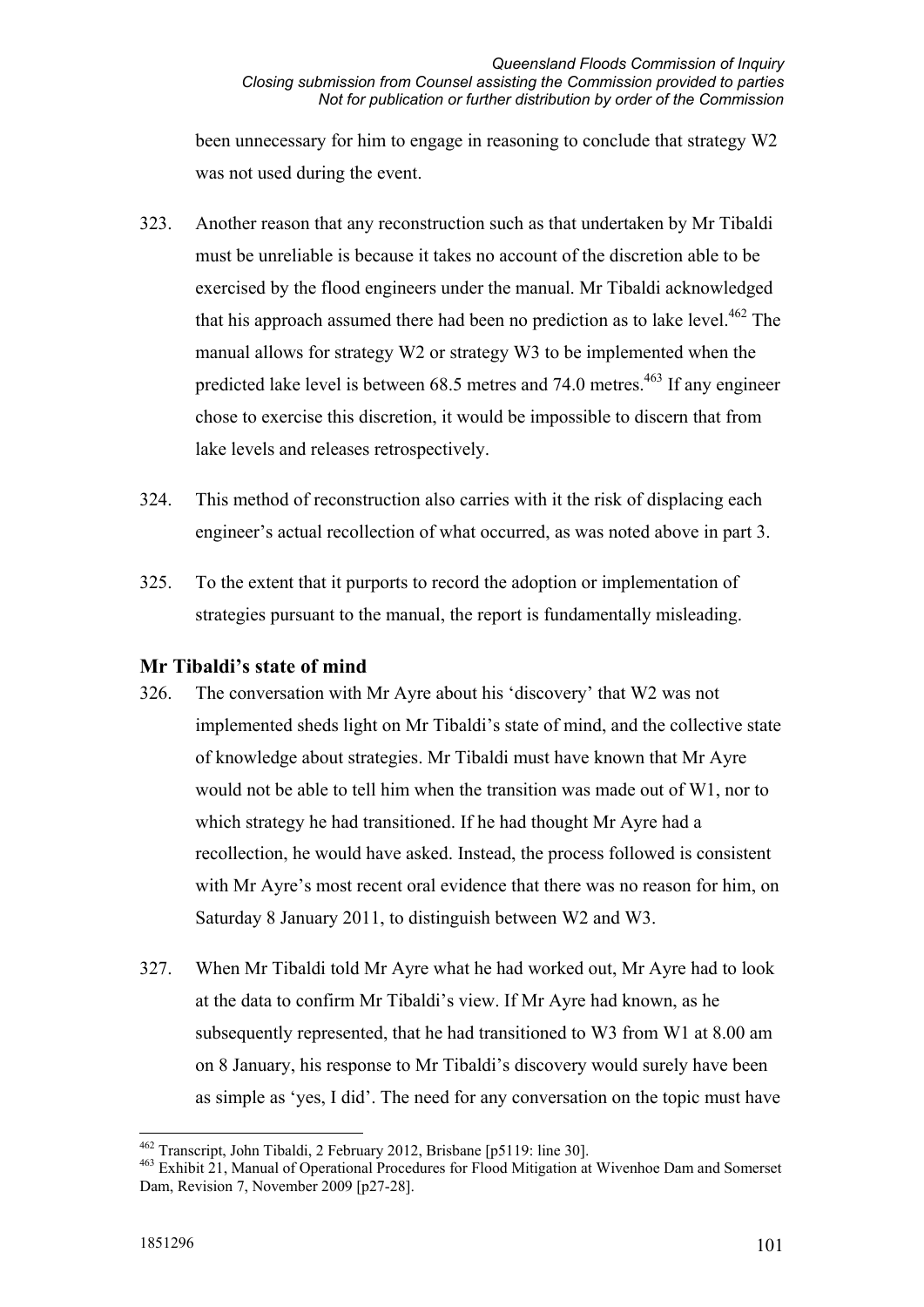been unnecessary for him to engage in reasoning to conclude that strategy W2 was not used during the event.

323. Another reason that any reconstruction such as that undertaken by Mr Tibaldi must be unreliable is because it takes no account of the discretion able to be exercised by the flood engineers under the manual. Mr Tibaldi acknowledged that his approach assumed there had been no prediction as to lake level.[462] The manual allows for strategy W2 or strategy W3 to be implemented when the predicted lake level is between 68.5 metres and 74.0 metres.[463] If any engineer chose to exercise this discretion, it would be impossible to discern that from lake levels and releases retrospectively.

324. This method of reconstruction also carries with it the risk of displacing each engineer's actual recollection of what occurred, as was noted above in part 3.

325. To the extent that it purports to record the adoption or implementation of strategies pursuant to the manual, the report is fundamentally misleading.

## Mr Tibaldi's state of mind

326. The conversation with Mr Ayre about his 'discovery' that W2 was not implemented sheds light on Mr Tibaldi's state of mind, and the collective state of knowledge about strategies. Mr Tibaldi must have known that Mr Ayre would not be able to tell him when the transition was made out of W1, nor to which strategy he had transitioned. If he had thought Mr Ayre had a recollection, he would have asked. Instead, the process followed is consistent with Mr Ayre's most recent oral evidence that there was no reason for him, on Saturday 8 January 2011, to distinguish between W2 and W3.

327. When Mr Tibaldi told Mr Ayre what he had worked out, Mr Ayre had to look at the data to confirm Mr Tibaldi's view. If Mr Ayre had known, as he subsequently represented, that he had transitioned to W3 from W1 at 8.00 am on 8 January, his response to Mr Tibaldi's discovery would surely have been as simple as 'yes, I did'. The need for any conversation on the topic must have

---

[462] Transcript, John Tibaldi, 2 February 2012, Brisbane [p5119: line 30].

[463] Exhibit 21, Manual of Operational Procedures for Flood Mitigation at Wivenhoe Dam and Somerset Dam, Revision 7, November 2009 [p27-28].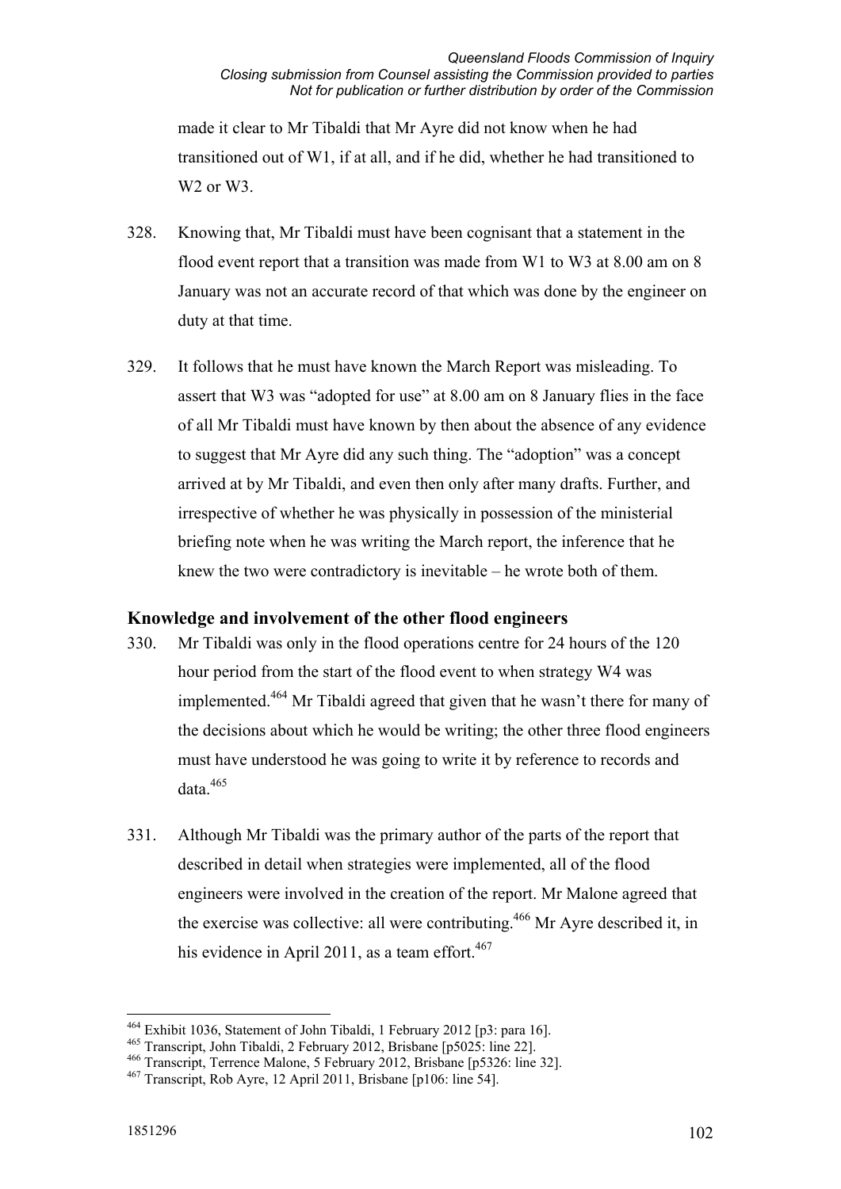made it clear to Mr Tibaldi that Mr Ayre did not know when he had transitioned out of W1, if at all, and if he did, whether he had transitioned to W2 or W3.

328. Knowing that, Mr Tibaldi must have been cognisant that a statement in the flood event report that a transition was made from W1 to W3 at 8.00 am on 8 January was not an accurate record of that which was done by the engineer on duty at that time.

329. It follows that he must have known the March Report was misleading. To assert that W3 was "adopted for use" at 8.00 am on 8 January flies in the face of all Mr Tibaldi must have known by then about the absence of any evidence to suggest that Mr Ayre did any such thing. The "adoption" was a concept arrived at by Mr Tibaldi, and even then only after many drafts. Further, and irrespective of whether he was physically in possession of the ministerial briefing note when he was writing the March report, the inference that he knew the two were contradictory is inevitable – he wrote both of them.

### Knowledge and involvement of the other flood engineers

330. Mr Tibaldi was only in the flood operations centre for 24 hours of the 120 hour period from the start of the flood event to when strategy W4 was implemented.[464] Mr Tibaldi agreed that given that he wasn't there for many of the decisions about which he would be writing; the other three flood engineers must have understood he was going to write it by reference to records and data.[465]

331. Although Mr Tibaldi was the primary author of the parts of the report that described in detail when strategies were implemented, all of the flood engineers were involved in the creation of the report. Mr Malone agreed that the exercise was collective: all were contributing.[466] Mr Ayre described it, in his evidence in April 2011, as a team effort.[467]

---

[464] Exhibit 1036, Statement of John Tibaldi, 1 February 2012 [p3: para 16].

[465] Transcript, John Tibaldi, 2 February 2012, Brisbane [p5025: line 22].

[466] Transcript, Terrence Malone, 5 February 2012, Brisbane [p5326: line 32].

[467] Transcript, Rob Ayre, 12 April 2011, Brisbane [p106: line 54].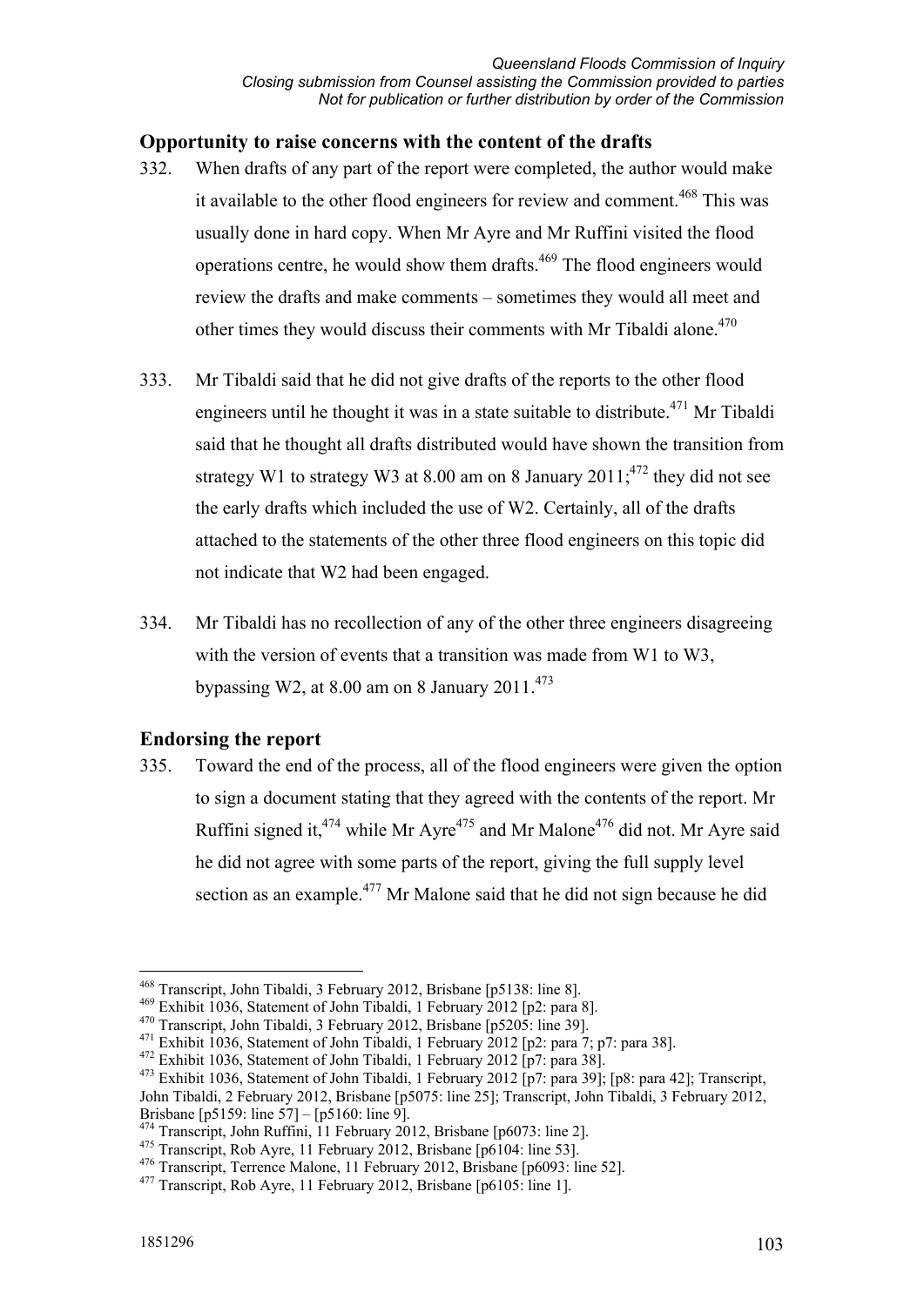## Opportunity to raise concerns with the content of the drafts

332. When drafts of any part of the report were completed, the author would make it available to the other flood engineers for review and comment.[468] This was usually done in hard copy. When Mr Ayre and Mr Ruffini visited the flood operations centre, he would show them drafts.[469] The flood engineers would review the drafts and make comments – sometimes they would all meet and other times they would discuss their comments with Mr Tibaldi alone.[470]

333. Mr Tibaldi said that he did not give drafts of the reports to the other flood engineers until he thought it was in a state suitable to distribute.[471] Mr Tibaldi said that he thought all drafts distributed would have shown the transition from strategy W1 to strategy W3 at 8.00 am on 8 January 2011;[472] they did not see the early drafts which included the use of W2. Certainly, all of the drafts attached to the statements of the other three flood engineers on this topic did not indicate that W2 had been engaged.

334. Mr Tibaldi has no recollection of any of the other three engineers disagreeing with the version of events that a transition was made from W1 to W3, bypassing W2, at 8.00 am on 8 January 2011.[473]

## Endorsing the report

335. Toward the end of the process, all of the flood engineers were given the option to sign a document stating that they agreed with the contents of the report. Mr Ruffini signed it,[474] while Mr Ayre[475] and Mr Malone[476] did not. Mr Ayre said he did not agree with some parts of the report, giving the full supply level section as an example.[477] Mr Malone said that he did not sign because he did

---

[468] Transcript, John Tibaldi, 3 February 2012, Brisbane [p5138: line 8].
[469] Exhibit 1036, Statement of John Tibaldi, 1 February 2012 [p2: para 8].
[470] Transcript, John Tibaldi, 3 February 2012, Brisbane [p5205: line 39].
[471] Exhibit 1036, Statement of John Tibaldi, 1 February 2012 [p2: para 7; p7: para 38].
[472] Exhibit 1036, Statement of John Tibaldi, 1 February 2012 [p7: para 38].
[473] Exhibit 1036, Statement of John Tibaldi, 1 February 2012 [p7: para 39]; [p8: para 42]; Transcript, John Tibaldi, 2 February 2012, Brisbane [p5075: line 25]; Transcript, John Tibaldi, 3 February 2012, Brisbane [p5159: line 57] – [p5160: line 9].
[474] Transcript, John Ruffini, 11 February 2012, Brisbane [p6073: line 2].
[475] Transcript, Rob Ayre, 11 February 2012, Brisbane [p6104: line 53].
[476] Transcript, Terrence Malone, 11 February 2012, Brisbane [p6093: line 52].
[477] Transcript, Rob Ayre, 11 February 2012, Brisbane [p6105: line 1].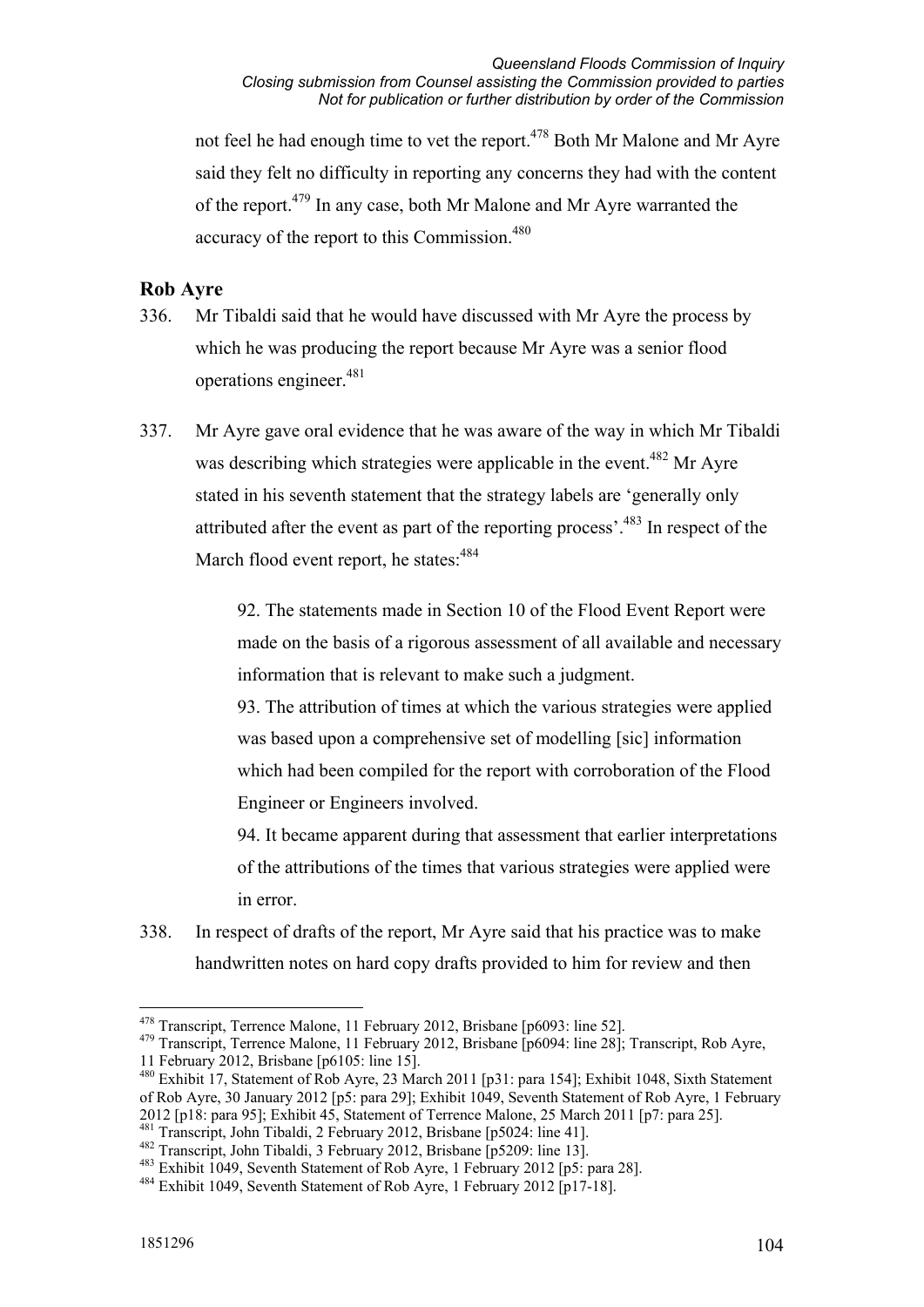not feel he had enough time to vet the report.[478] Both Mr Malone and Mr Ayre said they felt no difficulty in reporting any concerns they had with the content of the report.[479] In any case, both Mr Malone and Mr Ayre warranted the accuracy of the report to this Commission.[480]

## Rob Ayre

336. Mr Tibaldi said that he would have discussed with Mr Ayre the process by which he was producing the report because Mr Ayre was a senior flood operations engineer.[481]

337. Mr Ayre gave oral evidence that he was aware of the way in which Mr Tibaldi was describing which strategies were applicable in the event.[482] Mr Ayre stated in his seventh statement that the strategy labels are 'generally only attributed after the event as part of the reporting process'.[483] In respect of the March flood event report, he states:[484]

> 92. The statements made in Section 10 of the Flood Event Report were made on the basis of a rigorous assessment of all available and necessary information that is relevant to make such a judgment.
>
> 93. The attribution of times at which the various strategies were applied was based upon a comprehensive set of modelling [sic] information which had been compiled for the report with corroboration of the Flood Engineer or Engineers involved.
>
> 94. It became apparent during that assessment that earlier interpretations of the attributions of the times that various strategies were applied were in error.

338. In respect of drafts of the report, Mr Ayre said that his practice was to make handwritten notes on hard copy drafts provided to him for review and then

---

[478] Transcript, Terrence Malone, 11 February 2012, Brisbane [p6093: line 52].

[479] Transcript, Terrence Malone, 11 February 2012, Brisbane [p6094: line 28]; Transcript, Rob Ayre, 11 February 2012, Brisbane [p6105: line 15].

[480] Exhibit 17, Statement of Rob Ayre, 23 March 2011 [p31: para 154]; Exhibit 1048, Sixth Statement of Rob Ayre, 30 January 2012 [p5: para 29]; Exhibit 1049, Seventh Statement of Rob Ayre, 1 February 2012 [p18: para 95]; Exhibit 45, Statement of Terrence Malone, 25 March 2011 [p7: para 25].

[481] Transcript, John Tibaldi, 2 February 2012, Brisbane [p5024: line 41].

[482] Transcript, John Tibaldi, 3 February 2012, Brisbane [p5209: line 13].

[483] Exhibit 1049, Seventh Statement of Rob Ayre, 1 February 2012 [p5: para 28].

[484] Exhibit 1049, Seventh Statement of Rob Ayre, 1 February 2012 [p17-18].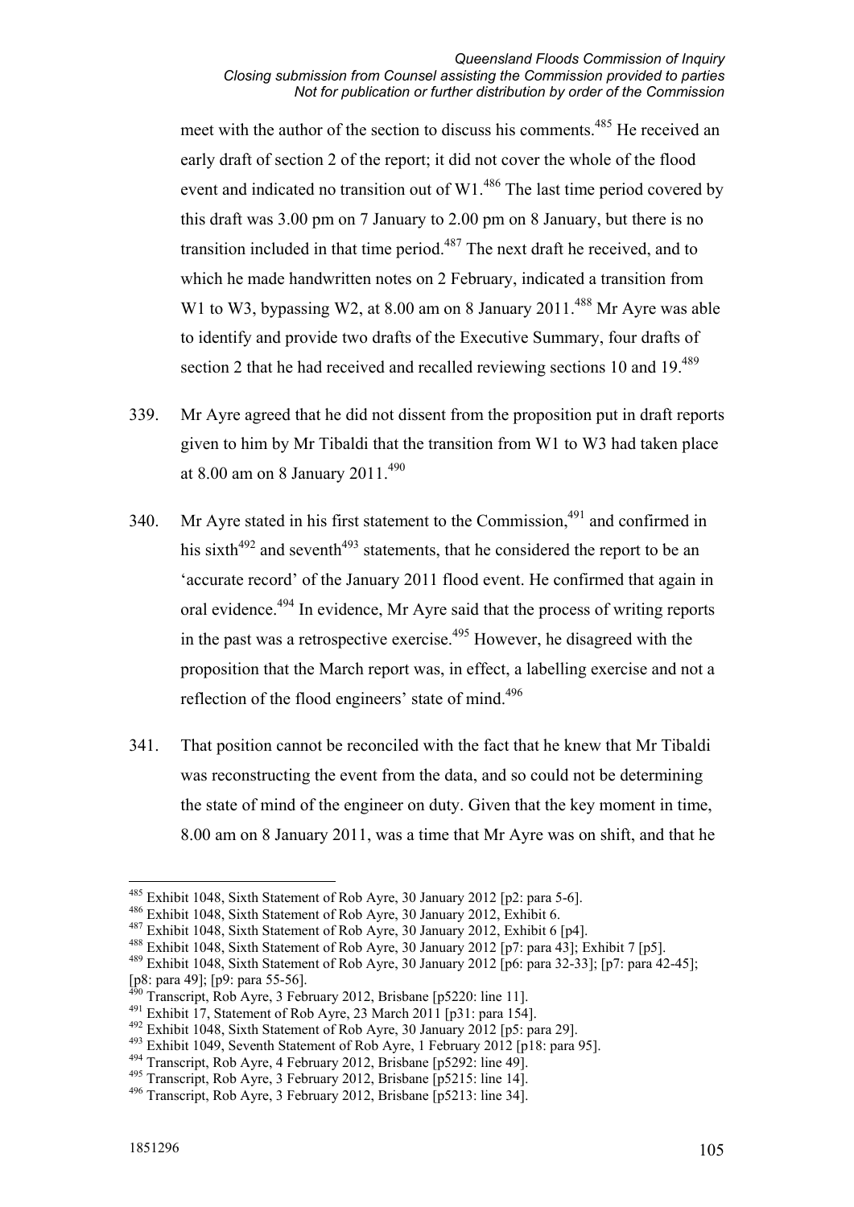meet with the author of the section to discuss his comments.[485] He received an early draft of section 2 of the report; it did not cover the whole of the flood event and indicated no transition out of W1.[486] The last time period covered by this draft was 3.00 pm on 7 January to 2.00 pm on 8 January, but there is no transition included in that time period.[487] The next draft he received, and to which he made handwritten notes on 2 February, indicated a transition from W1 to W3, bypassing W2, at 8.00 am on 8 January 2011.[488] Mr Ayre was able to identify and provide two drafts of the Executive Summary, four drafts of section 2 that he had received and recalled reviewing sections 10 and 19.[489]

339. Mr Ayre agreed that he did not dissent from the proposition put in draft reports given to him by Mr Tibaldi that the transition from W1 to W3 had taken place at 8.00 am on 8 January 2011.[490]

340. Mr Ayre stated in his first statement to the Commission,[491] and confirmed in his sixth[492] and seventh[493] statements, that he considered the report to be an 'accurate record' of the January 2011 flood event. He confirmed that again in oral evidence.[494] In evidence, Mr Ayre said that the process of writing reports in the past was a retrospective exercise.[495] However, he disagreed with the proposition that the March report was, in effect, a labelling exercise and not a reflection of the flood engineers' state of mind.[496]

341. That position cannot be reconciled with the fact that he knew that Mr Tibaldi was reconstructing the event from the data, and so could not be determining the state of mind of the engineer on duty. Given that the key moment in time, 8.00 am on 8 January 2011, was a time that Mr Ayre was on shift, and that he

---

[485] Exhibit 1048, Sixth Statement of Rob Ayre, 30 January 2012 [p2: para 5-6].
[486] Exhibit 1048, Sixth Statement of Rob Ayre, 30 January 2012, Exhibit 6.
[487] Exhibit 1048, Sixth Statement of Rob Ayre, 30 January 2012, Exhibit 6 [p4].
[488] Exhibit 1048, Sixth Statement of Rob Ayre, 30 January 2012 [p7: para 43]; Exhibit 7 [p5].
[489] Exhibit 1048, Sixth Statement of Rob Ayre, 30 January 2012 [p6: para 32-33]; [p7: para 42-45]; [p8: para 49]; [p9: para 55-56].
[490] Transcript, Rob Ayre, 3 February 2012, Brisbane [p5220: line 11].
[491] Exhibit 17, Statement of Rob Ayre, 23 March 2011 [p31: para 154].
[492] Exhibit 1048, Sixth Statement of Rob Ayre, 30 January 2012 [p5: para 29].
[493] Exhibit 1049, Seventh Statement of Rob Ayre, 1 February 2012 [p18: para 95].
[494] Transcript, Rob Ayre, 4 February 2012, Brisbane [p5292: line 49].
[495] Transcript, Rob Ayre, 3 February 2012, Brisbane [p5215: line 14].
[496] Transcript, Rob Ayre, 3 February 2012, Brisbane [p5213: line 34].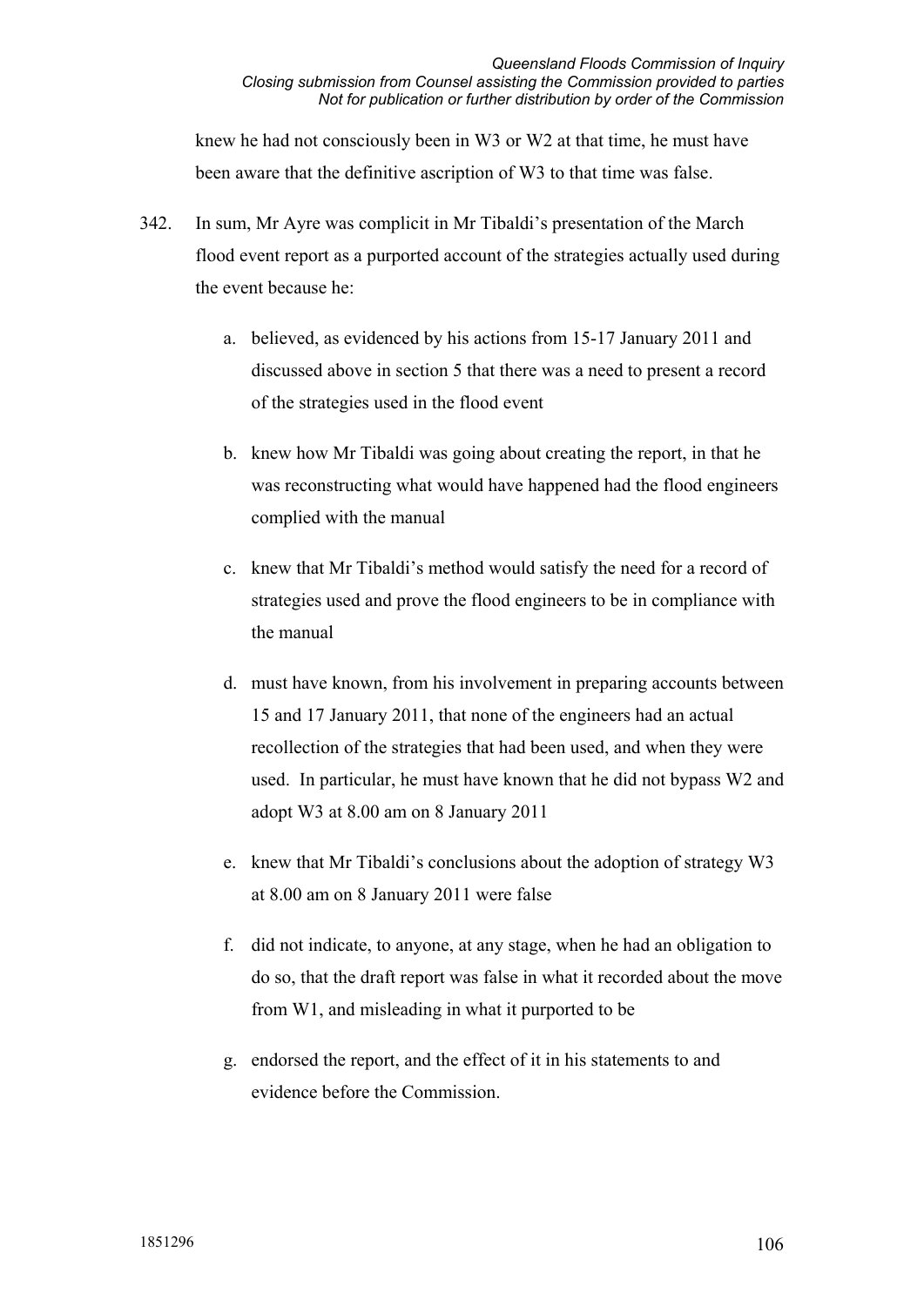knew he had not consciously been in W3 or W2 at that time, he must have been aware that the definitive ascription of W3 to that time was false.

342. In sum, Mr Ayre was complicit in Mr Tibaldi's presentation of the March flood event report as a purported account of the strategies actually used during the event because he:

   a. believed, as evidenced by his actions from 15-17 January 2011 and discussed above in section 5 that there was a need to present a record of the strategies used in the flood event

   b. knew how Mr Tibaldi was going about creating the report, in that he was reconstructing what would have happened had the flood engineers complied with the manual

   c. knew that Mr Tibaldi's method would satisfy the need for a record of strategies used and prove the flood engineers to be in compliance with the manual

   d. must have known, from his involvement in preparing accounts between 15 and 17 January 2011, that none of the engineers had an actual recollection of the strategies that had been used, and when they were used. In particular, he must have known that he did not bypass W2 and adopt W3 at 8.00 am on 8 January 2011

   e. knew that Mr Tibaldi's conclusions about the adoption of strategy W3 at 8.00 am on 8 January 2011 were false

   f. did not indicate, to anyone, at any stage, when he had an obligation to do so, that the draft report was false in what it recorded about the move from W1, and misleading in what it purported to be

   g. endorsed the report, and the effect of it in his statements to and evidence before the Commission.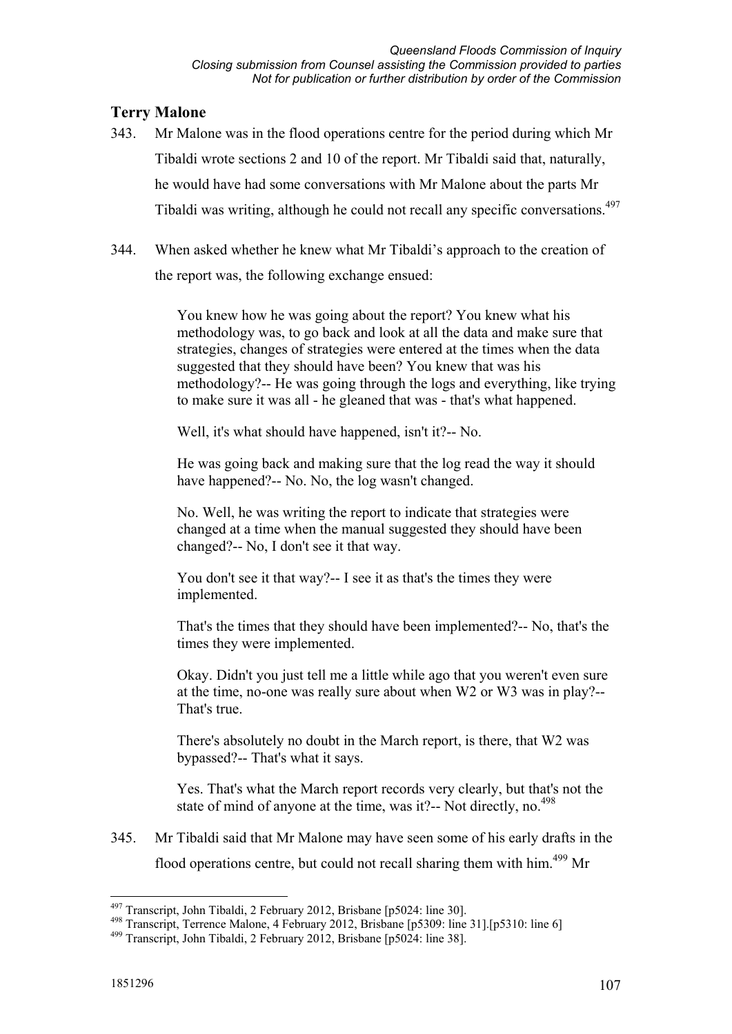## Terry Malone

343. Mr Malone was in the flood operations centre for the period during which Mr Tibaldi wrote sections 2 and 10 of the report. Mr Tibaldi said that, naturally, he would have had some conversations with Mr Malone about the parts Mr Tibaldi was writing, although he could not recall any specific conversations.[497]

344. When asked whether he knew what Mr Tibaldi's approach to the creation of the report was, the following exchange ensued:

> You knew how he was going about the report? You knew what his methodology was, to go back and look at all the data and make sure that strategies, changes of strategies were entered at the times when the data suggested that they should have been? You knew that was his methodology?-- He was going through the logs and everything, like trying to make sure it was all - he gleaned that was - that's what happened.
>
> Well, it's what should have happened, isn't it?-- No.
>
> He was going back and making sure that the log read the way it should have happened?-- No. No, the log wasn't changed.
>
> No. Well, he was writing the report to indicate that strategies were changed at a time when the manual suggested they should have been changed?-- No, I don't see it that way.
>
> You don't see it that way?-- I see it as that's the times they were implemented.
>
> That's the times that they should have been implemented?-- No, that's the times they were implemented.
>
> Okay. Didn't you just tell me a little while ago that you weren't even sure at the time, no-one was really sure about when W2 or W3 was in play?-- That's true.
>
> There's absolutely no doubt in the March report, is there, that W2 was bypassed?-- That's what it says.
>
> Yes. That's what the March report records very clearly, but that's not the state of mind of anyone at the time, was it?-- Not directly, no.[498]

345. Mr Tibaldi said that Mr Malone may have seen some of his early drafts in the flood operations centre, but could not recall sharing them with him.[499] Mr

---

[497] Transcript, John Tibaldi, 2 February 2012, Brisbane [p5024: line 30].

[498] Transcript, Terrence Malone, 4 February 2012, Brisbane [p5309: line 31].[p5310: line 6]

[499] Transcript, John Tibaldi, 2 February 2012, Brisbane [p5024: line 38].

1851296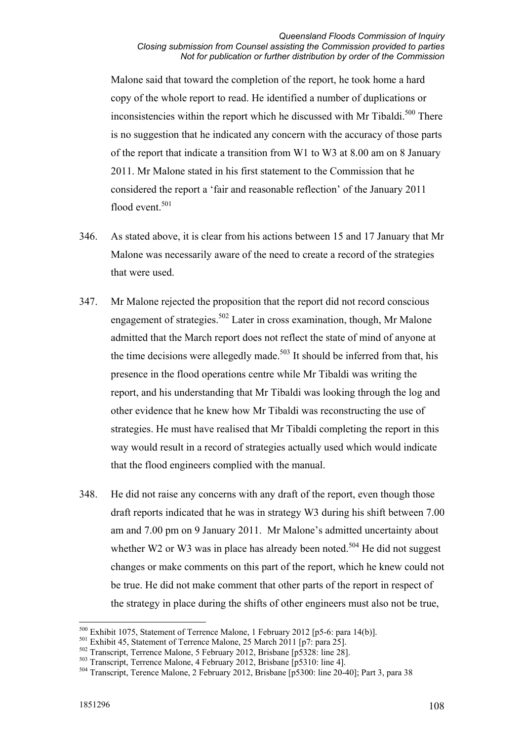Malone said that toward the completion of the report, he took home a hard copy of the whole report to read. He identified a number of duplications or inconsistencies within the report which he discussed with Mr Tibaldi.[500] There is no suggestion that he indicated any concern with the accuracy of those parts of the report that indicate a transition from W1 to W3 at 8.00 am on 8 January 2011. Mr Malone stated in his first statement to the Commission that he considered the report a 'fair and reasonable reflection' of the January 2011 flood event.[501]

346. As stated above, it is clear from his actions between 15 and 17 January that Mr Malone was necessarily aware of the need to create a record of the strategies that were used.

347. Mr Malone rejected the proposition that the report did not record conscious engagement of strategies.[502] Later in cross examination, though, Mr Malone admitted that the March report does not reflect the state of mind of anyone at the time decisions were allegedly made.[503] It should be inferred from that, his presence in the flood operations centre while Mr Tibaldi was writing the report, and his understanding that Mr Tibaldi was looking through the log and other evidence that he knew how Mr Tibaldi was reconstructing the use of strategies. He must have realised that Mr Tibaldi completing the report in this way would result in a record of strategies actually used which would indicate that the flood engineers complied with the manual.

348. He did not raise any concerns with any draft of the report, even though those draft reports indicated that he was in strategy W3 during his shift between 7.00 am and 7.00 pm on 9 January 2011. Mr Malone's admitted uncertainty about whether W2 or W3 was in place has already been noted.[504] He did not suggest changes or make comments on this part of the report, which he knew could not be true. He did not make comment that other parts of the report in respect of the strategy in place during the shifts of other engineers must also not be true,

---

[500] Exhibit 1075, Statement of Terrence Malone, 1 February 2012 [p5-6: para 14(b)].

[501] Exhibit 45, Statement of Terrence Malone, 25 March 2011 [p7: para 25].

[502] Transcript, Terrence Malone, 5 February 2012, Brisbane [p5328: line 28].

[503] Transcript, Terrence Malone, 4 February 2012, Brisbane [p5310: line 4].

[504] Transcript, Terence Malone, 2 February 2012, Brisbane [p5300: line 20-40]; Part 3, para 38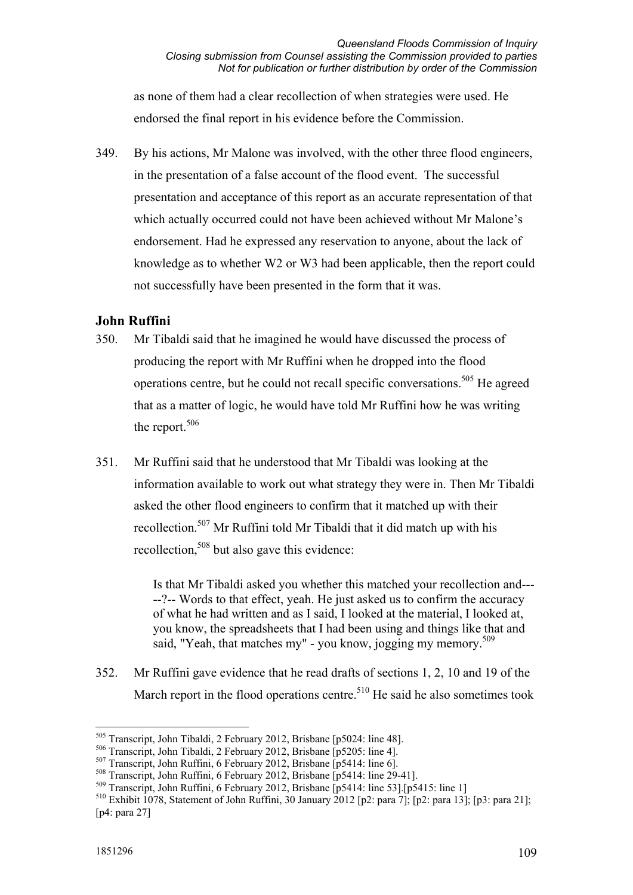as none of them had a clear recollection of when strategies were used. He endorsed the final report in his evidence before the Commission.

349. By his actions, Mr Malone was involved, with the other three flood engineers, in the presentation of a false account of the flood event. The successful presentation and acceptance of this report as an accurate representation of that which actually occurred could not have been achieved without Mr Malone's endorsement. Had he expressed any reservation to anyone, about the lack of knowledge as to whether W2 or W3 had been applicable, then the report could not successfully have been presented in the form that it was.

## John Ruffini

350. Mr Tibaldi said that he imagined he would have discussed the process of producing the report with Mr Ruffini when he dropped into the flood operations centre, but he could not recall specific conversations.[505] He agreed that as a matter of logic, he would have told Mr Ruffini how he was writing the report.[506]

351. Mr Ruffini said that he understood that Mr Tibaldi was looking at the information available to work out what strategy they were in. Then Mr Tibaldi asked the other flood engineers to confirm that it matched up with their recollection.[507] Mr Ruffini told Mr Tibaldi that it did match up with his recollection,[508] but also gave this evidence:

> Is that Mr Tibaldi asked you whether this matched your recollection and-----?-- Words to that effect, yeah. He just asked us to confirm the accuracy of what he had written and as I said, I looked at the material, I looked at, you know, the spreadsheets that I had been using and things like that and said, "Yeah, that matches my" - you know, jogging my memory.[509]

352. Mr Ruffini gave evidence that he read drafts of sections 1, 2, 10 and 19 of the March report in the flood operations centre.[510] He said he also sometimes took

---

[505] Transcript, John Tibaldi, 2 February 2012, Brisbane [p5024: line 48].

[506] Transcript, John Tibaldi, 2 February 2012, Brisbane [p5205: line 4].

[507] Transcript, John Ruffini, 6 February 2012, Brisbane [p5414: line 6].

[508] Transcript, John Ruffini, 6 February 2012, Brisbane [p5414: line 29-41].

[509] Transcript, John Ruffini, 6 February 2012, Brisbane [p5414: line 53].[p5415: line 1]

[510] Exhibit 1078, Statement of John Ruffini, 30 January 2012 [p2: para 7]; [p2: para 13]; [p3: para 21]; [p4: para 27]

1851296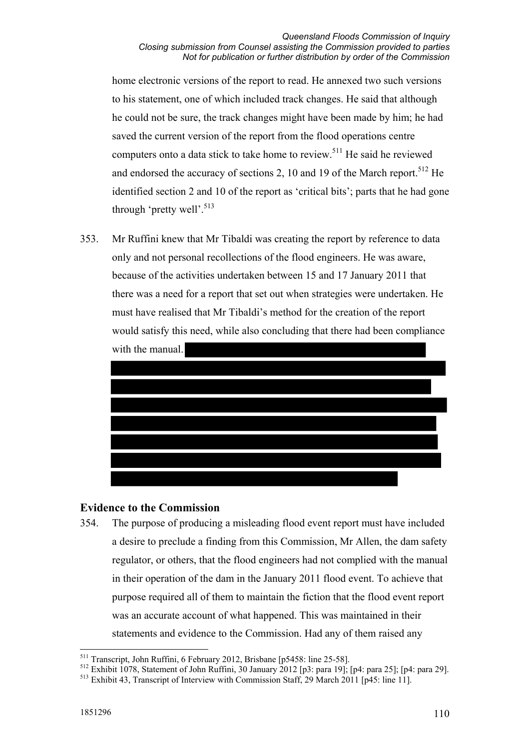home electronic versions of the report to read. He annexed two such versions to his statement, one of which included track changes. He said that although he could not be sure, the track changes might have been made by him; he had saved the current version of the report from the flood operations centre computers onto a data stick to take home to review.[511] He said he reviewed and endorsed the accuracy of sections 2, 10 and 19 of the March report.[512] He identified section 2 and 10 of the report as 'critical bits'; parts that he had gone through 'pretty well'.[513]

353. Mr Ruffini knew that Mr Tibaldi was creating the report by reference to data only and not personal recollections of the flood engineers. He was aware, because of the activities undertaken between 15 and 17 January 2011 that there was a need for a report that set out when strategies were undertaken. He must have realised that Mr Tibaldi's method for the creation of the report would satisfy this need, while also concluding that there had been compliance with the manual.

## Evidence to the Commission

354. The purpose of producing a misleading flood event report must have included a desire to preclude a finding from this Commission, Mr Allen, the dam safety regulator, or others, that the flood engineers had not complied with the manual in their operation of the dam in the January 2011 flood event. To achieve that purpose required all of them to maintain the fiction that the flood event report was an accurate account of what happened. This was maintained in their statements and evidence to the Commission. Had any of them raised any

---

[511] Transcript, John Ruffini, 6 February 2012, Brisbane [p5458: line 25-58].

[512] Exhibit 1078, Statement of John Ruffini, 30 January 2012 [p3: para 19]; [p4: para 25]; [p4: para 29].

[513] Exhibit 43, Transcript of Interview with Commission Staff, 29 March 2011 [p45: line 11].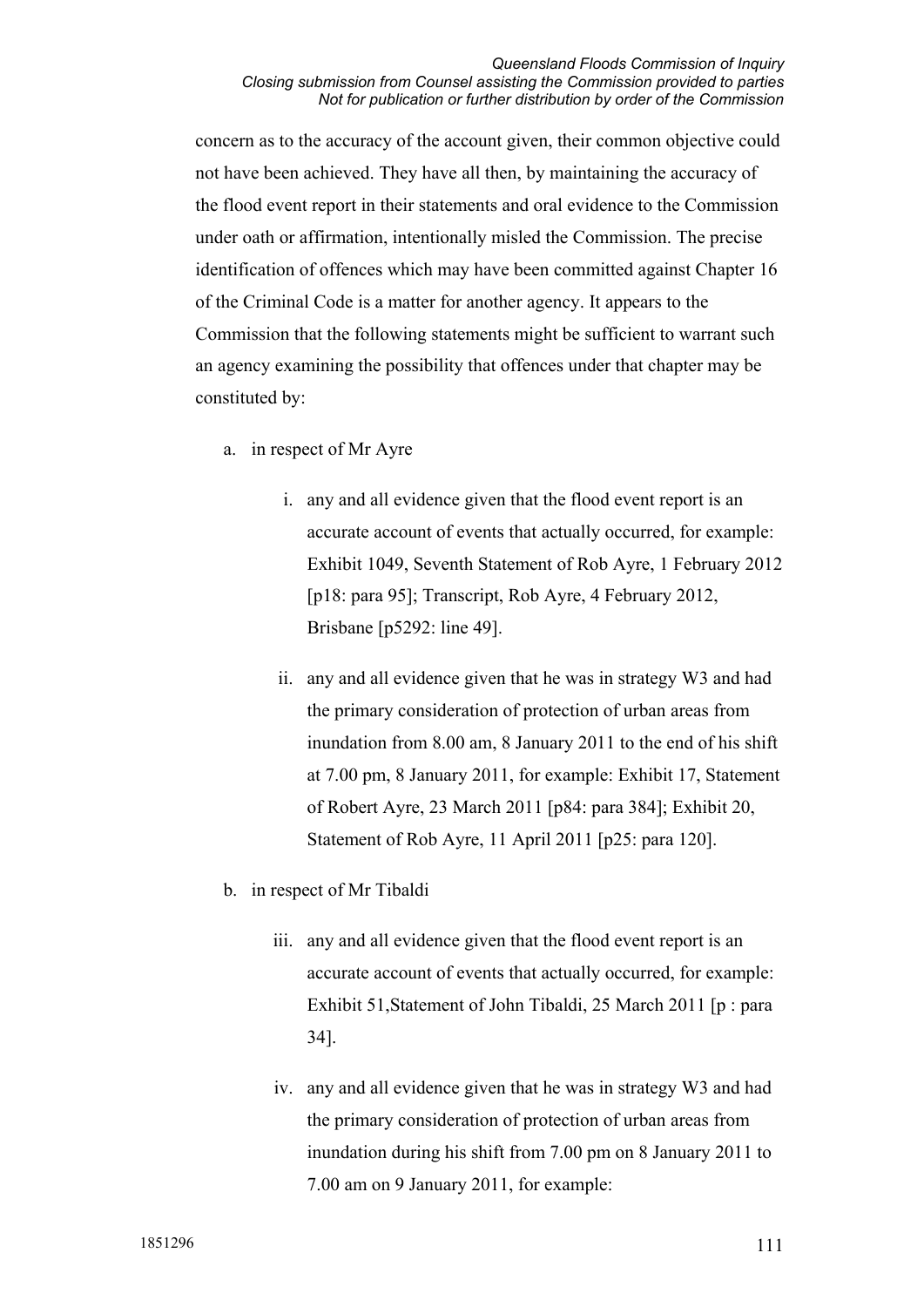concern as to the accuracy of the account given, their common objective could not have been achieved. They have all then, by maintaining the accuracy of the flood event report in their statements and oral evidence to the Commission under oath or affirmation, intentionally misled the Commission. The precise identification of offences which may have been committed against Chapter 16 of the Criminal Code is a matter for another agency. It appears to the Commission that the following statements might be sufficient to warrant such an agency examining the possibility that offences under that chapter may be constituted by:

a. in respect of Mr Ayre

   i. any and all evidence given that the flood event report is an accurate account of events that actually occurred, for example: Exhibit 1049, Seventh Statement of Rob Ayre, 1 February 2012 [p18: para 95]; Transcript, Rob Ayre, 4 February 2012, Brisbane [p5292: line 49].

   ii. any and all evidence given that he was in strategy W3 and had the primary consideration of protection of urban areas from inundation from 8.00 am, 8 January 2011 to the end of his shift at 7.00 pm, 8 January 2011, for example: Exhibit 17, Statement of Robert Ayre, 23 March 2011 [p84: para 384]; Exhibit 20, Statement of Rob Ayre, 11 April 2011 [p25: para 120].

b. in respect of Mr Tibaldi

   iii. any and all evidence given that the flood event report is an accurate account of events that actually occurred, for example: Exhibit 51,Statement of John Tibaldi, 25 March 2011 [p : para 34].

   iv. any and all evidence given that he was in strategy W3 and had the primary consideration of protection of urban areas from inundation during his shift from 7.00 pm on 8 January 2011 to 7.00 am on 9 January 2011, for example: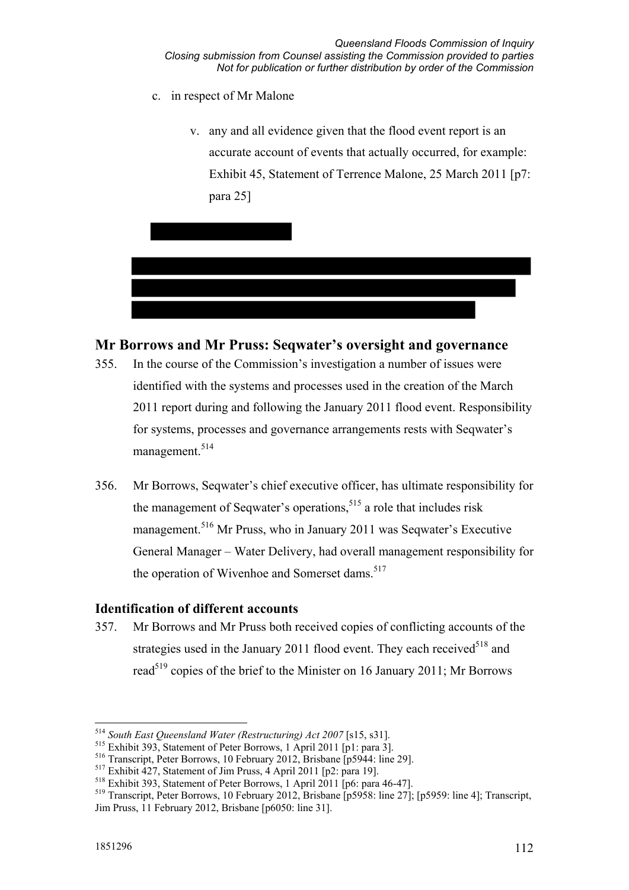c. in respect of Mr Malone

   v. any and all evidence given that the flood event report is an accurate account of events that actually occurred, for example: Exhibit 45, Statement of Terrence Malone, 25 March 2011 [p7: para 25]

## Mr Borrows and Mr Pruss: Seqwater's oversight and governance

355. In the course of the Commission's investigation a number of issues were identified with the systems and processes used in the creation of the March 2011 report during and following the January 2011 flood event. Responsibility for systems, processes and governance arrangements rests with Seqwater's management.[514]

356. Mr Borrows, Seqwater's chief executive officer, has ultimate responsibility for the management of Seqwater's operations,[515] a role that includes risk management.[516] Mr Pruss, who in January 2011 was Seqwater's Executive General Manager – Water Delivery, had overall management responsibility for the operation of Wivenhoe and Somerset dams.[517]

### Identification of different accounts

357. Mr Borrows and Mr Pruss both received copies of conflicting accounts of the strategies used in the January 2011 flood event. They each received[518] and read[519] copies of the brief to the Minister on 16 January 2011; Mr Borrows

---

[514] *South East Queensland Water (Restructuring) Act 2007* [s15, s31].

[515] Exhibit 393, Statement of Peter Borrows, 1 April 2011 [p1: para 3].

[516] Transcript, Peter Borrows, 10 February 2012, Brisbane [p5944: line 29].

[517] Exhibit 427, Statement of Jim Pruss, 4 April 2011 [p2: para 19].

[518] Exhibit 393, Statement of Peter Borrows, 1 April 2011 [p6: para 46-47].

[519] Transcript, Peter Borrows, 10 February 2012, Brisbane [p5958: line 27]; [p5959: line 4]; Transcript, Jim Pruss, 11 February 2012, Brisbane [p6050: line 31].

1851296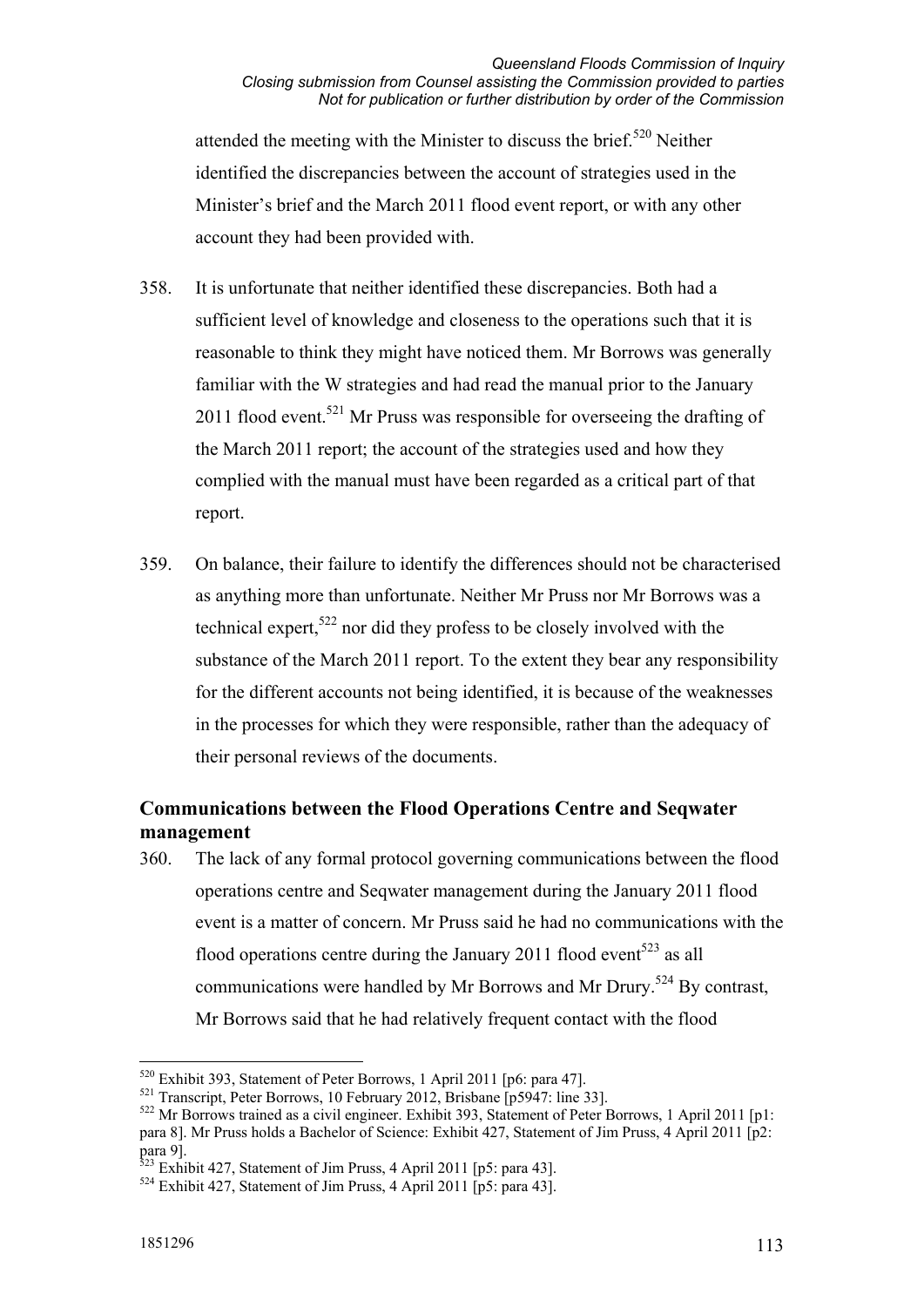attended the meeting with the Minister to discuss the brief.[520] Neither identified the discrepancies between the account of strategies used in the Minister's brief and the March 2011 flood event report, or with any other account they had been provided with.

358. It is unfortunate that neither identified these discrepancies. Both had a sufficient level of knowledge and closeness to the operations such that it is reasonable to think they might have noticed them. Mr Borrows was generally familiar with the W strategies and had read the manual prior to the January 2011 flood event.[521] Mr Pruss was responsible for overseeing the drafting of the March 2011 report; the account of the strategies used and how they complied with the manual must have been regarded as a critical part of that report.

359. On balance, their failure to identify the differences should not be characterised as anything more than unfortunate. Neither Mr Pruss nor Mr Borrows was a technical expert,[522] nor did they profess to be closely involved with the substance of the March 2011 report. To the extent they bear any responsibility for the different accounts not being identified, it is because of the weaknesses in the processes for which they were responsible, rather than the adequacy of their personal reviews of the documents.

## Communications between the Flood Operations Centre and Seqwater management

360. The lack of any formal protocol governing communications between the flood operations centre and Seqwater management during the January 2011 flood event is a matter of concern. Mr Pruss said he had no communications with the flood operations centre during the January 2011 flood event[523] as all communications were handled by Mr Borrows and Mr Drury.[524] By contrast, Mr Borrows said that he had relatively frequent contact with the flood

---

[520] Exhibit 393, Statement of Peter Borrows, 1 April 2011 [p6: para 47].

[521] Transcript, Peter Borrows, 10 February 2012, Brisbane [p5947: line 33].

[522] Mr Borrows trained as a civil engineer. Exhibit 393, Statement of Peter Borrows, 1 April 2011 [p1: para 8]. Mr Pruss holds a Bachelor of Science: Exhibit 427, Statement of Jim Pruss, 4 April 2011 [p2: para 9].

[523] Exhibit 427, Statement of Jim Pruss, 4 April 2011 [p5: para 43].

[524] Exhibit 427, Statement of Jim Pruss, 4 April 2011 [p5: para 43].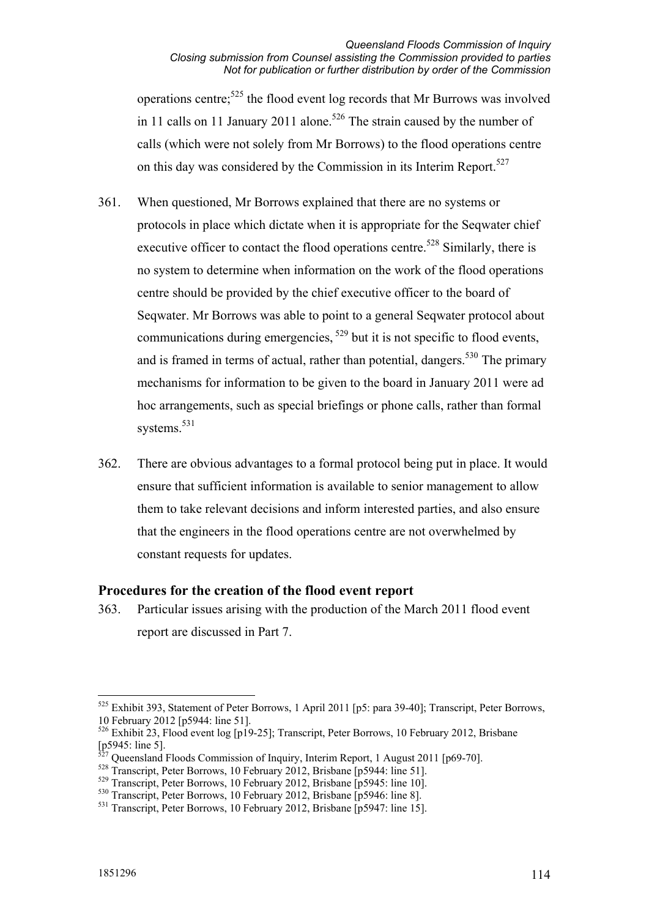operations centre;[525] the flood event log records that Mr Burrows was involved in 11 calls on 11 January 2011 alone.[526] The strain caused by the number of calls (which were not solely from Mr Borrows) to the flood operations centre on this day was considered by the Commission in its Interim Report.[527]

361. When questioned, Mr Borrows explained that there are no systems or protocols in place which dictate when it is appropriate for the Seqwater chief executive officer to contact the flood operations centre.[528] Similarly, there is no system to determine when information on the work of the flood operations centre should be provided by the chief executive officer to the board of Seqwater. Mr Borrows was able to point to a general Seqwater protocol about communications during emergencies, [529] but it is not specific to flood events, and is framed in terms of actual, rather than potential, dangers.[530] The primary mechanisms for information to be given to the board in January 2011 were ad hoc arrangements, such as special briefings or phone calls, rather than formal systems.[531]

362. There are obvious advantages to a formal protocol being put in place. It would ensure that sufficient information is available to senior management to allow them to take relevant decisions and inform interested parties, and also ensure that the engineers in the flood operations centre are not overwhelmed by constant requests for updates.

## Procedures for the creation of the flood event report

363. Particular issues arising with the production of the March 2011 flood event report are discussed in Part 7.

---

[525] Exhibit 393, Statement of Peter Borrows, 1 April 2011 [p5: para 39-40]; Transcript, Peter Borrows, 10 February 2012 [p5944: line 51].

[526] Exhibit 23, Flood event log [p19-25]; Transcript, Peter Borrows, 10 February 2012, Brisbane [p5945: line 5].

[527] Queensland Floods Commission of Inquiry, Interim Report, 1 August 2011 [p69-70].

[528] Transcript, Peter Borrows, 10 February 2012, Brisbane [p5944: line 51].

[529] Transcript, Peter Borrows, 10 February 2012, Brisbane [p5945: line 10].

[530] Transcript, Peter Borrows, 10 February 2012, Brisbane [p5946: line 8].

[531] Transcript, Peter Borrows, 10 February 2012, Brisbane [p5947: line 15].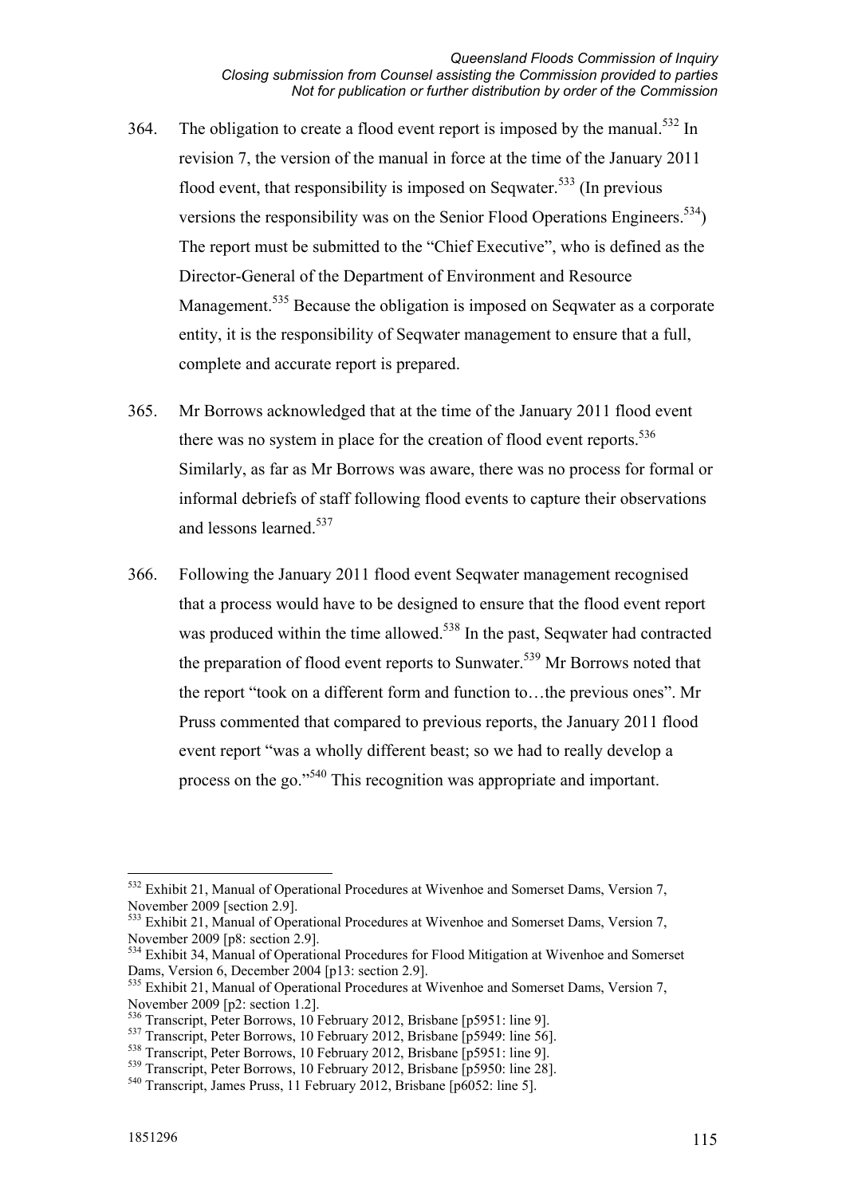364. The obligation to create a flood event report is imposed by the manual.[532] In revision 7, the version of the manual in force at the time of the January 2011 flood event, that responsibility is imposed on Seqwater.[533] (In previous versions the responsibility was on the Senior Flood Operations Engineers.[534]) The report must be submitted to the "Chief Executive", who is defined as the Director-General of the Department of Environment and Resource Management.[535] Because the obligation is imposed on Seqwater as a corporate entity, it is the responsibility of Seqwater management to ensure that a full, complete and accurate report is prepared.

365. Mr Borrows acknowledged that at the time of the January 2011 flood event there was no system in place for the creation of flood event reports.[536] Similarly, as far as Mr Borrows was aware, there was no process for formal or informal debriefs of staff following flood events to capture their observations and lessons learned.[537]

366. Following the January 2011 flood event Seqwater management recognised that a process would have to be designed to ensure that the flood event report was produced within the time allowed.[538] In the past, Seqwater had contracted the preparation of flood event reports to Sunwater.[539] Mr Borrows noted that the report "took on a different form and function to…the previous ones". Mr Pruss commented that compared to previous reports, the January 2011 flood event report "was a wholly different beast; so we had to really develop a process on the go."[540] This recognition was appropriate and important.

---

[532] Exhibit 21, Manual of Operational Procedures at Wivenhoe and Somerset Dams, Version 7, November 2009 [section 2.9].

[533] Exhibit 21, Manual of Operational Procedures at Wivenhoe and Somerset Dams, Version 7, November 2009 [p8: section 2.9].

[534] Exhibit 34, Manual of Operational Procedures for Flood Mitigation at Wivenhoe and Somerset Dams, Version 6, December 2004 [p13: section 2.9].

[535] Exhibit 21, Manual of Operational Procedures at Wivenhoe and Somerset Dams, Version 7, November 2009 [p2: section 1.2].

[536] Transcript, Peter Borrows, 10 February 2012, Brisbane [p5951: line 9].

[537] Transcript, Peter Borrows, 10 February 2012, Brisbane [p5949: line 56].

[538] Transcript, Peter Borrows, 10 February 2012, Brisbane [p5951: line 9].

[539] Transcript, Peter Borrows, 10 February 2012, Brisbane [p5950: line 28].

[540] Transcript, James Pruss, 11 February 2012, Brisbane [p6052: line 5].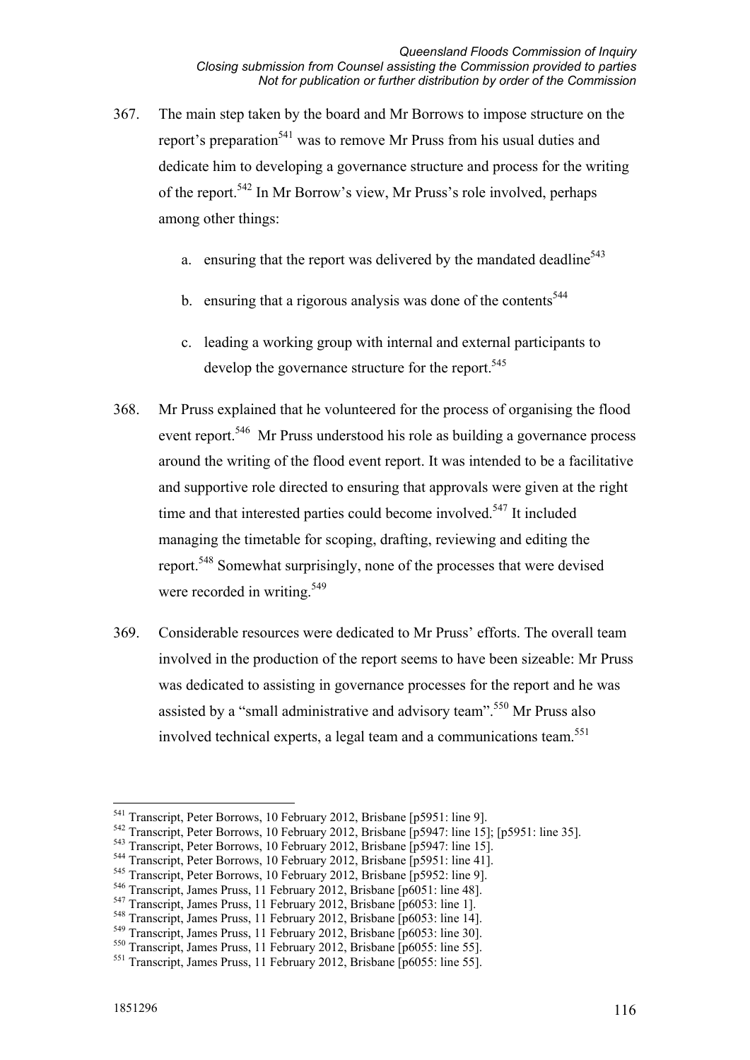367. The main step taken by the board and Mr Borrows to impose structure on the report's preparation[541] was to remove Mr Pruss from his usual duties and dedicate him to developing a governance structure and process for the writing of the report.[542] In Mr Borrow's view, Mr Pruss's role involved, perhaps among other things:

    a. ensuring that the report was delivered by the mandated deadline[543]

    b. ensuring that a rigorous analysis was done of the contents[544]

    c. leading a working group with internal and external participants to develop the governance structure for the report.[545]

368. Mr Pruss explained that he volunteered for the process of organising the flood event report.[546] Mr Pruss understood his role as building a governance process around the writing of the flood event report. It was intended to be a facilitative and supportive role directed to ensuring that approvals were given at the right time and that interested parties could become involved.[547] It included managing the timetable for scoping, drafting, reviewing and editing the report.[548] Somewhat surprisingly, none of the processes that were devised were recorded in writing.[549]

369. Considerable resources were dedicated to Mr Pruss' efforts. The overall team involved in the production of the report seems to have been sizeable: Mr Pruss was dedicated to assisting in governance processes for the report and he was assisted by a "small administrative and advisory team".[550] Mr Pruss also involved technical experts, a legal team and a communications team.[551]

---

[541] Transcript, Peter Borrows, 10 February 2012, Brisbane [p5951: line 9].
[542] Transcript, Peter Borrows, 10 February 2012, Brisbane [p5947: line 15]; [p5951: line 35].
[543] Transcript, Peter Borrows, 10 February 2012, Brisbane [p5947: line 15].
[544] Transcript, Peter Borrows, 10 February 2012, Brisbane [p5951: line 41].
[545] Transcript, Peter Borrows, 10 February 2012, Brisbane [p5952: line 9].
[546] Transcript, James Pruss, 11 February 2012, Brisbane [p6051: line 48].
[547] Transcript, James Pruss, 11 February 2012, Brisbane [p6053: line 1].
[548] Transcript, James Pruss, 11 February 2012, Brisbane [p6053: line 14].
[549] Transcript, James Pruss, 11 February 2012, Brisbane [p6053: line 30].
[550] Transcript, James Pruss, 11 February 2012, Brisbane [p6055: line 55].
[551] Transcript, James Pruss, 11 February 2012, Brisbane [p6055: line 55].

1851296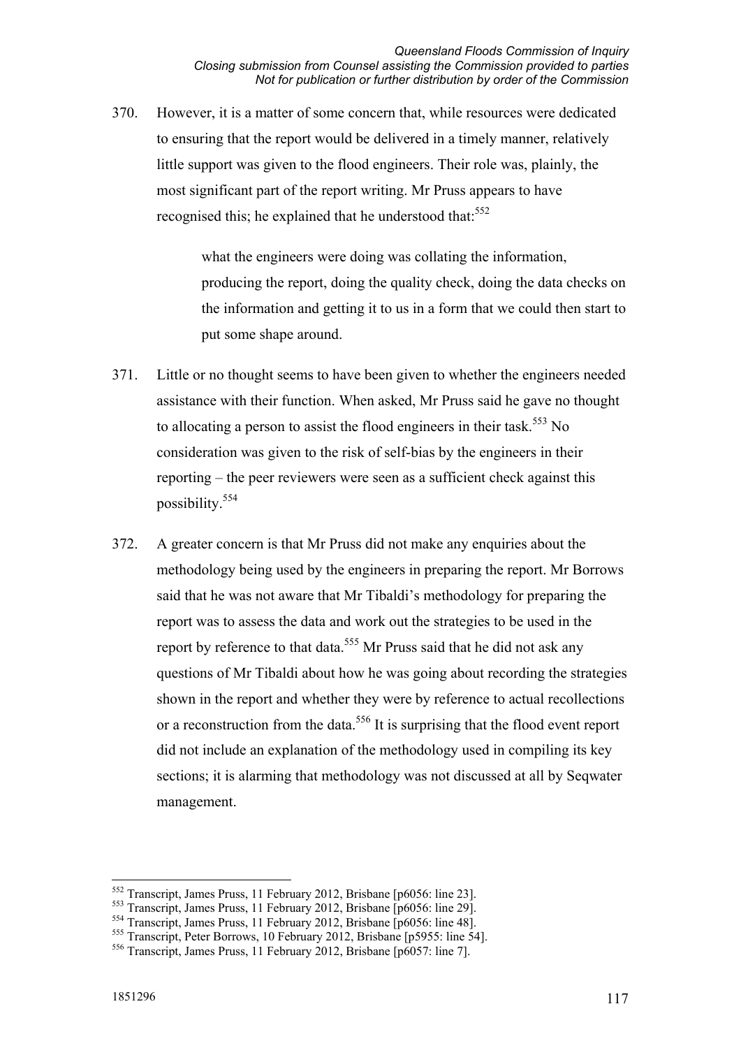370. However, it is a matter of some concern that, while resources were dedicated to ensuring that the report would be delivered in a timely manner, relatively little support was given to the flood engineers. Their role was, plainly, the most significant part of the report writing. Mr Pruss appears to have recognised this; he explained that he understood that:[552]

> what the engineers were doing was collating the information, producing the report, doing the quality check, doing the data checks on the information and getting it to us in a form that we could then start to put some shape around.

371. Little or no thought seems to have been given to whether the engineers needed assistance with their function. When asked, Mr Pruss said he gave no thought to allocating a person to assist the flood engineers in their task.[553] No consideration was given to the risk of self-bias by the engineers in their reporting – the peer reviewers were seen as a sufficient check against this possibility.[554]

372. A greater concern is that Mr Pruss did not make any enquiries about the methodology being used by the engineers in preparing the report. Mr Borrows said that he was not aware that Mr Tibaldi's methodology for preparing the report was to assess the data and work out the strategies to be used in the report by reference to that data.[555] Mr Pruss said that he did not ask any questions of Mr Tibaldi about how he was going about recording the strategies shown in the report and whether they were by reference to actual recollections or a reconstruction from the data.[556] It is surprising that the flood event report did not include an explanation of the methodology used in compiling its key sections; it is alarming that methodology was not discussed at all by Seqwater management.

---

[552] Transcript, James Pruss, 11 February 2012, Brisbane [p6056: line 23].
[553] Transcript, James Pruss, 11 February 2012, Brisbane [p6056: line 29].
[554] Transcript, James Pruss, 11 February 2012, Brisbane [p6056: line 48].
[555] Transcript, Peter Borrows, 10 February 2012, Brisbane [p5955: line 54].
[556] Transcript, James Pruss, 11 February 2012, Brisbane [p6057: line 7].

1851296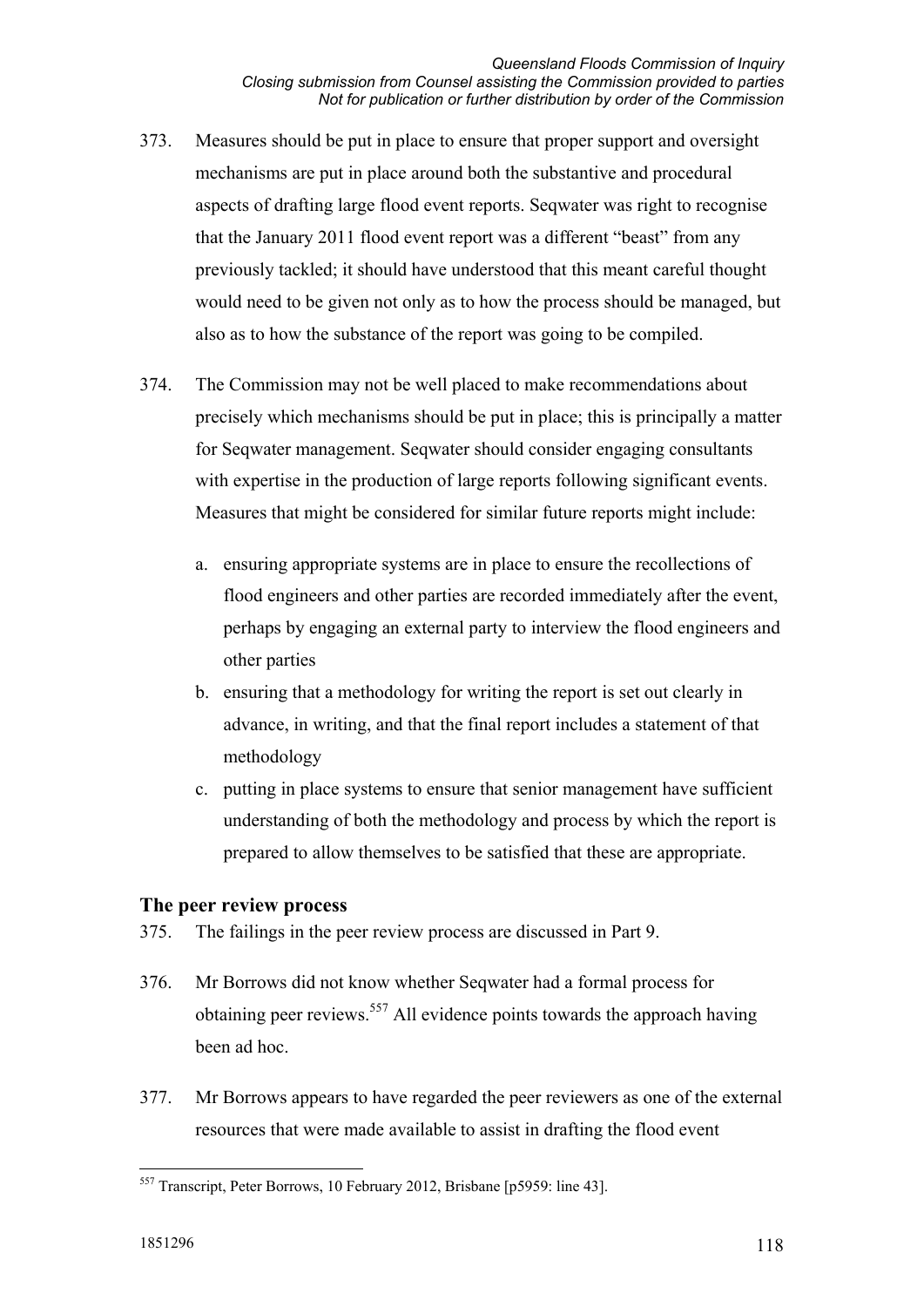373. Measures should be put in place to ensure that proper support and oversight mechanisms are put in place around both the substantive and procedural aspects of drafting large flood event reports. Seqwater was right to recognise that the January 2011 flood event report was a different "beast" from any previously tackled; it should have understood that this meant careful thought would need to be given not only as to how the process should be managed, but also as to how the substance of the report was going to be compiled.

374. The Commission may not be well placed to make recommendations about precisely which mechanisms should be put in place; this is principally a matter for Seqwater management. Seqwater should consider engaging consultants with expertise in the production of large reports following significant events. Measures that might be considered for similar future reports might include:

   a. ensuring appropriate systems are in place to ensure the recollections of flood engineers and other parties are recorded immediately after the event, perhaps by engaging an external party to interview the flood engineers and other parties

   b. ensuring that a methodology for writing the report is set out clearly in advance, in writing, and that the final report includes a statement of that methodology

   c. putting in place systems to ensure that senior management have sufficient understanding of both the methodology and process by which the report is prepared to allow themselves to be satisfied that these are appropriate.

## The peer review process

375. The failings in the peer review process are discussed in Part 9.

376. Mr Borrows did not know whether Seqwater had a formal process for obtaining peer reviews.[557] All evidence points towards the approach having been ad hoc.

377. Mr Borrows appears to have regarded the peer reviewers as one of the external resources that were made available to assist in drafting the flood event

[557] Transcript, Peter Borrows, 10 February 2012, Brisbane [p5959: line 43].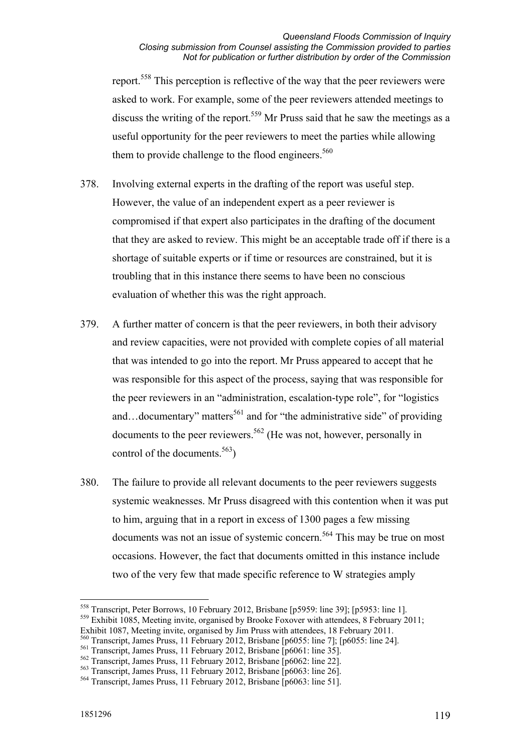report.[558] This perception is reflective of the way that the peer reviewers were asked to work. For example, some of the peer reviewers attended meetings to discuss the writing of the report.[559] Mr Pruss said that he saw the meetings as a useful opportunity for the peer reviewers to meet the parties while allowing them to provide challenge to the flood engineers.[560]

378. Involving external experts in the drafting of the report was useful step. However, the value of an independent expert as a peer reviewer is compromised if that expert also participates in the drafting of the document that they are asked to review. This might be an acceptable trade off if there is a shortage of suitable experts or if time or resources are constrained, but it is troubling that in this instance there seems to have been no conscious evaluation of whether this was the right approach.

379. A further matter of concern is that the peer reviewers, in both their advisory and review capacities, were not provided with complete copies of all material that was intended to go into the report. Mr Pruss appeared to accept that he was responsible for this aspect of the process, saying that was responsible for the peer reviewers in an "administration, escalation-type role", for "logistics and…documentary" matters[561] and for "the administrative side" of providing documents to the peer reviewers.[562] (He was not, however, personally in control of the documents.[563])

380. The failure to provide all relevant documents to the peer reviewers suggests systemic weaknesses. Mr Pruss disagreed with this contention when it was put to him, arguing that in a report in excess of 1300 pages a few missing documents was not an issue of systemic concern.[564] This may be true on most occasions. However, the fact that documents omitted in this instance include two of the very few that made specific reference to W strategies amply

---

[558] Transcript, Peter Borrows, 10 February 2012, Brisbane [p5959: line 39]; [p5953: line 1].

[559] Exhibit 1085, Meeting invite, organised by Brooke Foxover with attendees, 8 February 2011; Exhibit 1087, Meeting invite, organised by Jim Pruss with attendees, 18 February 2011.

[560] Transcript, James Pruss, 11 February 2012, Brisbane [p6055: line 7]; [p6055: line 24].

[561] Transcript, James Pruss, 11 February 2012, Brisbane [p6061: line 35].

[562] Transcript, James Pruss, 11 February 2012, Brisbane [p6062: line 22].

[563] Transcript, James Pruss, 11 February 2012, Brisbane [p6063: line 26].

[564] Transcript, James Pruss, 11 February 2012, Brisbane [p6063: line 51].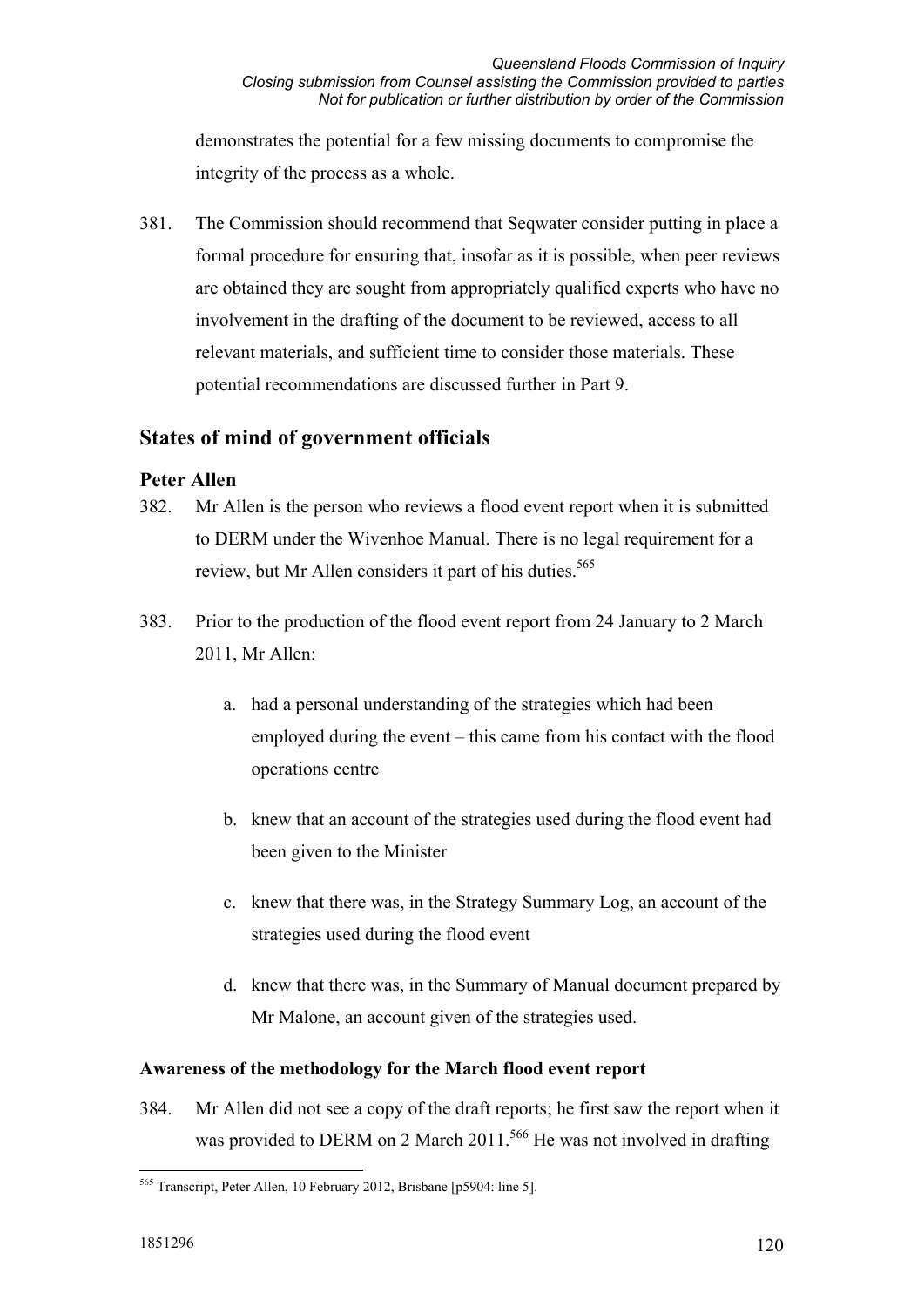demonstrates the potential for a few missing documents to compromise the integrity of the process as a whole.

381. The Commission should recommend that Seqwater consider putting in place a formal procedure for ensuring that, insofar as it is possible, when peer reviews are obtained they are sought from appropriately qualified experts who have no involvement in the drafting of the document to be reviewed, access to all relevant materials, and sufficient time to consider those materials. These potential recommendations are discussed further in Part 9.

## States of mind of government officials

### Peter Allen

382. Mr Allen is the person who reviews a flood event report when it is submitted to DERM under the Wivenhoe Manual. There is no legal requirement for a review, but Mr Allen considers it part of his duties.[565]

383. Prior to the production of the flood event report from 24 January to 2 March 2011, Mr Allen:

    a. had a personal understanding of the strategies which had been employed during the event – this came from his contact with the flood operations centre

    b. knew that an account of the strategies used during the flood event had been given to the Minister

    c. knew that there was, in the Strategy Summary Log, an account of the strategies used during the flood event

    d. knew that there was, in the Summary of Manual document prepared by Mr Malone, an account given of the strategies used.

#### Awareness of the methodology for the March flood event report

384. Mr Allen did not see a copy of the draft reports; he first saw the report when it was provided to DERM on 2 March 2011.[566] He was not involved in drafting

---

[565] Transcript, Peter Allen, 10 February 2012, Brisbane [p5904: line 5].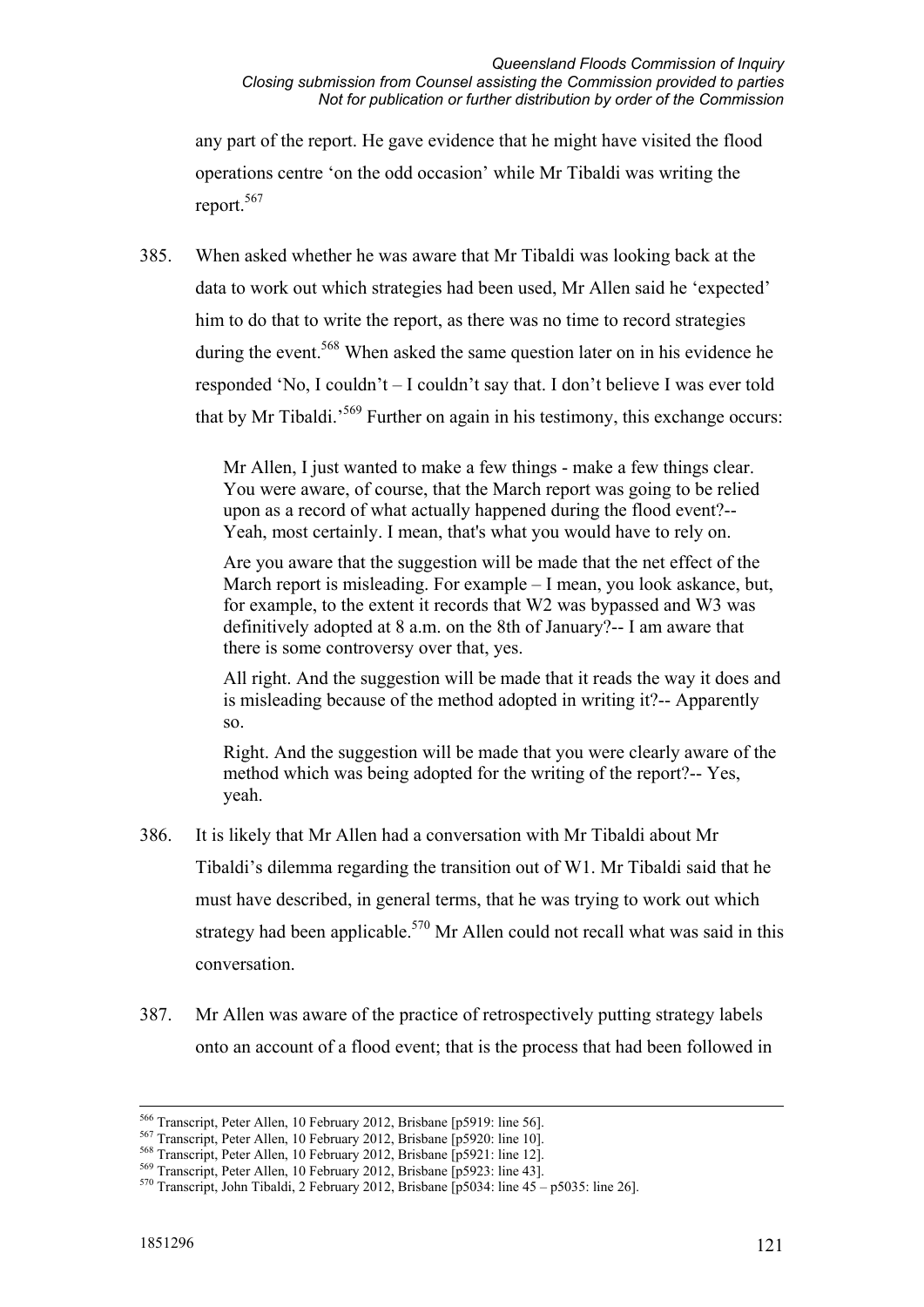any part of the report. He gave evidence that he might have visited the flood operations centre 'on the odd occasion' while Mr Tibaldi was writing the report.[567]

385. When asked whether he was aware that Mr Tibaldi was looking back at the data to work out which strategies had been used, Mr Allen said he 'expected' him to do that to write the report, as there was no time to record strategies during the event.[568] When asked the same question later on in his evidence he responded 'No, I couldn't – I couldn't say that. I don't believe I was ever told that by Mr Tibaldi.'[569] Further on again in his testimony, this exchange occurs:

> Mr Allen, I just wanted to make a few things - make a few things clear. You were aware, of course, that the March report was going to be relied upon as a record of what actually happened during the flood event?-- Yeah, most certainly. I mean, that's what you would have to rely on.
>
> Are you aware that the suggestion will be made that the net effect of the March report is misleading. For example – I mean, you look askance, but, for example, to the extent it records that W2 was bypassed and W3 was definitively adopted at 8 a.m. on the 8th of January?-- I am aware that there is some controversy over that, yes.
>
> All right. And the suggestion will be made that it reads the way it does and is misleading because of the method adopted in writing it?-- Apparently so.
>
> Right. And the suggestion will be made that you were clearly aware of the method which was being adopted for the writing of the report?-- Yes, yeah.

386. It is likely that Mr Allen had a conversation with Mr Tibaldi about Mr Tibaldi's dilemma regarding the transition out of W1. Mr Tibaldi said that he must have described, in general terms, that he was trying to work out which strategy had been applicable.[570] Mr Allen could not recall what was said in this conversation.

387. Mr Allen was aware of the practice of retrospectively putting strategy labels onto an account of a flood event; that is the process that had been followed in

---

[566] Transcript, Peter Allen, 10 February 2012, Brisbane [p5919: line 56].
[567] Transcript, Peter Allen, 10 February 2012, Brisbane [p5920: line 10].
[568] Transcript, Peter Allen, 10 February 2012, Brisbane [p5921: line 12].
[569] Transcript, Peter Allen, 10 February 2012, Brisbane [p5923: line 43].
[570] Transcript, John Tibaldi, 2 February 2012, Brisbane [p5034: line 45 – p5035: line 26].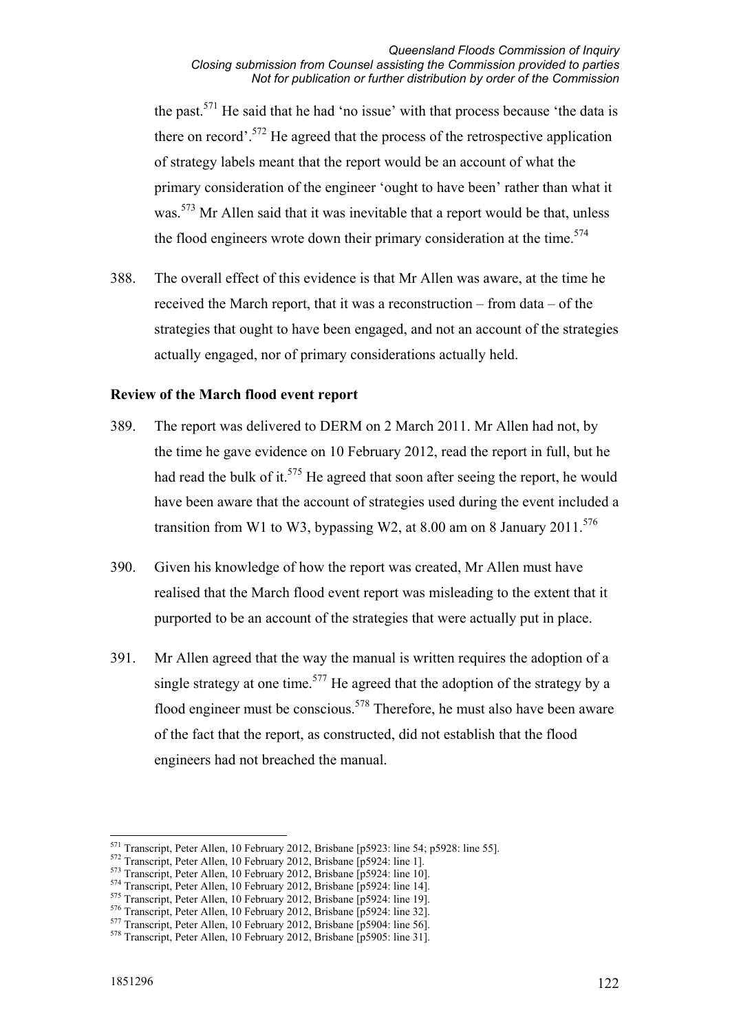the past.[571] He said that he had 'no issue' with that process because 'the data is there on record'.[572] He agreed that the process of the retrospective application of strategy labels meant that the report would be an account of what the primary consideration of the engineer 'ought to have been' rather than what it was.[573] Mr Allen said that it was inevitable that a report would be that, unless the flood engineers wrote down their primary consideration at the time.[574]

388. The overall effect of this evidence is that Mr Allen was aware, at the time he received the March report, that it was a reconstruction – from data – of the strategies that ought to have been engaged, and not an account of the strategies actually engaged, nor of primary considerations actually held.

**Review of the March flood event report**

389. The report was delivered to DERM on 2 March 2011. Mr Allen had not, by the time he gave evidence on 10 February 2012, read the report in full, but he had read the bulk of it.[575] He agreed that soon after seeing the report, he would have been aware that the account of strategies used during the event included a transition from W1 to W3, bypassing W2, at 8.00 am on 8 January 2011.[576]

390. Given his knowledge of how the report was created, Mr Allen must have realised that the March flood event report was misleading to the extent that it purported to be an account of the strategies that were actually put in place.

391. Mr Allen agreed that the way the manual is written requires the adoption of a single strategy at one time.[577] He agreed that the adoption of the strategy by a flood engineer must be conscious.[578] Therefore, he must also have been aware of the fact that the report, as constructed, did not establish that the flood engineers had not breached the manual.

---

[571] Transcript, Peter Allen, 10 February 2012, Brisbane [p5923: line 54; p5928: line 55].
[572] Transcript, Peter Allen, 10 February 2012, Brisbane [p5924: line 1].
[573] Transcript, Peter Allen, 10 February 2012, Brisbane [p5924: line 10].
[574] Transcript, Peter Allen, 10 February 2012, Brisbane [p5924: line 14].
[575] Transcript, Peter Allen, 10 February 2012, Brisbane [p5924: line 19].
[576] Transcript, Peter Allen, 10 February 2012, Brisbane [p5924: line 32].
[577] Transcript, Peter Allen, 10 February 2012, Brisbane [p5904: line 56].
[578] Transcript, Peter Allen, 10 February 2012, Brisbane [p5905: line 31].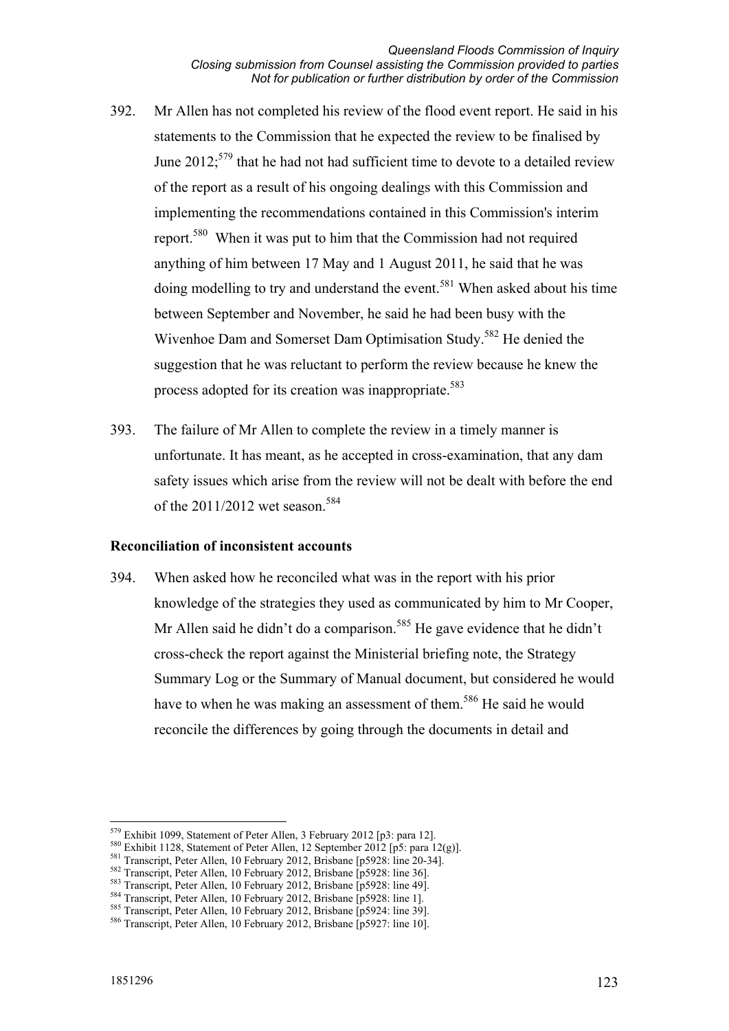392. Mr Allen has not completed his review of the flood event report. He said in his statements to the Commission that he expected the review to be finalised by June 2012;[579] that he had not had sufficient time to devote to a detailed review of the report as a result of his ongoing dealings with this Commission and implementing the recommendations contained in this Commission's interim report.[580] When it was put to him that the Commission had not required anything of him between 17 May and 1 August 2011, he said that he was doing modelling to try and understand the event.[581] When asked about his time between September and November, he said he had been busy with the Wivenhoe Dam and Somerset Dam Optimisation Study.[582] He denied the suggestion that he was reluctant to perform the review because he knew the process adopted for its creation was inappropriate.[583]

393. The failure of Mr Allen to complete the review in a timely manner is unfortunate. It has meant, as he accepted in cross-examination, that any dam safety issues which arise from the review will not be dealt with before the end of the 2011/2012 wet season.[584]

**Reconciliation of inconsistent accounts**

394. When asked how he reconciled what was in the report with his prior knowledge of the strategies they used as communicated by him to Mr Cooper, Mr Allen said he didn't do a comparison.[585] He gave evidence that he didn't cross-check the report against the Ministerial briefing note, the Strategy Summary Log or the Summary of Manual document, but considered he would have to when he was making an assessment of them.[586] He said he would reconcile the differences by going through the documents in detail and

---

[579] Exhibit 1099, Statement of Peter Allen, 3 February 2012 [p3: para 12].
[580] Exhibit 1128, Statement of Peter Allen, 12 September 2012 [p5: para 12(g)].
[581] Transcript, Peter Allen, 10 February 2012, Brisbane [p5928: line 20-34].
[582] Transcript, Peter Allen, 10 February 2012, Brisbane [p5928: line 36].
[583] Transcript, Peter Allen, 10 February 2012, Brisbane [p5928: line 49].
[584] Transcript, Peter Allen, 10 February 2012, Brisbane [p5928: line 1].
[585] Transcript, Peter Allen, 10 February 2012, Brisbane [p5924: line 39].
[586] Transcript, Peter Allen, 10 February 2012, Brisbane [p5927: line 10].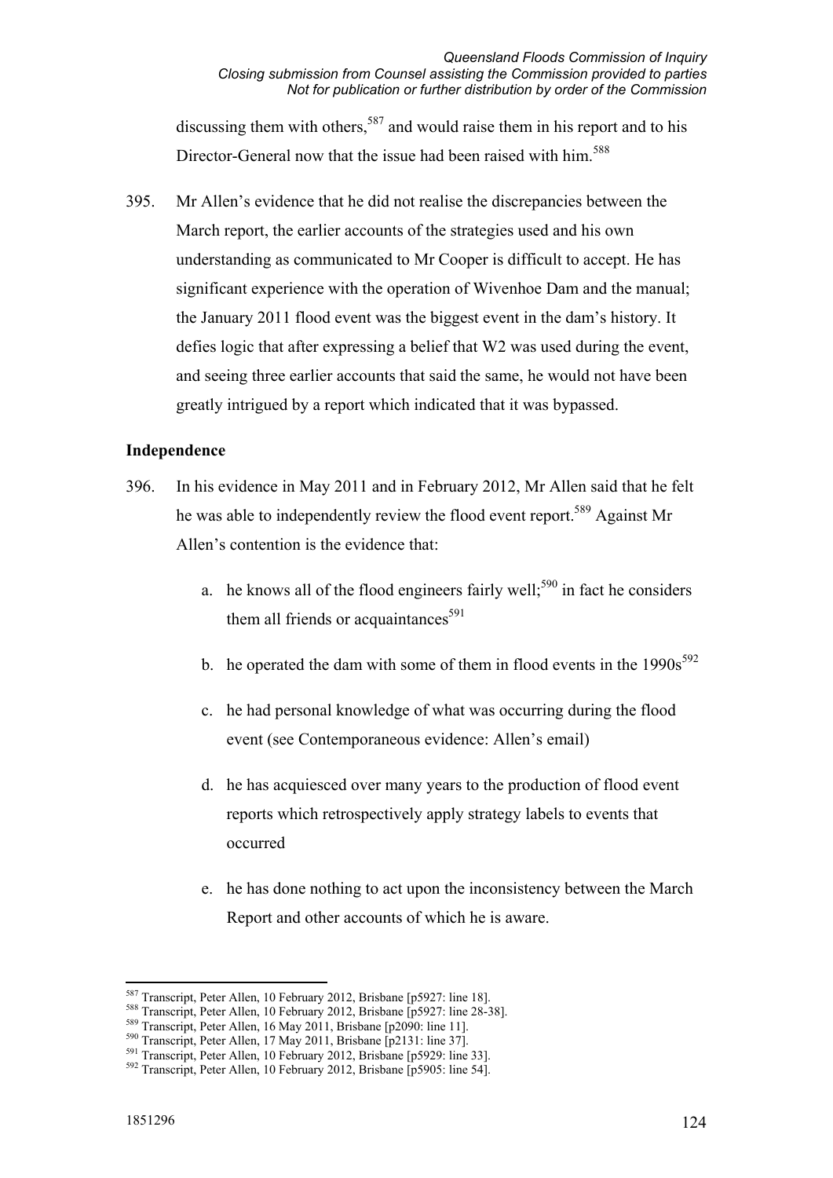discussing them with others,[587] and would raise them in his report and to his Director-General now that the issue had been raised with him.[588]

395. Mr Allen's evidence that he did not realise the discrepancies between the March report, the earlier accounts of the strategies used and his own understanding as communicated to Mr Cooper is difficult to accept. He has significant experience with the operation of Wivenhoe Dam and the manual; the January 2011 flood event was the biggest event in the dam's history. It defies logic that after expressing a belief that W2 was used during the event, and seeing three earlier accounts that said the same, he would not have been greatly intrigued by a report which indicated that it was bypassed.

**Independence**

396. In his evidence in May 2011 and in February 2012, Mr Allen said that he felt he was able to independently review the flood event report.[589] Against Mr Allen's contention is the evidence that:

  a. he knows all of the flood engineers fairly well;[590] in fact he considers them all friends or acquaintances[591]

  b. he operated the dam with some of them in flood events in the 1990s[592]

  c. he had personal knowledge of what was occurring during the flood event (see Contemporaneous evidence: Allen's email)

  d. he has acquiesced over many years to the production of flood event reports which retrospectively apply strategy labels to events that occurred

  e. he has done nothing to act upon the inconsistency between the March Report and other accounts of which he is aware.

---

[587] Transcript, Peter Allen, 10 February 2012, Brisbane [p5927: line 18].
[588] Transcript, Peter Allen, 10 February 2012, Brisbane [p5927: line 28-38].
[589] Transcript, Peter Allen, 16 May 2011, Brisbane [p2090: line 11].
[590] Transcript, Peter Allen, 17 May 2011, Brisbane [p2131: line 37].
[591] Transcript, Peter Allen, 10 February 2012, Brisbane [p5929: line 33].
[592] Transcript, Peter Allen, 10 February 2012, Brisbane [p5905: line 54].

1851296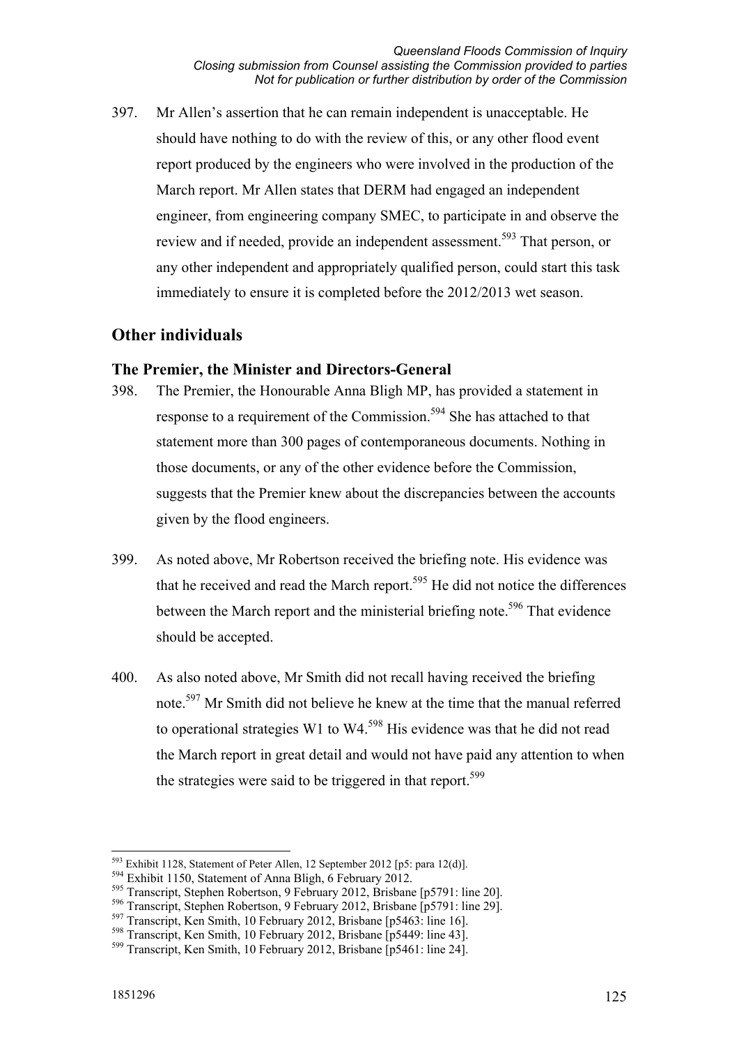397. Mr Allen's assertion that he can remain independent is unacceptable. He should have nothing to do with the review of this, or any other flood event report produced by the engineers who were involved in the production of the March report. Mr Allen states that DERM had engaged an independent engineer, from engineering company SMEC, to participate in and observe the review and if needed, provide an independent assessment.[593] That person, or any other independent and appropriately qualified person, could start this task immediately to ensure it is completed before the 2012/2013 wet season.

## Other individuals

### The Premier, the Minister and Directors-General

398. The Premier, the Honourable Anna Bligh MP, has provided a statement in response to a requirement of the Commission.[594] She has attached to that statement more than 300 pages of contemporaneous documents. Nothing in those documents, or any of the other evidence before the Commission, suggests that the Premier knew about the discrepancies between the accounts given by the flood engineers.

399. As noted above, Mr Robertson received the briefing note. His evidence was that he received and read the March report.[595] He did not notice the differences between the March report and the ministerial briefing note.[596] That evidence should be accepted.

400. As also noted above, Mr Smith did not recall having received the briefing note.[597] Mr Smith did not believe he knew at the time that the manual referred to operational strategies W1 to W4.[598] His evidence was that he did not read the March report in great detail and would not have paid any attention to when the strategies were said to be triggered in that report.[599]

---

[593] Exhibit 1128, Statement of Peter Allen, 12 September 2012 [p5: para 12(d)].
[594] Exhibit 1150, Statement of Anna Bligh, 6 February 2012.
[595] Transcript, Stephen Robertson, 9 February 2012, Brisbane [p5791: line 20].
[596] Transcript, Stephen Robertson, 9 February 2012, Brisbane [p5791: line 29].
[597] Transcript, Ken Smith, 10 February 2012, Brisbane [p5463: line 16].
[598] Transcript, Ken Smith, 10 February 2012, Brisbane [p5449: line 43].
[599] Transcript, Ken Smith, 10 February 2012, Brisbane [p5461: line 24].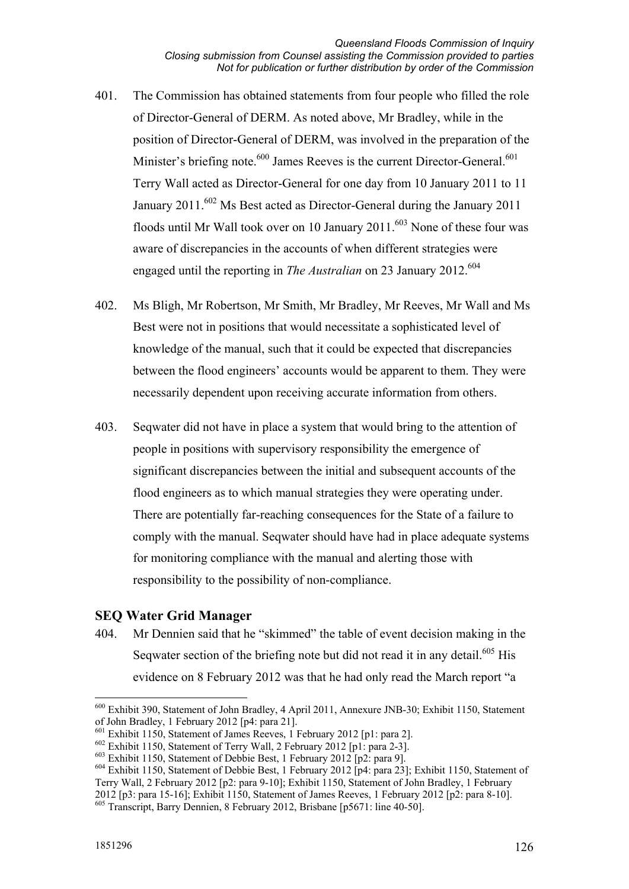401. The Commission has obtained statements from four people who filled the role of Director-General of DERM. As noted above, Mr Bradley, while in the position of Director-General of DERM, was involved in the preparation of the Minister's briefing note.[600] James Reeves is the current Director-General.[601] Terry Wall acted as Director-General for one day from 10 January 2011 to 11 January 2011.[602] Ms Best acted as Director-General during the January 2011 floods until Mr Wall took over on 10 January 2011.[603] None of these four was aware of discrepancies in the accounts of when different strategies were engaged until the reporting in *The Australian* on 23 January 2012.[604]

402. Ms Bligh, Mr Robertson, Mr Smith, Mr Bradley, Mr Reeves, Mr Wall and Ms Best were not in positions that would necessitate a sophisticated level of knowledge of the manual, such that it could be expected that discrepancies between the flood engineers' accounts would be apparent to them. They were necessarily dependent upon receiving accurate information from others.

403. Seqwater did not have in place a system that would bring to the attention of people in positions with supervisory responsibility the emergence of significant discrepancies between the initial and subsequent accounts of the flood engineers as to which manual strategies they were operating under. There are potentially far-reaching consequences for the State of a failure to comply with the manual. Seqwater should have had in place adequate systems for monitoring compliance with the manual and alerting those with responsibility to the possibility of non-compliance.

### SEQ Water Grid Manager

404. Mr Dennien said that he "skimmed" the table of event decision making in the Seqwater section of the briefing note but did not read it in any detail.[605] His evidence on 8 February 2012 was that he had only read the March report "a

---

[600] Exhibit 390, Statement of John Bradley, 4 April 2011, Annexure JNB-30; Exhibit 1150, Statement of John Bradley, 1 February 2012 [p4: para 21].

[601] Exhibit 1150, Statement of James Reeves, 1 February 2012 [p1: para 2].

[602] Exhibit 1150, Statement of Terry Wall, 2 February 2012 [p1: para 2-3].

[603] Exhibit 1150, Statement of Debbie Best, 1 February 2012 [p2: para 9].

[604] Exhibit 1150, Statement of Debbie Best, 1 February 2012 [p4: para 23]; Exhibit 1150, Statement of Terry Wall, 2 February 2012 [p2: para 9-10]; Exhibit 1150, Statement of John Bradley, 1 February 2012 [p3: para 15-16]; Exhibit 1150, Statement of James Reeves, 1 February 2012 [p2: para 8-10].

[605] Transcript, Barry Dennien, 8 February 2012, Brisbane [p5671: line 40-50].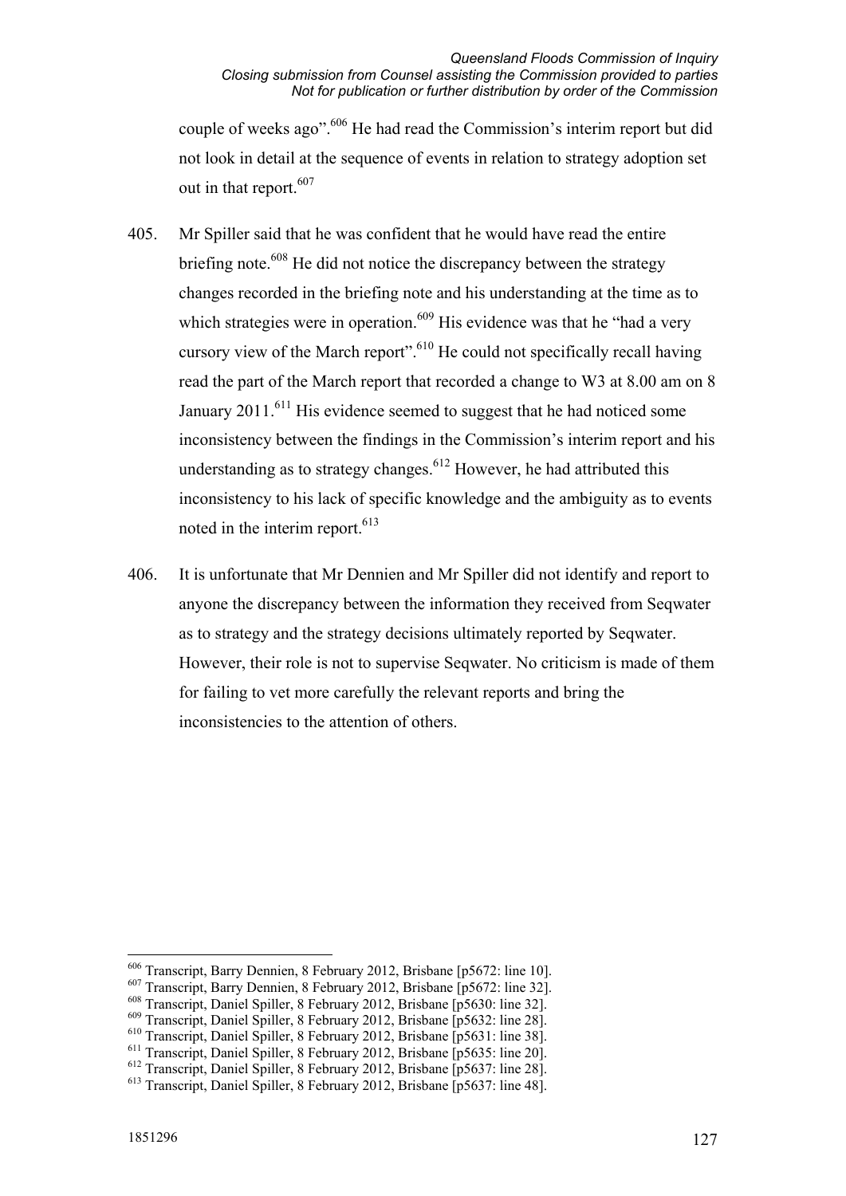couple of weeks ago".[606] He had read the Commission's interim report but did not look in detail at the sequence of events in relation to strategy adoption set out in that report.[607]

405. Mr Spiller said that he was confident that he would have read the entire briefing note.[608] He did not notice the discrepancy between the strategy changes recorded in the briefing note and his understanding at the time as to which strategies were in operation.[609] His evidence was that he "had a very cursory view of the March report".[610] He could not specifically recall having read the part of the March report that recorded a change to W3 at 8.00 am on 8 January 2011.[611] His evidence seemed to suggest that he had noticed some inconsistency between the findings in the Commission's interim report and his understanding as to strategy changes.[612] However, he had attributed this inconsistency to his lack of specific knowledge and the ambiguity as to events noted in the interim report.[613]

406. It is unfortunate that Mr Dennien and Mr Spiller did not identify and report to anyone the discrepancy between the information they received from Seqwater as to strategy and the strategy decisions ultimately reported by Seqwater. However, their role is not to supervise Seqwater. No criticism is made of them for failing to vet more carefully the relevant reports and bring the inconsistencies to the attention of others.

---

[606] Transcript, Barry Dennien, 8 February 2012, Brisbane [p5672: line 10].
[607] Transcript, Barry Dennien, 8 February 2012, Brisbane [p5672: line 32].
[608] Transcript, Daniel Spiller, 8 February 2012, Brisbane [p5630: line 32].
[609] Transcript, Daniel Spiller, 8 February 2012, Brisbane [p5632: line 28].
[610] Transcript, Daniel Spiller, 8 February 2012, Brisbane [p5631: line 38].
[611] Transcript, Daniel Spiller, 8 February 2012, Brisbane [p5635: line 20].
[612] Transcript, Daniel Spiller, 8 February 2012, Brisbane [p5637: line 28].
[613] Transcript, Daniel Spiller, 8 February 2012, Brisbane [p5637: line 48].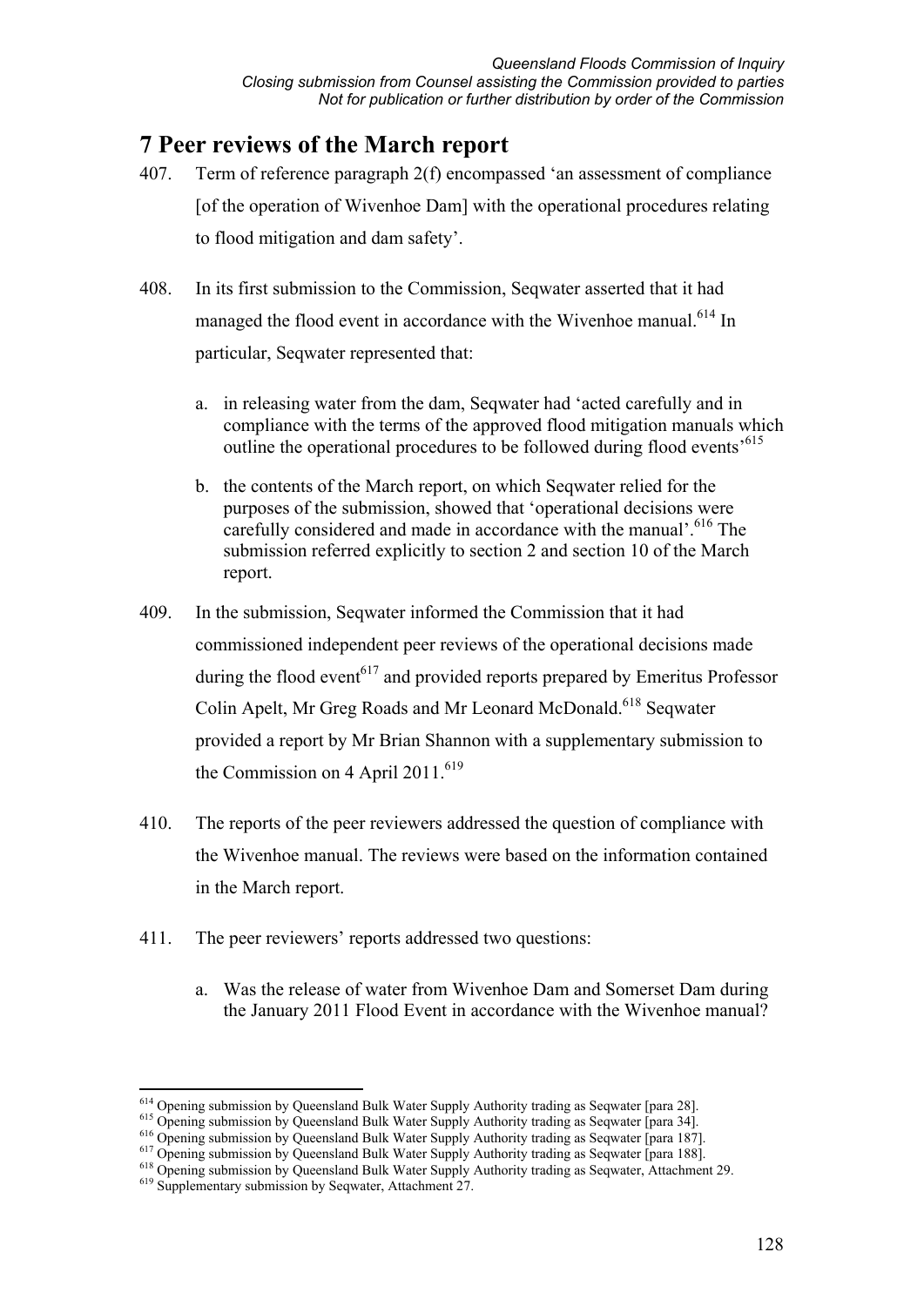# 7 Peer reviews of the March report

407. Term of reference paragraph 2(f) encompassed 'an assessment of compliance [of the operation of Wivenhoe Dam] with the operational procedures relating to flood mitigation and dam safety'.

408. In its first submission to the Commission, Seqwater asserted that it had managed the flood event in accordance with the Wivenhoe manual.[614] In particular, Seqwater represented that:

    a. in releasing water from the dam, Seqwater had 'acted carefully and in compliance with the terms of the approved flood mitigation manuals which outline the operational procedures to be followed during flood events'[615]

    b. the contents of the March report, on which Seqwater relied for the purposes of the submission, showed that 'operational decisions were carefully considered and made in accordance with the manual'.[616] The submission referred explicitly to section 2 and section 10 of the March report.

409. In the submission, Seqwater informed the Commission that it had commissioned independent peer reviews of the operational decisions made during the flood event[617] and provided reports prepared by Emeritus Professor Colin Apelt, Mr Greg Roads and Mr Leonard McDonald.[618] Seqwater provided a report by Mr Brian Shannon with a supplementary submission to the Commission on 4 April 2011.[619]

410. The reports of the peer reviewers addressed the question of compliance with the Wivenhoe manual. The reviews were based on the information contained in the March report.

411. The peer reviewers' reports addressed two questions:

    a. Was the release of water from Wivenhoe Dam and Somerset Dam during the January 2011 Flood Event in accordance with the Wivenhoe manual?

---

[614] Opening submission by Queensland Bulk Water Supply Authority trading as Seqwater [para 28].
[615] Opening submission by Queensland Bulk Water Supply Authority trading as Seqwater [para 34].
[616] Opening submission by Queensland Bulk Water Supply Authority trading as Seqwater [para 187].
[617] Opening submission by Queensland Bulk Water Supply Authority trading as Seqwater [para 188].
[618] Opening submission by Queensland Bulk Water Supply Authority trading as Seqwater, Attachment 29.
[619] Supplementary submission by Seqwater, Attachment 27.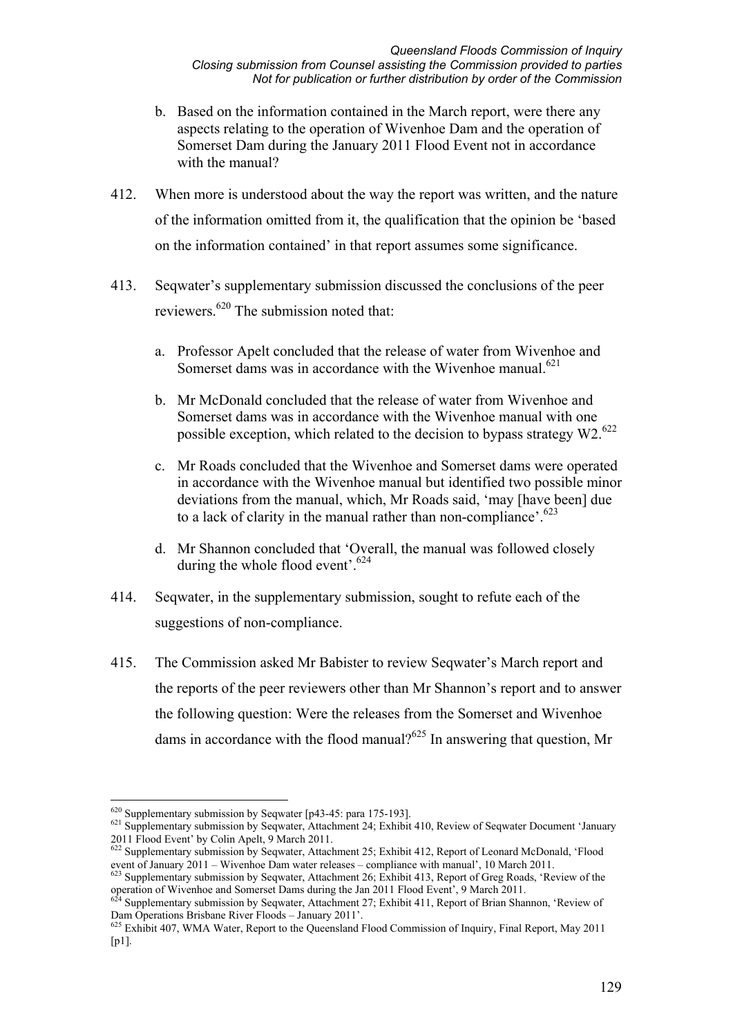b. Based on the information contained in the March report, were there any aspects relating to the operation of Wivenhoe Dam and the operation of Somerset Dam during the January 2011 Flood Event not in accordance with the manual?

412. When more is understood about the way the report was written, and the nature of the information omitted from it, the qualification that the opinion be 'based on the information contained' in that report assumes some significance.

413. Seqwater's supplementary submission discussed the conclusions of the peer reviewers.[620] The submission noted that:

a. Professor Apelt concluded that the release of water from Wivenhoe and Somerset dams was in accordance with the Wivenhoe manual.[621]

b. Mr McDonald concluded that the release of water from Wivenhoe and Somerset dams was in accordance with the Wivenhoe manual with one possible exception, which related to the decision to bypass strategy W2.[622]

c. Mr Roads concluded that the Wivenhoe and Somerset dams were operated in accordance with the Wivenhoe manual but identified two possible minor deviations from the manual, which, Mr Roads said, 'may [have been] due to a lack of clarity in the manual rather than non-compliance'.[623]

d. Mr Shannon concluded that 'Overall, the manual was followed closely during the whole flood event'.[624]

414. Seqwater, in the supplementary submission, sought to refute each of the suggestions of non-compliance.

415. The Commission asked Mr Babister to review Seqwater's March report and the reports of the peer reviewers other than Mr Shannon's report and to answer the following question: Were the releases from the Somerset and Wivenhoe dams in accordance with the flood manual?[625] In answering that question, Mr

---

[620] Supplementary submission by Seqwater [p43-45: para 175-193].

[621] Supplementary submission by Seqwater, Attachment 24; Exhibit 410, Review of Seqwater Document 'January 2011 Flood Event' by Colin Apelt, 9 March 2011.

[622] Supplementary submission by Seqwater, Attachment 25; Exhibit 412, Report of Leonard McDonald, 'Flood event of January 2011 – Wivenhoe Dam water releases – compliance with manual', 10 March 2011.

[623] Supplementary submission by Seqwater, Attachment 26; Exhibit 413, Report of Greg Roads, 'Review of the operation of Wivenhoe and Somerset Dams during the Jan 2011 Flood Event', 9 March 2011.

[624] Supplementary submission by Seqwater, Attachment 27; Exhibit 411, Report of Brian Shannon, 'Review of Dam Operations Brisbane River Floods – January 2011'.

[625] Exhibit 407, WMA Water, Report to the Queensland Flood Commission of Inquiry, Final Report, May 2011 [p1].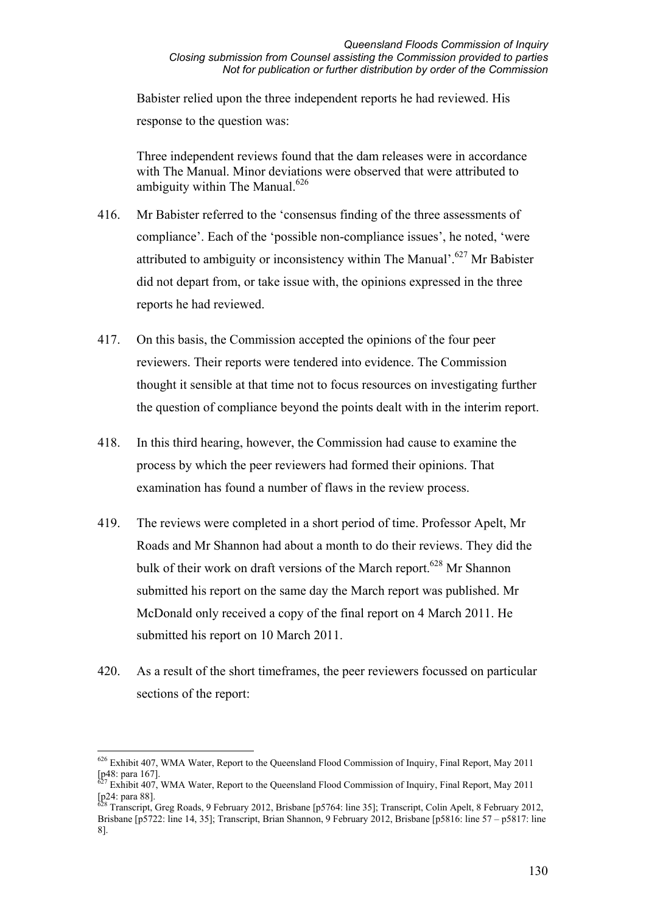Babister relied upon the three independent reports he had reviewed. His response to the question was:

> Three independent reviews found that the dam releases were in accordance with The Manual. Minor deviations were observed that were attributed to ambiguity within The Manual.[626]

416. Mr Babister referred to the 'consensus finding of the three assessments of compliance'. Each of the 'possible non-compliance issues', he noted, 'were attributed to ambiguity or inconsistency within The Manual'.[627] Mr Babister did not depart from, or take issue with, the opinions expressed in the three reports he had reviewed.

417. On this basis, the Commission accepted the opinions of the four peer reviewers. Their reports were tendered into evidence. The Commission thought it sensible at that time not to focus resources on investigating further the question of compliance beyond the points dealt with in the interim report.

418. In this third hearing, however, the Commission had cause to examine the process by which the peer reviewers had formed their opinions. That examination has found a number of flaws in the review process.

419. The reviews were completed in a short period of time. Professor Apelt, Mr Roads and Mr Shannon had about a month to do their reviews. They did the bulk of their work on draft versions of the March report.[628] Mr Shannon submitted his report on the same day the March report was published. Mr McDonald only received a copy of the final report on 4 March 2011. He submitted his report on 10 March 2011.

420. As a result of the short timeframes, the peer reviewers focussed on particular sections of the report:

---

[626] Exhibit 407, WMA Water, Report to the Queensland Flood Commission of Inquiry, Final Report, May 2011 [p48: para 167].

[627] Exhibit 407, WMA Water, Report to the Queensland Flood Commission of Inquiry, Final Report, May 2011 [p24: para 88].

[628] Transcript, Greg Roads, 9 February 2012, Brisbane [p5764: line 35]; Transcript, Colin Apelt, 8 February 2012, Brisbane [p5722: line 14, 35]; Transcript, Brian Shannon, 9 February 2012, Brisbane [p5816: line 57 – p5817: line 8].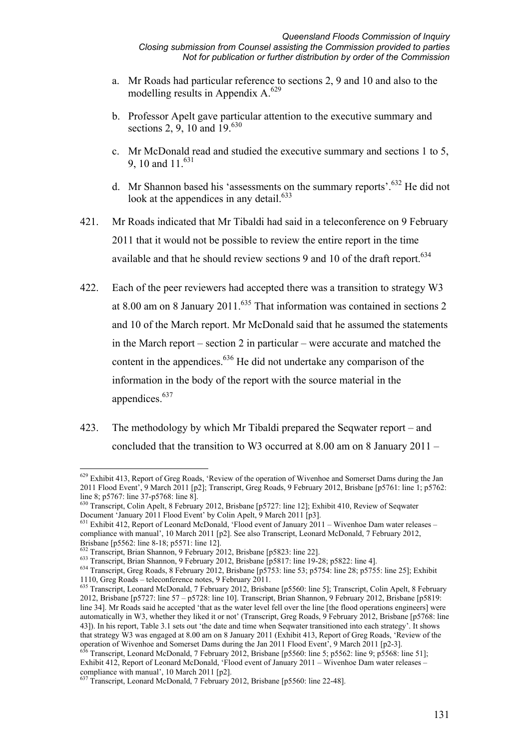a. Mr Roads had particular reference to sections 2, 9 and 10 and also to the modelling results in Appendix A.[629]

b. Professor Apelt gave particular attention to the executive summary and sections 2, 9, 10 and 19.[630]

c. Mr McDonald read and studied the executive summary and sections 1 to 5, 9, 10 and 11.[631]

d. Mr Shannon based his 'assessments on the summary reports'.[632] He did not look at the appendices in any detail.[633]

421. Mr Roads indicated that Mr Tibaldi had said in a teleconference on 9 February 2011 that it would not be possible to review the entire report in the time available and that he should review sections 9 and 10 of the draft report.[634]

422. Each of the peer reviewers had accepted there was a transition to strategy W3 at 8.00 am on 8 January 2011.[635] That information was contained in sections 2 and 10 of the March report. Mr McDonald said that he assumed the statements in the March report – section 2 in particular – were accurate and matched the content in the appendices.[636] He did not undertake any comparison of the information in the body of the report with the source material in the appendices.[637]

423. The methodology by which Mr Tibaldi prepared the Seqwater report – and concluded that the transition to W3 occurred at 8.00 am on 8 January 2011 –

---

[629] Exhibit 413, Report of Greg Roads, 'Review of the operation of Wivenhoe and Somerset Dams during the Jan 2011 Flood Event', 9 March 2011 [p2]; Transcript, Greg Roads, 9 February 2012, Brisbane [p5761: line 1; p5762: line 8; p5767: line 37-p5768: line 8].

[630] Transcript, Colin Apelt, 8 February 2012, Brisbane [p5727: line 12]; Exhibit 410, Review of Seqwater Document 'January 2011 Flood Event' by Colin Apelt, 9 March 2011 [p3].

[631] Exhibit 412, Report of Leonard McDonald, 'Flood event of January 2011 – Wivenhoe Dam water releases – compliance with manual', 10 March 2011 [p2]. See also Transcript, Leonard McDonald, 7 February 2012, Brisbane [p5562: line 8-18; p5571: line 12].

[632] Transcript, Brian Shannon, 9 February 2012, Brisbane [p5823: line 22].

[633] Transcript, Brian Shannon, 9 February 2012, Brisbane [p5817: line 19-28; p5822: line 4].

[634] Transcript, Greg Roads, 8 February 2012, Brisbane [p5753: line 53; p5754: line 28; p5755: line 25]; Exhibit 1110, Greg Roads – teleconference notes, 9 February 2011.

[635] Transcript, Leonard McDonald, 7 February 2012, Brisbane [p5560: line 5]; Transcript, Colin Apelt, 8 February 2012, Brisbane [p5727: line 57 – p5728: line 10]. Transcript, Brian Shannon, 9 February 2012, Brisbane [p5819: line 34]. Mr Roads said he accepted 'that as the water level fell over the line [the flood operations engineers] were automatically in W3, whether they liked it or not' (Transcript, Greg Roads, 9 February 2012, Brisbane [p5768: line 43]). In his report, Table 3.1 sets out 'the date and time when Seqwater transitioned into each strategy'. It shows that strategy W3 was engaged at 8.00 am on 8 January 2011 (Exhibit 413, Report of Greg Roads, 'Review of the operation of Wivenhoe and Somerset Dams during the Jan 2011 Flood Event', 9 March 2011 [p2-3].

[636] Transcript, Leonard McDonald, 7 February 2012, Brisbane [p5560: line 5; p5562: line 9; p5568: line 51]; Exhibit 412, Report of Leonard McDonald, 'Flood event of January 2011 – Wivenhoe Dam water releases – compliance with manual', 10 March 2011 [p2].

[637] Transcript, Leonard McDonald, 7 February 2012, Brisbane [p5560: line 22-48].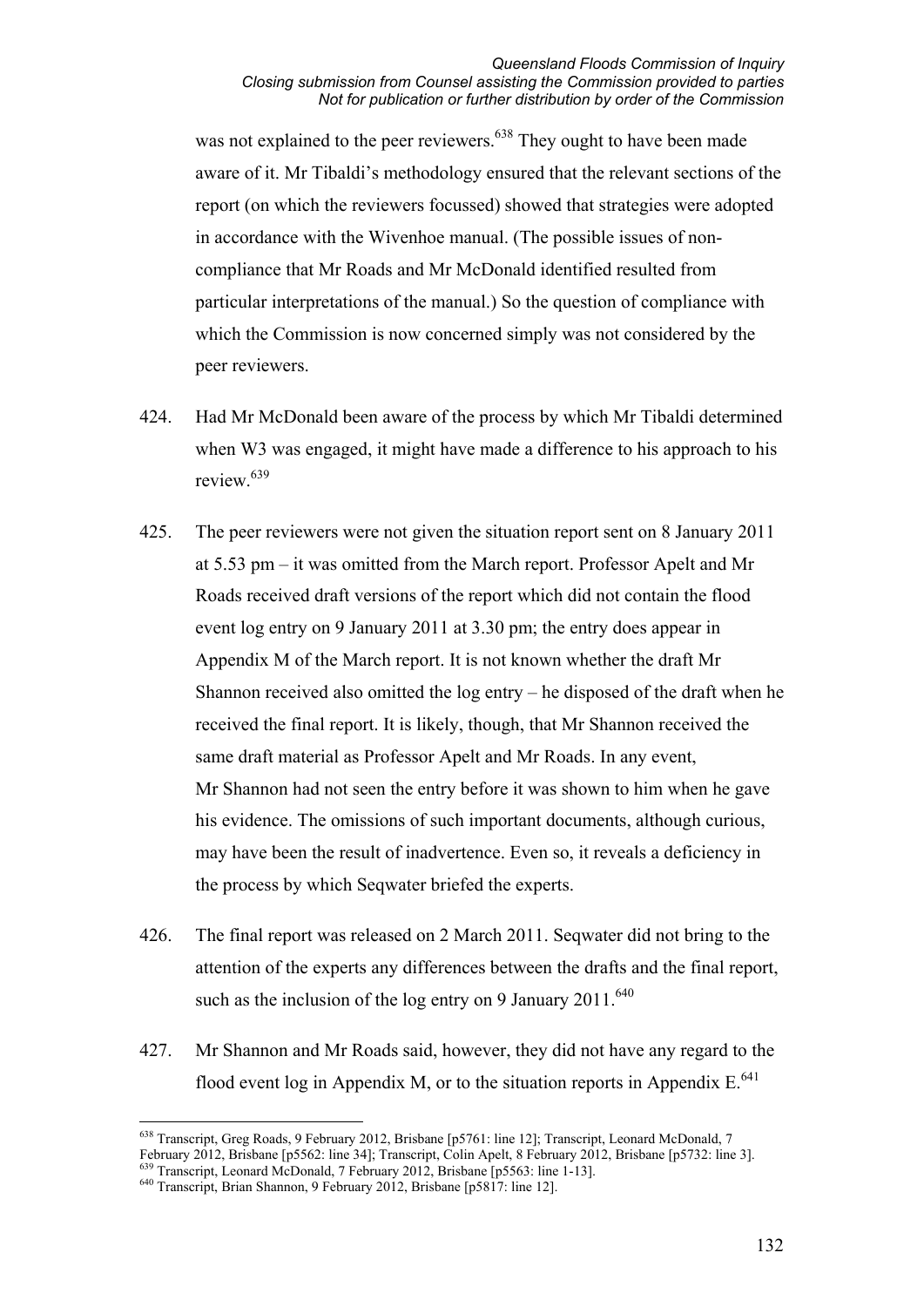was not explained to the peer reviewers.[638] They ought to have been made aware of it. Mr Tibaldi's methodology ensured that the relevant sections of the report (on which the reviewers focussed) showed that strategies were adopted in accordance with the Wivenhoe manual. (The possible issues of non-compliance that Mr Roads and Mr McDonald identified resulted from particular interpretations of the manual.) So the question of compliance with which the Commission is now concerned simply was not considered by the peer reviewers.

424. Had Mr McDonald been aware of the process by which Mr Tibaldi determined when W3 was engaged, it might have made a difference to his approach to his review.[639]

425. The peer reviewers were not given the situation report sent on 8 January 2011 at 5.53 pm – it was omitted from the March report. Professor Apelt and Mr Roads received draft versions of the report which did not contain the flood event log entry on 9 January 2011 at 3.30 pm; the entry does appear in Appendix M of the March report. It is not known whether the draft Mr Shannon received also omitted the log entry – he disposed of the draft when he received the final report. It is likely, though, that Mr Shannon received the same draft material as Professor Apelt and Mr Roads. In any event, Mr Shannon had not seen the entry before it was shown to him when he gave his evidence. The omissions of such important documents, although curious, may have been the result of inadvertence. Even so, it reveals a deficiency in the process by which Seqwater briefed the experts.

426. The final report was released on 2 March 2011. Seqwater did not bring to the attention of the experts any differences between the drafts and the final report, such as the inclusion of the log entry on 9 January 2011.[640]

427. Mr Shannon and Mr Roads said, however, they did not have any regard to the flood event log in Appendix M, or to the situation reports in Appendix E.[641]

---

[638] Transcript, Greg Roads, 9 February 2012, Brisbane [p5761: line 12]; Transcript, Leonard McDonald, 7 February 2012, Brisbane [p5562: line 34]; Transcript, Colin Apelt, 8 February 2012, Brisbane [p5732: line 3].

[639] Transcript, Leonard McDonald, 7 February 2012, Brisbane [p5563: line 1-13].

[640] Transcript, Brian Shannon, 9 February 2012, Brisbane [p5817: line 12].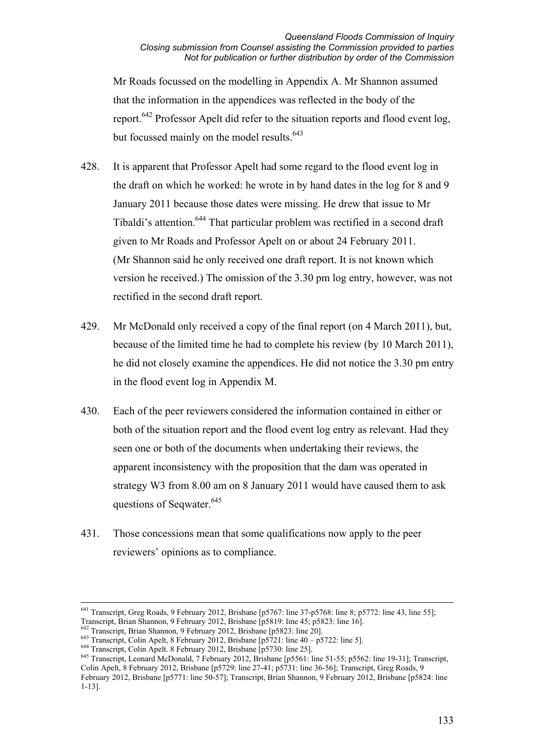Mr Roads focussed on the modelling in Appendix A. Mr Shannon assumed that the information in the appendices was reflected in the body of the report.[642] Professor Apelt did refer to the situation reports and flood event log, but focussed mainly on the model results.[643]

428. It is apparent that Professor Apelt had some regard to the flood event log in the draft on which he worked: he wrote in by hand dates in the log for 8 and 9 January 2011 because those dates were missing. He drew that issue to Mr Tibaldi's attention.[644] That particular problem was rectified in a second draft given to Mr Roads and Professor Apelt on or about 24 February 2011. (Mr Shannon said he only received one draft report. It is not known which version he received.) The omission of the 3.30 pm log entry, however, was not rectified in the second draft report.

429. Mr McDonald only received a copy of the final report (on 4 March 2011), but, because of the limited time he had to complete his review (by 10 March 2011), he did not closely examine the appendices. He did not notice the 3.30 pm entry in the flood event log in Appendix M.

430. Each of the peer reviewers considered the information contained in either or both of the situation report and the flood event log entry as relevant. Had they seen one or both of the documents when undertaking their reviews, the apparent inconsistency with the proposition that the dam was operated in strategy W3 from 8.00 am on 8 January 2011 would have caused them to ask questions of Seqwater.[645]

431. Those concessions mean that some qualifications now apply to the peer reviewers' opinions as to compliance.

---

[641] Transcript, Greg Roads, 9 February 2012, Brisbane [p5767: line 37-p5768: line 8; p5772: line 43, line 55]; Transcript, Brian Shannon, 9 February 2012, Brisbane [p5819: line 45; p5823: line 16].

[642] Transcript, Brian Shannon, 9 February 2012, Brisbane [p5823: line 20].

[643] Transcript, Colin Apelt, 8 February 2012, Brisbane [p5721: line 40 – p5722: line 5].

[644] Transcript, Colin Apelt. 8 February 2012, Brisbane [p5730: line 25].

[645] Transcript, Leonard McDonald, 7 February 2012, Brisbane [p5561: line 51-55; p5562: line 19-31]; Transcript, Colin Apelt, 8 February 2012, Brisbane [p5729: line 27-41; p5731: line 36-56]; Transcript, Greg Roads, 9 February 2012, Brisbane [p5771: line 50-57]; Transcript, Brian Shannon, 9 February 2012, Brisbane [p5824: line 1-13].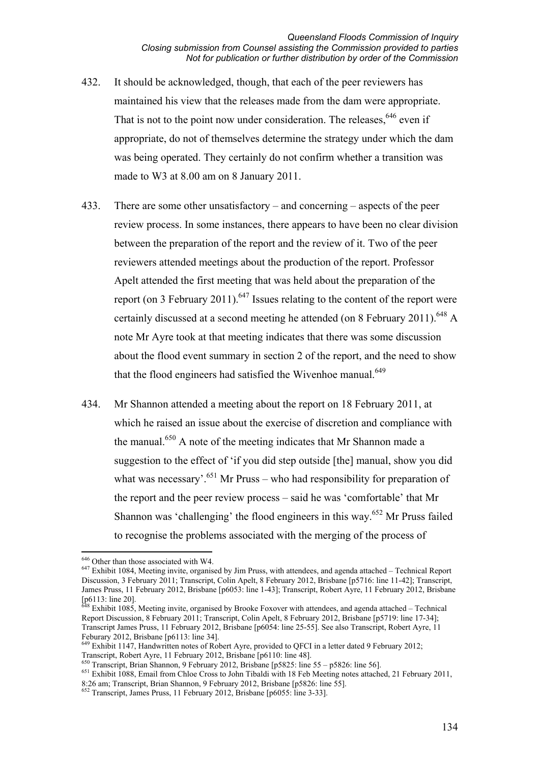432. It should be acknowledged, though, that each of the peer reviewers has maintained his view that the releases made from the dam were appropriate. That is not to the point now under consideration. The releases,[646] even if appropriate, do not of themselves determine the strategy under which the dam was being operated. They certainly do not confirm whether a transition was made to W3 at 8.00 am on 8 January 2011.

433. There are some other unsatisfactory – and concerning – aspects of the peer review process. In some instances, there appears to have been no clear division between the preparation of the report and the review of it. Two of the peer reviewers attended meetings about the production of the report. Professor Apelt attended the first meeting that was held about the preparation of the report (on 3 February 2011).[647] Issues relating to the content of the report were certainly discussed at a second meeting he attended (on 8 February 2011).[648] A note Mr Ayre took at that meeting indicates that there was some discussion about the flood event summary in section 2 of the report, and the need to show that the flood engineers had satisfied the Wivenhoe manual.[649]

434. Mr Shannon attended a meeting about the report on 18 February 2011, at which he raised an issue about the exercise of discretion and compliance with the manual.[650] A note of the meeting indicates that Mr Shannon made a suggestion to the effect of 'if you did step outside [the] manual, show you did what was necessary'.[651] Mr Pruss – who had responsibility for preparation of the report and the peer review process – said he was 'comfortable' that Mr Shannon was 'challenging' the flood engineers in this way.[652] Mr Pruss failed to recognise the problems associated with the merging of the process of

---

[646] Other than those associated with W4.

[647] Exhibit 1084, Meeting invite, organised by Jim Pruss, with attendees, and agenda attached – Technical Report Discussion, 3 February 2011; Transcript, Colin Apelt, 8 February 2012, Brisbane [p5716: line 11-42]; Transcript, James Pruss, 11 February 2012, Brisbane [p6053: line 1-43]; Transcript, Robert Ayre, 11 February 2012, Brisbane [p6113: line 20].

[648] Exhibit 1085, Meeting invite, organised by Brooke Foxover with attendees, and agenda attached – Technical Report Discussion, 8 February 2011; Transcript, Colin Apelt, 8 February 2012, Brisbane [p5719: line 17-34]; Transcript James Pruss, 11 February 2012, Brisbane [p6054: line 25-55]. See also Transcript, Robert Ayre, 11 Feburary 2012, Brisbane [p6113: line 34].

[649] Exhibit 1147, Handwritten notes of Robert Ayre, provided to QFCI in a letter dated 9 February 2012; Transcript, Robert Ayre, 11 February 2012, Brisbane [p6110: line 48].

[650] Transcript, Brian Shannon, 9 February 2012, Brisbane [p5825: line 55 – p5826: line 56].

[651] Exhibit 1088, Email from Chloe Cross to John Tibaldi with 18 Feb Meeting notes attached, 21 February 2011, 8:26 am; Transcript, Brian Shannon, 9 February 2012, Brisbane [p5826: line 55].

[652] Transcript, James Pruss, 11 February 2012, Brisbane [p6055: line 3-33].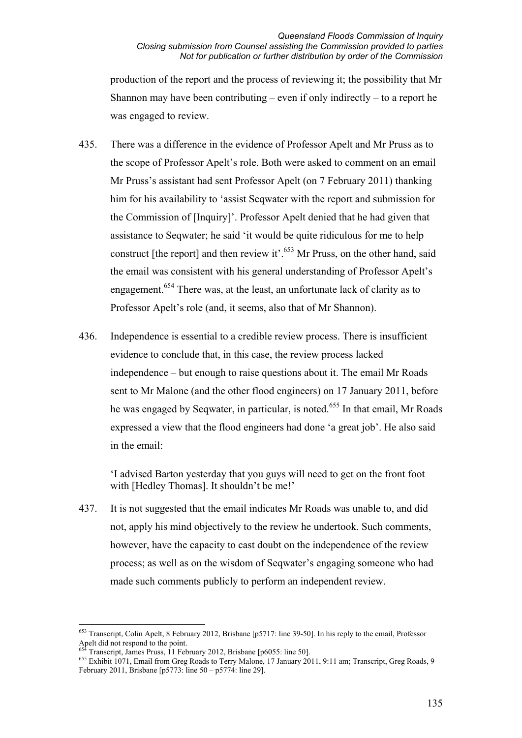production of the report and the process of reviewing it; the possibility that Mr Shannon may have been contributing – even if only indirectly – to a report he was engaged to review.

435. There was a difference in the evidence of Professor Apelt and Mr Pruss as to the scope of Professor Apelt's role. Both were asked to comment on an email Mr Pruss's assistant had sent Professor Apelt (on 7 February 2011) thanking him for his availability to 'assist Seqwater with the report and submission for the Commission of [Inquiry]'. Professor Apelt denied that he had given that assistance to Seqwater; he said 'it would be quite ridiculous for me to help construct [the report] and then review it'.[653] Mr Pruss, on the other hand, said the email was consistent with his general understanding of Professor Apelt's engagement.[654] There was, at the least, an unfortunate lack of clarity as to Professor Apelt's role (and, it seems, also that of Mr Shannon).

436. Independence is essential to a credible review process. There is insufficient evidence to conclude that, in this case, the review process lacked independence – but enough to raise questions about it. The email Mr Roads sent to Mr Malone (and the other flood engineers) on 17 January 2011, before he was engaged by Seqwater, in particular, is noted.[655] In that email, Mr Roads expressed a view that the flood engineers had done 'a great job'. He also said in the email:

> 'I advised Barton yesterday that you guys will need to get on the front foot with [Hedley Thomas]. It shouldn't be me!'

437. It is not suggested that the email indicates Mr Roads was unable to, and did not, apply his mind objectively to the review he undertook. Such comments, however, have the capacity to cast doubt on the independence of the review process; as well as on the wisdom of Seqwater's engaging someone who had made such comments publicly to perform an independent review.

---

[653] Transcript, Colin Apelt, 8 February 2012, Brisbane [p5717: line 39-50]. In his reply to the email, Professor Apelt did not respond to the point.

[654] Transcript, James Pruss, 11 February 2012, Brisbane [p6055: line 50].

[655] Exhibit 1071, Email from Greg Roads to Terry Malone, 17 January 2011, 9:11 am; Transcript, Greg Roads, 9 February 2011, Brisbane [p5773: line 50 – p5774: line 29].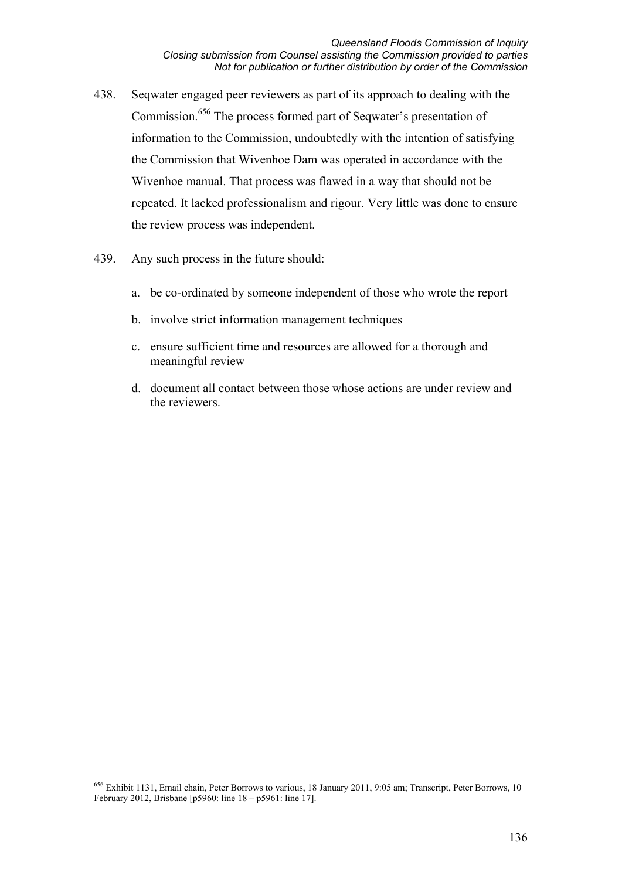438. Seqwater engaged peer reviewers as part of its approach to dealing with the Commission.[656] The process formed part of Seqwater's presentation of information to the Commission, undoubtedly with the intention of satisfying the Commission that Wivenhoe Dam was operated in accordance with the Wivenhoe manual. That process was flawed in a way that should not be repeated. It lacked professionalism and rigour. Very little was done to ensure the review process was independent.

439. Any such process in the future should:

   a. be co-ordinated by someone independent of those who wrote the report

   b. involve strict information management techniques

   c. ensure sufficient time and resources are allowed for a thorough and meaningful review

   d. document all contact between those whose actions are under review and the reviewers.

---

[656] Exhibit 1131, Email chain, Peter Borrows to various, 18 January 2011, 9:05 am; Transcript, Peter Borrows, 10 February 2012, Brisbane [p5960: line 18 – p5961: line 17].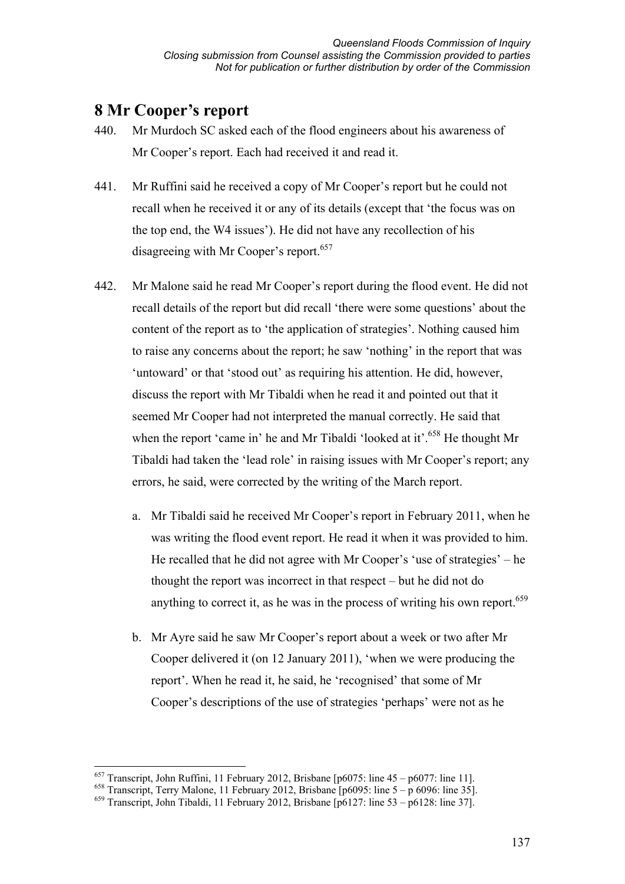## 8 Mr Cooper's report

440. Mr Murdoch SC asked each of the flood engineers about his awareness of Mr Cooper's report. Each had received it and read it.

441. Mr Ruffini said he received a copy of Mr Cooper's report but he could not recall when he received it or any of its details (except that 'the focus was on the top end, the W4 issues'). He did not have any recollection of his disagreeing with Mr Cooper's report.[657]

442. Mr Malone said he read Mr Cooper's report during the flood event. He did not recall details of the report but did recall 'there were some questions' about the content of the report as to 'the application of strategies'. Nothing caused him to raise any concerns about the report; he saw 'nothing' in the report that was 'untoward' or that 'stood out' as requiring his attention. He did, however, discuss the report with Mr Tibaldi when he read it and pointed out that it seemed Mr Cooper had not interpreted the manual correctly. He said that when the report 'came in' he and Mr Tibaldi 'looked at it'.[658] He thought Mr Tibaldi had taken the 'lead role' in raising issues with Mr Cooper's report; any errors, he said, were corrected by the writing of the March report.

   a. Mr Tibaldi said he received Mr Cooper's report in February 2011, when he was writing the flood event report. He read it when it was provided to him. He recalled that he did not agree with Mr Cooper's 'use of strategies' – he thought the report was incorrect in that respect – but he did not do anything to correct it, as he was in the process of writing his own report.[659]

   b. Mr Ayre said he saw Mr Cooper's report about a week or two after Mr Cooper delivered it (on 12 January 2011), 'when we were producing the report'. When he read it, he said, he 'recognised' that some of Mr Cooper's descriptions of the use of strategies 'perhaps' were not as he

---

[657] Transcript, John Ruffini, 11 February 2012, Brisbane [p6075: line 45 – p6077: line 11].

[658] Transcript, Terry Malone, 11 February 2012, Brisbane [p6095: line 5 – p 6096: line 35].

[659] Transcript, John Tibaldi, 11 February 2012, Brisbane [p6127: line 53 – p6128: line 37].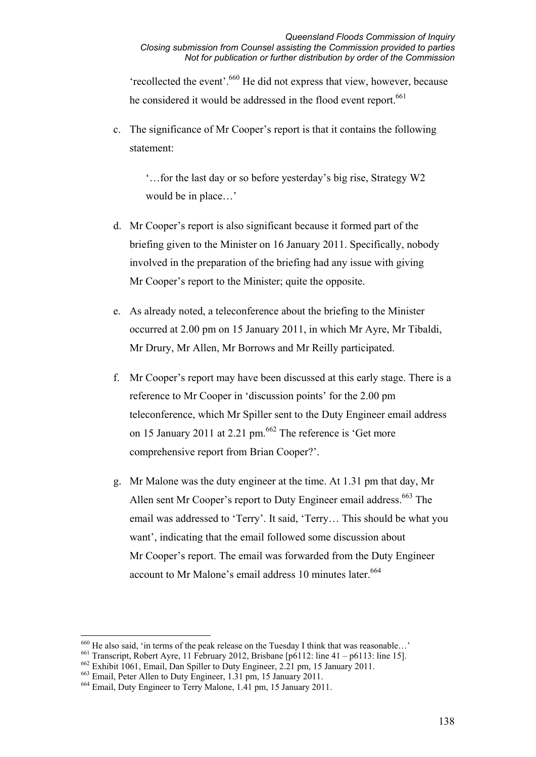'recollected the event'.[660] He did not express that view, however, because he considered it would be addressed in the flood event report.[661]

c. The significance of Mr Cooper's report is that it contains the following statement:

> '…for the last day or so before yesterday's big rise, Strategy W2 would be in place…'

d. Mr Cooper's report is also significant because it formed part of the briefing given to the Minister on 16 January 2011. Specifically, nobody involved in the preparation of the briefing had any issue with giving Mr Cooper's report to the Minister; quite the opposite.

e. As already noted, a teleconference about the briefing to the Minister occurred at 2.00 pm on 15 January 2011, in which Mr Ayre, Mr Tibaldi, Mr Drury, Mr Allen, Mr Borrows and Mr Reilly participated.

f. Mr Cooper's report may have been discussed at this early stage. There is a reference to Mr Cooper in 'discussion points' for the 2.00 pm teleconference, which Mr Spiller sent to the Duty Engineer email address on 15 January 2011 at 2.21 pm.[662] The reference is 'Get more comprehensive report from Brian Cooper?'.

g. Mr Malone was the duty engineer at the time. At 1.31 pm that day, Mr Allen sent Mr Cooper's report to Duty Engineer email address.[663] The email was addressed to 'Terry'. It said, 'Terry… This should be what you want', indicating that the email followed some discussion about Mr Cooper's report. The email was forwarded from the Duty Engineer account to Mr Malone's email address 10 minutes later.[664]

---

[660] He also said, 'in terms of the peak release on the Tuesday I think that was reasonable…'

[661] Transcript, Robert Ayre, 11 February 2012, Brisbane [p6112: line 41 – p6113: line 15].

[662] Exhibit 1061, Email, Dan Spiller to Duty Engineer, 2.21 pm, 15 January 2011.

[663] Email, Peter Allen to Duty Engineer, 1.31 pm, 15 January 2011.

[664] Email, Duty Engineer to Terry Malone, 1.41 pm, 15 January 2011.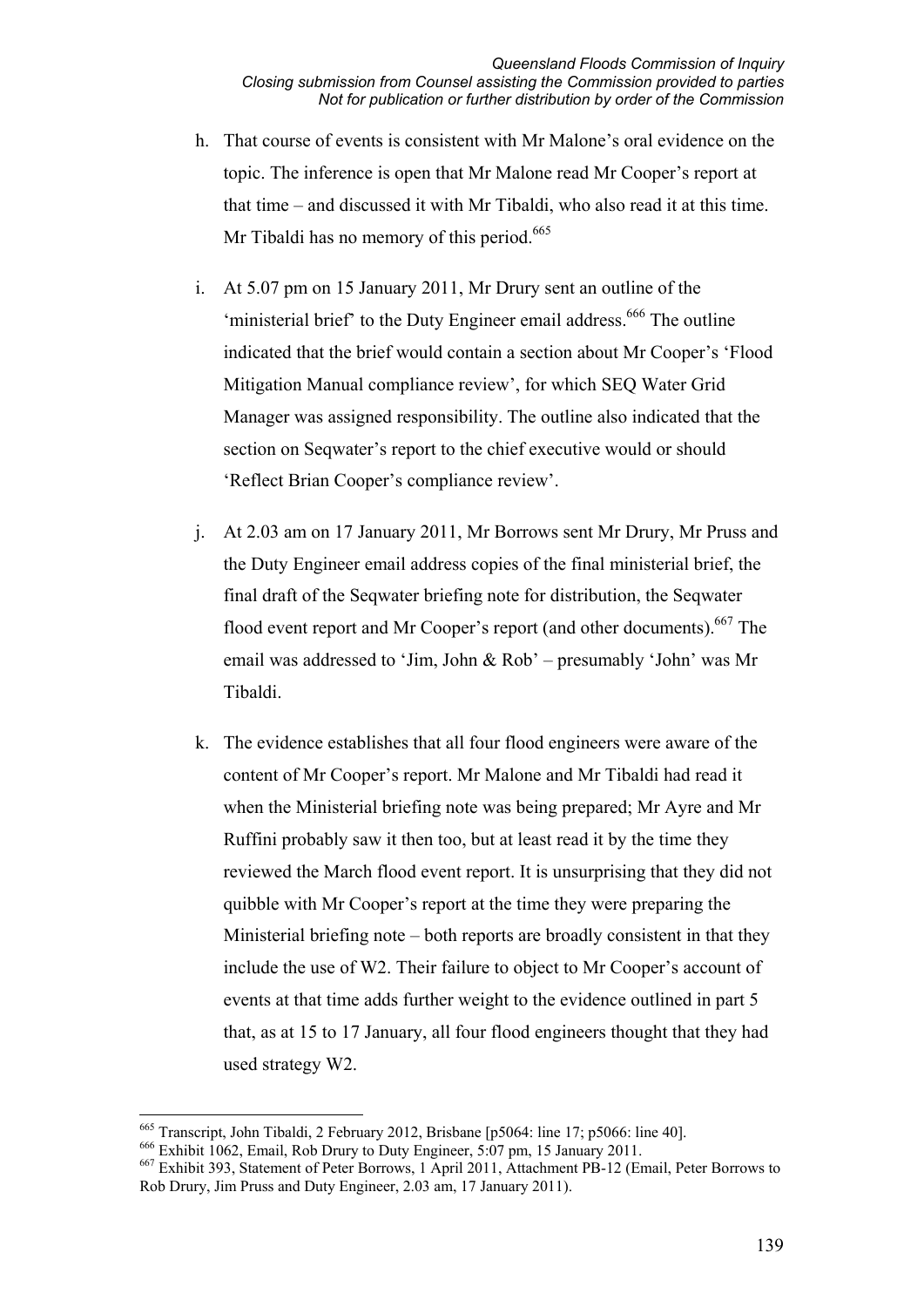h. That course of events is consistent with Mr Malone's oral evidence on the topic. The inference is open that Mr Malone read Mr Cooper's report at that time – and discussed it with Mr Tibaldi, who also read it at this time. Mr Tibaldi has no memory of this period.[665]

i. At 5.07 pm on 15 January 2011, Mr Drury sent an outline of the 'ministerial brief' to the Duty Engineer email address.[666] The outline indicated that the brief would contain a section about Mr Cooper's 'Flood Mitigation Manual compliance review', for which SEQ Water Grid Manager was assigned responsibility. The outline also indicated that the section on Seqwater's report to the chief executive would or should 'Reflect Brian Cooper's compliance review'.

j. At 2.03 am on 17 January 2011, Mr Borrows sent Mr Drury, Mr Pruss and the Duty Engineer email address copies of the final ministerial brief, the final draft of the Seqwater briefing note for distribution, the Seqwater flood event report and Mr Cooper's report (and other documents).[667] The email was addressed to 'Jim, John & Rob' – presumably 'John' was Mr Tibaldi.

k. The evidence establishes that all four flood engineers were aware of the content of Mr Cooper's report. Mr Malone and Mr Tibaldi had read it when the Ministerial briefing note was being prepared; Mr Ayre and Mr Ruffini probably saw it then too, but at least read it by the time they reviewed the March flood event report. It is unsurprising that they did not quibble with Mr Cooper's report at the time they were preparing the Ministerial briefing note – both reports are broadly consistent in that they include the use of W2. Their failure to object to Mr Cooper's account of events at that time adds further weight to the evidence outlined in part 5 that, as at 15 to 17 January, all four flood engineers thought that they had used strategy W2.

---

[665] Transcript, John Tibaldi, 2 February 2012, Brisbane [p5064: line 17; p5066: line 40].

[666] Exhibit 1062, Email, Rob Drury to Duty Engineer, 5:07 pm, 15 January 2011.

[667] Exhibit 393, Statement of Peter Borrows, 1 April 2011, Attachment PB-12 (Email, Peter Borrows to Rob Drury, Jim Pruss and Duty Engineer, 2.03 am, 17 January 2011).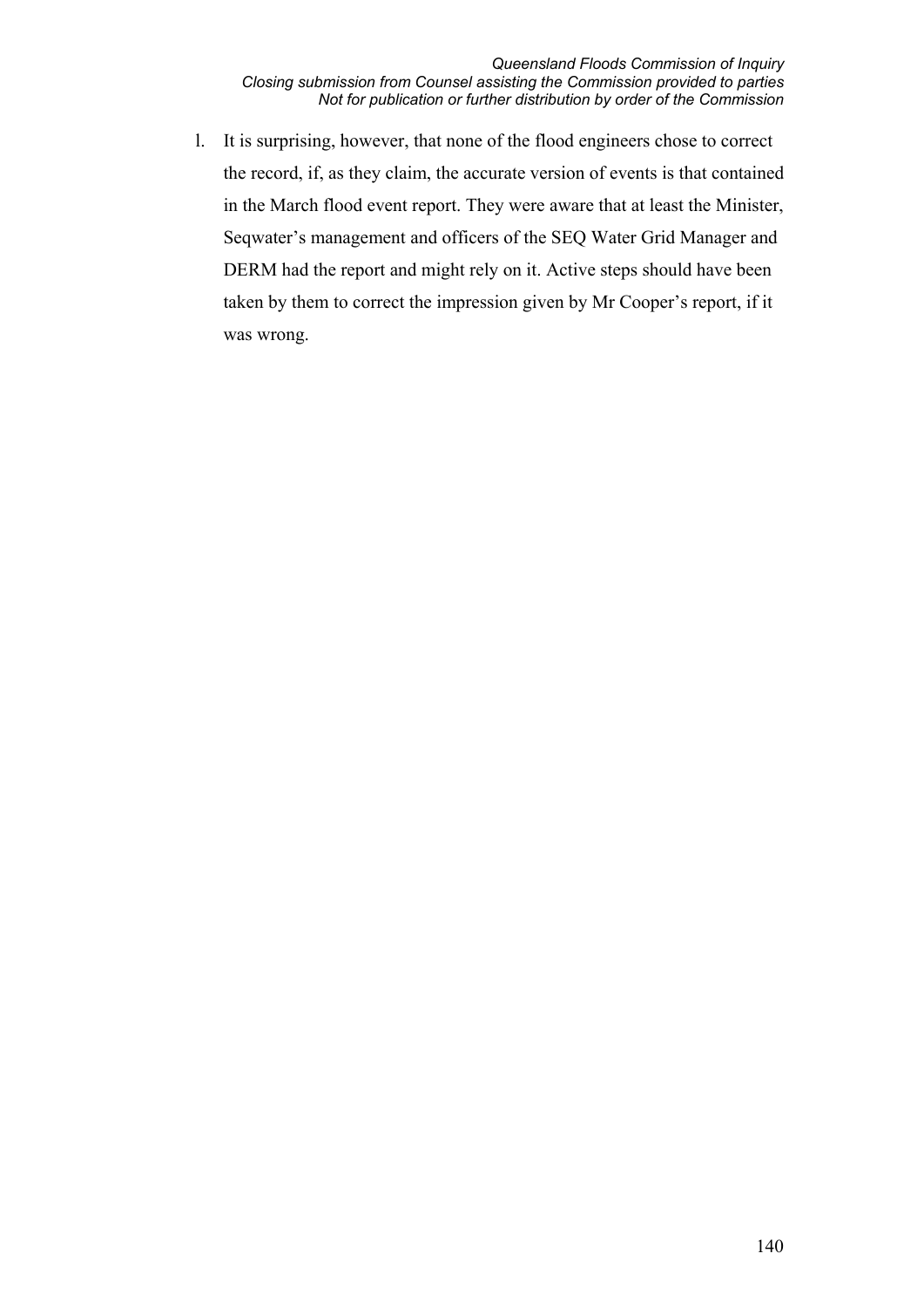l. It is surprising, however, that none of the flood engineers chose to correct the record, if, as they claim, the accurate version of events is that contained in the March flood event report. They were aware that at least the Minister, Seqwater's management and officers of the SEQ Water Grid Manager and DERM had the report and might rely on it. Active steps should have been taken by them to correct the impression given by Mr Cooper's report, if it was wrong.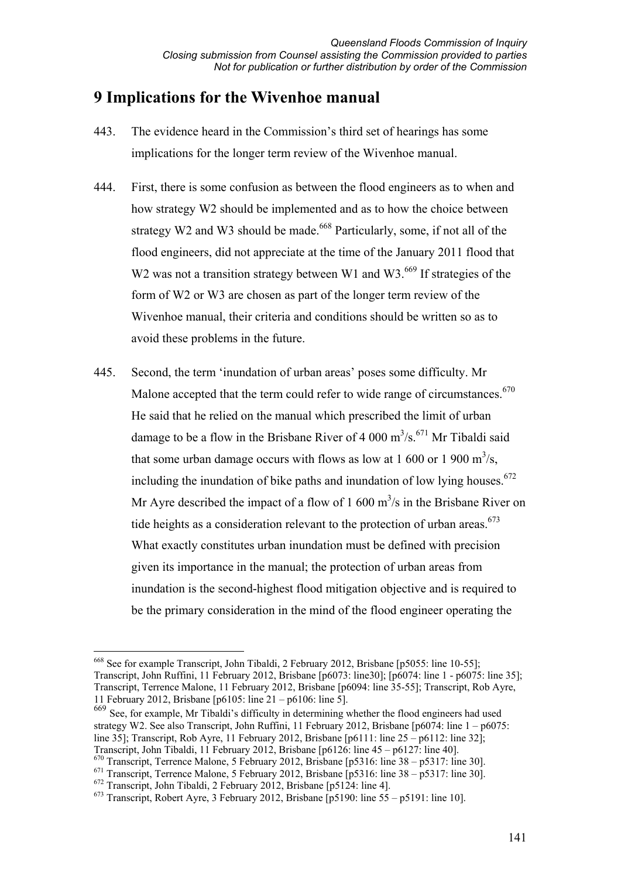# 9 Implications for the Wivenhoe manual

443. The evidence heard in the Commission's third set of hearings has some implications for the longer term review of the Wivenhoe manual.

444. First, there is some confusion as between the flood engineers as to when and how strategy W2 should be implemented and as to how the choice between strategy W2 and W3 should be made.[668] Particularly, some, if not all of the flood engineers, did not appreciate at the time of the January 2011 flood that W2 was not a transition strategy between W1 and W3.[669] If strategies of the form of W2 or W3 are chosen as part of the longer term review of the Wivenhoe manual, their criteria and conditions should be written so as to avoid these problems in the future.

445. Second, the term 'inundation of urban areas' poses some difficulty. Mr Malone accepted that the term could refer to wide range of circumstances.[670] He said that he relied on the manual which prescribed the limit of urban damage to be a flow in the Brisbane River of 4 000 $m^3/s$.[671] Mr Tibaldi said that some urban damage occurs with flows as low at 1 600 or 1 900 $m^3/s$, including the inundation of bike paths and inundation of low lying houses.[672] Mr Ayre described the impact of a flow of 1 600 $m^3/s$ in the Brisbane River on tide heights as a consideration relevant to the protection of urban areas.[673] What exactly constitutes urban inundation must be defined with precision given its importance in the manual; the protection of urban areas from inundation is the second-highest flood mitigation objective and is required to be the primary consideration in the mind of the flood engineer operating the

---

[668] See for example Transcript, John Tibaldi, 2 February 2012, Brisbane [p5055: line 10-55]; Transcript, John Ruffini, 11 February 2012, Brisbane [p6073: line30]; [p6074: line 1 - p6075: line 35]; Transcript, Terrence Malone, 11 February 2012, Brisbane [p6094: line 35-55]; Transcript, Rob Ayre, 11 February 2012, Brisbane [p6105: line 21 – p6106: line 5].

[669] See, for example, Mr Tibaldi's difficulty in determining whether the flood engineers had used strategy W2. See also Transcript, John Ruffini, 11 February 2012, Brisbane [p6074: line 1 – p6075: line 35]; Transcript, Rob Ayre, 11 February 2012, Brisbane [p6111: line 25 – p6112: line 32]; Transcript, John Tibaldi, 11 February 2012, Brisbane [p6126: line 45 – p6127: line 40].

[670] Transcript, Terrence Malone, 5 February 2012, Brisbane [p5316: line 38 – p5317: line 30].

[671] Transcript, Terrence Malone, 5 February 2012, Brisbane [p5316: line 38 – p5317: line 30].

[672] Transcript, John Tibaldi, 2 February 2012, Brisbane [p5124: line 4].

[673] Transcript, Robert Ayre, 3 February 2012, Brisbane [p5190: line 55 – p5191: line 10].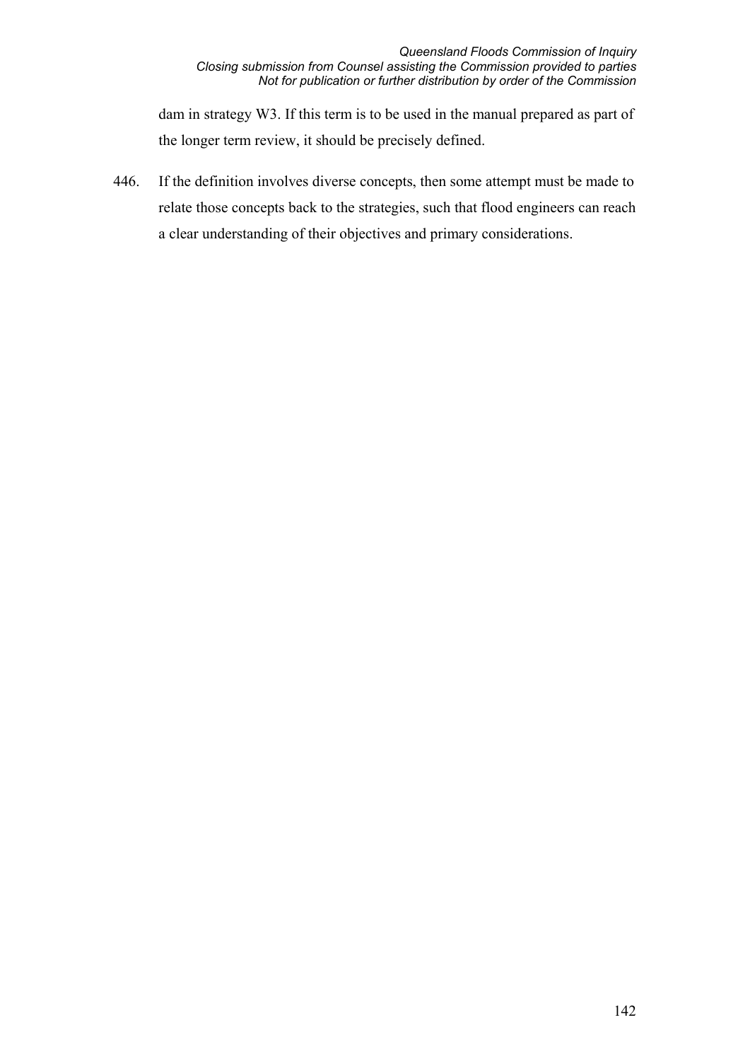dam in strategy W3. If this term is to be used in the manual prepared as part of the longer term review, it should be precisely defined.

446. If the definition involves diverse concepts, then some attempt must be made to relate those concepts back to the strategies, such that flood engineers can reach a clear understanding of their objectives and primary considerations.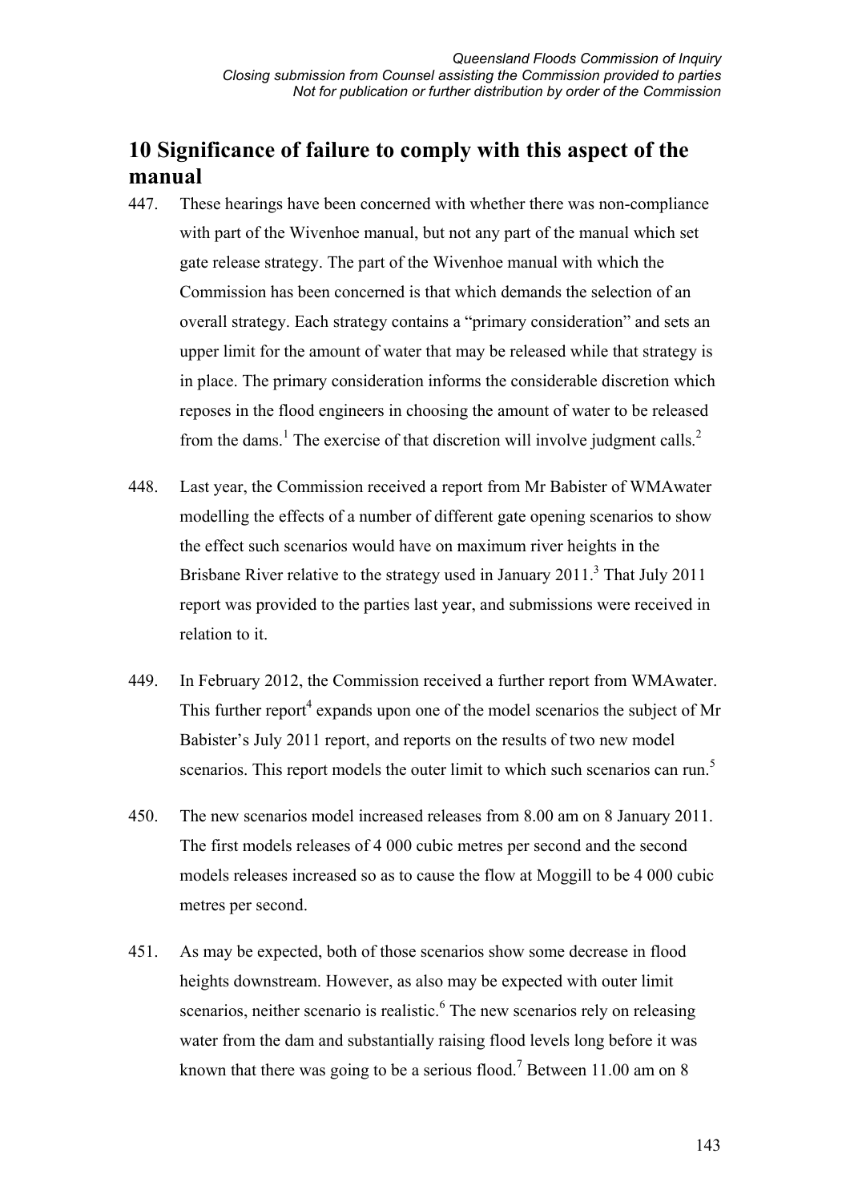# 10 Significance of failure to comply with this aspect of the manual

447. These hearings have been concerned with whether there was non-compliance with part of the Wivenhoe manual, but not any part of the manual which set gate release strategy. The part of the Wivenhoe manual with which the Commission has been concerned is that which demands the selection of an overall strategy. Each strategy contains a "primary consideration" and sets an upper limit for the amount of water that may be released while that strategy is in place. The primary consideration informs the considerable discretion which reposes in the flood engineers in choosing the amount of water to be released from the dams.[1] The exercise of that discretion will involve judgment calls.[2]

448. Last year, the Commission received a report from Mr Babister of WMAwater modelling the effects of a number of different gate opening scenarios to show the effect such scenarios would have on maximum river heights in the Brisbane River relative to the strategy used in January 2011.[3] That July 2011 report was provided to the parties last year, and submissions were received in relation to it.

449. In February 2012, the Commission received a further report from WMAwater. This further report[4] expands upon one of the model scenarios the subject of Mr Babister's July 2011 report, and reports on the results of two new model scenarios. This report models the outer limit to which such scenarios can run.[5]

450. The new scenarios model increased releases from 8.00 am on 8 January 2011. The first models releases of 4 000 cubic metres per second and the second models releases increased so as to cause the flow at Moggill to be 4 000 cubic metres per second.

451. As may be expected, both of those scenarios show some decrease in flood heights downstream. However, as also may be expected with outer limit scenarios, neither scenario is realistic.[6] The new scenarios rely on releasing water from the dam and substantially raising flood levels long before it was known that there was going to be a serious flood.[7] Between 11.00 am on 8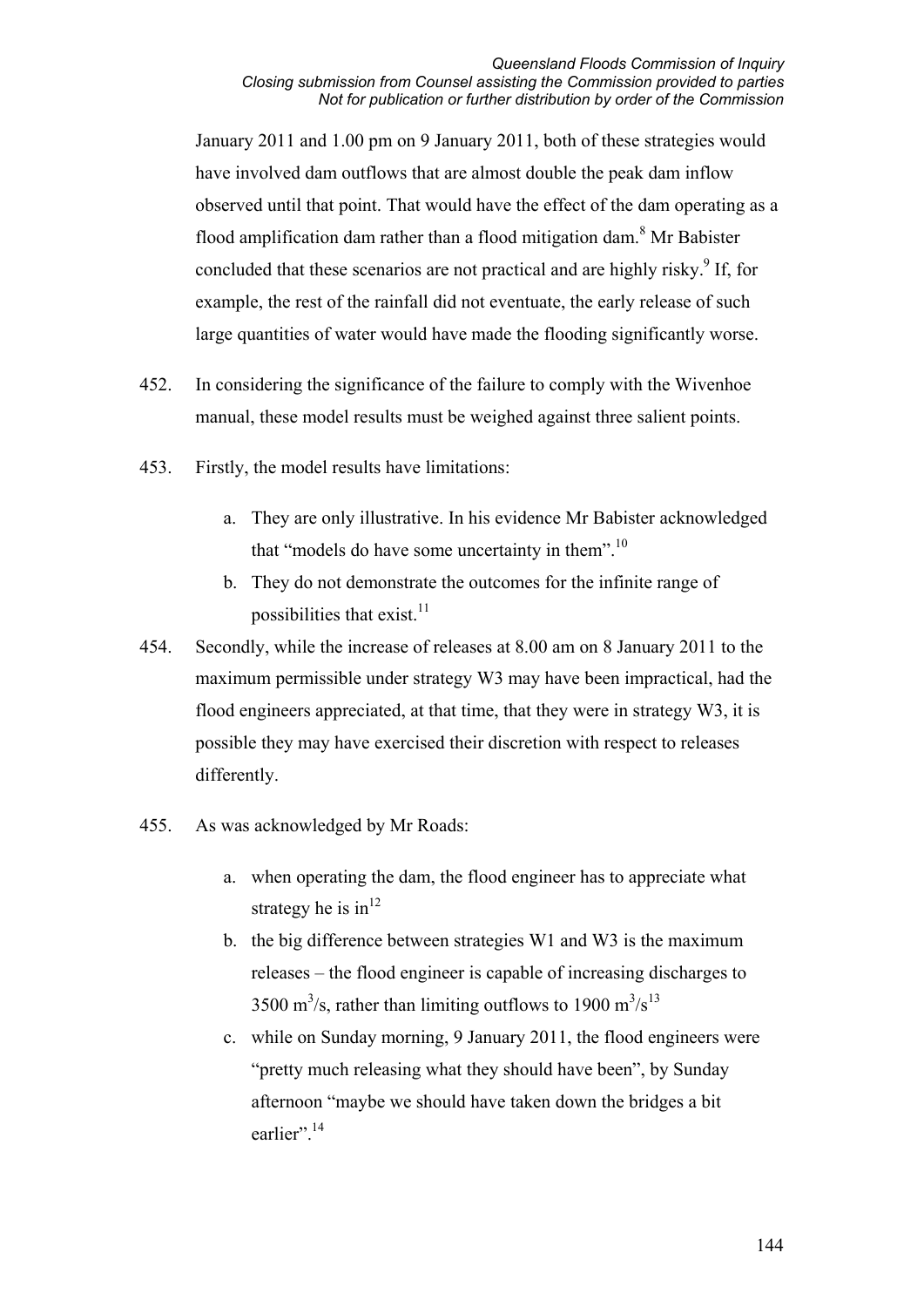January 2011 and 1.00 pm on 9 January 2011, both of these strategies would have involved dam outflows that are almost double the peak dam inflow observed until that point. That would have the effect of the dam operating as a flood amplification dam rather than a flood mitigation dam.[8] Mr Babister concluded that these scenarios are not practical and are highly risky.[9] If, for example, the rest of the rainfall did not eventuate, the early release of such large quantities of water would have made the flooding significantly worse.

452. In considering the significance of the failure to comply with the Wivenhoe manual, these model results must be weighed against three salient points.

453. Firstly, the model results have limitations:

   a. They are only illustrative. In his evidence Mr Babister acknowledged that "models do have some uncertainty in them".[10]
   b. They do not demonstrate the outcomes for the infinite range of possibilities that exist.[11]

454. Secondly, while the increase of releases at 8.00 am on 8 January 2011 to the maximum permissible under strategy W3 may have been impractical, had the flood engineers appreciated, at that time, that they were in strategy W3, it is possible they may have exercised their discretion with respect to releases differently.

455. As was acknowledged by Mr Roads:

   a. when operating the dam, the flood engineer has to appreciate what strategy he is in[12]
   b. the big difference between strategies W1 and W3 is the maximum releases – the flood engineer is capable of increasing discharges to 3500 $m^3/s$, rather than limiting outflows to 1900 $m^3/s$[13]
   c. while on Sunday morning, 9 January 2011, the flood engineers were "pretty much releasing what they should have been", by Sunday afternoon "maybe we should have taken down the bridges a bit earlier".[14]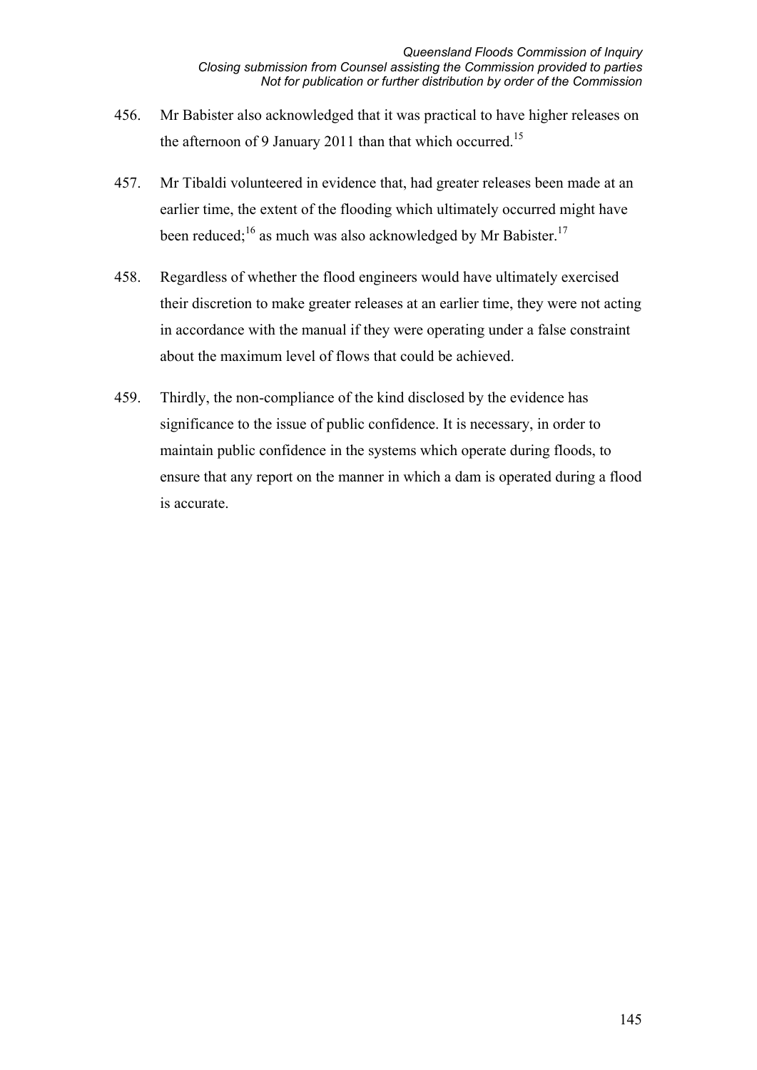456. Mr Babister also acknowledged that it was practical to have higher releases on the afternoon of 9 January 2011 than that which occurred.[15]

457. Mr Tibaldi volunteered in evidence that, had greater releases been made at an earlier time, the extent of the flooding which ultimately occurred might have been reduced;[16] as much was also acknowledged by Mr Babister.[17]

458. Regardless of whether the flood engineers would have ultimately exercised their discretion to make greater releases at an earlier time, they were not acting in accordance with the manual if they were operating under a false constraint about the maximum level of flows that could be achieved.

459. Thirdly, the non-compliance of the kind disclosed by the evidence has significance to the issue of public confidence. It is necessary, in order to maintain public confidence in the systems which operate during floods, to ensure that any report on the manner in which a dam is operated during a flood is accurate.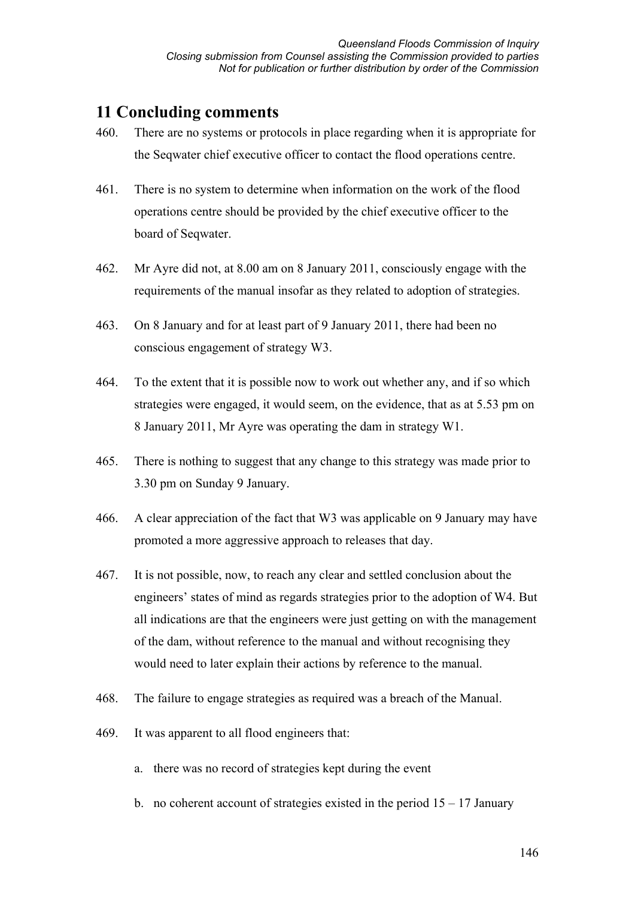# 11 Concluding comments

460. There are no systems or protocols in place regarding when it is appropriate for the Seqwater chief executive officer to contact the flood operations centre.

461. There is no system to determine when information on the work of the flood operations centre should be provided by the chief executive officer to the board of Seqwater.

462. Mr Ayre did not, at 8.00 am on 8 January 2011, consciously engage with the requirements of the manual insofar as they related to adoption of strategies.

463. On 8 January and for at least part of 9 January 2011, there had been no conscious engagement of strategy W3.

464. To the extent that it is possible now to work out whether any, and if so which strategies were engaged, it would seem, on the evidence, that as at 5.53 pm on 8 January 2011, Mr Ayre was operating the dam in strategy W1.

465. There is nothing to suggest that any change to this strategy was made prior to 3.30 pm on Sunday 9 January.

466. A clear appreciation of the fact that W3 was applicable on 9 January may have promoted a more aggressive approach to releases that day.

467. It is not possible, now, to reach any clear and settled conclusion about the engineers' states of mind as regards strategies prior to the adoption of W4. But all indications are that the engineers were just getting on with the management of the dam, without reference to the manual and without recognising they would need to later explain their actions by reference to the manual.

468. The failure to engage strategies as required was a breach of the Manual.

469. It was apparent to all flood engineers that:

    a. there was no record of strategies kept during the event

    b. no coherent account of strategies existed in the period 15 – 17 January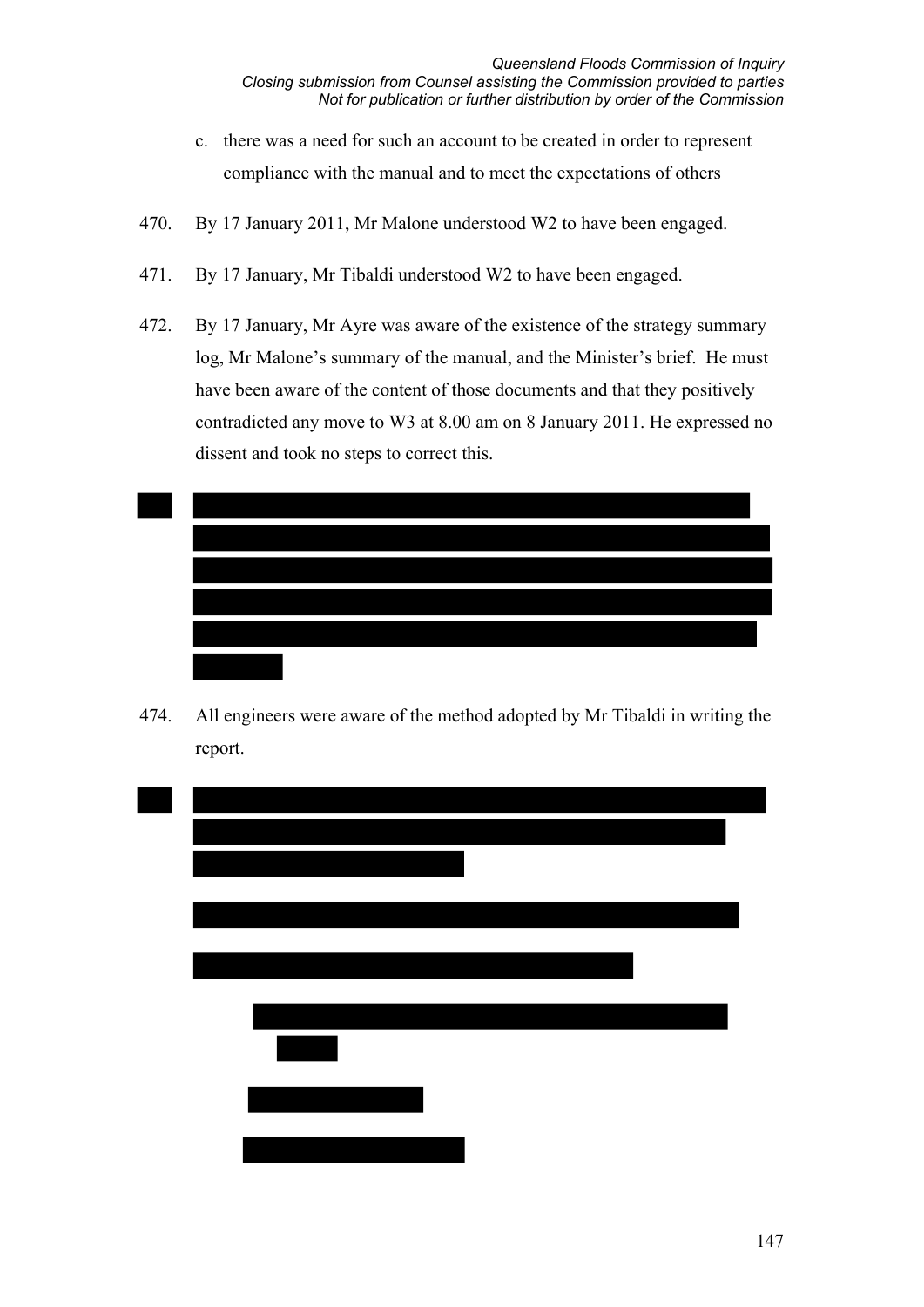c. there was a need for such an account to be created in order to represent compliance with the manual and to meet the expectations of others

470. By 17 January 2011, Mr Malone understood W2 to have been engaged.

471. By 17 January, Mr Tibaldi understood W2 to have been engaged.

472. By 17 January, Mr Ayre was aware of the existence of the strategy summary log, Mr Malone's summary of the manual, and the Minister's brief. He must have been aware of the content of those documents and that they positively contradicted any move to W3 at 8.00 am on 8 January 2011. He expressed no dissent and took no steps to correct this.

474. All engineers were aware of the method adopted by Mr Tibaldi in writing the report.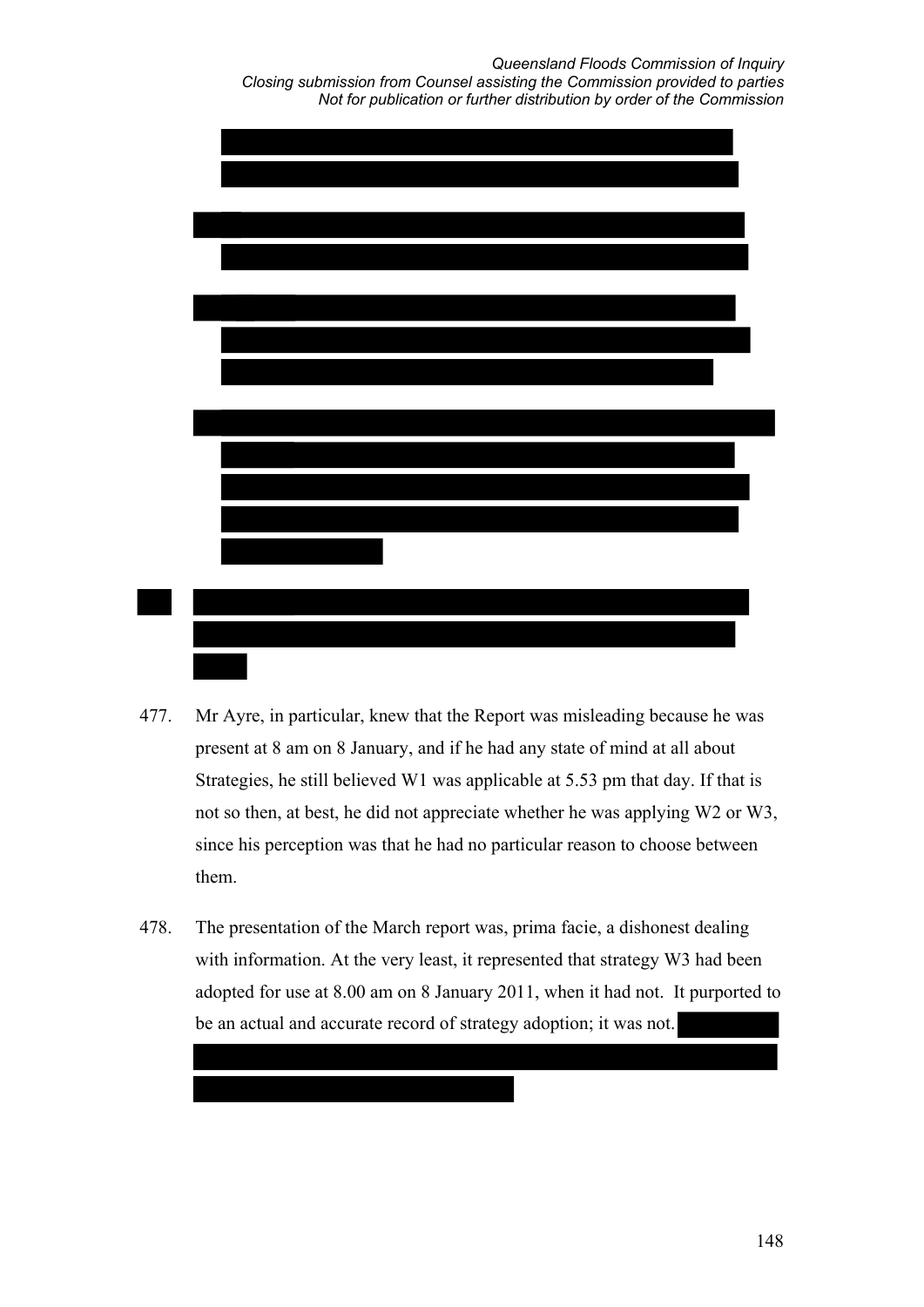477. Mr Ayre, in particular, knew that the Report was misleading because he was present at 8 am on 8 January, and if he had any state of mind at all about Strategies, he still believed W1 was applicable at 5.53 pm that day. If that is not so then, at best, he did not appreciate whether he was applying W2 or W3, since his perception was that he had no particular reason to choose between them.

478. The presentation of the March report was, prima facie, a dishonest dealing with information. At the very least, it represented that strategy W3 had been adopted for use at 8.00 am on 8 January 2011, when it had not. It purported to be an actual and accurate record of strategy adoption; it was not.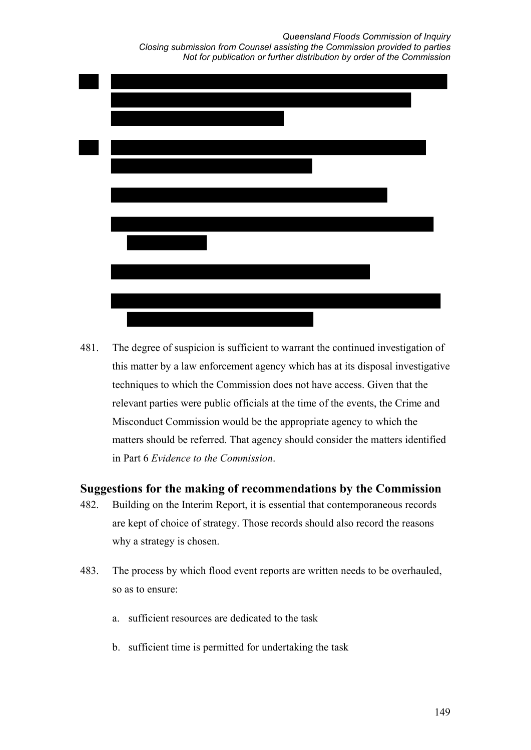481. The degree of suspicion is sufficient to warrant the continued investigation of this matter by a law enforcement agency which has at its disposal investigative techniques to which the Commission does not have access. Given that the relevant parties were public officials at the time of the events, the Crime and Misconduct Commission would be the appropriate agency to which the matters should be referred. That agency should consider the matters identified in Part 6 *Evidence to the Commission*.

## Suggestions for the making of recommendations by the Commission

482. Building on the Interim Report, it is essential that contemporaneous records are kept of choice of strategy. Those records should also record the reasons why a strategy is chosen.

483. The process by which flood event reports are written needs to be overhauled, so as to ensure:

   a. sufficient resources are dedicated to the task

   b. sufficient time is permitted for undertaking the task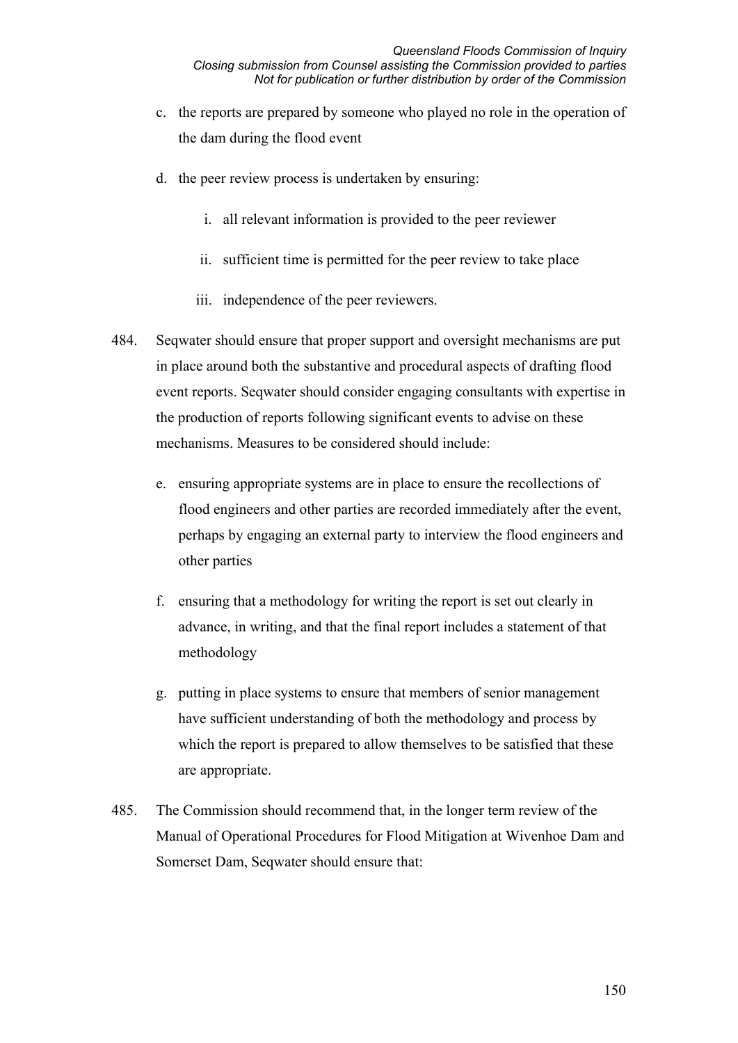c. the reports are prepared by someone who played no role in the operation of the dam during the flood event

d. the peer review process is undertaken by ensuring:

   i. all relevant information is provided to the peer reviewer

   ii. sufficient time is permitted for the peer review to take place

   iii. independence of the peer reviewers.

484. Seqwater should ensure that proper support and oversight mechanisms are put in place around both the substantive and procedural aspects of drafting flood event reports. Seqwater should consider engaging consultants with expertise in the production of reports following significant events to advise on these mechanisms. Measures to be considered should include:

e. ensuring appropriate systems are in place to ensure the recollections of flood engineers and other parties are recorded immediately after the event, perhaps by engaging an external party to interview the flood engineers and other parties

f. ensuring that a methodology for writing the report is set out clearly in advance, in writing, and that the final report includes a statement of that methodology

g. putting in place systems to ensure that members of senior management have sufficient understanding of both the methodology and process by which the report is prepared to allow themselves to be satisfied that these are appropriate.

485. The Commission should recommend that, in the longer term review of the Manual of Operational Procedures for Flood Mitigation at Wivenhoe Dam and Somerset Dam, Seqwater should ensure that: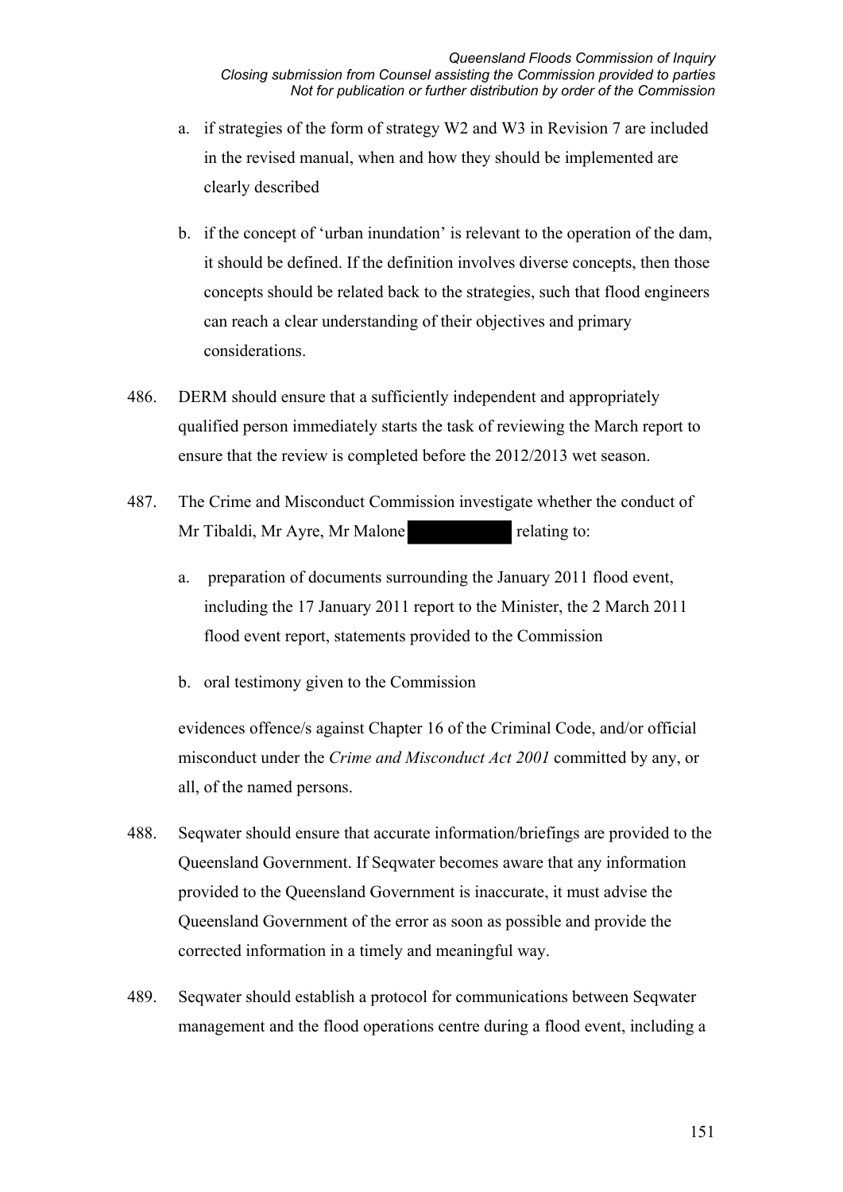a. if strategies of the form of strategy W2 and W3 in Revision 7 are included in the revised manual, when and how they should be implemented are clearly described

b. if the concept of 'urban inundation' is relevant to the operation of the dam, it should be defined. If the definition involves diverse concepts, then those concepts should be related back to the strategies, such that flood engineers can reach a clear understanding of their objectives and primary considerations.

486. DERM should ensure that a sufficiently independent and appropriately qualified person immediately starts the task of reviewing the March report to ensure that the review is completed before the 2012/2013 wet season.

487. The Crime and Misconduct Commission investigate whether the conduct of Mr Tibaldi, Mr Ayre, Mr Malone [redacted] relating to:

a. preparation of documents surrounding the January 2011 flood event, including the 17 January 2011 report to the Minister, the 2 March 2011 flood event report, statements provided to the Commission

b. oral testimony given to the Commission

evidences offence/s against Chapter 16 of the Criminal Code, and/or official misconduct under the *Crime and Misconduct Act 2001* committed by any, or all, of the named persons.

488. Seqwater should ensure that accurate information/briefings are provided to the Queensland Government. If Seqwater becomes aware that any information provided to the Queensland Government is inaccurate, it must advise the Queensland Government of the error as soon as possible and provide the corrected information in a timely and meaningful way.

489. Seqwater should establish a protocol for communications between Seqwater management and the flood operations centre during a flood event, including a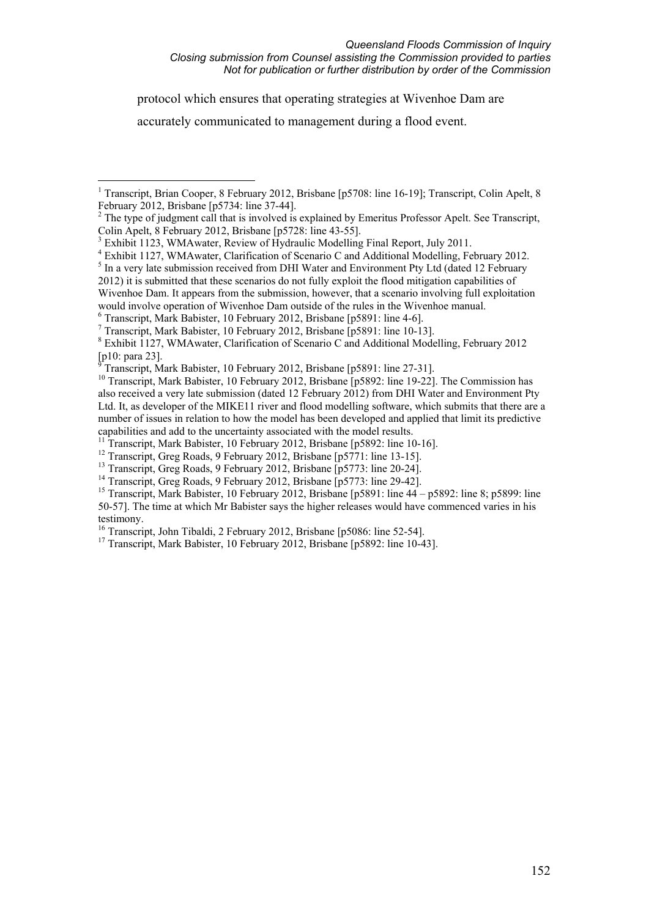protocol which ensures that operating strategies at Wivenhoe Dam are accurately communicated to management during a flood event.

---

[1] Transcript, Brian Cooper, 8 February 2012, Brisbane [p5708: line 16-19]; Transcript, Colin Apelt, 8 February 2012, Brisbane [p5734: line 37-44].

[2] The type of judgment call that is involved is explained by Emeritus Professor Apelt. See Transcript, Colin Apelt, 8 February 2012, Brisbane [p5728: line 43-55].

[3] Exhibit 1123, WMAwater, Review of Hydraulic Modelling Final Report, July 2011.

[4] Exhibit 1127, WMAwater, Clarification of Scenario C and Additional Modelling, February 2012.

[5] In a very late submission received from DHI Water and Environment Pty Ltd (dated 12 February 2012) it is submitted that these scenarios do not fully exploit the flood mitigation capabilities of Wivenhoe Dam. It appears from the submission, however, that a scenario involving full exploitation would involve operation of Wivenhoe Dam outside of the rules in the Wivenhoe manual.

[6] Transcript, Mark Babister, 10 February 2012, Brisbane [p5891: line 4-6].

[7] Transcript, Mark Babister, 10 February 2012, Brisbane [p5891: line 10-13].

[8] Exhibit 1127, WMAwater, Clarification of Scenario C and Additional Modelling, February 2012 [p10: para 23].

[9] Transcript, Mark Babister, 10 February 2012, Brisbane [p5891: line 27-31].

[10] Transcript, Mark Babister, 10 February 2012, Brisbane [p5892: line 19-22]. The Commission has also received a very late submission (dated 12 February 2012) from DHI Water and Environment Pty Ltd. It, as developer of the MIKE11 river and flood modelling software, which submits that there are a number of issues in relation to how the model has been developed and applied that limit its predictive capabilities and add to the uncertainty associated with the model results.

[11] Transcript, Mark Babister, 10 February 2012, Brisbane [p5892: line 10-16].

[12] Transcript, Greg Roads, 9 February 2012, Brisbane [p5771: line 13-15].

[13] Transcript, Greg Roads, 9 February 2012, Brisbane [p5773: line 20-24].

[14] Transcript, Greg Roads, 9 February 2012, Brisbane [p5773: line 29-42].

[15] Transcript, Mark Babister, 10 February 2012, Brisbane [p5891: line 44 – p5892: line 8; p5899: line 50-57]. The time at which Mr Babister says the higher releases would have commenced varies in his testimony.

[16] Transcript, John Tibaldi, 2 February 2012, Brisbane [p5086: line 52-54].

[17] Transcript, Mark Babister, 10 February 2012, Brisbane [p5892: line 10-43].